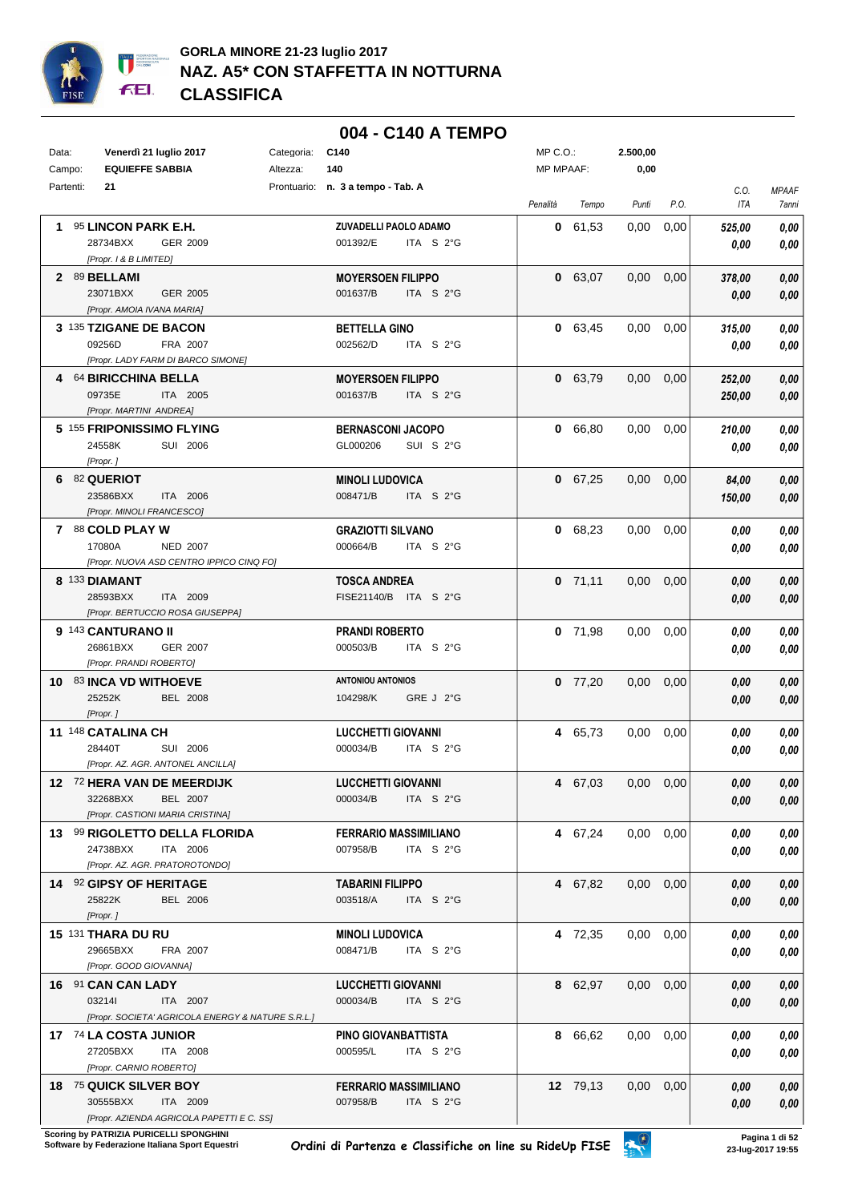# GORLA MINORE 21-23 luglio 2017
## NAZ. A5* CON STAFFETTA IN NOTTURNA
## CLASSIFICA

### 004 - C140 A TEMPO

| | | | | | |
|---|---|---|---|---|---|
| Data: | Venerdì 21 luglio 2017 | Categoria: | C140 | MP C.O.: | 2.500,00 |
| Campo: | EQUIEFFE SABBIA | Altezza: | 140 | MP MPAAF: | 0,00 |
| Partenti: | 21 | Prontuario: | n. 3 a tempo - Tab. A | | |

| Pos. | Cavallo | Cavaliere | Penalità | Tempo | Punti | P.O. | C.O. ITA | MPAAF 7anni |
|---|---|---|---|---|---|---|---|---|
| 1 | 95 **LINCON PARK E.H.** 28734BXX GER 2009 *[Propr. I & B LIMITED]* | **ZUVADELLI PAOLO ADAMO** 001392/E ITA S 2°G | 0 | 61,53 | 0,00 | 0,00 | 525,00 / 0,00 | 0,00 / 0,00 |
| 2 | 89 **BELLAMI** 23071BXX GER 2005 *[Propr. AMOIA IVANA MARIA]* | **MOYERSOEN FILIPPO** 001637/B ITA S 2°G | 0 | 63,07 | 0,00 | 0,00 | 378,00 / 0,00 | 0,00 / 0,00 |
| 3 | 135 **TZIGANE DE BACON** 09256D FRA 2007 *[Propr. LADY FARM DI BARCO SIMONE]* | **BETTELLA GINO** 002562/D ITA S 2°G | 0 | 63,45 | 0,00 | 0,00 | 315,00 / 0,00 | 0,00 / 0,00 |
| 4 | 64 **BIRICCHINA BELLA** 09735E ITA 2005 *[Propr. MARTINI ANDREA]* | **MOYERSOEN FILIPPO** 001637/B ITA S 2°G | 0 | 63,79 | 0,00 | 0,00 | 252,00 / 250,00 | 0,00 / 0,00 |
| 5 | 155 **FRIPONISSIMO FLYING** 24558K SUI 2006 *[Propr. ]* | **BERNASCONI JACOPO** GL000206 SUI S 2°G | 0 | 66,80 | 0,00 | 0,00 | 210,00 / 0,00 | 0,00 / 0,00 |
| 6 | 82 **QUERIOT** 23586BXX ITA 2006 *[Propr. MINOLI FRANCESCO]* | **MINOLI LUDOVICA** 008471/B ITA S 2°G | 0 | 67,25 | 0,00 | 0,00 | 84,00 / 150,00 | 0,00 / 0,00 |
| 7 | 88 **COLD PLAY W** 17080A NED 2007 *[Propr. NUOVA ASD CENTRO IPPICO CINQ FO]* | **GRAZIOTTI SILVANO** 000664/B ITA S 2°G | 0 | 68,23 | 0,00 | 0,00 | 0,00 / 0,00 | 0,00 / 0,00 |
| 8 | 133 **DIAMANT** 28593BXX ITA 2009 *[Propr. BERTUCCIO ROSA GIUSEPPA]* | **TOSCA ANDREA** FISE21140/B ITA S 2°G | 0 | 71,11 | 0,00 | 0,00 | 0,00 / 0,00 | 0,00 / 0,00 |
| 9 | 143 **CANTURANO II** 26861BXX GER 2007 *[Propr. PRANDI ROBERTO]* | **PRANDI ROBERTO** 000503/B ITA S 2°G | 0 | 71,98 | 0,00 | 0,00 | 0,00 / 0,00 | 0,00 / 0,00 |
| 10 | 83 **INCA VD WITHOEVE** 25252K BEL 2008 *[Propr. ]* | **ANTONIOU ANTONIOS** 104298/K GRE J 2°G | 0 | 77,20 | 0,00 | 0,00 | 0,00 / 0,00 | 0,00 / 0,00 |
| 11 | 148 **CATALINA CH** 28440T SUI 2006 *[Propr. AZ. AGR. ANTONEL ANCILLA]* | **LUCCHETTI GIOVANNI** 000034/B ITA S 2°G | 4 | 65,73 | 0,00 | 0,00 | 0,00 / 0,00 | 0,00 / 0,00 |
| 12 | 72 **HERA VAN DE MEERDIJK** 32268BXX BEL 2007 *[Propr. CASTIONI MARIA CRISTINA]* | **LUCCHETTI GIOVANNI** 000034/B ITA S 2°G | 4 | 67,03 | 0,00 | 0,00 | 0,00 / 0,00 | 0,00 / 0,00 |
| 13 | 99 **RIGOLETTO DELLA FLORIDA** 24738BXX ITA 2006 *[Propr. AZ. AGR. PRATOROTONDO]* | **FERRARIO MASSIMILIANO** 007958/B ITA S 2°G | 4 | 67,24 | 0,00 | 0,00 | 0,00 / 0,00 | 0,00 / 0,00 |
| 14 | 92 **GIPSY OF HERITAGE** 25822K BEL 2006 *[Propr. ]* | **TABARINI FILIPPO** 003518/A ITA S 2°G | 4 | 67,82 | 0,00 | 0,00 | 0,00 / 0,00 | 0,00 / 0,00 |
| 15 | 131 **THARA DU RU** 29665BXX FRA 2007 *[Propr. GOOD GIOVANNA]* | **MINOLI LUDOVICA** 008471/B ITA S 2°G | 4 | 72,35 | 0,00 | 0,00 | 0,00 / 0,00 | 0,00 / 0,00 |
| 16 | 91 **CAN CAN LADY** 03214I ITA 2007 *[Propr. SOCIETA' AGRICOLA ENERGY & NATURE S.R.L.]* | **LUCCHETTI GIOVANNI** 000034/B ITA S 2°G | 8 | 62,97 | 0,00 | 0,00 | 0,00 / 0,00 | 0,00 / 0,00 |
| 17 | 74 **LA COSTA JUNIOR** 27205BXX ITA 2008 *[Propr. CARNIO ROBERTO]* | **PINO GIOVANBATTISTA** 000595/L ITA S 2°G | 8 | 66,62 | 0,00 | 0,00 | 0,00 / 0,00 | 0,00 / 0,00 |
| 18 | 75 **QUICK SILVER BOY** 30555BXX ITA 2009 *[Propr. AZIENDA AGRICOLA PAPETTI E C. SS]* | **FERRARIO MASSIMILIANO** 007958/B ITA S 2°G | 12 | 79,13 | 0,00 | 0,00 | 0,00 / 0,00 | 0,00 / 0,00 |

Scoring by PATRIZIA PURICELLI SPONGHINI
Software by Federazione Italiana Sport Equestri

Ordini di Partenza e Classifiche on line su RideUp FISE

23-lug-2017 19:55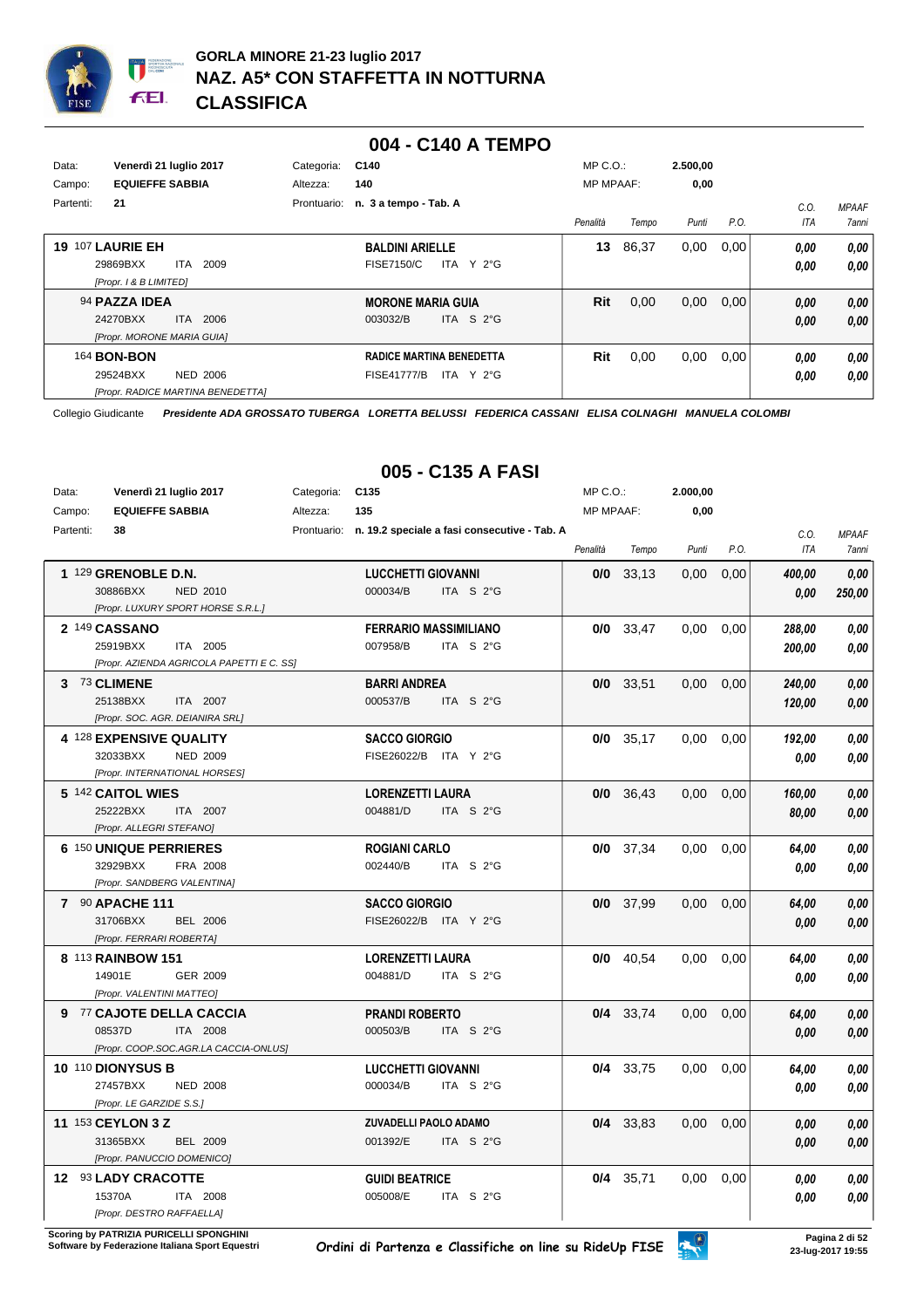# GORLA MINORE 21-23 luglio 2017
# NAZ. A5* CON STAFFETTA IN NOTTURNA
# CLASSIFICA

## 004 - C140 A TEMPO

Data: Venerdì 21 luglio 2017 | Categoria: C140 | MP C.O.: 2.500,00
Campo: EQUIEFFE SABBIA | Altezza: 140 | MP MPAAF: 0,00
Partenti: 21 | Prontuario: n. 3 a tempo - Tab. A

| Cl. | Cavallo | Cavaliere | Penalità | Tempo | Punti | P.O. | C.O. ITA | MPAAF 7anni |
|---|---|---|---|---|---|---|---|---|
| 19 | 107 **LAURIE EH** 29869BXX ITA 2009 [Propr. I & B LIMITED] | **BALDINI ARIELLE** FISE7150/C ITA Y 2°G | 13 | 86,37 | 0,00 | 0,00 | 0,00 / 0,00 | 0,00 / 0,00 |
| | 94 **PAZZA IDEA** 24270BXX ITA 2006 [Propr. MORONE MARIA GUIA] | **MORONE MARIA GUIA** 003032/B ITA S 2°G | Rit | 0,00 | 0,00 | 0,00 | 0,00 / 0,00 | 0,00 / 0,00 |
| | 164 **BON-BON** 29524BXX NED 2006 [Propr. RADICE MARTINA BENEDETTA] | **RADICE MARTINA BENEDETTA** FISE41777/B ITA Y 2°G | Rit | 0,00 | 0,00 | 0,00 | 0,00 / 0,00 | 0,00 / 0,00 |

Collegio Giudicante *Presidente ADA GROSSATO TUBERGA LORETTA BELUSSI FEDERICA CASSANI ELISA COLNAGHI MANUELA COLOMBI*

## 005 - C135 A FASI

Data: Venerdì 21 luglio 2017 | Categoria: C135 | MP C.O.: 2.000,00
Campo: EQUIEFFE SABBIA | Altezza: 135 | MP MPAAF: 0,00
Partenti: 38 | Prontuario: n. 19.2 speciale a fasi consecutive - Tab. A

| Cl. | Cavallo | Cavaliere | Penalità | Tempo | Punti | P.O. | C.O. ITA | MPAAF 7anni |
|---|---|---|---|---|---|---|---|---|
| 1 | 129 **GRENOBLE D.N.** 30886BXX NED 2010 [Propr. LUXURY SPORT HORSE S.R.L.] | **LUCCHETTI GIOVANNI** 000034/B ITA S 2°G | 0/0 | 33,13 | 0,00 | 0,00 | 400,00 / 0,00 | 0,00 / 250,00 |
| 2 | 149 **CASSANO** 25919BXX ITA 2005 [Propr. AZIENDA AGRICOLA PAPETTI E C. SS] | **FERRARIO MASSIMILIANO** 007958/B ITA S 2°G | 0/0 | 33,47 | 0,00 | 0,00 | 288,00 / 200,00 | 0,00 / 0,00 |
| 3 | 73 **CLIMENE** 25138BXX ITA 2007 [Propr. SOC. AGR. DEIANIRA SRL] | **BARRI ANDREA** 000537/B ITA S 2°G | 0/0 | 33,51 | 0,00 | 0,00 | 240,00 / 120,00 | 0,00 / 0,00 |
| 4 | 128 **EXPENSIVE QUALITY** 32033BXX NED 2009 [Propr. INTERNATIONAL HORSES] | **SACCO GIORGIO** FISE26022/B ITA Y 2°G | 0/0 | 35,17 | 0,00 | 0,00 | 192,00 / 0,00 | 0,00 / 0,00 |
| 5 | 142 **CAITOL WIES** 25222BXX ITA 2007 [Propr. ALLEGRI STEFANO] | **LORENZETTI LAURA** 004881/D ITA S 2°G | 0/0 | 36,43 | 0,00 | 0,00 | 160,00 / 80,00 | 0,00 / 0,00 |
| 6 | 150 **UNIQUE PERRIERES** 32929BXX FRA 2008 [Propr. SANDBERG VALENTINA] | **ROGIANI CARLO** 002440/B ITA S 2°G | 0/0 | 37,34 | 0,00 | 0,00 | 64,00 / 0,00 | 0,00 / 0,00 |
| 7 | 90 **APACHE 111** 31706BXX BEL 2006 [Propr. FERRARI ROBERTA] | **SACCO GIORGIO** FISE26022/B ITA Y 2°G | 0/0 | 37,99 | 0,00 | 0,00 | 64,00 / 0,00 | 0,00 / 0,00 |
| 8 | 113 **RAINBOW 151** 14901E GER 2009 [Propr. VALENTINI MATTEO] | **LORENZETTI LAURA** 004881/D ITA S 2°G | 0/0 | 40,54 | 0,00 | 0,00 | 64,00 / 0,00 | 0,00 / 0,00 |
| 9 | 77 **CAJOTE DELLA CACCIA** 08537D ITA 2008 [Propr. COOP.SOC.AGR.LA CACCIA-ONLUS] | **PRANDI ROBERTO** 000503/B ITA S 2°G | 0/4 | 33,74 | 0,00 | 0,00 | 64,00 / 0,00 | 0,00 / 0,00 |
| 10 | 110 **DIONYSUS B** 27457BXX NED 2008 [Propr. LE GARZIDE S.S.] | **LUCCHETTI GIOVANNI** 000034/B ITA S 2°G | 0/4 | 33,75 | 0,00 | 0,00 | 64,00 / 0,00 | 0,00 / 0,00 |
| 11 | 153 **CEYLON 3 Z** 31365BXX BEL 2009 [Propr. PANUCCIO DOMENICO] | **ZUVADELLI PAOLO ADAMO** 001392/E ITA S 2°G | 0/4 | 33,83 | 0,00 | 0,00 | 0,00 / 0,00 | 0,00 / 0,00 |
| 12 | 93 **LADY CRACOTTE** 15370A ITA 2008 [Propr. DESTRO RAFFAELLA] | **GUIDI BEATRICE** 005008/E ITA S 2°G | 0/4 | 35,71 | 0,00 | 0,00 | 0,00 / 0,00 | 0,00 / 0,00 |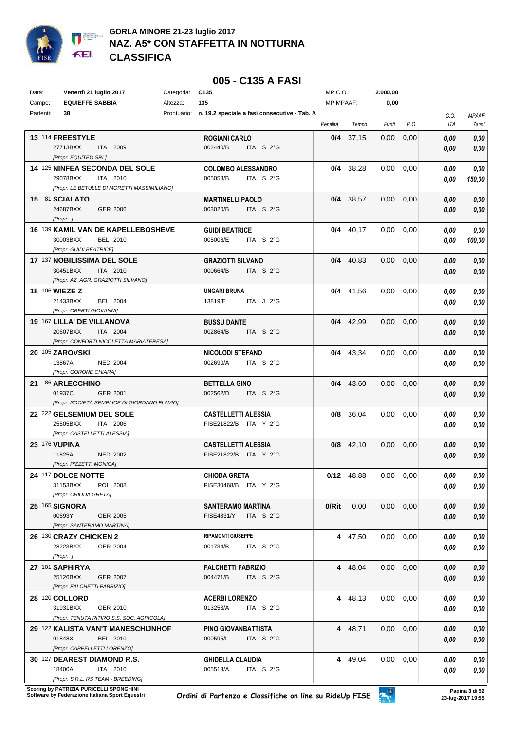# GORLA MINORE 21-23 luglio 2017
## NAZ. A5* CON STAFFETTA IN NOTTURNA
## CLASSIFICA

### 005 - C135 A FASI

| | | | | | |
|---|---|---|---|---|---|
| Data: | Venerdì 21 luglio 2017 | Categoria: | C135 | MP C.O.: | 2.000,00 |
| Campo: | EQUIEFFE SABBIA | Altezza: | 135 | MP MPAAF: | 0,00 |
| Partenti: | 38 | Prontuario: | n. 19.2 speciale a fasi consecutive - Tab. A | | |

| Cl. | N. | Cavallo | Cavaliere | Penalità | Tempo | Punti | P.O. | C.O. ITA | MPAAF 7anni |
|---|---|---|---|---|---|---|---|---|---|
| 13 | 114 | **FREESTYLE** 27713BXX ITA 2009 [Propr. EQUITEO SRL] | **ROGIANI CARLO** 002440/B ITA S 2°G | 0/4 | 37,15 | 0,00 | 0,00 | 0,00 / 0,00 | 0,00 / 0,00 |
| 14 | 125 | **NINFEA SECONDA DEL SOLE** 29078BXX ITA 2010 [Propr. LE BETULLE DI MORETTI MASSIMILIANO] | **COLOMBO ALESSANDRO** 005058/B ITA S 2°G | 0/4 | 38,28 | 0,00 | 0,00 | 0,00 / 0,00 | 0,00 / 150,00 |
| 15 | 81 | **SCIALATO** 24687BXX GER 2006 [Propr. ] | **MARTINELLI PAOLO** 003020/B ITA S 2°G | 0/4 | 38,57 | 0,00 | 0,00 | 0,00 / 0,00 | 0,00 / 0,00 |
| 16 | 139 | **KAMIL VAN DE KAPELLEBOSHEVE** 30003BXX BEL 2010 [Propr. GUIDI BEATRICE] | **GUIDI BEATRICE** 005008/E ITA S 2°G | 0/4 | 40,17 | 0,00 | 0,00 | 0,00 / 0,00 | 0,00 / 100,00 |
| 17 | 137 | **NOBILISSIMA DEL SOLE** 30451BXX ITA 2010 [Propr. AZ. AGR. GRAZIOTTI SILVANO] | **GRAZIOTTI SILVANO** 000664/B ITA S 2°G | 0/4 | 40,83 | 0,00 | 0,00 | 0,00 / 0,00 | 0,00 / 0,00 |
| 18 | 106 | **WIEZE Z** 21433BXX BEL 2004 [Propr. OBERTI GIOVANNI] | **UNGARI BRUNA** 13819/E ITA J 2°G | 0/4 | 41,56 | 0,00 | 0,00 | 0,00 / 0,00 | 0,00 / 0,00 |
| 19 | 167 | **LILLA' DE VILLANOVA** 20607BXX ITA 2004 [Propr. CONFORTI NICOLETTA MARIATERESA] | **BUSSU DANTE** 002864/B ITA S 2°G | 0/4 | 42,99 | 0,00 | 0,00 | 0,00 / 0,00 | 0,00 / 0,00 |
| 20 | 105 | **ZAROVSKI** 13867A NED 2004 [Propr. GORONE CHIARA] | **NICOLODI STEFANO** 002690/A ITA S 2°G | 0/4 | 43,34 | 0,00 | 0,00 | 0,00 / 0,00 | 0,00 / 0,00 |
| 21 | 86 | **ARLECCHINO** 01937C GER 2001 [Propr. SOCIETÀ SEMPLICE DI GIORDANO FLAVIO] | **BETTELLA GINO** 002562/D ITA S 2°G | 0/4 | 43,60 | 0,00 | 0,00 | 0,00 / 0,00 | 0,00 / 0,00 |
| 22 | 222 | **GELSEMIUM DEL SOLE** 25505BXX ITA 2006 [Propr. CASTELLETTI ALESSIA] | **CASTELLETTI ALESSIA** FISE21822/B ITA Y 2°G | 0/8 | 36,04 | 0,00 | 0,00 | 0,00 / 0,00 | 0,00 / 0,00 |
| 23 | 176 | **VUPINA** 11825A NED 2002 [Propr. PIZZETTI MONICA] | **CASTELLETTI ALESSIA** FISE21822/B ITA Y 2°G | 0/8 | 42,10 | 0,00 | 0,00 | 0,00 / 0,00 | 0,00 / 0,00 |
| 24 | 117 | **DOLCE NOTTE** 31153BXX POL 2008 [Propr. CHIODA GRETA] | **CHIODA GRETA** FISE30468/B ITA Y 2°G | 0/12 | 48,88 | 0,00 | 0,00 | 0,00 / 0,00 | 0,00 / 0,00 |
| 25 | 165 | **SIGNORA** 00693Y GER 2005 [Propr. SANTERAMO MARTINA] | **SANTERAMO MARTINA** FISE4831/Y ITA S 2°G | 0/Rit | 0,00 | 0,00 | 0,00 | 0,00 / 0,00 | 0,00 / 0,00 |
| 26 | 130 | **CRAZY CHICKEN 2** 28223BXX GER 2004 [Propr. ] | **RIPAMONTI GIUSEPPE** 001734/B ITA S 2°G | 4 | 47,50 | 0,00 | 0,00 | 0,00 / 0,00 | 0,00 / 0,00 |
| 27 | 101 | **SAPHIRYA** 25126BXX GER 2007 [Propr. FALCHETTI FABRIZIO] | **FALCHETTI FABRIZIO** 004471/B ITA S 2°G | 4 | 48,04 | 0,00 | 0,00 | 0,00 / 0,00 | 0,00 / 0,00 |
| 28 | 120 | **COLLORD** 31931BXX GER 2010 [Propr. TENUTA RITIRO S.S. SOC. AGRICOLA] | **ACERBI LORENZO** 013253/A ITA S 2°G | 4 | 48,13 | 0,00 | 0,00 | 0,00 / 0,00 | 0,00 / 0,00 |
| 29 | 122 | **KALISTA VAN'T MANESCHIJNHOF** 01848X BEL 2010 [Propr. CAPPELLETTI LORENZO] | **PINO GIOVANBATTISTA** 000595/L ITA S 2°G | 4 | 48,71 | 0,00 | 0,00 | 0,00 / 0,00 | 0,00 / 0,00 |
| 30 | 127 | **DEAREST DIAMOND R.S.** 18400A ITA 2010 [Propr. S.R.L. RS TEAM - BREEDING] | **GHIDELLA CLAUDIA** 005513/A ITA S 2°G | 4 | 49,04 | 0,00 | 0,00 | 0,00 / 0,00 | 0,00 / 0,00 |

Scoring by PATRIZIA PURICELLI SPONGHINI
Software by Federazione Italiana Sport Equestri

Ordini di Partenza e Classifiche on line su RideUp FISE

23-lug-2017 19:55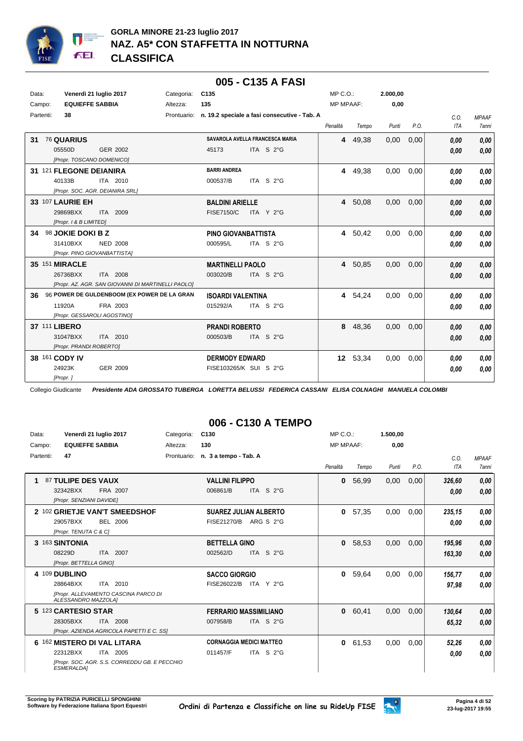# GORLA MINORE 21-23 luglio 2017
## NAZ. A5* CON STAFFETTA IN NOTTURNA
## CLASSIFICA

### 005 - C135 A FASI

| | | | | | |
|---|---|---|---|---|---|
| Data: | Venerdì 21 luglio 2017 | Categoria: | C135 | MP C.O.: | 2.000,00 |
| Campo: | EQUIEFFE SABBIA | Altezza: | 135 | MP MPAAF: | 0,00 |
| Partenti: | 38 | Prontuario: | n. 19.2 speciale a fasi consecutive - Tab. A | | |

| Pos. | Cavallo | Cavaliere | Penalità | Tempo | Punti | P.O. | C.O. ITA | MPAAF 7anni |
|---|---|---|---|---|---|---|---|---|
| 31 | 76 **QUARIUS** 05550D GER 2002 [Propr. TOSCANO DOMENICO] | SAVAROLA AVELLA FRANCESCA MARIA 45173 ITA S 2°G | 4 | 49,38 | 0,00 | 0,00 | 0,00 / 0,00 | 0,00 / 0,00 |
| 31 | 121 **FLEGONE DEIANIRA** 40133B ITA 2010 [Propr. SOC. AGR. DEIANIRA SRL] | BARRI ANDREA 000537/B ITA S 2°G | 4 | 49,38 | 0,00 | 0,00 | 0,00 / 0,00 | 0,00 / 0,00 |
| 33 | 107 **LAURIE EH** 29869BXX ITA 2009 [Propr. I & B LIMITED] | BALDINI ARIELLE FISE7150/C ITA Y 2°G | 4 | 50,08 | 0,00 | 0,00 | 0,00 / 0,00 | 0,00 / 0,00 |
| 34 | 98 **JOKIE DOKI B Z** 31410BXX NED 2008 [Propr. PINO GIOVANBATTISTA] | PINO GIOVANBATTISTA 000595/L ITA S 2°G | 4 | 50,42 | 0,00 | 0,00 | 0,00 / 0,00 | 0,00 / 0,00 |
| 35 | 151 **MIRACLE** 26736BXX ITA 2008 [Propr. AZ. AGR. SAN GIOVANNI DI MARTINELLI PAOLO] | MARTINELLI PAOLO 003020/B ITA S 2°G | 4 | 50,85 | 0,00 | 0,00 | 0,00 / 0,00 | 0,00 / 0,00 |
| 36 | 96 **POWER DE GULDENBOOM (EX POWER DE LA GRAN** 11920A FRA 2003 [Propr. GESSAROLI AGOSTINO] | ISOARDI VALENTINA 015292/A ITA S 2°G | 4 | 54,24 | 0,00 | 0,00 | 0,00 / 0,00 | 0,00 / 0,00 |
| 37 | 111 **LIBERO** 31047BXX ITA 2010 [Propr. PRANDI ROBERTO] | PRANDI ROBERTO 000503/B ITA S 2°G | 8 | 48,36 | 0,00 | 0,00 | 0,00 / 0,00 | 0,00 / 0,00 |
| 38 | 161 **CODY IV** 24923K GER 2009 [Propr. ] | DERMODY EDWARD FISE103265/K SUI S 2°G | 12 | 53,34 | 0,00 | 0,00 | 0,00 / 0,00 | 0,00 / 0,00 |

Collegio Giudicante *Presidente ADA GROSSATO TUBERGA LORETTA BELUSSI FEDERICA CASSANI ELISA COLNAGHI MANUELA COLOMBI*

### 006 - C130 A TEMPO

| | | | | | |
|---|---|---|---|---|---|
| Data: | Venerdì 21 luglio 2017 | Categoria: | C130 | MP C.O.: | 1.500,00 |
| Campo: | EQUIEFFE SABBIA | Altezza: | 130 | MP MPAAF: | 0,00 |
| Partenti: | 47 | Prontuario: | n. 3 a tempo - Tab. A | | |

| Pos. | Cavallo | Cavaliere | Penalità | Tempo | Punti | P.O. | C.O. ITA | MPAAF 7anni |
|---|---|---|---|---|---|---|---|---|
| 1 | 87 **TULIPE DES VAUX** 32342BXX FRA 2007 [Propr. SENZIANI DAVIDE] | VALLINI FILIPPO 006861/B ITA S 2°G | 0 | 56,99 | 0,00 | 0,00 | 326,60 / 0,00 | 0,00 / 0,00 |
| 2 | 102 **GRIETJE VAN'T SMEEDSHOF** 29057BXX BEL 2006 [Propr. TENUTA C & C] | SUAREZ JULIAN ALBERTO FISE21270/B ARG S 2°G | 0 | 57,35 | 0,00 | 0,00 | 235,15 / 0,00 | 0,00 / 0,00 |
| 3 | 163 **SINTONIA** 08229D ITA 2007 [Propr. BETTELLA GINO] | BETTELLA GINO 002562/D ITA S 2°G | 0 | 58,53 | 0,00 | 0,00 | 195,96 / 163,30 | 0,00 / 0,00 |
| 4 | 109 **DUBLINO** 28864BXX ITA 2010 [Propr. ALLEVAMENTO CASCINA PARCO DI ALESSANDRO MAZZOLA] | SACCO GIORGIO FISE26022/B ITA Y 2°G | 0 | 59,64 | 0,00 | 0,00 | 156,77 / 97,98 | 0,00 / 0,00 |
| 5 | 123 **CARTESIO STAR** 28305BXX ITA 2008 [Propr. AZIENDA AGRICOLA PAPETTI E C. SS] | FERRARIO MASSIMILIANO 007958/B ITA S 2°G | 0 | 60,41 | 0,00 | 0,00 | 130,64 / 65,32 | 0,00 / 0,00 |
| 6 | 162 **MISTERO DI VAL LITARA** 22312BXX ITA 2005 [Propr. SOC. AGR. S.S. CORREDDU GB. E PECCHIO ESMERALDA] | CORNAGGIA MEDICI MATTEO 011457/F ITA S 2°G | 0 | 61,53 | 0,00 | 0,00 | 52,26 / 0,00 | 0,00 / 0,00 |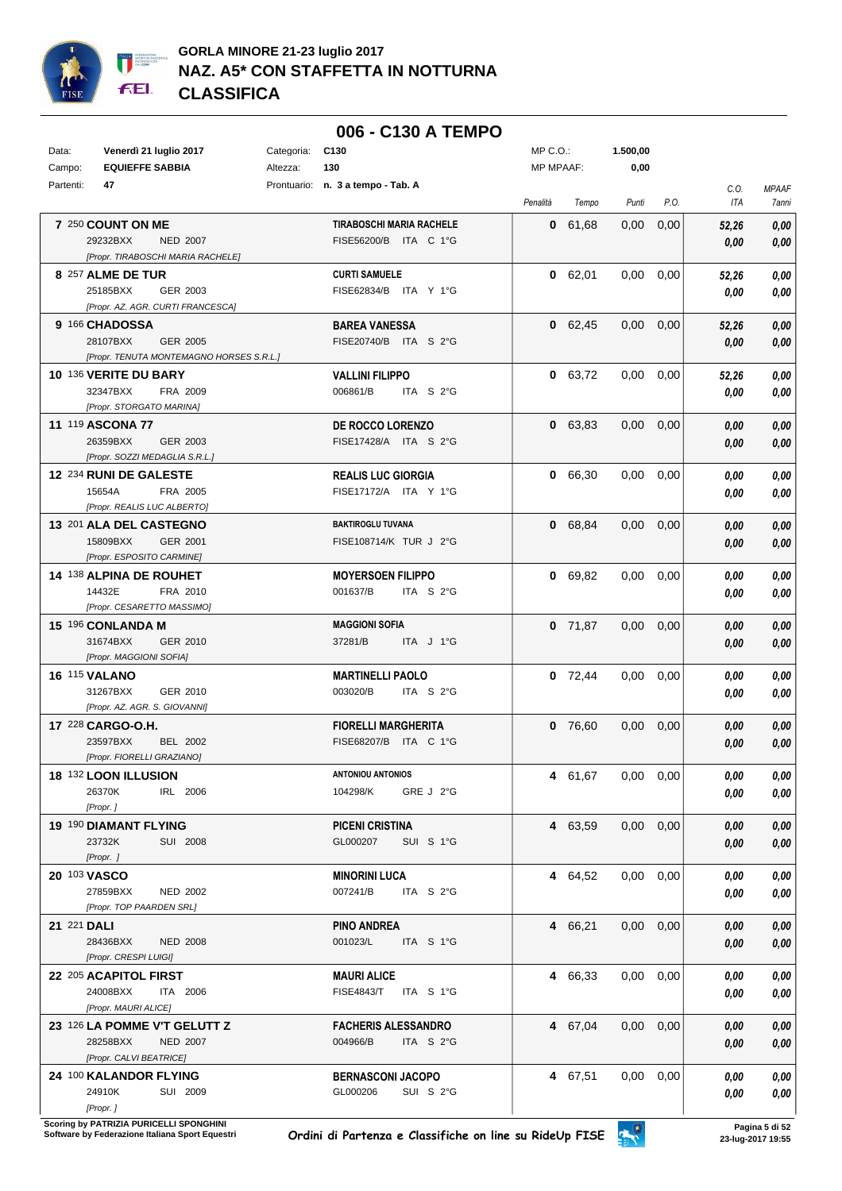# GORLA MINORE 21-23 luglio 2017
## NAZ. A5* CON STAFFETTA IN NOTTURNA
## CLASSIFICA

### 006 - C130 A TEMPO

Data: **Venerdì 21 luglio 2017** Categoria: **C130** MP C.O.: **1.500,00**
Campo: **EQUIEFFE SABBIA** Altezza: **130** MP MPAAF: **0,00**
Partenti: **47** Prontuario: **n. 3 a tempo - Tab. A**

| Cl. | N. | Cavallo | Cavaliere | Penalità | Tempo | Punti | P.O. | C.O. ITA | MPAAF 7anni |
|---|---|---|---|---|---|---|---|---|---|
| 7 | 250 | **COUNT ON ME** 29232BXX NED 2007 [Propr. TIRABOSCHI MARIA RACHELE] | **TIRABOSCHI MARIA RACHELE** FISE56200/B ITA C 1°G | 0 | 61,68 | 0,00 | 0,00 | 52,26 / 0,00 | 0,00 / 0,00 |
| 8 | 257 | **ALME DE TUR** 25185BXX GER 2003 [Propr. AZ. AGR. CURTI FRANCESCA] | **CURTI SAMUELE** FISE62834/B ITA Y 1°G | 0 | 62,01 | 0,00 | 0,00 | 52,26 / 0,00 | 0,00 / 0,00 |
| 9 | 166 | **CHADOSSA** 28107BXX GER 2005 [Propr. TENUTA MONTEMAGNO HORSES S.R.L.] | **BAREA VANESSA** FISE20740/B ITA S 2°G | 0 | 62,45 | 0,00 | 0,00 | 52,26 / 0,00 | 0,00 / 0,00 |
| 10 | 136 | **VERITE DU BARY** 32347BXX FRA 2009 [Propr. STORGATO MARINA] | **VALLINI FILIPPO** 006861/B ITA S 2°G | 0 | 63,72 | 0,00 | 0,00 | 52,26 / 0,00 | 0,00 / 0,00 |
| 11 | 119 | **ASCONA 77** 26359BXX GER 2003 [Propr. SOZZI MEDAGLIA S.R.L.] | **DE ROCCO LORENZO** FISE17428/A ITA S 2°G | 0 | 63,83 | 0,00 | 0,00 | 0,00 / 0,00 | 0,00 / 0,00 |
| 12 | 234 | **RUNI DE GALESTE** 15654A FRA 2005 [Propr. REALIS LUC ALBERTO] | **REALIS LUC GIORGIA** FISE17172/A ITA Y 1°G | 0 | 66,30 | 0,00 | 0,00 | 0,00 / 0,00 | 0,00 / 0,00 |
| 13 | 201 | **ALA DEL CASTEGNO** 15809BXX GER 2001 [Propr. ESPOSITO CARMINE] | **BAKTIROGLU TUVANA** FISE108714/K TUR J 2°G | 0 | 68,84 | 0,00 | 0,00 | 0,00 / 0,00 | 0,00 / 0,00 |
| 14 | 138 | **ALPINA DE ROUHET** 14432E FRA 2010 [Propr. CESARETTO MASSIMO] | **MOYERSOEN FILIPPO** 001637/B ITA S 2°G | 0 | 69,82 | 0,00 | 0,00 | 0,00 / 0,00 | 0,00 / 0,00 |
| 15 | 196 | **CONLANDA M** 31674BXX GER 2010 [Propr. MAGGIONI SOFIA] | **MAGGIONI SOFIA** 37281/B ITA J 1°G | 0 | 71,87 | 0,00 | 0,00 | 0,00 / 0,00 | 0,00 / 0,00 |
| 16 | 115 | **VALANO** 31267BXX GER 2010 [Propr. AZ. AGR. S. GIOVANNI] | **MARTINELLI PAOLO** 003020/B ITA S 2°G | 0 | 72,44 | 0,00 | 0,00 | 0,00 / 0,00 | 0,00 / 0,00 |
| 17 | 228 | **CARGO-O.H.** 23597BXX BEL 2002 [Propr. FIORELLI GRAZIANO] | **FIORELLI MARGHERITA** FISE68207/B ITA C 1°G | 0 | 76,60 | 0,00 | 0,00 | 0,00 / 0,00 | 0,00 / 0,00 |
| 18 | 132 | **LOON ILLUSION** 26370K IRL 2006 [Propr. ] | **ANTONIOU ANTONIOS** 104298/K GRE J 2°G | 4 | 61,67 | 0,00 | 0,00 | 0,00 / 0,00 | 0,00 / 0,00 |
| 19 | 190 | **DIAMANT FLYING** 23732K SUI 2008 [Propr. ] | **PICENI CRISTINA** GL000207 SUI S 1°G | 4 | 63,59 | 0,00 | 0,00 | 0,00 / 0,00 | 0,00 / 0,00 |
| 20 | 103 | **VASCO** 27859BXX NED 2002 [Propr. TOP PAARDEN SRL] | **MINORINI LUCA** 007241/B ITA S 2°G | 4 | 64,52 | 0,00 | 0,00 | 0,00 / 0,00 | 0,00 / 0,00 |
| 21 | 221 | **DALI** 28436BXX NED 2008 [Propr. CRESPI LUIGI] | **PINO ANDREA** 001023/L ITA S 1°G | 4 | 66,21 | 0,00 | 0,00 | 0,00 / 0,00 | 0,00 / 0,00 |
| 22 | 205 | **ACAPITOL FIRST** 24008BXX ITA 2006 [Propr. MAURI ALICE] | **MAURI ALICE** FISE4843/T ITA S 1°G | 4 | 66,33 | 0,00 | 0,00 | 0,00 / 0,00 | 0,00 / 0,00 |
| 23 | 126 | **LA POMME V'T GELUTT Z** 28258BXX NED 2007 [Propr. CALVI BEATRICE] | **FACHERIS ALESSANDRO** 004966/B ITA S 2°G | 4 | 67,04 | 0,00 | 0,00 | 0,00 / 0,00 | 0,00 / 0,00 |
| 24 | 100 | **KALANDOR FLYING** 24910K SUI 2009 [Propr. ] | **BERNASCONI JACOPO** GL000206 SUI S 2°G | 4 | 67,51 | 0,00 | 0,00 | 0,00 / 0,00 | 0,00 / 0,00 |

Scoring by PATRIZIA PURICELLI SPONGHINI
Software by Federazione Italiana Sport Equestri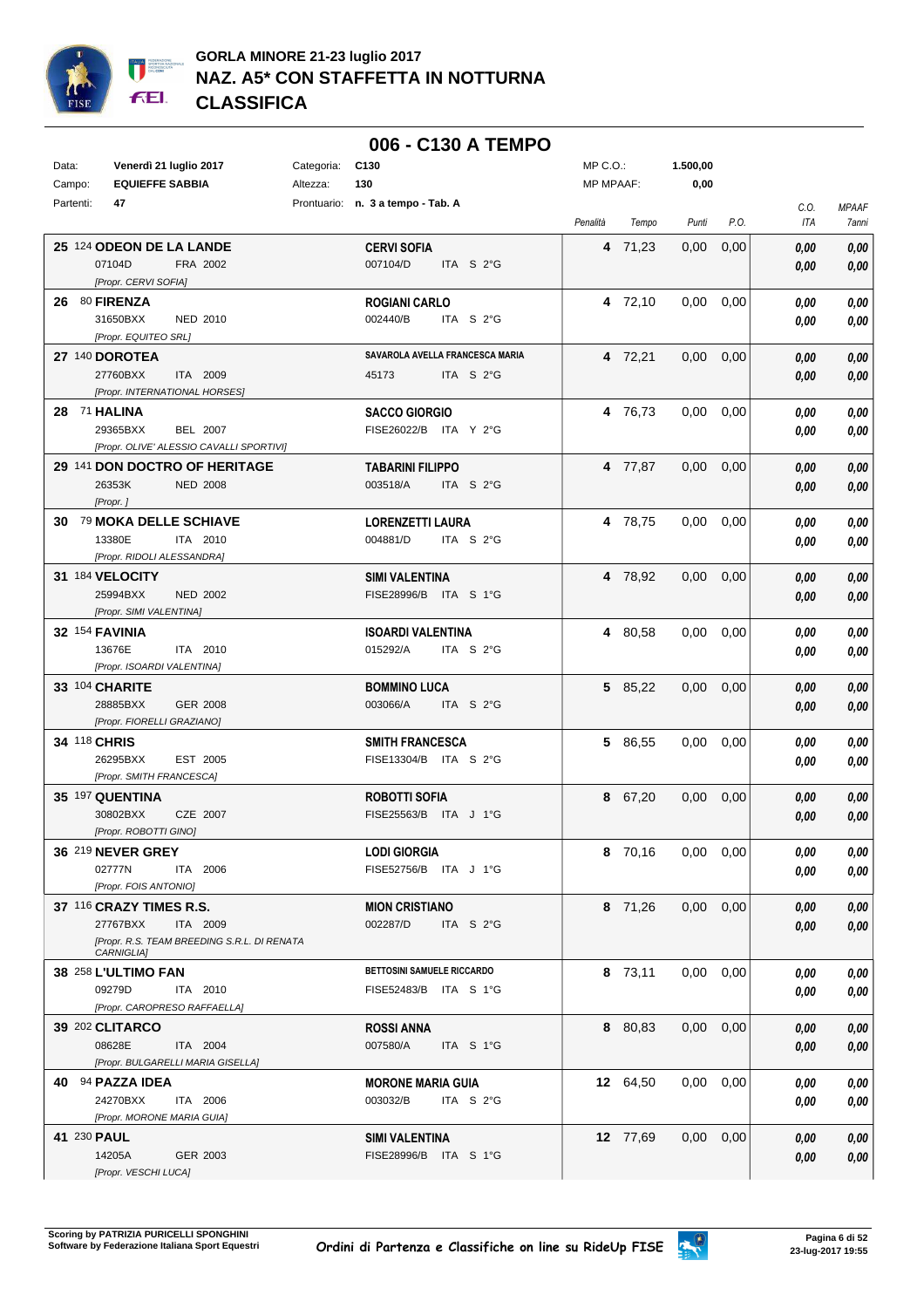# GORLA MINORE 21-23 luglio 2017
## NAZ. A5* CON STAFFETTA IN NOTTURNA
## CLASSIFICA

### 006 - C130 A TEMPO

| | | | |
|---|---|---|---|
| Data: | Venerdì 21 luglio 2017 | Categoria: | C130 |
| Campo: | EQUIEFFE SABBIA | Altezza: | 130 |
| Partenti: | 47 | Prontuario: | n. 3 a tempo - Tab. A |

MP C.O.: 1.500,00
MP MPAAF: 0,00

| Pos. | N. | Cavallo | Cavaliere | Penalità | Tempo | Punti | P.O. | C.O. ITA | MPAAF 7anni |
|---|---|---|---|---|---|---|---|---|---|
| 25 | 124 | **ODEON DE LA LANDE** 07104D FRA 2002 [Propr. CERVI SOFIA] | **CERVI SOFIA** 007104/D ITA S 2°G | 4 | 71,23 | 0,00 | 0,00 | 0,00 / 0,00 | 0,00 / 0,00 |
| 26 | 80 | **FIRENZA** 31650BXX NED 2010 [Propr. EQUITEO SRL] | **ROGIANI CARLO** 002440/B ITA S 2°G | 4 | 72,10 | 0,00 | 0,00 | 0,00 / 0,00 | 0,00 / 0,00 |
| 27 | 140 | **DOROTEA** 27760BXX ITA 2009 [Propr. INTERNATIONAL HORSES] | **SAVAROLA AVELLA FRANCESCA MARIA** 45173 ITA S 2°G | 4 | 72,21 | 0,00 | 0,00 | 0,00 / 0,00 | 0,00 / 0,00 |
| 28 | 71 | **HALINA** 29365BXX BEL 2007 [Propr. OLIVE' ALESSIO CAVALLI SPORTIVI] | **SACCO GIORGIO** FISE26022/B ITA Y 2°G | 4 | 76,73 | 0,00 | 0,00 | 0,00 / 0,00 | 0,00 / 0,00 |
| 29 | 141 | **DON DOCTRO OF HERITAGE** 26353K NED 2008 [Propr. ] | **TABARINI FILIPPO** 003518/A ITA S 2°G | 4 | 77,87 | 0,00 | 0,00 | 0,00 / 0,00 | 0,00 / 0,00 |
| 30 | 79 | **MOKA DELLE SCHIAVE** 13380E ITA 2010 [Propr. RIDOLI ALESSANDRA] | **LORENZETTI LAURA** 004881/D ITA S 2°G | 4 | 78,75 | 0,00 | 0,00 | 0,00 / 0,00 | 0,00 / 0,00 |
| 31 | 184 | **VELOCITY** 25994BXX NED 2002 [Propr. SIMI VALENTINA] | **SIMI VALENTINA** FISE28996/B ITA S 1°G | 4 | 78,92 | 0,00 | 0,00 | 0,00 / 0,00 | 0,00 / 0,00 |
| 32 | 154 | **FAVINIA** 13676E ITA 2010 [Propr. ISOARDI VALENTINA] | **ISOARDI VALENTINA** 015292/A ITA S 2°G | 4 | 80,58 | 0,00 | 0,00 | 0,00 / 0,00 | 0,00 / 0,00 |
| 33 | 104 | **CHARITE** 28885BXX GER 2008 [Propr. FIORELLI GRAZIANO] | **BOMMINO LUCA** 003066/A ITA S 2°G | 5 | 85,22 | 0,00 | 0,00 | 0,00 / 0,00 | 0,00 / 0,00 |
| 34 | 118 | **CHRIS** 26295BXX EST 2005 [Propr. SMITH FRANCESCA] | **SMITH FRANCESCA** FISE13304/B ITA S 2°G | 5 | 86,55 | 0,00 | 0,00 | 0,00 / 0,00 | 0,00 / 0,00 |
| 35 | 197 | **QUENTINA** 30802BXX CZE 2007 [Propr. ROBOTTI GINO] | **ROBOTTI SOFIA** FISE25563/B ITA J 1°G | 8 | 67,20 | 0,00 | 0,00 | 0,00 / 0,00 | 0,00 / 0,00 |
| 36 | 219 | **NEVER GREY** 02777N ITA 2006 [Propr. FOIS ANTONIO] | **LODI GIORGIA** FISE52756/B ITA J 1°G | 8 | 70,16 | 0,00 | 0,00 | 0,00 / 0,00 | 0,00 / 0,00 |
| 37 | 116 | **CRAZY TIMES R.S.** 27767BXX ITA 2009 [Propr. R.S. TEAM BREEDING S.R.L. DI RENATA CARNIGLIA] | **MION CRISTIANO** 002287/D ITA S 2°G | 8 | 71,26 | 0,00 | 0,00 | 0,00 / 0,00 | 0,00 / 0,00 |
| 38 | 258 | **L'ULTIMO FAN** 09279D ITA 2010 [Propr. CAROPRESO RAFFAELLA] | **BETTOSINI SAMUELE RICCARDO** FISE52483/B ITA S 1°G | 8 | 73,11 | 0,00 | 0,00 | 0,00 / 0,00 | 0,00 / 0,00 |
| 39 | 202 | **CLITARCO** 08628E ITA 2004 [Propr. BULGARELLI MARIA GISELLA] | **ROSSI ANNA** 007580/A ITA S 1°G | 8 | 80,83 | 0,00 | 0,00 | 0,00 / 0,00 | 0,00 / 0,00 |
| 40 | 94 | **PAZZA IDEA** 24270BXX ITA 2006 [Propr. MORONE MARIA GUIA] | **MORONE MARIA GUIA** 003032/B ITA S 2°G | 12 | 64,50 | 0,00 | 0,00 | 0,00 / 0,00 | 0,00 / 0,00 |
| 41 | 230 | **PAUL** 14205A GER 2003 [Propr. VESCHI LUCA] | **SIMI VALENTINA** FISE28996/B ITA S 1°G | 12 | 77,69 | 0,00 | 0,00 | 0,00 / 0,00 | 0,00 / 0,00 |

Scoring by PATRIZIA PURICELLI SPONGHINI
Software by Federazione Italiana Sport Equestri

Ordini di Partenza e Classifiche on line su RideUp FISE

23-lug-2017 19:55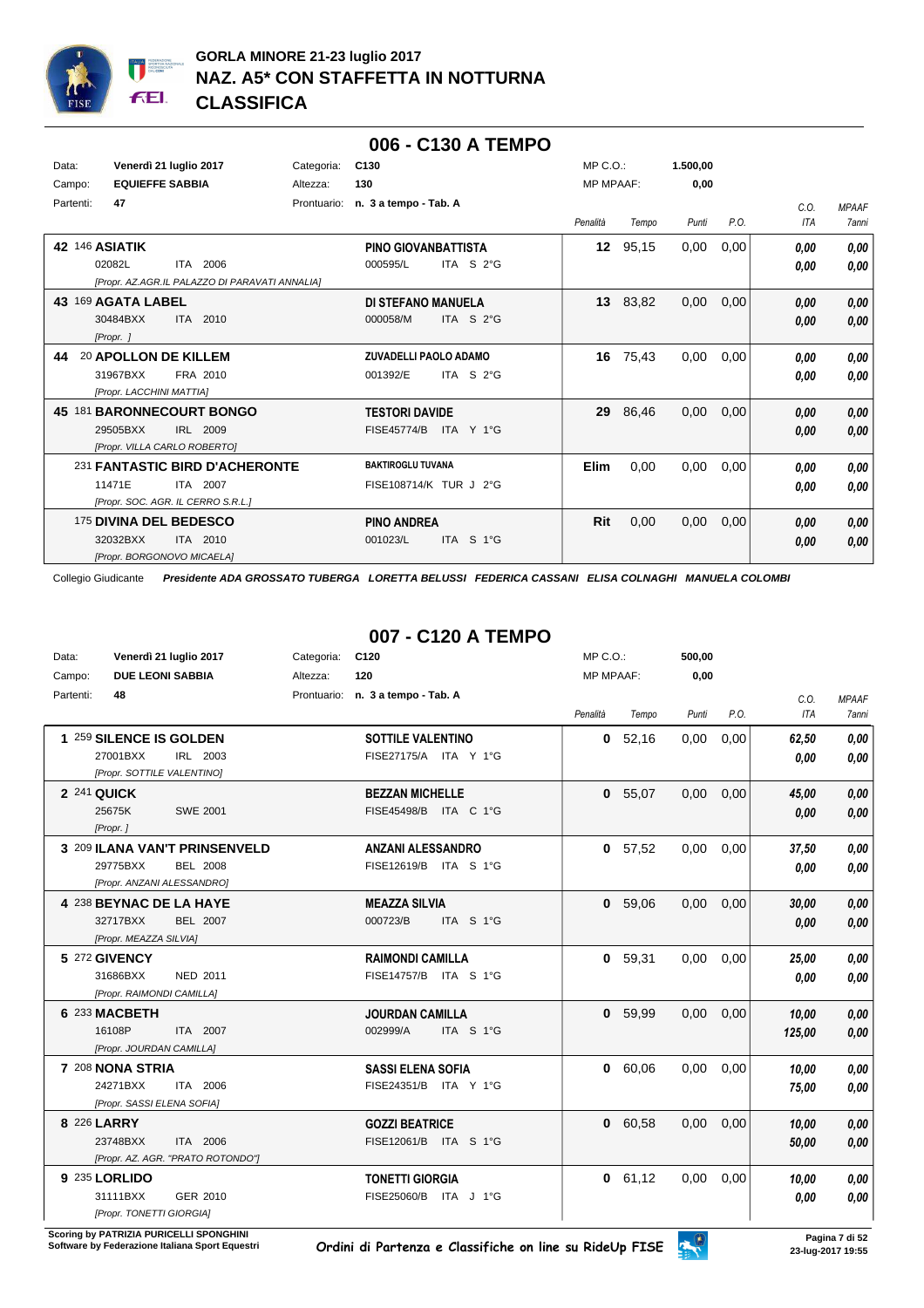## GORLA MINORE 21-23 luglio 2017
## NAZ. A5* CON STAFFETTA IN NOTTURNA
## CLASSIFICA

### 006 - C130 A TEMPO

Data: **Venerdì 21 luglio 2017** Categoria: **C130** MP C.O.: **1.500,00**
Campo: **EQUIEFFE SABBIA** Altezza: **130** MP MPAAF: **0,00**
Partenti: **47** Prontuario: **n. 3 a tempo - Tab. A**

| | | Penalità | Tempo | Punti | P.O. | C.O. ITA | MPAAF 7anni |
|---|---|---|---|---|---|---|---|
| **42** 146 **ASIATIK** 02082L ITA 2006 [Propr. AZ.AGR.IL PALAZZO DI PARAVATI ANNALIA] | **PINO GIOVANBATTISTA** 000595/L ITA S 2°G | **12** | 95,15 | 0,00 | 0,00 | *0,00* *0,00* | *0,00* *0,00* |
| **43** 169 **AGATA LABEL** 30484BXX ITA 2010 [Propr. ] | **DI STEFANO MANUELA** 000058/M ITA S 2°G | **13** | 83,82 | 0,00 | 0,00 | *0,00* *0,00* | *0,00* *0,00* |
| **44** 20 **APOLLON DE KILLEM** 31967BXX FRA 2010 [Propr. LACCHINI MATTIA] | **ZUVADELLI PAOLO ADAMO** 001392/E ITA S 2°G | **16** | 75,43 | 0,00 | 0,00 | *0,00* *0,00* | *0,00* *0,00* |
| **45** 181 **BARONNECOURT BONGO** 29505BXX IRL 2009 [Propr. VILLA CARLO ROBERTO] | **TESTORI DAVIDE** FISE45774/B ITA Y 1°G | **29** | 86,46 | 0,00 | 0,00 | *0,00* *0,00* | *0,00* *0,00* |
| 231 **FANTASTIC BIRD D'ACHERONTE** 11471E ITA 2007 [Propr. SOC. AGR. IL CERRO S.R.L.] | **BAKTIROGLU TUVANA** FISE108714/K TUR J 2°G | **Elim** | 0,00 | 0,00 | 0,00 | *0,00* *0,00* | *0,00* *0,00* |
| 175 **DIVINA DEL BEDESCO** 32032BXX ITA 2010 [Propr. BORGONOVO MICAELA] | **PINO ANDREA** 001023/L ITA S 1°G | **Rit** | 0,00 | 0,00 | 0,00 | *0,00* *0,00* | *0,00* *0,00* |

Collegio Giudicante ***Presidente ADA GROSSATO TUBERGA LORETTA BELUSSI FEDERICA CASSANI ELISA COLNAGHI MANUELA COLOMBI***

### 007 - C120 A TEMPO

Data: **Venerdì 21 luglio 2017** Categoria: **C120** MP C.O.: **500,00**
Campo: **DUE LEONI SABBIA** Altezza: **120** MP MPAAF: **0,00**
Partenti: **48** Prontuario: **n. 3 a tempo - Tab. A**

| | | Penalità | Tempo | Punti | P.O. | C.O. ITA | MPAAF 7anni |
|---|---|---|---|---|---|---|---|
| **1** 259 **SILENCE IS GOLDEN** 27001BXX IRL 2003 [Propr. SOTTILE VALENTINO] | **SOTTILE VALENTINO** FISE27175/A ITA Y 1°G | **0** | 52,16 | 0,00 | 0,00 | *62,50* *0,00* | *0,00* *0,00* |
| **2** 241 **QUICK** 25675K SWE 2001 [Propr. ] | **BEZZAN MICHELLE** FISE45498/B ITA C 1°G | **0** | 55,07 | 0,00 | 0,00 | *45,00* *0,00* | *0,00* *0,00* |
| **3** 209 **ILANA VAN'T PRINSENVELD** 29775BXX BEL 2008 [Propr. ANZANI ALESSANDRO] | **ANZANI ALESSANDRO** FISE12619/B ITA S 1°G | **0** | 57,52 | 0,00 | 0,00 | *37,50* *0,00* | *0,00* *0,00* |
| **4** 238 **BEYNAC DE LA HAYE** 32717BXX BEL 2007 [Propr. MEAZZA SILVIA] | **MEAZZA SILVIA** 000723/B ITA S 1°G | **0** | 59,06 | 0,00 | 0,00 | *30,00* *0,00* | *0,00* *0,00* |
| **5** 272 **GIVENCY** 31686BXX NED 2011 [Propr. RAIMONDI CAMILLA] | **RAIMONDI CAMILLA** FISE14757/B ITA S 1°G | **0** | 59,31 | 0,00 | 0,00 | *25,00* *0,00* | *0,00* *0,00* |
| **6** 233 **MACBETH** 16108P ITA 2007 [Propr. JOURDAN CAMILLA] | **JOURDAN CAMILLA** 002999/A ITA S 1°G | **0** | 59,99 | 0,00 | 0,00 | *10,00* *125,00* | *0,00* *0,00* |
| **7** 208 **NONA STRIA** 24271BXX ITA 2006 [Propr. SASSI ELENA SOFIA] | **SASSI ELENA SOFIA** FISE24351/B ITA Y 1°G | **0** | 60,06 | 0,00 | 0,00 | *10,00* *75,00* | *0,00* *0,00* |
| **8** 226 **LARRY** 23748BXX ITA 2006 [Propr. AZ. AGR. "PRATO ROTONDO"] | **GOZZI BEATRICE** FISE12061/B ITA S 1°G | **0** | 60,58 | 0,00 | 0,00 | *10,00* *50,00* | *0,00* *0,00* |
| **9** 235 **LORLIDO** 31111BXX GER 2010 [Propr. TONETTI GIORGIA] | **TONETTI GIORGIA** FISE25060/B ITA J 1°G | **0** | 61,12 | 0,00 | 0,00 | *10,00* *0,00* | *0,00* *0,00* |

Scoring by PATRIZIA PURICELLI SPONGHINI
Software by Federazione Italiana Sport Equestri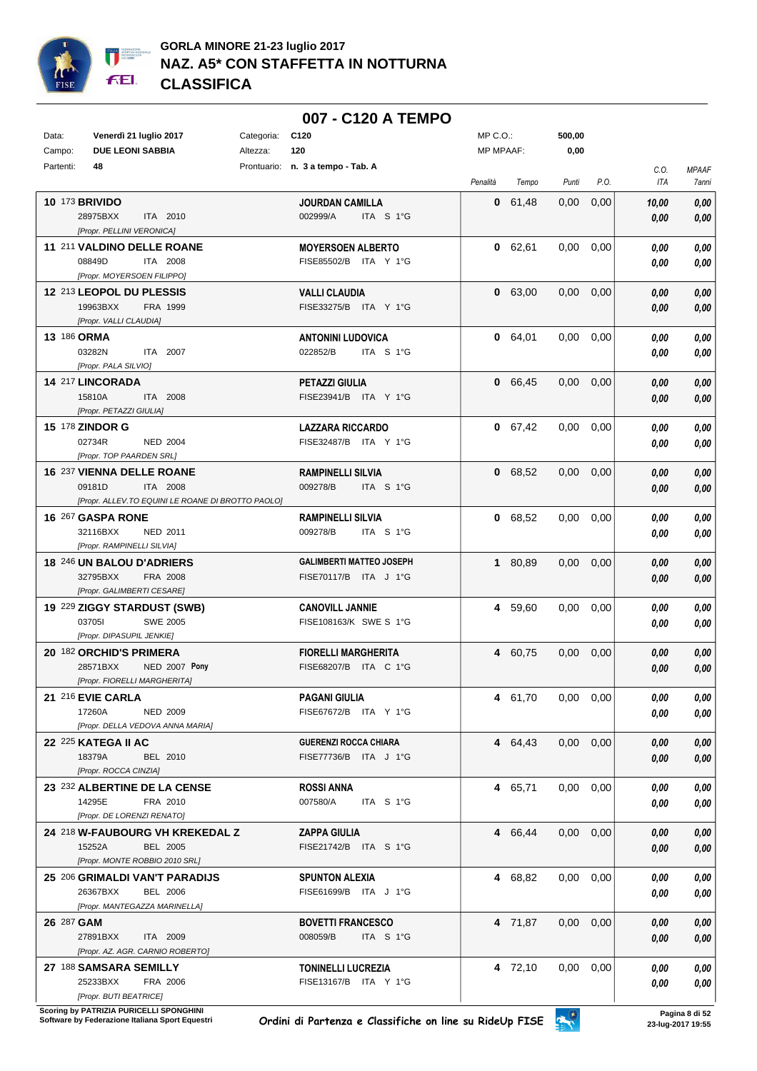# GORLA MINORE 21-23 luglio 2017
## NAZ. A5* CON STAFFETTA IN NOTTURNA
## CLASSIFICA

### 007 - C120 A TEMPO

| | | | |
|---|---|---|---|
| Data: **Venerdì 21 luglio 2017** | Categoria: **C120** | MP C.O.: | **500,00** |
| Campo: **DUE LEONI SABBIA** | Altezza: **120** | MP MPAAF: | **0,00** |
| Partenti: **48** | Prontuario: **n. 3 a tempo - Tab. A** | | |

| Cl. | N. | Cavallo | Cavaliere | Penalità | Tempo | Punti | P.O. | C.O. ITA | MPAAF 7anni |
|---|---|---|---|---|---|---|---|---|---|
| 10 | 173 | **BRIVIDO** 28975BXX ITA 2010 *[Propr. PELLINI VERONICA]* | **JOURDAN CAMILLA** 002999/A ITA S 1°G | **0** | 61,48 | 0,00 | 0,00 | ***10,00*** *0,00* | ***0,00*** *0,00* |
| 11 | 211 | **VALDINO DELLE ROANE** 08849D ITA 2008 *[Propr. MOYERSOEN FILIPPO]* | **MOYERSOEN ALBERTO** FISE85502/B ITA Y 1°G | **0** | 62,61 | 0,00 | 0,00 | *0,00* *0,00* | *0,00* *0,00* |
| 12 | 213 | **LEOPOL DU PLESSIS** 19963BXX FRA 1999 *[Propr. VALLI CLAUDIA]* | **VALLI CLAUDIA** FISE33275/B ITA Y 1°G | **0** | 63,00 | 0,00 | 0,00 | *0,00* *0,00* | *0,00* *0,00* |
| 13 | 186 | **ORMA** 03282N ITA 2007 *[Propr. PALA SILVIO]* | **ANTONINI LUDOVICA** 022852/B ITA S 1°G | **0** | 64,01 | 0,00 | 0,00 | *0,00* *0,00* | *0,00* *0,00* |
| 14 | 217 | **LINCORADA** 15810A ITA 2008 *[Propr. PETAZZI GIULIA]* | **PETAZZI GIULIA** FISE23941/B ITA Y 1°G | **0** | 66,45 | 0,00 | 0,00 | *0,00* *0,00* | *0,00* *0,00* |
| 15 | 178 | **ZINDOR G** 02734R NED 2004 *[Propr. TOP PAARDEN SRL]* | **LAZZARA RICCARDO** FISE32487/B ITA Y 1°G | **0** | 67,42 | 0,00 | 0,00 | *0,00* *0,00* | *0,00* *0,00* |
| 16 | 237 | **VIENNA DELLE ROANE** 09181D ITA 2008 *[Propr. ALLEV.TO EQUINI LE ROANE DI BROTTO PAOLO]* | **RAMPINELLI SILVIA** 009278/B ITA S 1°G | **0** | 68,52 | 0,00 | 0,00 | *0,00* *0,00* | *0,00* *0,00* |
| 16 | 267 | **GASPA RONE** 32116BXX NED 2011 *[Propr. RAMPINELLI SILVIA]* | **RAMPINELLI SILVIA** 009278/B ITA S 1°G | **0** | 68,52 | 0,00 | 0,00 | *0,00* *0,00* | *0,00* *0,00* |
| 18 | 246 | **UN BALOU D'ADRIERS** 32795BXX FRA 2008 *[Propr. GALIMBERTI CESARE]* | **GALIMBERTI MATTEO JOSEPH** FISE70117/B ITA J 1°G | **1** | 80,89 | 0,00 | 0,00 | *0,00* *0,00* | *0,00* *0,00* |
| 19 | 229 | **ZIGGY STARDUST (SWB)** 03705I SWE 2005 *[Propr. DIPASUPIL JENKIE]* | **CANOVILL JANNIE** FISE108163/K SWE S 1°G | **4** | 59,60 | 0,00 | 0,00 | *0,00* *0,00* | *0,00* *0,00* |
| 20 | 182 | **ORCHID'S PRIMERA** 28571BXX NED 2007 **Pony** *[Propr. FIORELLI MARGHERITA]* | **FIORELLI MARGHERITA** FISE68207/B ITA C 1°G | **4** | 60,75 | 0,00 | 0,00 | *0,00* *0,00* | *0,00* *0,00* |
| 21 | 216 | **EVIE CARLA** 17260A NED 2009 *[Propr. DELLA VEDOVA ANNA MARIA]* | **PAGANI GIULIA** FISE67672/B ITA Y 1°G | **4** | 61,70 | 0,00 | 0,00 | *0,00* *0,00* | *0,00* *0,00* |
| 22 | 225 | **KATEGA II AC** 18379A BEL 2010 *[Propr. ROCCA CINZIA]* | **GUERENZI ROCCA CHIARA** FISE77736/B ITA J 1°G | **4** | 64,43 | 0,00 | 0,00 | *0,00* *0,00* | *0,00* *0,00* |
| 23 | 232 | **ALBERTINE DE LA CENSE** 14295E FRA 2010 *[Propr. DE LORENZI RENATO]* | **ROSSI ANNA** 007580/A ITA S 1°G | **4** | 65,71 | 0,00 | 0,00 | *0,00* *0,00* | *0,00* *0,00* |
| 24 | 218 | **W-FAUBOURG VH KREKEDAL Z** 15252A BEL 2005 *[Propr. MONTE ROBBIO 2010 SRL]* | **ZAPPA GIULIA** FISE21742/B ITA S 1°G | **4** | 66,44 | 0,00 | 0,00 | *0,00* *0,00* | *0,00* *0,00* |
| 25 | 206 | **GRIMALDI VAN'T PARADIJS** 26367BXX BEL 2006 *[Propr. MANTEGAZZA MARINELLA]* | **SPUNTON ALEXIA** FISE61699/B ITA J 1°G | **4** | 68,82 | 0,00 | 0,00 | *0,00* *0,00* | *0,00* *0,00* |
| 26 | 287 | **GAM** 27891BXX ITA 2009 *[Propr. AZ. AGR. CARNIO ROBERTO]* | **BOVETTI FRANCESCO** 008059/B ITA S 1°G | **4** | 71,87 | 0,00 | 0,00 | *0,00* *0,00* | *0,00* *0,00* |
| 27 | 188 | **SAMSARA SEMILLY** 25233BXX FRA 2006 *[Propr. BUTI BEATRICE]* | **TONINELLI LUCREZIA** FISE13167/B ITA Y 1°G | **4** | 72,10 | 0,00 | 0,00 | *0,00* *0,00* | *0,00* *0,00* |

**Scoring by PATRIZIA PURICELLI SPONGHINI**
**Software by Federazione Italiana Sport Equestri**

*Ordini di Partenza e Classifiche on line su RideUp FISE*

**23-lug-2017 19:55**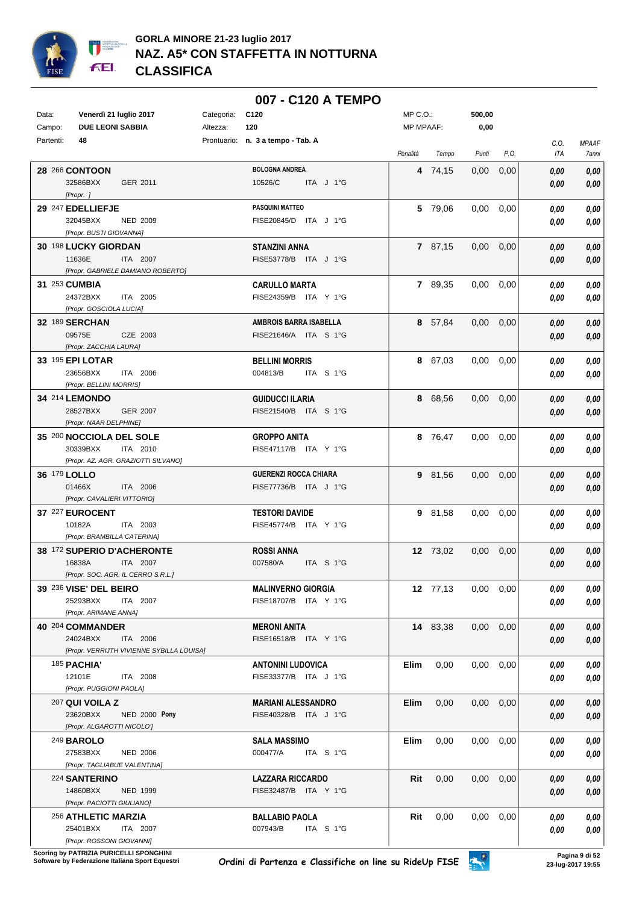# GORLA MINORE 21-23 luglio 2017
## NAZ. A5* CON STAFFETTA IN NOTTURNA
## CLASSIFICA

### 007 - C120 A TEMPO

| | | | | | |
|---|---|---|---|---|---|
| Data: | Venerdì 21 luglio 2017 | Categoria: | C120 | MP C.O.: | 500,00 |
| Campo: | DUE LEONI SABBIA | Altezza: | 120 | MP MPAAF: | 0,00 |
| Partenti: | 48 | Prontuario: | n. 3 a tempo - Tab. A | | |

| Pos. | Cavallo | Cavaliere | Penalità | Tempo | Punti | P.O. | C.O. ITA | MPAAF 7anni |
|---|---|---|---|---|---|---|---|---|
| 28 | 266 CONTOON<br>32586BXX GER 2011<br>[Propr. ] | BOLOGNA ANDREA<br>10526/C ITA J 1°G | 4 | 74,15 | 0,00 | 0,00 | 0,00<br>0,00 | 0,00<br>0,00 |
| 29 | 247 EDELLIEFJE<br>32045BXX NED 2009<br>[Propr. BUSTI GIOVANNA] | PASQUINI MATTEO<br>FISE20845/D ITA J 1°G | 5 | 79,06 | 0,00 | 0,00 | 0,00<br>0,00 | 0,00<br>0,00 |
| 30 | 198 LUCKY GIORDAN<br>11636E ITA 2007<br>[Propr. GABRIELE DAMIANO ROBERTO] | STANZINI ANNA<br>FISE53778/B ITA J 1°G | 7 | 87,15 | 0,00 | 0,00 | 0,00<br>0,00 | 0,00<br>0,00 |
| 31 | 253 CUMBIA<br>24372BXX ITA 2005<br>[Propr. GOSCIOLA LUCIA] | CARULLO MARTA<br>FISE24359/B ITA Y 1°G | 7 | 89,35 | 0,00 | 0,00 | 0,00<br>0,00 | 0,00<br>0,00 |
| 32 | 189 SERCHAN<br>09575E CZE 2003<br>[Propr. ZACCHIA LAURA] | AMBROIS BARRA ISABELLA<br>FISE21646/A ITA S 1°G | 8 | 57,84 | 0,00 | 0,00 | 0,00<br>0,00 | 0,00<br>0,00 |
| 33 | 195 EPI LOTAR<br>23656BXX ITA 2006<br>[Propr. BELLINI MORRIS] | BELLINI MORRIS<br>004813/B ITA S 1°G | 8 | 67,03 | 0,00 | 0,00 | 0,00<br>0,00 | 0,00<br>0,00 |
| 34 | 214 LEMONDO<br>28527BXX GER 2007<br>[Propr. NAAR DELPHINE] | GUIDUCCI ILARIA<br>FISE21540/B ITA S 1°G | 8 | 68,56 | 0,00 | 0,00 | 0,00<br>0,00 | 0,00<br>0,00 |
| 35 | 200 NOCCIOLA DEL SOLE<br>30339BXX ITA 2010<br>[Propr. AZ. AGR. GRAZIOTTI SILVANO] | GROPPO ANITA<br>FISE47117/B ITA Y 1°G | 8 | 76,47 | 0,00 | 0,00 | 0,00<br>0,00 | 0,00<br>0,00 |
| 36 | 179 LOLLO<br>01466X ITA 2006<br>[Propr. CAVALIERI VITTORIO] | GUERENZI ROCCA CHIARA<br>FISE77736/B ITA J 1°G | 9 | 81,56 | 0,00 | 0,00 | 0,00<br>0,00 | 0,00<br>0,00 |
| 37 | 227 EUROCENT<br>10182A ITA 2003<br>[Propr. BRAMBILLA CATERINA] | TESTORI DAVIDE<br>FISE45774/B ITA Y 1°G | 9 | 81,58 | 0,00 | 0,00 | 0,00<br>0,00 | 0,00<br>0,00 |
| 38 | 172 SUPERIO D'ACHERONTE<br>16838A ITA 2007<br>[Propr. SOC. AGR. IL CERRO S.R.L.] | ROSSI ANNA<br>007580/A ITA S 1°G | 12 | 73,02 | 0,00 | 0,00 | 0,00<br>0,00 | 0,00<br>0,00 |
| 39 | 236 VISE' DEL BEIRO<br>25293BXX ITA 2007<br>[Propr. ARIMANE ANNA] | MALINVERNO GIORGIA<br>FISE18707/B ITA Y 1°G | 12 | 77,13 | 0,00 | 0,00 | 0,00<br>0,00 | 0,00<br>0,00 |
| 40 | 204 COMMANDER<br>24024BXX ITA 2006<br>[Propr. VERRIJTH VIVIENNE SYBILLA LOUISA] | MERONI ANITA<br>FISE16518/B ITA Y 1°G | 14 | 83,38 | 0,00 | 0,00 | 0,00<br>0,00 | 0,00<br>0,00 |
| | 185 PACHIA'<br>12101E ITA 2008<br>[Propr. PUGGIONI PAOLA] | ANTONINI LUDOVICA<br>FISE33377/B ITA J 1°G | Elim | 0,00 | 0,00 | 0,00 | 0,00<br>0,00 | 0,00<br>0,00 |
| | 207 QUI VOILA Z<br>23620BXX NED 2000 Pony<br>[Propr. ALGAROTTI NICOLO'] | MARIANI ALESSANDRO<br>FISE40328/B ITA J 1°G | Elim | 0,00 | 0,00 | 0,00 | 0,00<br>0,00 | 0,00<br>0,00 |
| | 249 BAROLO<br>27583BXX NED 2006<br>[Propr. TAGLIABUE VALENTINA] | SALA MASSIMO<br>000477/A ITA S 1°G | Elim | 0,00 | 0,00 | 0,00 | 0,00<br>0,00 | 0,00<br>0,00 |
| | 224 SANTERINO<br>14860BXX NED 1999<br>[Propr. PACIOTTI GIULIANO] | LAZZARA RICCARDO<br>FISE32487/B ITA Y 1°G | Rit | 0,00 | 0,00 | 0,00 | 0,00<br>0,00 | 0,00<br>0,00 |
| | 256 ATHLETIC MARZIA<br>25401BXX ITA 2007<br>[Propr. ROSSONI GIOVANNI] | BALLABIO PAOLA<br>007943/B ITA S 1°G | Rit | 0,00 | 0,00 | 0,00 | 0,00<br>0,00 | 0,00<br>0,00 |

Scoring by PATRIZIA PURICELLI SPONGHINI
Software by Federazione Italiana Sport Equestri

Ordini di Partenza e Classifiche on line su RideUp FISE

23-lug-2017 19:55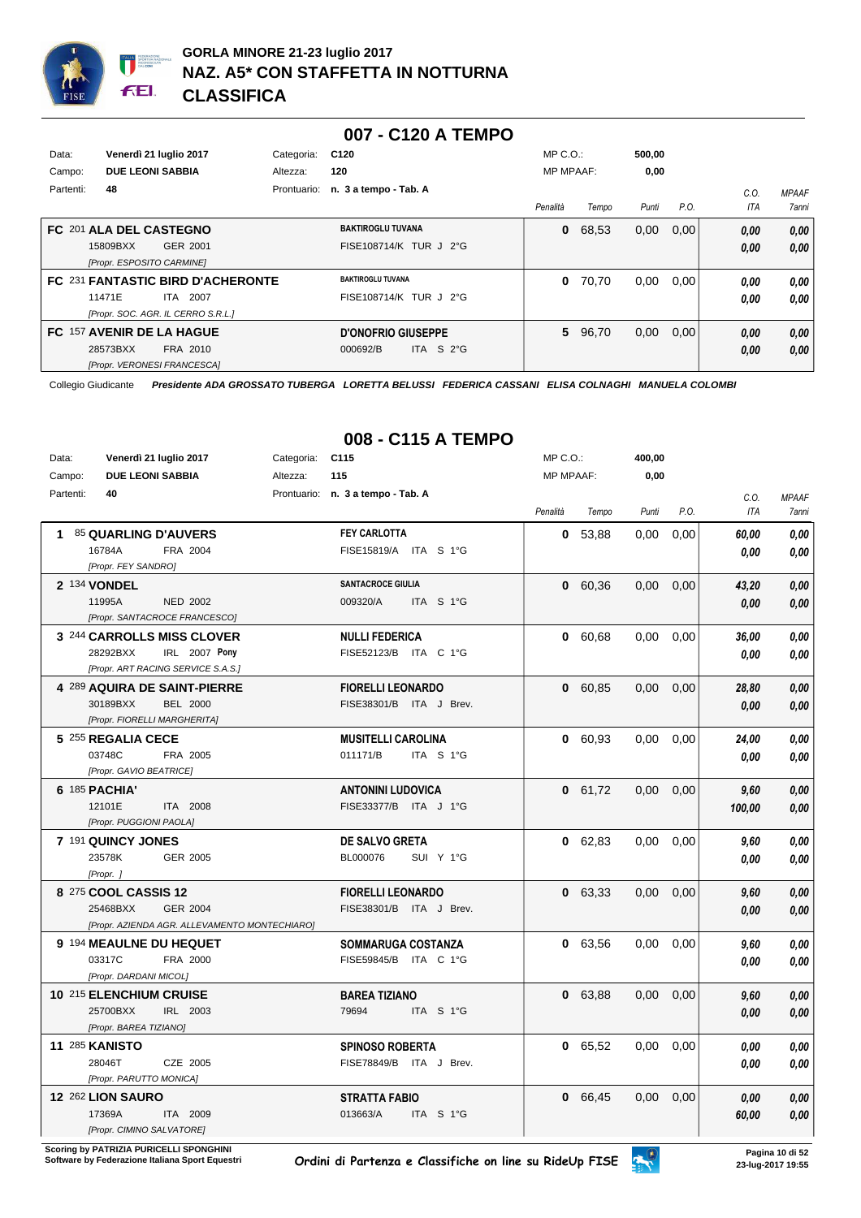# GORLA MINORE 21-23 luglio 2017
## NAZ. A5* CON STAFFETTA IN NOTTURNA
## CLASSIFICA

### 007 - C120 A TEMPO

| | | | | | |
|---|---|---|---|---|---|
| Data: | Venerdì 21 luglio 2017 | Categoria: | C120 | MP C.O.: | 500,00 |
| Campo: | DUE LEONI SABBIA | Altezza: | 120 | MP MPAAF: | 0,00 |
| Partenti: | 48 | Prontuario: | n. 3 a tempo - Tab. A | | |

| Cavallo | Cavaliere | Penalità | Tempo | Punti | P.O. | C.O. ITA | MPAAF 7anni |
|---|---|---|---|---|---|---|---|
| FC 201 **ALA DEL CASTEGNO** 15809BXX GER 2001 [Propr. ESPOSITO CARMINE] | **BAKTIROGLU TUVANA** FISE108714/K TUR J 2°G | 0 | 68,53 | 0,00 | 0,00 | 0,00 / 0,00 | 0,00 / 0,00 |
| FC 231 **FANTASTIC BIRD D'ACHERONTE** 11471E ITA 2007 [Propr. SOC. AGR. IL CERRO S.R.L.] | **BAKTIROGLU TUVANA** FISE108714/K TUR J 2°G | 0 | 70,70 | 0,00 | 0,00 | 0,00 / 0,00 | 0,00 / 0,00 |
| FC 157 **AVENIR DE LA HAGUE** 28573BXX FRA 2010 [Propr. VERONESI FRANCESCA] | **D'ONOFRIO GIUSEPPE** 000692/B ITA S 2°G | 5 | 96,70 | 0,00 | 0,00 | 0,00 / 0,00 | 0,00 / 0,00 |

Collegio Giudicante *Presidente ADA GROSSATO TUBERGA LORETTA BELUSSI FEDERICA CASSANI ELISA COLNAGHI MANUELA COLOMBI*

### 008 - C115 A TEMPO

| | | | | | |
|---|---|---|---|---|---|
| Data: | Venerdì 21 luglio 2017 | Categoria: | C115 | MP C.O.: | 400,00 |
| Campo: | DUE LEONI SABBIA | Altezza: | 115 | MP MPAAF: | 0,00 |
| Partenti: | 40 | Prontuario: | n. 3 a tempo - Tab. A | | |

| Cavallo | Cavaliere | Penalità | Tempo | Punti | P.O. | C.O. ITA | MPAAF 7anni |
|---|---|---|---|---|---|---|---|
| 1 85 **QUARLING D'AUVERS** 16784A FRA 2004 [Propr. FEY SANDRO] | **FEY CARLOTTA** FISE15819/A ITA S 1°G | 0 | 53,88 | 0,00 | 0,00 | 60,00 / 0,00 | 0,00 / 0,00 |
| 2 134 **VONDEL** 11995A NED 2002 [Propr. SANTACROCE FRANCESCO] | **SANTACROCE GIULIA** 009320/A ITA S 1°G | 0 | 60,36 | 0,00 | 0,00 | 43,20 / 0,00 | 0,00 / 0,00 |
| 3 244 **CARROLLS MISS CLOVER** 28292BXX IRL 2007 Pony [Propr. ART RACING SERVICE S.A.S.] | **NULLI FEDERICA** FISE52123/B ITA C 1°G | 0 | 60,68 | 0,00 | 0,00 | 36,00 / 0,00 | 0,00 / 0,00 |
| 4 289 **AQUIRA DE SAINT-PIERRE** 30189BXX BEL 2000 [Propr. FIORELLI MARGHERITA] | **FIORELLI LEONARDO** FISE38301/B ITA J Brev. | 0 | 60,85 | 0,00 | 0,00 | 28,80 / 0,00 | 0,00 / 0,00 |
| 5 255 **REGALIA CECE** 03748C FRA 2005 [Propr. GAVIO BEATRICE] | **MUSITELLI CAROLINA** 011171/B ITA S 1°G | 0 | 60,93 | 0,00 | 0,00 | 24,00 / 0,00 | 0,00 / 0,00 |
| 6 185 **PACHIA'** 12101E ITA 2008 [Propr. PUGGIONI PAOLA] | **ANTONINI LUDOVICA** FISE33377/B ITA J 1°G | 0 | 61,72 | 0,00 | 0,00 | 9,60 / 100,00 | 0,00 / 0,00 |
| 7 191 **QUINCY JONES** 23578K GER 2005 [Propr. ] | **DE SALVO GRETA** BL000076 SUI Y 1°G | 0 | 62,83 | 0,00 | 0,00 | 9,60 / 0,00 | 0,00 / 0,00 |
| 8 275 **COOL CASSIS 12** 25468BXX GER 2004 [Propr. AZIENDA AGR. ALLEVAMENTO MONTECHIARO] | **FIORELLI LEONARDO** FISE38301/B ITA J Brev. | 0 | 63,33 | 0,00 | 0,00 | 9,60 / 0,00 | 0,00 / 0,00 |
| 9 194 **MEAULNE DU HEQUET** 03317C FRA 2000 [Propr. DARDANI MICOL] | **SOMMARUGA COSTANZA** FISE59845/B ITA C 1°G | 0 | 63,56 | 0,00 | 0,00 | 9,60 / 0,00 | 0,00 / 0,00 |
| 10 215 **ELENCHIUM CRUISE** 25700BXX IRL 2003 [Propr. BAREA TIZIANO] | **BAREA TIZIANO** 79694 ITA S 1°G | 0 | 63,88 | 0,00 | 0,00 | 9,60 / 0,00 | 0,00 / 0,00 |
| 11 285 **KANISTO** 28046T CZE 2005 [Propr. PARUTTO MONICA] | **SPINOSO ROBERTA** FISE78849/B ITA J Brev. | 0 | 65,52 | 0,00 | 0,00 | 0,00 / 0,00 | 0,00 / 0,00 |
| 12 262 **LION SAURO** 17369A ITA 2009 [Propr. CIMINO SALVATORE] | **STRATTA FABIO** 013663/A ITA S 1°G | 0 | 66,45 | 0,00 | 0,00 | 0,00 / 60,00 | 0,00 / 0,00 |

Scoring by PATRIZIA PURICELLI SPONGHINI
Software by Federazione Italiana Sport Equestri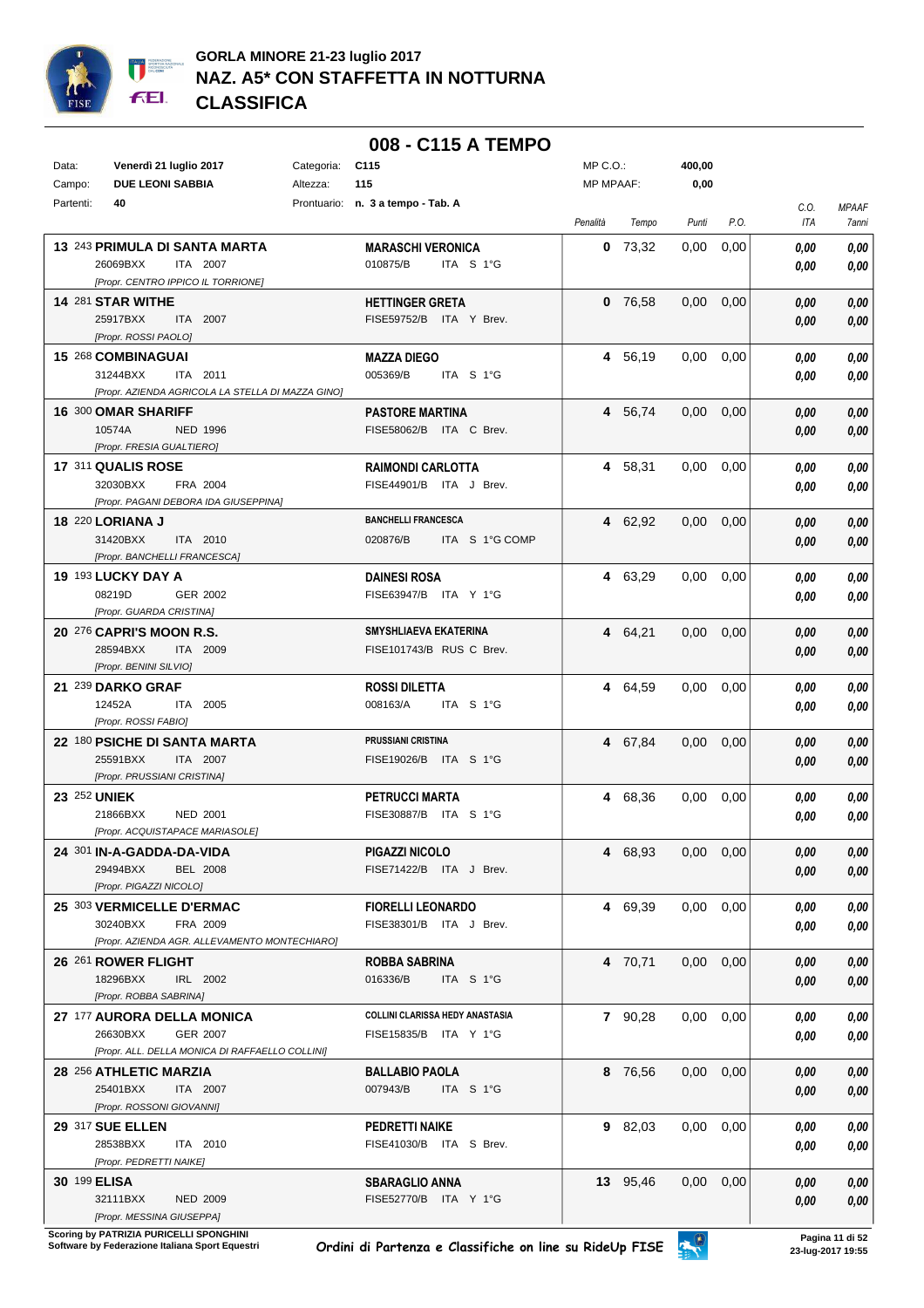# GORLA MINORE 21-23 luglio 2017
## NAZ. A5* CON STAFFETTA IN NOTTURNA
## CLASSIFICA

### 008 - C115 A TEMPO

| | | | | | |
|---|---|---|---|---|---|
| Data: | **Venerdì 21 luglio 2017** | Categoria: | **C115** | MP C.O.: | **400,00** |
| Campo: | **DUE LEONI SABBIA** | Altezza: | **115** | MP MPAAF: | **0,00** |
| Partenti: | **40** | Prontuario: | **n. 3 a tempo - Tab. A** | | |

| Class. | Cavallo | Cavaliere | Penalità | Tempo | Punti | P.O. | C.O. ITA | MPAAF 7anni |
|---|---|---|---|---|---|---|---|---|
| **13** | 243 **PRIMULA DI SANTA MARTA** 26069BXX ITA 2007 [Propr. CENTRO IPPICO IL TORRIONE] | **MARASCHI VERONICA** 010875/B ITA S 1°G | **0** | 73,32 | 0,00 | 0,00 | 0,00 / 0,00 | 0,00 / 0,00 |
| **14** | 281 **STAR WITHE** 25917BXX ITA 2007 [Propr. ROSSI PAOLO] | **HETTINGER GRETA** FISE59752/B ITA Y Brev. | **0** | 76,58 | 0,00 | 0,00 | 0,00 / 0,00 | 0,00 / 0,00 |
| **15** | 268 **COMBINAGUAI** 31244BXX ITA 2011 [Propr. AZIENDA AGRICOLA LA STELLA DI MAZZA GINO] | **MAZZA DIEGO** 005369/B ITA S 1°G | **4** | 56,19 | 0,00 | 0,00 | 0,00 / 0,00 | 0,00 / 0,00 |
| **16** | 300 **OMAR SHARIFF** 10574A NED 1996 [Propr. FRESIA GUALTIERO] | **PASTORE MARTINA** FISE58062/B ITA C Brev. | **4** | 56,74 | 0,00 | 0,00 | 0,00 / 0,00 | 0,00 / 0,00 |
| **17** | 311 **QUALIS ROSE** 32030BXX FRA 2004 [Propr. PAGANI DEBORA IDA GIUSEPPINA] | **RAIMONDI CARLOTTA** FISE44901/B ITA J Brev. | **4** | 58,31 | 0,00 | 0,00 | 0,00 / 0,00 | 0,00 / 0,00 |
| **18** | 220 **LORIANA J** 31420BXX ITA 2010 [Propr. BANCHELLI FRANCESCA] | **BANCHELLI FRANCESCA** 020876/B ITA S 1°G COMP | **4** | 62,92 | 0,00 | 0,00 | 0,00 / 0,00 | 0,00 / 0,00 |
| **19** | 193 **LUCKY DAY A** 08219D GER 2002 [Propr. GUARDA CRISTINA] | **DAINESI ROSA** FISE63947/B ITA Y 1°G | **4** | 63,29 | 0,00 | 0,00 | 0,00 / 0,00 | 0,00 / 0,00 |
| **20** | 276 **CAPRI'S MOON R.S.** 28594BXX ITA 2009 [Propr. BENINI SILVIO] | **SMYSHLIAEVA EKATERINA** FISE101743/B RUS C Brev. | **4** | 64,21 | 0,00 | 0,00 | 0,00 / 0,00 | 0,00 / 0,00 |
| **21** | 239 **DARKO GRAF** 12452A ITA 2005 [Propr. ROSSI FABIO] | **ROSSI DILETTA** 008163/A ITA S 1°G | **4** | 64,59 | 0,00 | 0,00 | 0,00 / 0,00 | 0,00 / 0,00 |
| **22** | 180 **PSICHE DI SANTA MARTA** 25591BXX ITA 2007 [Propr. PRUSSIANI CRISTINA] | **PRUSSIANI CRISTINA** FISE19026/B ITA S 1°G | **4** | 67,84 | 0,00 | 0,00 | 0,00 / 0,00 | 0,00 / 0,00 |
| **23** | 252 **UNIEK** 21866BXX NED 2001 [Propr. ACQUISTAPACE MARIASOLE] | **PETRUCCI MARTA** FISE30887/B ITA S 1°G | **4** | 68,36 | 0,00 | 0,00 | 0,00 / 0,00 | 0,00 / 0,00 |
| **24** | 301 **IN-A-GADDA-DA-VIDA** 29494BXX BEL 2008 [Propr. PIGAZZI NICOLO] | **PIGAZZI NICOLO** FISE71422/B ITA J Brev. | **4** | 68,93 | 0,00 | 0,00 | 0,00 / 0,00 | 0,00 / 0,00 |
| **25** | 303 **VERMICELLE D'ERMAC** 30240BXX FRA 2009 [Propr. AZIENDA AGR. ALLEVAMENTO MONTECHIARO] | **FIORELLI LEONARDO** FISE38301/B ITA J Brev. | **4** | 69,39 | 0,00 | 0,00 | 0,00 / 0,00 | 0,00 / 0,00 |
| **26** | 261 **ROWER FLIGHT** 18296BXX IRL 2002 [Propr. ROBBA SABRINA] | **ROBBA SABRINA** 016336/B ITA S 1°G | **4** | 70,71 | 0,00 | 0,00 | 0,00 / 0,00 | 0,00 / 0,00 |
| **27** | 177 **AURORA DELLA MONICA** 26630BXX GER 2007 [Propr. ALL. DELLA MONICA DI RAFFAELLO COLLINI] | **COLLINI CLARISSA HEDY ANASTASIA** FISE15835/B ITA Y 1°G | **7** | 90,28 | 0,00 | 0,00 | 0,00 / 0,00 | 0,00 / 0,00 |
| **28** | 256 **ATHLETIC MARZIA** 25401BXX ITA 2007 [Propr. ROSSONI GIOVANNI] | **BALLABIO PAOLA** 007943/B ITA S 1°G | **8** | 76,56 | 0,00 | 0,00 | 0,00 / 0,00 | 0,00 / 0,00 |
| **29** | 317 **SUE ELLEN** 28538BXX ITA 2010 [Propr. PEDRETTI NAIKE] | **PEDRETTI NAIKE** FISE41030/B ITA S Brev. | **9** | 82,03 | 0,00 | 0,00 | 0,00 / 0,00 | 0,00 / 0,00 |
| **30** | 199 **ELISA** 32111BXX NED 2009 [Propr. MESSINA GIUSEPPA] | **SBARAGLIO ANNA** FISE52770/B ITA Y 1°G | **13** | 95,46 | 0,00 | 0,00 | 0,00 / 0,00 | 0,00 / 0,00 |

Scoring by PATRIZIA PURICELLI SPONGHINI
Software by Federazione Italiana Sport Equestri

Ordini di Partenza e Classifiche on line su RideUp FISE

23-lug-2017 19:55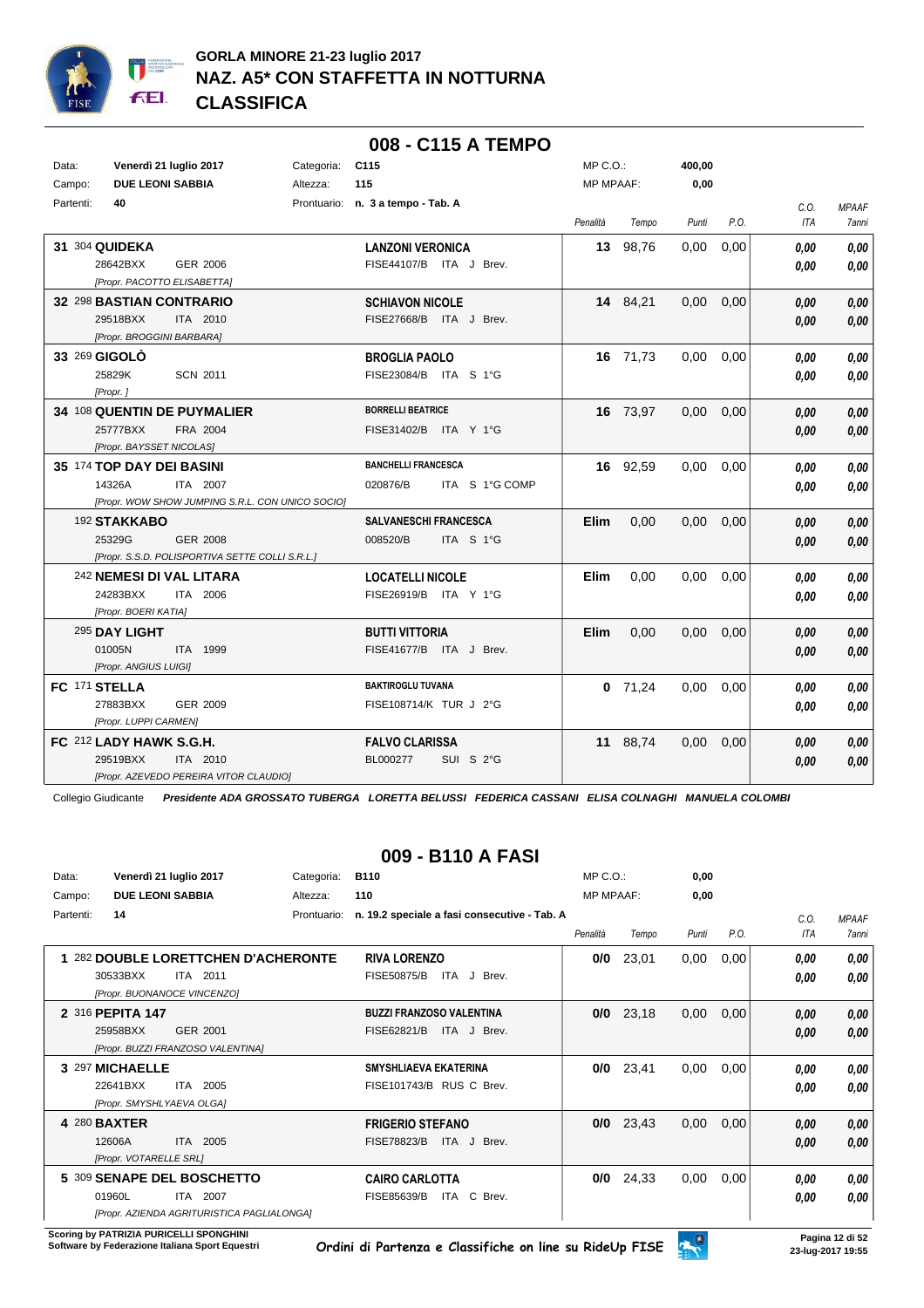# GORLA MINORE 21-23 luglio 2017
## NAZ. A5* CON STAFFETTA IN NOTTURNA
## CLASSIFICA

## 008 - C115 A TEMPO

Data: **Venerdì 21 luglio 2017** — Categoria: **C115** — MP C.O.: **400,00**
Campo: **DUE LEONI SABBIA** — Altezza: **115** — MP MPAAF: **0,00**
Partenti: **40** — Prontuario: **n. 3 a tempo - Tab. A**

| Pos. | Cavallo | Cavaliere | Penalità | Tempo | Punti | P.O. | C.O. ITA | MPAAF 7anni |
|---|---|---|---|---|---|---|---|---|
| 31 | 304 **QUIDEKA** 28642BXX GER 2006 [Propr. PACOTTO ELISABETTA] | **LANZONI VERONICA** FISE44107/B ITA J Brev. | **13** | 98,76 | 0,00 | 0,00 | 0,00 / 0,00 | 0,00 / 0,00 |
| 32 | 298 **BASTIAN CONTRARIO** 29518BXX ITA 2010 [Propr. BROGGINI BARBARA] | **SCHIAVON NICOLE** FISE27668/B ITA J Brev. | **14** | 84,21 | 0,00 | 0,00 | 0,00 / 0,00 | 0,00 / 0,00 |
| 33 | 269 **GIGOLÒ** 25829K SCN 2011 [Propr. ] | **BROGLIA PAOLO** FISE23084/B ITA S 1°G | **16** | 71,73 | 0,00 | 0,00 | 0,00 / 0,00 | 0,00 / 0,00 |
| 34 | 108 **QUENTIN DE PUYMALIER** 25777BXX FRA 2004 [Propr. BAYSSET NICOLAS] | **BORRELLI BEATRICE** FISE31402/B ITA Y 1°G | **16** | 73,97 | 0,00 | 0,00 | 0,00 / 0,00 | 0,00 / 0,00 |
| 35 | 174 **TOP DAY DEI BASINI** 14326A ITA 2007 [Propr. WOW SHOW JUMPING S.R.L. CON UNICO SOCIO] | **BANCHELLI FRANCESCA** 020876/B ITA S 1°G COMP | **16** | 92,59 | 0,00 | 0,00 | 0,00 / 0,00 | 0,00 / 0,00 |
| | 192 **STAKKABO** 25329G GER 2008 [Propr. S.S.D. POLISPORTIVA SETTE COLLI S.R.L.] | **SALVANESCHI FRANCESCA** 008520/B ITA S 1°G | **Elim** | 0,00 | 0,00 | 0,00 | 0,00 / 0,00 | 0,00 / 0,00 |
| | 242 **NEMESI DI VAL LITARA** 24283BXX ITA 2006 [Propr. BOERI KATIA] | **LOCATELLI NICOLE** FISE26919/B ITA Y 1°G | **Elim** | 0,00 | 0,00 | 0,00 | 0,00 / 0,00 | 0,00 / 0,00 |
| | 295 **DAY LIGHT** 01005N ITA 1999 [Propr. ANGIUS LUIGI] | **BUTTI VITTORIA** FISE41677/B ITA J Brev. | **Elim** | 0,00 | 0,00 | 0,00 | 0,00 / 0,00 | 0,00 / 0,00 |
| FC | 171 **STELLA** 27883BXX GER 2009 [Propr. LUPPI CARMEN] | **BAKTIROGLU TUVANA** FISE108714/K TUR J 2°G | **0** | 71,24 | 0,00 | 0,00 | 0,00 / 0,00 | 0,00 / 0,00 |
| FC | 212 **LADY HAWK S.G.H.** 29519BXX ITA 2010 [Propr. AZEVEDO PEREIRA VITOR CLAUDIO] | **FALVO CLARISSA** BL000277 SUI S 2°G | **11** | 88,74 | 0,00 | 0,00 | 0,00 / 0,00 | 0,00 / 0,00 |

Collegio Giudicante *Presidente ADA GROSSATO TUBERGA LORETTA BELUSSI FEDERICA CASSANI ELISA COLNAGHI MANUELA COLOMBI*

## 009 - B110 A FASI

Data: **Venerdì 21 luglio 2017** — Categoria: **B110** — MP C.O.: **0,00**
Campo: **DUE LEONI SABBIA** — Altezza: **110** — MP MPAAF: **0,00**
Partenti: **14** — Prontuario: **n. 19.2 speciale a fasi consecutive - Tab. A**

| Pos. | Cavallo | Cavaliere | Penalità | Tempo | Punti | P.O. | C.O. ITA | MPAAF 7anni |
|---|---|---|---|---|---|---|---|---|
| 1 | 282 **DOUBLE LORETTCHEN D'ACHERONTE** 30533BXX ITA 2011 [Propr. BUONANOCE VINCENZO] | **RIVA LORENZO** FISE50875/B ITA J Brev. | **0/0** | 23,01 | 0,00 | 0,00 | 0,00 / 0,00 | 0,00 / 0,00 |
| 2 | 316 **PEPITA 147** 25958BXX GER 2001 [Propr. BUZZI FRANZOSO VALENTINA] | **BUZZI FRANZOSO VALENTINA** FISE62821/B ITA J Brev. | **0/0** | 23,18 | 0,00 | 0,00 | 0,00 / 0,00 | 0,00 / 0,00 |
| 3 | 297 **MICHAELLE** 22641BXX ITA 2005 [Propr. SMYSHLYAEVA OLGA] | **SMYSHLIAEVA EKATERINA** FISE101743/B RUS C Brev. | **0/0** | 23,41 | 0,00 | 0,00 | 0,00 / 0,00 | 0,00 / 0,00 |
| 4 | 280 **BAXTER** 12606A ITA 2005 [Propr. VOTARELLE SRL] | **FRIGERIO STEFANO** FISE78823/B ITA J Brev. | **0/0** | 23,43 | 0,00 | 0,00 | 0,00 / 0,00 | 0,00 / 0,00 |
| 5 | 309 **SENAPE DEL BOSCHETTO** 01960L ITA 2007 [Propr. AZIENDA AGRITURISTICA PAGLIALONGA] | **CAIRO CARLOTTA** FISE85639/B ITA C Brev. | **0/0** | 24,33 | 0,00 | 0,00 | 0,00 / 0,00 | 0,00 / 0,00 |

Scoring by PATRIZIA PURICELLI SPONGHINI
Software by Federazione Italiana Sport Equestri

Ordini di Partenza e Classifiche on line su RideUp FISE

23-lug-2017 19:55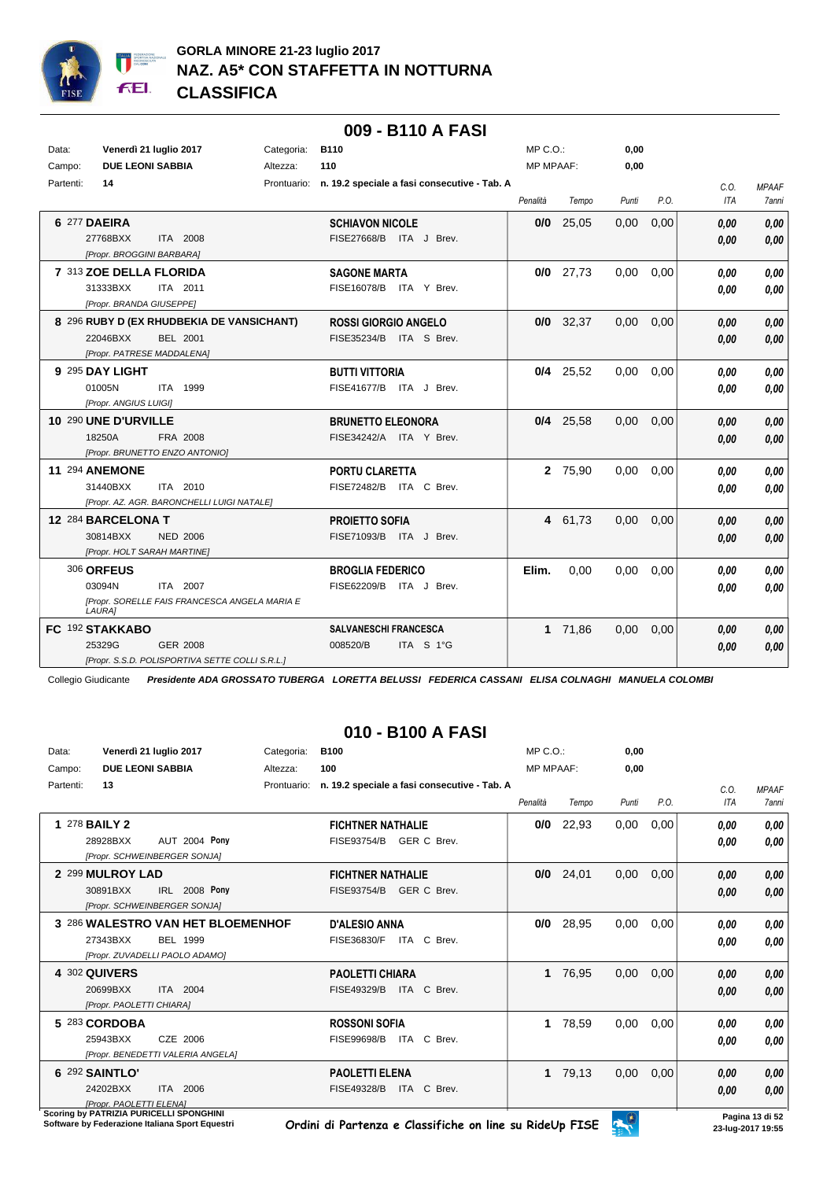# GORLA MINORE 21-23 luglio 2017
# NAZ. A5* CON STAFFETTA IN NOTTURNA
# CLASSIFICA

## 009 - B110 A FASI

Data: **Venerdì 21 luglio 2017** — Categoria: **B110** — MP C.O.: **0,00**
Campo: **DUE LEONI SABBIA** — Altezza: **110** — MP MPAAF: **0,00**
Partenti: **14** — Prontuario: **n. 19.2 speciale a fasi consecutive - Tab. A**

| Pos. | Cavallo | Cavaliere | Penalità | Tempo | Punti | P.O. | C.O. ITA | MPAAF 7anni |
|---|---|---|---|---|---|---|---|---|
| 6 | 277 **DAEIRA** 27768BXX ITA 2008 *[Propr. BROGGINI BARBARA]* | **SCHIAVON NICOLE** FISE27668/B ITA J Brev. | **0/0** | 25,05 | 0,00 | 0,00 | **0,00** / **0,00** | **0,00** / **0,00** |
| 7 | 313 **ZOE DELLA FLORIDA** 31333BXX ITA 2011 *[Propr. BRANDA GIUSEPPE]* | **SAGONE MARTA** FISE16078/B ITA Y Brev. | **0/0** | 27,73 | 0,00 | 0,00 | **0,00** / **0,00** | **0,00** / **0,00** |
| 8 | 296 **RUBY D (EX RHUDBEKIA DE VANSICHANT)** 22046BXX BEL 2001 *[Propr. PATRESE MADDALENA]* | **ROSSI GIORGIO ANGELO** FISE35234/B ITA S Brev. | **0/0** | 32,37 | 0,00 | 0,00 | **0,00** / **0,00** | **0,00** / **0,00** |
| 9 | 295 **DAY LIGHT** 01005N ITA 1999 *[Propr. ANGIUS LUIGI]* | **BUTTI VITTORIA** FISE41677/B ITA J Brev. | **0/4** | 25,52 | 0,00 | 0,00 | **0,00** / **0,00** | **0,00** / **0,00** |
| 10 | 290 **UNE D'URVILLE** 18250A FRA 2008 *[Propr. BRUNETTO ENZO ANTONIO]* | **BRUNETTO ELEONORA** FISE34242/A ITA Y Brev. | **0/4** | 25,58 | 0,00 | 0,00 | **0,00** / **0,00** | **0,00** / **0,00** |
| 11 | 294 **ANEMONE** 31440BXX ITA 2010 *[Propr. AZ. AGR. BARONCHELLI LUIGI NATALE]* | **PORTU CLARETTA** FISE72482/B ITA C Brev. | **2** | 75,90 | 0,00 | 0,00 | **0,00** / **0,00** | **0,00** / **0,00** |
| 12 | 284 **BARCELONA T** 30814BXX NED 2006 *[Propr. HOLT SARAH MARTINE]* | **PROIETTO SOFIA** FISE71093/B ITA J Brev. | **4** | 61,73 | 0,00 | 0,00 | **0,00** / **0,00** | **0,00** / **0,00** |
| | 306 **ORFEUS** 03094N ITA 2007 *[Propr. SORELLE FAIS FRANCESCA ANGELA MARIA E LAURA]* | **BROGLIA FEDERICO** FISE62209/B ITA J Brev. | **Elim.** | 0,00 | 0,00 | 0,00 | **0,00** / **0,00** | **0,00** / **0,00** |
| FC | 192 **STAKKABO** 25329G GER 2008 *[Propr. S.S.D. POLISPORTIVA SETTE COLLI S.R.L.]* | **SALVANESCHI FRANCESCA** 008520/B ITA S 1°G | **1** | 71,86 | 0,00 | 0,00 | **0,00** / **0,00** | **0,00** / **0,00** |

Collegio Giudicante *Presidente ADA GROSSATO TUBERGA LORETTA BELUSSI FEDERICA CASSANI ELISA COLNAGHI MANUELA COLOMBI*

## 010 - B100 A FASI

Data: **Venerdì 21 luglio 2017** — Categoria: **B100** — MP C.O.: **0,00**
Campo: **DUE LEONI SABBIA** — Altezza: **100** — MP MPAAF: **0,00**
Partenti: **13** — Prontuario: **n. 19.2 speciale a fasi consecutive - Tab. A**

| Pos. | Cavallo | Cavaliere | Penalità | Tempo | Punti | P.O. | C.O. ITA | MPAAF 7anni |
|---|---|---|---|---|---|---|---|---|
| 1 | 278 **BAILY 2** 28928BXX AUT 2004 **Pony** *[Propr. SCHWEINBERGER SONJA]* | **FICHTNER NATHALIE** FISE93754/B GER C Brev. | **0/0** | 22,93 | 0,00 | 0,00 | **0,00** / **0,00** | **0,00** / **0,00** |
| 2 | 299 **MULROY LAD** 30891BXX IRL 2008 **Pony** *[Propr. SCHWEINBERGER SONJA]* | **FICHTNER NATHALIE** FISE93754/B GER C Brev. | **0/0** | 24,01 | 0,00 | 0,00 | **0,00** / **0,00** | **0,00** / **0,00** |
| 3 | 286 **WALESTRO VAN HET BLOEMENHOF** 27343BXX BEL 1999 *[Propr. ZUVADELLI PAOLO ADAMO]* | **D'ALESIO ANNA** FISE36830/F ITA C Brev. | **0/0** | 28,95 | 0,00 | 0,00 | **0,00** / **0,00** | **0,00** / **0,00** |
| 4 | 302 **QUIVERS** 20699BXX ITA 2004 *[Propr. PAOLETTI CHIARA]* | **PAOLETTI CHIARA** FISE49329/B ITA C Brev. | **1** | 76,95 | 0,00 | 0,00 | **0,00** / **0,00** | **0,00** / **0,00** |
| 5 | 283 **CORDOBA** 25943BXX CZE 2006 *[Propr. BENEDETTI VALERIA ANGELA]* | **ROSSONI SOFIA** FISE99698/B ITA C Brev. | **1** | 78,59 | 0,00 | 0,00 | **0,00** / **0,00** | **0,00** / **0,00** |
| 6 | 292 **SAINTLO'** 24202BXX ITA 2006 *[Propr. PAOLETTI ELENA]* | **PAOLETTI ELENA** FISE49328/B ITA C Brev. | **1** | 79,13 | 0,00 | 0,00 | **0,00** / **0,00** | **0,00** / **0,00** |

Scoring by PATRIZIA PURICELLI SPONGHINI
Software by Federazione Italiana Sport Equestri
*Ordini di Partenza e Classifiche on line su RideUp FISE*
23-lug-2017 19:55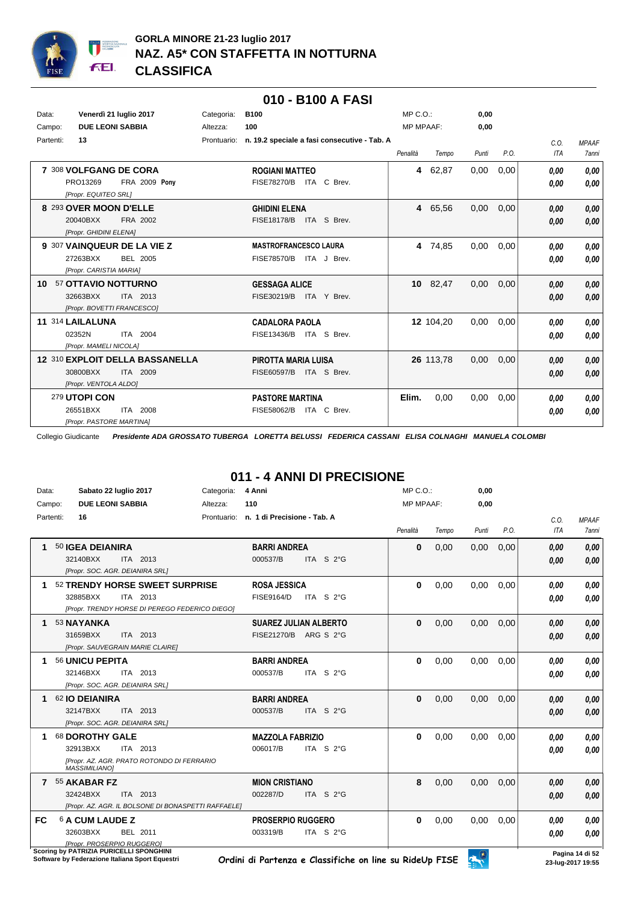# GORLA MINORE 21-23 luglio 2017
## NAZ. A5* CON STAFFETTA IN NOTTURNA
## CLASSIFICA

### 010 - B100 A FASI

Data: Venerdì 21 luglio 2017 — Categoria: B100 — MP C.O.: 0,00
Campo: DUE LEONI SABBIA — Altezza: 100 — MP MPAAF: 0,00
Partenti: 13 — Prontuario: n. 19.2 speciale a fasi consecutive - Tab. A

| Pos. | Cavallo | Cavaliere | Penalità | Tempo | Punti | P.O. | C.O. ITA | MPAAF 7anni |
|---|---|---|---|---|---|---|---|---|
| 7 | 308 **VOLFGANG DE CORA** PRO13269 FRA 2009 **Pony** *[Propr. EQUITEO SRL]* | **ROGIANI MATTEO** FISE78270/B ITA C Brev. | 4 | 62,87 | 0,00 | 0,00 | 0,00 / 0,00 | 0,00 / 0,00 |
| 8 | 293 **OVER MOON D'ELLE** 20040BXX FRA 2002 *[Propr. GHIDINI ELENA]* | **GHIDINI ELENA** FISE18178/B ITA S Brev. | 4 | 65,56 | 0,00 | 0,00 | 0,00 / 0,00 | 0,00 / 0,00 |
| 9 | 307 **VAINQUEUR DE LA VIE Z** 27263BXX BEL 2005 *[Propr. CARISTIA MARIA]* | **MASTROFRANCESCO LAURA** FISE78570/B ITA J Brev. | 4 | 74,85 | 0,00 | 0,00 | 0,00 / 0,00 | 0,00 / 0,00 |
| 10 | 57 **OTTAVIO NOTTURNO** 32663BXX ITA 2013 *[Propr. BOVETTI FRANCESCO]* | **GESSAGA ALICE** FISE30219/B ITA Y Brev. | 10 | 82,47 | 0,00 | 0,00 | 0,00 / 0,00 | 0,00 / 0,00 |
| 11 | 314 **LAILALUNA** 02352N ITA 2004 *[Propr. MAMELI NICOLA]* | **CADALORA PAOLA** FISE13436/B ITA S Brev. | 12 | 104,20 | 0,00 | 0,00 | 0,00 / 0,00 | 0,00 / 0,00 |
| 12 | 310 **EXPLOIT DELLA BASSANELLA** 30800BXX ITA 2009 *[Propr. VENTOLA ALDO]* | **PIROTTA MARIA LUISA** FISE60597/B ITA S Brev. | 26 | 113,78 | 0,00 | 0,00 | 0,00 / 0,00 | 0,00 / 0,00 |
| | 279 **UTOPI CON** 26551BXX ITA 2008 *[Propr. PASTORE MARTINA]* | **PASTORE MARTINA** FISE58062/B ITA C Brev. | Elim. | 0,00 | 0,00 | 0,00 | 0,00 / 0,00 | 0,00 / 0,00 |

Collegio Giudicante *Presidente ADA GROSSATO TUBERGA LORETTA BELUSSI FEDERICA CASSANI ELISA COLNAGHI MANUELA COLOMBI*

### 011 - 4 ANNI DI PRECISIONE

Data: Sabato 22 luglio 2017 — Categoria: 4 Anni — MP C.O.: 0,00
Campo: DUE LEONI SABBIA — Altezza: 110 — MP MPAAF: 0,00
Partenti: 16 — Prontuario: n. 1 di Precisione - Tab. A

| Pos. | Cavallo | Cavaliere | Penalità | Tempo | Punti | P.O. | C.O. ITA | MPAAF 7anni |
|---|---|---|---|---|---|---|---|---|
| 1 | 50 **IGEA DEIANIRA** 32140BXX ITA 2013 *[Propr. SOC. AGR. DEIANIRA SRL]* | **BARRI ANDREA** 000537/B ITA S 2°G | 0 | 0,00 | 0,00 | 0,00 | 0,00 / 0,00 | 0,00 / 0,00 |
| 1 | 52 **TRENDY HORSE SWEET SURPRISE** 32885BXX ITA 2013 *[Propr. TRENDY HORSE DI PEREGO FEDERICO DIEGO]* | **ROSA JESSICA** FISE9164/D ITA S 2°G | 0 | 0,00 | 0,00 | 0,00 | 0,00 / 0,00 | 0,00 / 0,00 |
| 1 | 53 **NAYANKA** 31659BXX ITA 2013 *[Propr. SAUVEGRAIN MARIE CLAIRE]* | **SUAREZ JULIAN ALBERTO** FISE21270/B ARG S 2°G | 0 | 0,00 | 0,00 | 0,00 | 0,00 / 0,00 | 0,00 / 0,00 |
| 1 | 56 **UNICU PEPITA** 32146BXX ITA 2013 *[Propr. SOC. AGR. DEIANIRA SRL]* | **BARRI ANDREA** 000537/B ITA S 2°G | 0 | 0,00 | 0,00 | 0,00 | 0,00 / 0,00 | 0,00 / 0,00 |
| 1 | 62 **IO DEIANIRA** 32147BXX ITA 2013 *[Propr. SOC. AGR. DEIANIRA SRL]* | **BARRI ANDREA** 000537/B ITA S 2°G | 0 | 0,00 | 0,00 | 0,00 | 0,00 / 0,00 | 0,00 / 0,00 |
| 1 | 68 **DOROTHY GALE** 32913BXX ITA 2013 *[Propr. AZ. AGR. PRATO ROTONDO DI FERRARIO MASSIMILIANO]* | **MAZZOLA FABRIZIO** 006017/B ITA S 2°G | 0 | 0,00 | 0,00 | 0,00 | 0,00 / 0,00 | 0,00 / 0,00 |
| 7 | 55 **AKABAR FZ** 32424BXX ITA 2013 *[Propr. AZ. AGR. IL BOLSONE DI BONASPETTI RAFFAELE]* | **MION CRISTIANO** 002287/D ITA S 2°G | 8 | 0,00 | 0,00 | 0,00 | 0,00 / 0,00 | 0,00 / 0,00 |
| FC | 6 **A CUM LAUDE Z** 32603BXX BEL 2011 *[Propr. PROSERPIO RUGGERO]* | **PROSERPIO RUGGERO** 003319/B ITA S 2°G | 0 | 0,00 | 0,00 | 0,00 | 0,00 / 0,00 | 0,00 / 0,00 |

Scoring by PATRIZIA PURICELLI SPONGHINI
Software by Federazione Italiana Sport Equestri

Ordini di Partenza e Classifiche on line su RideUp FISE

23-lug-2017 19:55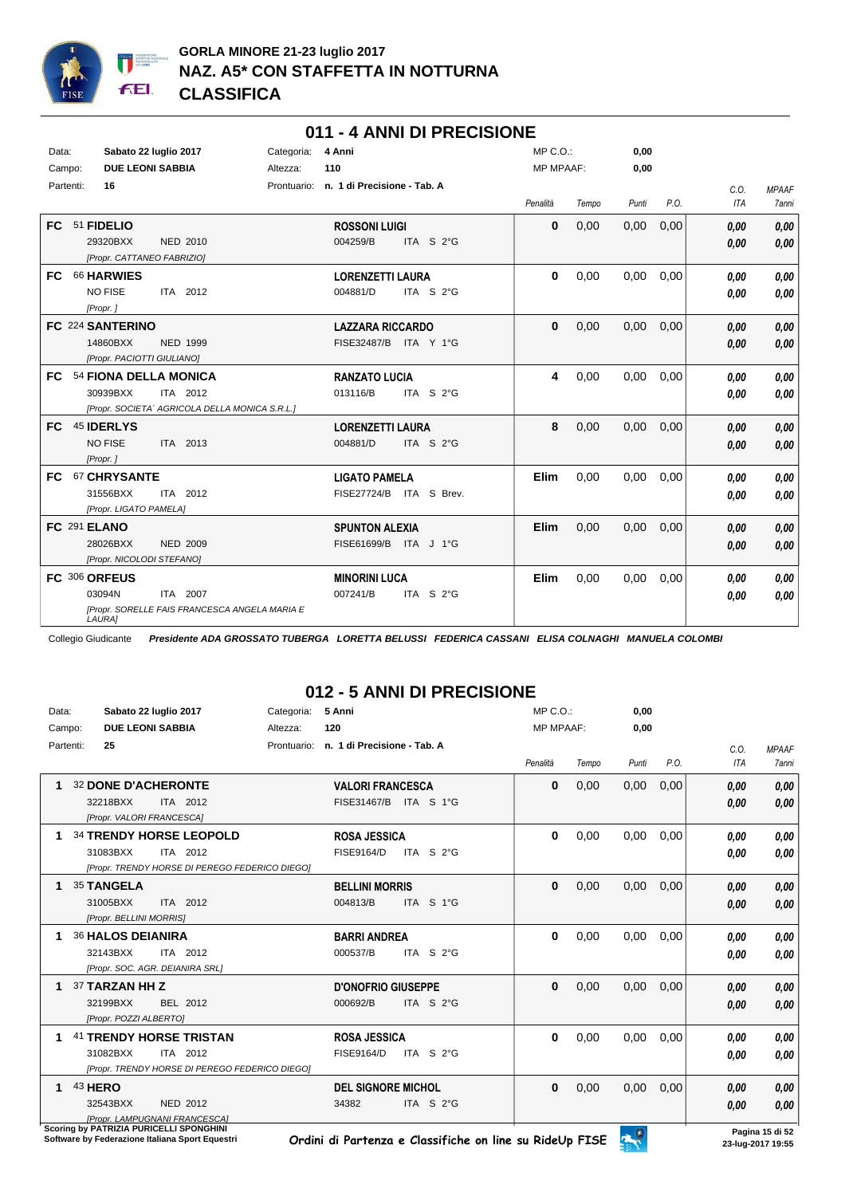# GORLA MINORE 21-23 luglio 2017
## NAZ. A5* CON STAFFETTA IN NOTTURNA
## CLASSIFICA

## 011 - 4 ANNI DI PRECISIONE

Data: **Sabato 22 luglio 2017** Categoria: **4 Anni** MP C.O.: **0,00**
Campo: **DUE LEONI SABBIA** Altezza: **110** MP MPAAF: **0,00**
Partenti: **16** Prontuario: **n. 1 di Precisione - Tab. A**

| | Cavallo | Cavaliere | Penalità | Tempo | Punti | P.O. | C.O. ITA | MPAAF 7anni |
|---|---|---|---|---|---|---|---|---|
| FC | 51 **FIDELIO** 29320BXX NED 2010 [Propr. CATTANEO FABRIZIO] | **ROSSONI LUIGI** 004259/B ITA S 2°G | **0** | 0,00 | 0,00 | 0,00 | *0,00* *0,00* | *0,00* *0,00* |
| FC | 66 **HARWIES** NO FISE ITA 2012 [Propr. ] | **LORENZETTI LAURA** 004881/D ITA S 2°G | **0** | 0,00 | 0,00 | 0,00 | *0,00* *0,00* | *0,00* *0,00* |
| FC | 224 **SANTERINO** 14860BXX NED 1999 [Propr. PACIOTTI GIULIANO] | **LAZZARA RICCARDO** FISE32487/B ITA Y 1°G | **0** | 0,00 | 0,00 | 0,00 | *0,00* *0,00* | *0,00* *0,00* |
| FC | 54 **FIONA DELLA MONICA** 30939BXX ITA 2012 [Propr. SOCIETA´ AGRICOLA DELLA MONICA S.R.L.] | **RANZATO LUCIA** 013116/B ITA S 2°G | **4** | 0,00 | 0,00 | 0,00 | *0,00* *0,00* | *0,00* *0,00* |
| FC | 45 **IDERLYS** NO FISE ITA 2013 [Propr. ] | **LORENZETTI LAURA** 004881/D ITA S 2°G | **8** | 0,00 | 0,00 | 0,00 | *0,00* *0,00* | *0,00* *0,00* |
| FC | 67 **CHRYSANTE** 31556BXX ITA 2012 [Propr. LIGATO PAMELA] | **LIGATO PAMELA** FISE27724/B ITA S Brev. | **Elim** | 0,00 | 0,00 | 0,00 | *0,00* *0,00* | *0,00* *0,00* |
| FC | 291 **ELANO** 28026BXX NED 2009 [Propr. NICOLODI STEFANO] | **SPUNTON ALEXIA** FISE61699/B ITA J 1°G | **Elim** | 0,00 | 0,00 | 0,00 | *0,00* *0,00* | *0,00* *0,00* |
| FC | 306 **ORFEUS** 03094N ITA 2007 [Propr. SORELLE FAIS FRANCESCA ANGELA MARIA E LAURA] | **MINORINI LUCA** 007241/B ITA S 2°G | **Elim** | 0,00 | 0,00 | 0,00 | *0,00* *0,00* | *0,00* *0,00* |

Collegio Giudicante ***Presidente ADA GROSSATO TUBERGA LORETTA BELUSSI FEDERICA CASSANI ELISA COLNAGHI MANUELA COLOMBI***

## 012 - 5 ANNI DI PRECISIONE

Data: **Sabato 22 luglio 2017** Categoria: **5 Anni** MP C.O.: **0,00**
Campo: **DUE LEONI SABBIA** Altezza: **120** MP MPAAF: **0,00**
Partenti: **25** Prontuario: **n. 1 di Precisione - Tab. A**

| | Cavallo | Cavaliere | Penalità | Tempo | Punti | P.O. | C.O. ITA | MPAAF 7anni |
|---|---|---|---|---|---|---|---|---|
| 1 | 32 **DONE D'ACHERONTE** 32218BXX ITA 2012 [Propr. VALORI FRANCESCA] | **VALORI FRANCESCA** FISE31467/B ITA S 1°G | **0** | 0,00 | 0,00 | 0,00 | *0,00* *0,00* | *0,00* *0,00* |
| 1 | 34 **TRENDY HORSE LEOPOLD** 31083BXX ITA 2012 [Propr. TRENDY HORSE DI PEREGO FEDERICO DIEGO] | **ROSA JESSICA** FISE9164/D ITA S 2°G | **0** | 0,00 | 0,00 | 0,00 | *0,00* *0,00* | *0,00* *0,00* |
| 1 | 35 **TANGELA** 31005BXX ITA 2012 [Propr. BELLINI MORRIS] | **BELLINI MORRIS** 004813/B ITA S 1°G | **0** | 0,00 | 0,00 | 0,00 | *0,00* *0,00* | *0,00* *0,00* |
| 1 | 36 **HALOS DEIANIRA** 32143BXX ITA 2012 [Propr. SOC. AGR. DEIANIRA SRL] | **BARRI ANDREA** 000537/B ITA S 2°G | **0** | 0,00 | 0,00 | 0,00 | *0,00* *0,00* | *0,00* *0,00* |
| 1 | 37 **TARZAN HH Z** 32199BXX BEL 2012 [Propr. POZZI ALBERTO] | **D'ONOFRIO GIUSEPPE** 000692/B ITA S 2°G | **0** | 0,00 | 0,00 | 0,00 | *0,00* *0,00* | *0,00* *0,00* |
| 1 | 41 **TRENDY HORSE TRISTAN** 31082BXX ITA 2012 [Propr. TRENDY HORSE DI PEREGO FEDERICO DIEGO] | **ROSA JESSICA** FISE9164/D ITA S 2°G | **0** | 0,00 | 0,00 | 0,00 | *0,00* *0,00* | *0,00* *0,00* |
| 1 | 43 **HERO** 32543BXX NED 2012 [Propr. LAMPUGNANI FRANCESCA] | **DEL SIGNORE MICHOL** 34382 ITA S 2°G | **0** | 0,00 | 0,00 | 0,00 | *0,00* *0,00* | *0,00* *0,00* |

Scoring by PATRIZIA PURICELLI SPONGHINI
Software by Federazione Italiana Sport Equestri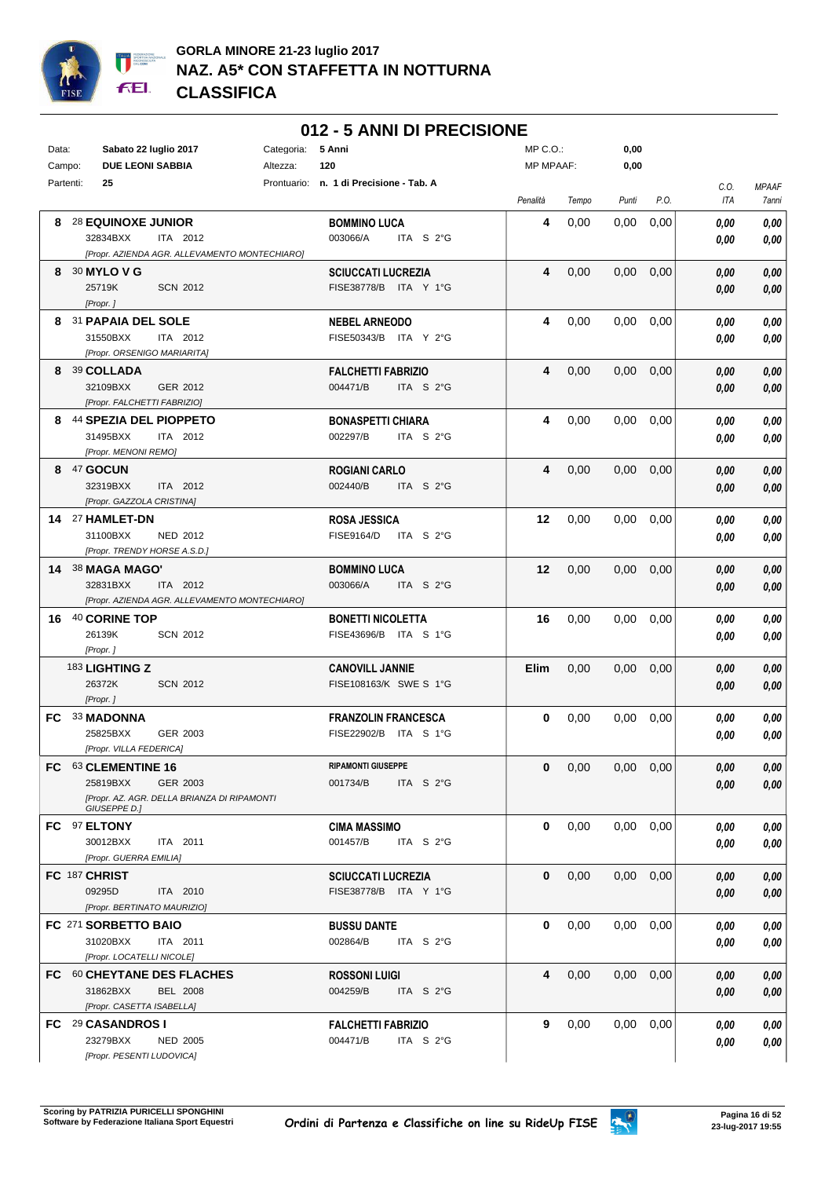# GORLA MINORE 21-23 luglio 2017
## NAZ. A5* CON STAFFETTA IN NOTTURNA
## CLASSIFICA

### 012 - 5 ANNI DI PRECISIONE

| | | | | | |
|---|---|---|---|---|---|
| Data: | Sabato 22 luglio 2017 | Categoria: | 5 Anni | MP C.O.: | 0,00 |
| Campo: | DUE LEONI SABBIA | Altezza: | 120 | MP MPAAF: | 0,00 |
| Partenti: | 25 | Prontuario: | n. 1 di Precisione - Tab. A | | |

| Class. | Cavallo | Cavaliere | Penalità | Tempo | Punti | P.O. | C.O. ITA | MPAAF 7anni |
|---|---|---|---|---|---|---|---|---|
| 8 | 28 **EQUINOXE JUNIOR**<br>32834BXX ITA 2012<br>*[Propr. AZIENDA AGR. ALLEVAMENTO MONTECHIARO]* | **BOMMINO LUCA**<br>003066/A ITA S 2°G | 4 | 0,00 | 0,00 | 0,00 | 0,00<br>0,00 | 0,00<br>0,00 |
| 8 | 30 **MYLO V G**<br>25719K SCN 2012<br>*[Propr. ]* | **SCIUCCATI LUCREZIA**<br>FISE38778/B ITA Y 1°G | 4 | 0,00 | 0,00 | 0,00 | 0,00<br>0,00 | 0,00<br>0,00 |
| 8 | 31 **PAPAIA DEL SOLE**<br>31550BXX ITA 2012<br>*[Propr. ORSENIGO MARIARITA]* | **NEBEL ARNEODO**<br>FISE50343/B ITA Y 2°G | 4 | 0,00 | 0,00 | 0,00 | 0,00<br>0,00 | 0,00<br>0,00 |
| 8 | 39 **COLLADA**<br>32109BXX GER 2012<br>*[Propr. FALCHETTI FABRIZIO]* | **FALCHETTI FABRIZIO**<br>004471/B ITA S 2°G | 4 | 0,00 | 0,00 | 0,00 | 0,00<br>0,00 | 0,00<br>0,00 |
| 8 | 44 **SPEZIA DEL PIOPPETO**<br>31495BXX ITA 2012<br>*[Propr. MENONI REMO]* | **BONASPETTI CHIARA**<br>002297/B ITA S 2°G | 4 | 0,00 | 0,00 | 0,00 | 0,00<br>0,00 | 0,00<br>0,00 |
| 8 | 47 **GOCUN**<br>32319BXX ITA 2012<br>*[Propr. GAZZOLA CRISTINA]* | **ROGIANI CARLO**<br>002440/B ITA S 2°G | 4 | 0,00 | 0,00 | 0,00 | 0,00<br>0,00 | 0,00<br>0,00 |
| 14 | 27 **HAMLET-DN**<br>31100BXX NED 2012<br>*[Propr. TRENDY HORSE A.S.D.]* | **ROSA JESSICA**<br>FISE9164/D ITA S 2°G | 12 | 0,00 | 0,00 | 0,00 | 0,00<br>0,00 | 0,00<br>0,00 |
| 14 | 38 **MAGA MAGO'**<br>32831BXX ITA 2012<br>*[Propr. AZIENDA AGR. ALLEVAMENTO MONTECHIARO]* | **BOMMINO LUCA**<br>003066/A ITA S 2°G | 12 | 0,00 | 0,00 | 0,00 | 0,00<br>0,00 | 0,00<br>0,00 |
| 16 | 40 **CORINE TOP**<br>26139K SCN 2012<br>*[Propr. ]* | **BONETTI NICOLETTA**<br>FISE43696/B ITA S 1°G | 16 | 0,00 | 0,00 | 0,00 | 0,00<br>0,00 | 0,00<br>0,00 |
| | 183 **LIGHTING Z**<br>26372K SCN 2012<br>*[Propr. ]* | **CANOVILL JANNIE**<br>FISE108163/K SWE S 1°G | Elim | 0,00 | 0,00 | 0,00 | 0,00<br>0,00 | 0,00<br>0,00 |
| FC | 33 **MADONNA**<br>25825BXX GER 2003<br>*[Propr. VILLA FEDERICA]* | **FRANZOLIN FRANCESCA**<br>FISE22902/B ITA S 1°G | 0 | 0,00 | 0,00 | 0,00 | 0,00<br>0,00 | 0,00<br>0,00 |
| FC | 63 **CLEMENTINE 16**<br>25819BXX GER 2003<br>*[Propr. AZ. AGR. DELLA BRIANZA DI RIPAMONTI GIUSEPPE D.]* | **RIPAMONTI GIUSEPPE**<br>001734/B ITA S 2°G | 0 | 0,00 | 0,00 | 0,00 | 0,00<br>0,00 | 0,00<br>0,00 |
| FC | 97 **ELTONY**<br>30012BXX ITA 2011<br>*[Propr. GUERRA EMILIA]* | **CIMA MASSIMO**<br>001457/B ITA S 2°G | 0 | 0,00 | 0,00 | 0,00 | 0,00<br>0,00 | 0,00<br>0,00 |
| FC | 187 **CHRIST**<br>09295D ITA 2010<br>*[Propr. BERTINATO MAURIZIO]* | **SCIUCCATI LUCREZIA**<br>FISE38778/B ITA Y 1°G | 0 | 0,00 | 0,00 | 0,00 | 0,00<br>0,00 | 0,00<br>0,00 |
| FC | 271 **SORBETTO BAIO**<br>31020BXX ITA 2011<br>*[Propr. LOCATELLI NICOLE]* | **BUSSU DANTE**<br>002864/B ITA S 2°G | 0 | 0,00 | 0,00 | 0,00 | 0,00<br>0,00 | 0,00<br>0,00 |
| FC | 60 **CHEYTANE DES FLACHES**<br>31862BXX BEL 2008<br>*[Propr. CASETTA ISABELLA]* | **ROSSONI LUIGI**<br>004259/B ITA S 2°G | 4 | 0,00 | 0,00 | 0,00 | 0,00<br>0,00 | 0,00<br>0,00 |
| FC | 29 **CASANDROS I**<br>23279BXX NED 2005<br>*[Propr. PESENTI LUDOVICA]* | **FALCHETTI FABRIZIO**<br>004471/B ITA S 2°G | 9 | 0,00 | 0,00 | 0,00 | 0,00<br>0,00 | 0,00<br>0,00 |

**Scoring by PATRIZIA PURICELLI SPONGHINI**
**Software by Federazione Italiana Sport Equestri**

Ordini di Partenza e Classifiche on line su RideUp FISE

23-lug-2017 19:55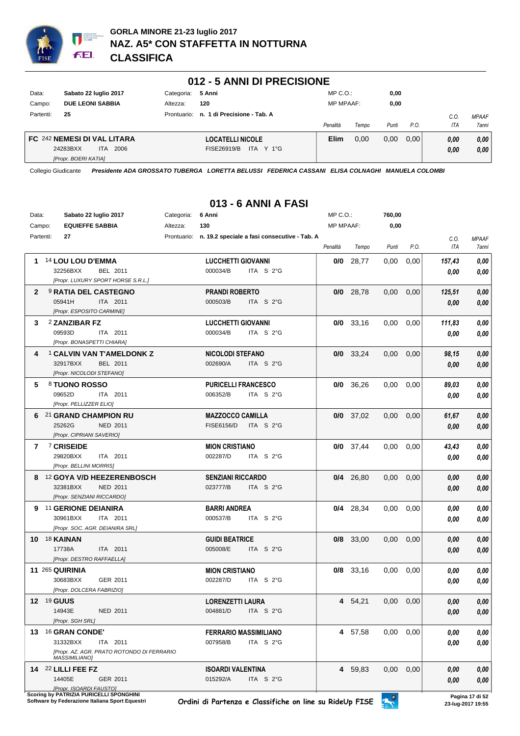# GORLA MINORE 21-23 luglio 2017
## NAZ. A5* CON STAFFETTA IN NOTTURNA
## CLASSIFICA

### 012 - 5 ANNI DI PRECISIONE

| | | | | | |
|---|---|---|---|---|---|
| Data: | Sabato 22 luglio 2017 | Categoria: | 5 Anni | MP C.O.: | 0,00 |
| Campo: | DUE LEONI SABBIA | Altezza: | 120 | MP MPAAF: | 0,00 |
| Partenti: | 25 | Prontuario: | n. 1 di Precisione - Tab. A | | |

| Pos. | Cavallo | Cavaliere | Penalità | Tempo | Punti | P.O. | C.O. ITA | MPAAF 7anni |
|---|---|---|---|---|---|---|---|---|
| FC | 242 **NEMESI DI VAL LITARA** 24283BXX ITA 2006 [Propr. BOERI KATIA] | **LOCATELLI NICOLE** FISE26919/B ITA Y 1°G | **Elim** | 0,00 | 0,00 | 0,00 | 0,00 / 0,00 | 0,00 / 0,00 |

Collegio Giudicante *Presidente ADA GROSSATO TUBERGA LORETTA BELUSSI FEDERICA CASSANI ELISA COLNAGHI MANUELA COLOMBI*

### 013 - 6 ANNI A FASI

| | | | | | |
|---|---|---|---|---|---|
| Data: | Sabato 22 luglio 2017 | Categoria: | 6 Anni | MP C.O.: | 760,00 |
| Campo: | EQUIEFFE SABBIA | Altezza: | 130 | MP MPAAF: | 0,00 |
| Partenti: | 27 | Prontuario: | n. 19.2 speciale a fasi consecutive - Tab. A | | |

| Pos. | Cavallo | Cavaliere | Penalità | Tempo | Punti | P.O. | C.O. ITA | MPAAF 7anni |
|---|---|---|---|---|---|---|---|---|
| 1 | 14 **LOU LOU D'EMMA** 32256BXX BEL 2011 [Propr. LUXURY SPORT HORSE S.R.L.] | **LUCCHETTI GIOVANNI** 000034/B ITA S 2°G | **0/0** | 28,77 | 0,00 | 0,00 | 157,43 / 0,00 | 0,00 / 0,00 |
| 2 | 9 **RATIA DEL CASTEGNO** 05941H ITA 2011 [Propr. ESPOSITO CARMINE] | **PRANDI ROBERTO** 000503/B ITA S 2°G | **0/0** | 28,78 | 0,00 | 0,00 | 125,51 / 0,00 | 0,00 / 0,00 |
| 3 | 2 **ZANZIBAR FZ** 09593D ITA 2011 [Propr. BONASPETTI CHIARA] | **LUCCHETTI GIOVANNI** 000034/B ITA S 2°G | **0/0** | 33,16 | 0,00 | 0,00 | 111,83 / 0,00 | 0,00 / 0,00 |
| 4 | 1 **CALVIN VAN T'AMELDONK Z** 32917BXX BEL 2011 [Propr. NICOLODI STEFANO] | **NICOLODI STEFANO** 002690/A ITA S 2°G | **0/0** | 33,24 | 0,00 | 0,00 | 98,15 / 0,00 | 0,00 / 0,00 |
| 5 | 8 **TUONO ROSSO** 09652D ITA 2011 [Propr. PELLIZZER ELIO] | **PURICELLI FRANCESCO** 006352/B ITA S 2°G | **0/0** | 36,26 | 0,00 | 0,00 | 89,03 / 0,00 | 0,00 / 0,00 |
| 6 | 21 **GRAND CHAMPION RU** 25262G NED 2011 [Propr. CIPRIANI SAVERIO] | **MAZZOCCO CAMILLA** FISE6156/D ITA S 2°G | **0/0** | 37,02 | 0,00 | 0,00 | 61,67 / 0,00 | 0,00 / 0,00 |
| 7 | 7 **CRISEIDE** 29820BXX ITA 2011 [Propr. BELLINI MORRIS] | **MION CRISTIANO** 002287/D ITA S 2°G | **0/0** | 37,44 | 0,00 | 0,00 | 43,43 / 0,00 | 0,00 / 0,00 |
| 8 | 12 **GOYA V/D HEEZERENBOSCH** 32381BXX NED 2011 [Propr. SENZIANI RICCARDO] | **SENZIANI RICCARDO** 023777/B ITA S 2°G | **0/4** | 26,80 | 0,00 | 0,00 | 0,00 / 0,00 | 0,00 / 0,00 |
| 9 | 11 **GERIONE DEIANIRA** 30961BXX ITA 2011 [Propr. SOC. AGR. DEIANIRA SRL] | **BARRI ANDREA** 000537/B ITA S 2°G | **0/4** | 28,34 | 0,00 | 0,00 | 0,00 / 0,00 | 0,00 / 0,00 |
| 10 | 18 **KAINAN** 17738A ITA 2011 [Propr. DESTRO RAFFAELLA] | **GUIDI BEATRICE** 005008/E ITA S 2°G | **0/8** | 33,00 | 0,00 | 0,00 | 0,00 / 0,00 | 0,00 / 0,00 |
| 11 | 265 **QUIRINIA** 30683BXX GER 2011 [Propr. DOLCERA FABRIZIO] | **MION CRISTIANO** 002287/D ITA S 2°G | **0/8** | 33,16 | 0,00 | 0,00 | 0,00 / 0,00 | 0,00 / 0,00 |
| 12 | 19 **GUUS** 14943E NED 2011 [Propr. SGH SRL] | **LORENZETTI LAURA** 004881/D ITA S 2°G | **4** | 54,21 | 0,00 | 0,00 | 0,00 / 0,00 | 0,00 / 0,00 |
| 13 | 16 **GRAN CONDE'** 31332BXX ITA 2011 [Propr. AZ. AGR. PRATO ROTONDO DI FERRARIO MASSIMILIANO] | **FERRARIO MASSIMILIANO** 007958/B ITA S 2°G | **4** | 57,58 | 0,00 | 0,00 | 0,00 / 0,00 | 0,00 / 0,00 |
| 14 | 22 **LILLI FEE FZ** 14405E GER 2011 [Propr. ISOARDI FAUSTO] | **ISOARDI VALENTINA** 015292/A ITA S 2°G | **4** | 59,83 | 0,00 | 0,00 | 0,00 / 0,00 | 0,00 / 0,00 |

Scoring by PATRIZIA PURICELLI SPONGHINI
Software by Federazione Italiana Sport Equestri

Ordini di Partenza e Classifiche on line su RideUp FISE

23-lug-2017 19:55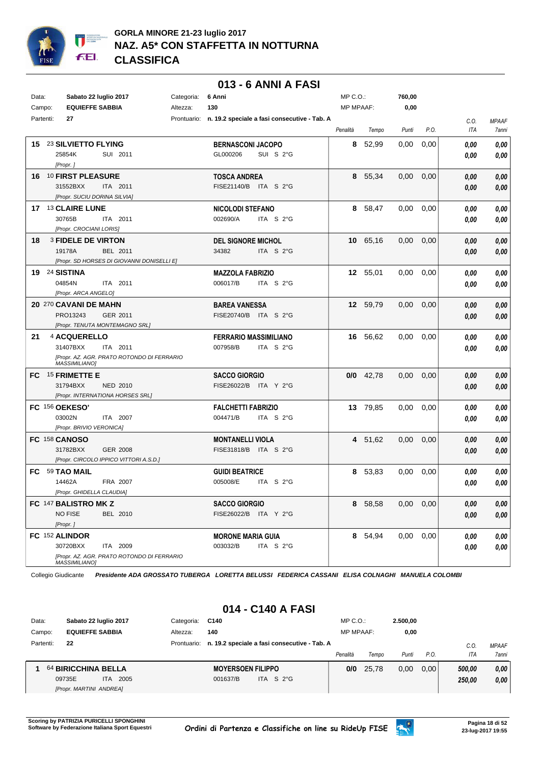# GORLA MINORE 21-23 luglio 2017
## NAZ. A5* CON STAFFETTA IN NOTTURNA
## CLASSIFICA

### 013 - 6 ANNI A FASI

Data: **Sabato 22 luglio 2017** Categoria: **6 Anni** MP C.O.: **760,00**
Campo: **EQUIEFFE SABBIA** Altezza: **130** MP MPAAF: **0,00**
Partenti: **27** Prontuario: **n. 19.2 speciale a fasi consecutive - Tab. A**

| Pos. | Cavallo | Cavaliere | Penalità | Tempo | Punti | P.O. | C.O. ITA | MPAAF 7anni |
|---|---|---|---|---|---|---|---|---|
| 15 | 23 **SILVIETTO FLYING** 25854K SUI 2011 [Propr. ] | **BERNASCONI JACOPO** GL000206 SUI S 2°G | **8** | 52,99 | 0,00 | 0,00 | ***0,00*** ***0,00*** | ***0,00*** ***0,00*** |
| 16 | 10 **FIRST PLEASURE** 31552BXX ITA 2011 [Propr. SUCIU DORINA SILVIA] | **TOSCA ANDREA** FISE21140/B ITA S 2°G | **8** | 55,34 | 0,00 | 0,00 | ***0,00*** ***0,00*** | ***0,00*** ***0,00*** |
| 17 | 13 **CLAIRE LUNE** 30765B ITA 2011 [Propr. CROCIANI LORIS] | **NICOLODI STEFANO** 002690/A ITA S 2°G | **8** | 58,47 | 0,00 | 0,00 | ***0,00*** ***0,00*** | ***0,00*** ***0,00*** |
| 18 | 3 **FIDELE DE VIRTON** 19178A BEL 2011 [Propr. SD HORSES DI GIOVANNI DONISELLI E] | **DEL SIGNORE MICHOL** 34382 ITA S 2°G | **10** | 65,16 | 0,00 | 0,00 | ***0,00*** ***0,00*** | ***0,00*** ***0,00*** |
| 19 | 24 **SISTINA** 04854N ITA 2011 [Propr. ARCA ANGELO] | **MAZZOLA FABRIZIO** 006017/B ITA S 2°G | **12** | 55,01 | 0,00 | 0,00 | ***0,00*** ***0,00*** | ***0,00*** ***0,00*** |
| 20 | 270 **CAVANI DE MAHN** PRO13243 GER 2011 [Propr. TENUTA MONTEMAGNO SRL] | **BAREA VANESSA** FISE20740/B ITA S 2°G | **12** | 59,79 | 0,00 | 0,00 | ***0,00*** ***0,00*** | ***0,00*** ***0,00*** |
| 21 | 4 **ACQUERELLO** 31407BXX ITA 2011 [Propr. AZ. AGR. PRATO ROTONDO DI FERRARIO MASSIMILIANO] | **FERRARIO MASSIMILIANO** 007958/B ITA S 2°G | **16** | 56,62 | 0,00 | 0,00 | ***0,00*** ***0,00*** | ***0,00*** ***0,00*** |
| FC | 15 **FRIMETTE E** 31794BXX NED 2010 [Propr. INTERNATIONA HORSES SRL] | **SACCO GIORGIO** FISE26022/B ITA Y 2°G | **0/0** | 42,78 | 0,00 | 0,00 | ***0,00*** ***0,00*** | ***0,00*** ***0,00*** |
| FC | 156 **OEKESO'** 03002N ITA 2007 [Propr. BRIVIO VERONICA] | **FALCHETTI FABRIZIO** 004471/B ITA S 2°G | **13** | 79,85 | 0,00 | 0,00 | ***0,00*** ***0,00*** | ***0,00*** ***0,00*** |
| FC | 158 **CANOSO** 31782BXX GER 2008 [Propr. CIRCOLO IPPICO VITTORI A.S.D.] | **MONTANELLI VIOLA** FISE31818/B ITA S 2°G | **4** | 51,62 | 0,00 | 0,00 | ***0,00*** ***0,00*** | ***0,00*** ***0,00*** |
| FC | 59 **TAO MAIL** 14462A FRA 2007 [Propr. GHIDELLA CLAUDIA] | **GUIDI BEATRICE** 005008/E ITA S 2°G | **8** | 53,83 | 0,00 | 0,00 | ***0,00*** ***0,00*** | ***0,00*** ***0,00*** |
| FC | 147 **BALISTRO MK Z** NO FISE BEL 2010 [Propr. ] | **SACCO GIORGIO** FISE26022/B ITA Y 2°G | **8** | 58,58 | 0,00 | 0,00 | ***0,00*** ***0,00*** | ***0,00*** ***0,00*** |
| FC | 152 **ALINDOR** 30720BXX ITA 2009 [Propr. AZ. AGR. PRATO ROTONDO DI FERRARIO MASSIMILIANO] | **MORONE MARIA GUIA** 003032/B ITA S 2°G | **8** | 54,94 | 0,00 | 0,00 | ***0,00*** ***0,00*** | ***0,00*** ***0,00*** |

Collegio Giudicante ***Presidente ADA GROSSATO TUBERGA LORETTA BELUSSI FEDERICA CASSANI ELISA COLNAGHI MANUELA COLOMBI***

### 014 - C140 A FASI

Data: **Sabato 22 luglio 2017** Categoria: **C140** MP C.O.: **2.500,00**
Campo: **EQUIEFFE SABBIA** Altezza: **140** MP MPAAF: **0,00**
Partenti: **22** Prontuario: **n. 19.2 speciale a fasi consecutive - Tab. A**

| Pos. | Cavallo | Cavaliere | Penalità | Tempo | Punti | P.O. | C.O. ITA | MPAAF 7anni |
|---|---|---|---|---|---|---|---|---|
| 1 | 64 **BIRICCHINA BELLA** 09735E ITA 2005 [Propr. MARTINI ANDREA] | **MOYERSOEN FILIPPO** 001637/B ITA S 2°G | **0/0** | 25,78 | 0,00 | 0,00 | ***500,00*** ***250,00*** | ***0,00*** ***0,00*** |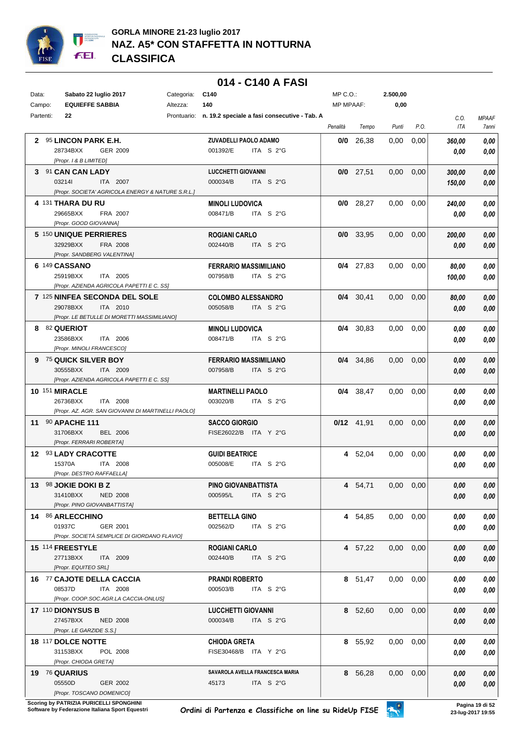# GORLA MINORE 21-23 luglio 2017
## NAZ. A5* CON STAFFETTA IN NOTTURNA
## CLASSIFICA

### 014 - C140 A FASI

| | | | | | |
|---|---|---|---|---|---|
| Data: | **Sabato 22 luglio 2017** | Categoria: | **C140** | MP C.O.: | **2.500,00** |
| Campo: | **EQUIEFFE SABBIA** | Altezza: | **140** | MP MPAAF: | **0,00** |
| Partenti: | **22** | Prontuario: | **n. 19.2 speciale a fasi consecutive - Tab. A** | | |

| Pos. | Cavallo | Cavaliere | Penalità | Tempo | Punti | P.O. | C.O. ITA | MPAAF 7anni |
|---|---|---|---|---|---|---|---|---|
| **2** | 95 **LINCON PARK E.H.**<br>28734BXX GER 2009<br>*[Propr. I & B LIMITED]* | **ZUVADELLI PAOLO ADAMO**<br>001392/E ITA S 2°G | **0/0** | 26,38 | 0,00 | 0,00 | ***360,00***<br>***0,00*** | ***0,00***<br>***0,00*** |
| **3** | 91 **CAN CAN LADY**<br>03214I ITA 2007<br>*[Propr. SOCIETA' AGRICOLA ENERGY & NATURE S.R.L.]* | **LUCCHETTI GIOVANNI**<br>000034/B ITA S 2°G | **0/0** | 27,51 | 0,00 | 0,00 | ***300,00***<br>***150,00*** | ***0,00***<br>***0,00*** |
| **4** | 131 **THARA DU RU**<br>29665BXX FRA 2007<br>*[Propr. GOOD GIOVANNA]* | **MINOLI LUDOVICA**<br>008471/B ITA S 2°G | **0/0** | 28,27 | 0,00 | 0,00 | ***240,00***<br>***0,00*** | ***0,00***<br>***0,00*** |
| **5** | 150 **UNIQUE PERRIERES**<br>32929BXX FRA 2008<br>*[Propr. SANDBERG VALENTINA]* | **ROGIANI CARLO**<br>002440/B ITA S 2°G | **0/0** | 33,95 | 0,00 | 0,00 | ***200,00***<br>***0,00*** | ***0,00***<br>***0,00*** |
| **6** | 149 **CASSANO**<br>25919BXX ITA 2005<br>*[Propr. AZIENDA AGRICOLA PAPETTI E C. SS]* | **FERRARIO MASSIMILIANO**<br>007958/B ITA S 2°G | **0/4** | 27,83 | 0,00 | 0,00 | ***80,00***<br>***100,00*** | ***0,00***<br>***0,00*** |
| **7** | 125 **NINFEA SECONDA DEL SOLE**<br>29078BXX ITA 2010<br>*[Propr. LE BETULLE DI MORETTI MASSIMILIANO]* | **COLOMBO ALESSANDRO**<br>005058/B ITA S 2°G | **0/4** | 30,41 | 0,00 | 0,00 | ***80,00***<br>***0,00*** | ***0,00***<br>***0,00*** |
| **8** | 82 **QUERIOT**<br>23586BXX ITA 2006<br>*[Propr. MINOLI FRANCESCO]* | **MINOLI LUDOVICA**<br>008471/B ITA S 2°G | **0/4** | 30,83 | 0,00 | 0,00 | ***0,00***<br>***0,00*** | ***0,00***<br>***0,00*** |
| **9** | 75 **QUICK SILVER BOY**<br>30555BXX ITA 2009<br>*[Propr. AZIENDA AGRICOLA PAPETTI E C. SS]* | **FERRARIO MASSIMILIANO**<br>007958/B ITA S 2°G | **0/4** | 34,86 | 0,00 | 0,00 | ***0,00***<br>***0,00*** | ***0,00***<br>***0,00*** |
| **10** | 151 **MIRACLE**<br>26736BXX ITA 2008<br>*[Propr. AZ. AGR. SAN GIOVANNI DI MARTINELLI PAOLO]* | **MARTINELLI PAOLO**<br>003020/B ITA S 2°G | **0/4** | 38,47 | 0,00 | 0,00 | ***0,00***<br>***0,00*** | ***0,00***<br>***0,00*** |
| **11** | 90 **APACHE 111**<br>31706BXX BEL 2006<br>*[Propr. FERRARI ROBERTA]* | **SACCO GIORGIO**<br>FISE26022/B ITA Y 2°G | **0/12** | 41,91 | 0,00 | 0,00 | ***0,00***<br>***0,00*** | ***0,00***<br>***0,00*** |
| **12** | 93 **LADY CRACOTTE**<br>15370A ITA 2008<br>*[Propr. DESTRO RAFFAELLA]* | **GUIDI BEATRICE**<br>005008/E ITA S 2°G | **4** | 52,04 | 0,00 | 0,00 | ***0,00***<br>***0,00*** | ***0,00***<br>***0,00*** |
| **13** | 98 **JOKIE DOKI B Z**<br>31410BXX NED 2008<br>*[Propr. PINO GIOVANBATTISTA]* | **PINO GIOVANBATTISTA**<br>000595/L ITA S 2°G | **4** | 54,71 | 0,00 | 0,00 | ***0,00***<br>***0,00*** | ***0,00***<br>***0,00*** |
| **14** | 86 **ARLECCHINO**<br>01937C GER 2001<br>*[Propr. SOCIETÀ SEMPLICE DI GIORDANO FLAVIO]* | **BETTELLA GINO**<br>002562/D ITA S 2°G | **4** | 54,85 | 0,00 | 0,00 | ***0,00***<br>***0,00*** | ***0,00***<br>***0,00*** |
| **15** | 114 **FREESTYLE**<br>27713BXX ITA 2009<br>*[Propr. EQUITEO SRL]* | **ROGIANI CARLO**<br>002440/B ITA S 2°G | **4** | 57,22 | 0,00 | 0,00 | ***0,00***<br>***0,00*** | ***0,00***<br>***0,00*** |
| **16** | 77 **CAJOTE DELLA CACCIA**<br>08537D ITA 2008<br>*[Propr. COOP.SOC.AGR.LA CACCIA-ONLUS]* | **PRANDI ROBERTO**<br>000503/B ITA S 2°G | **8** | 51,47 | 0,00 | 0,00 | ***0,00***<br>***0,00*** | ***0,00***<br>***0,00*** |
| **17** | 110 **DIONYSUS B**<br>27457BXX NED 2008<br>*[Propr. LE GARZIDE S.S.]* | **LUCCHETTI GIOVANNI**<br>000034/B ITA S 2°G | **8** | 52,60 | 0,00 | 0,00 | ***0,00***<br>***0,00*** | ***0,00***<br>***0,00*** |
| **18** | 117 **DOLCE NOTTE**<br>31153BXX POL 2008<br>*[Propr. CHIODA GRETA]* | **CHIODA GRETA**<br>FISE30468/B ITA Y 2°G | **8** | 55,92 | 0,00 | 0,00 | ***0,00***<br>***0,00*** | ***0,00***<br>***0,00*** |
| **19** | 76 **QUARIUS**<br>05550D GER 2002<br>*[Propr. TOSCANO DOMENICO]* | **SAVAROLA AVELLA FRANCESCA MARIA**<br>45173 ITA S 2°G | **8** | 56,28 | 0,00 | 0,00 | ***0,00***<br>***0,00*** | ***0,00***<br>***0,00*** |

**Scoring by PATRIZIA PURICELLI SPONGHINI**
**Software by Federazione Italiana Sport Equestri**

*Ordini di Partenza e Classifiche on line su RideUp FISE*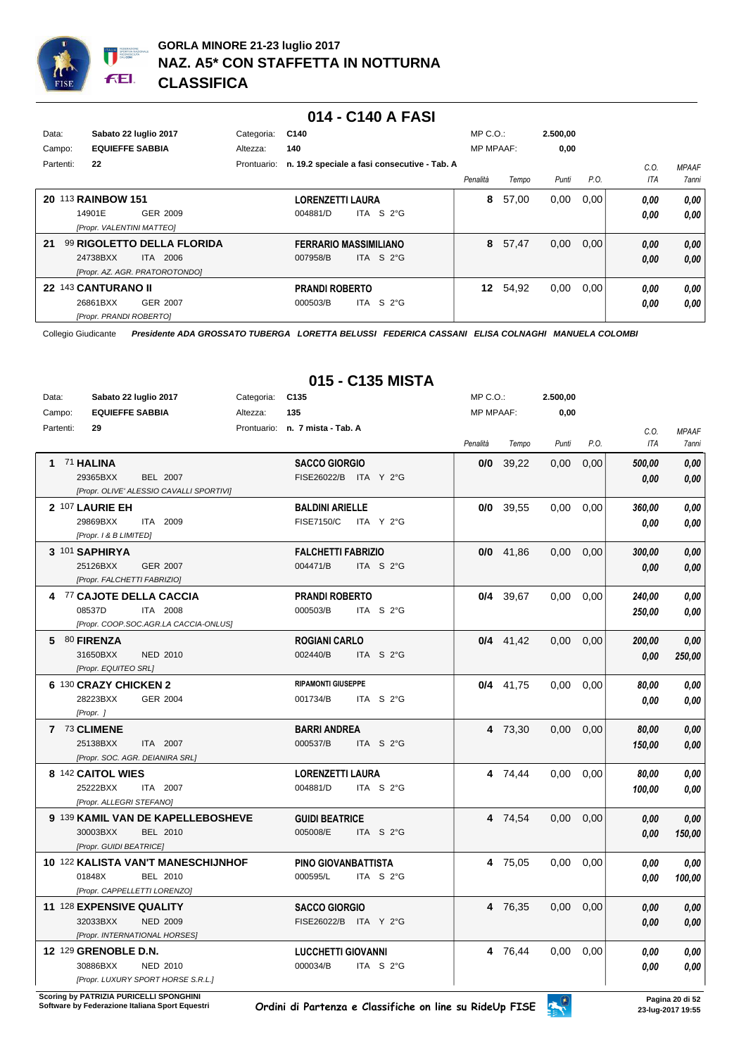**GORLA MINORE 21-23 luglio 2017**
**NAZ. A5* CON STAFFETTA IN NOTTURNA**
**CLASSIFICA**

## 014 - C140 A FASI

| | | | | | |
|---|---|---|---|---|---|
| Data: | Sabato 22 luglio 2017 | Categoria: | C140 | MP C.O.: | 2.500,00 |
| Campo: | EQUIEFFE SABBIA | Altezza: | 140 | MP MPAAF: | 0,00 |
| Partenti: | 22 | Prontuario: | n. 19.2 speciale a fasi consecutive - Tab. A | | |

| Pos. | Cavallo | Cavaliere | Penalità | Tempo | Punti | P.O. | C.O. ITA | MPAAF 7anni |
|---|---|---|---|---|---|---|---|---|
| 20 | 113 **RAINBOW 151** 14901E GER 2009 [Propr. VALENTINI MATTEO] | **LORENZETTI LAURA** 004881/D ITA S 2°G | 8 | 57,00 | 0,00 | 0,00 | 0,00 / 0,00 | 0,00 / 0,00 |
| 21 | 99 **RIGOLETTO DELLA FLORIDA** 24738BXX ITA 2006 [Propr. AZ. AGR. PRATOROTONDO] | **FERRARIO MASSIMILIANO** 007958/B ITA S 2°G | 8 | 57,47 | 0,00 | 0,00 | 0,00 / 0,00 | 0,00 / 0,00 |
| 22 | 143 **CANTURANO II** 26861BXX GER 2007 [Propr. PRANDI ROBERTO] | **PRANDI ROBERTO** 000503/B ITA S 2°G | 12 | 54,92 | 0,00 | 0,00 | 0,00 / 0,00 | 0,00 / 0,00 |

Collegio Giudicante *Presidente ADA GROSSATO TUBERGA LORETTA BELUSSI FEDERICA CASSANI ELISA COLNAGHI MANUELA COLOMBI*

## 015 - C135 MISTA

| | | | | | |
|---|---|---|---|---|---|
| Data: | Sabato 22 luglio 2017 | Categoria: | C135 | MP C.O.: | 2.500,00 |
| Campo: | EQUIEFFE SABBIA | Altezza: | 135 | MP MPAAF: | 0,00 |
| Partenti: | 29 | Prontuario: | n. 7 mista - Tab. A | | |

| Pos. | Cavallo | Cavaliere | Penalità | Tempo | Punti | P.O. | C.O. ITA | MPAAF 7anni |
|---|---|---|---|---|---|---|---|---|
| 1 | 71 **HALINA** 29365BXX BEL 2007 [Propr. OLIVE' ALESSIO CAVALLI SPORTIVI] | **SACCO GIORGIO** FISE26022/B ITA Y 2°G | 0/0 | 39,22 | 0,00 | 0,00 | 500,00 / 0,00 | 0,00 / 0,00 |
| 2 | 107 **LAURIE EH** 29869BXX ITA 2009 [Propr. I & B LIMITED] | **BALDINI ARIELLE** FISE7150/C ITA Y 2°G | 0/0 | 39,55 | 0,00 | 0,00 | 360,00 / 0,00 | 0,00 / 0,00 |
| 3 | 101 **SAPHIRYA** 25126BXX GER 2007 [Propr. FALCHETTI FABRIZIO] | **FALCHETTI FABRIZIO** 004471/B ITA S 2°G | 0/0 | 41,86 | 0,00 | 0,00 | 300,00 / 0,00 | 0,00 / 0,00 |
| 4 | 77 **CAJOTE DELLA CACCIA** 08537D ITA 2008 [Propr. COOP.SOC.AGR.LA CACCIA-ONLUS] | **PRANDI ROBERTO** 000503/B ITA S 2°G | 0/4 | 39,67 | 0,00 | 0,00 | 240,00 / 250,00 | 0,00 / 0,00 |
| 5 | 80 **FIRENZA** 31650BXX NED 2010 [Propr. EQUITEO SRL] | **ROGIANI CARLO** 002440/B ITA S 2°G | 0/4 | 41,42 | 0,00 | 0,00 | 200,00 / 0,00 | 0,00 / 250,00 |
| 6 | 130 **CRAZY CHICKEN 2** 28223BXX GER 2004 [Propr. ] | **RIPAMONTI GIUSEPPE** 001734/B ITA S 2°G | 0/4 | 41,75 | 0,00 | 0,00 | 80,00 / 0,00 | 0,00 / 0,00 |
| 7 | 73 **CLIMENE** 25138BXX ITA 2007 [Propr. SOC. AGR. DEIANIRA SRL] | **BARRI ANDREA** 000537/B ITA S 2°G | 4 | 73,30 | 0,00 | 0,00 | 80,00 / 150,00 | 0,00 / 0,00 |
| 8 | 142 **CAITOL WIES** 25222BXX ITA 2007 [Propr. ALLEGRI STEFANO] | **LORENZETTI LAURA** 004881/D ITA S 2°G | 4 | 74,44 | 0,00 | 0,00 | 80,00 / 100,00 | 0,00 / 0,00 |
| 9 | 139 **KAMIL VAN DE KAPELLEBOSHEVE** 30003BXX BEL 2010 [Propr. GUIDI BEATRICE] | **GUIDI BEATRICE** 005008/E ITA S 2°G | 4 | 74,54 | 0,00 | 0,00 | 0,00 / 0,00 | 0,00 / 150,00 |
| 10 | 122 **KALISTA VAN'T MANESCHIJNHOF** 01848X BEL 2010 [Propr. CAPPELLETTI LORENZO] | **PINO GIOVANBATTISTA** 000595/L ITA S 2°G | 4 | 75,05 | 0,00 | 0,00 | 0,00 / 0,00 | 0,00 / 100,00 |
| 11 | 128 **EXPENSIVE QUALITY** 32033BXX NED 2009 [Propr. INTERNATIONAL HORSES] | **SACCO GIORGIO** FISE26022/B ITA Y 2°G | 4 | 76,35 | 0,00 | 0,00 | 0,00 / 0,00 | 0,00 / 0,00 |
| 12 | 129 **GRENOBLE D.N.** 30886BXX NED 2010 [Propr. LUXURY SPORT HORSE S.R.L.] | **LUCCHETTI GIOVANNI** 000034/B ITA S 2°G | 4 | 76,44 | 0,00 | 0,00 | 0,00 / 0,00 | 0,00 / 0,00 |

Scoring by PATRIZIA PURICELLI SPONGHINI
Software by Federazione Italiana Sport Equestri

Ordini di Partenza e Classifiche on line su RideUp FISE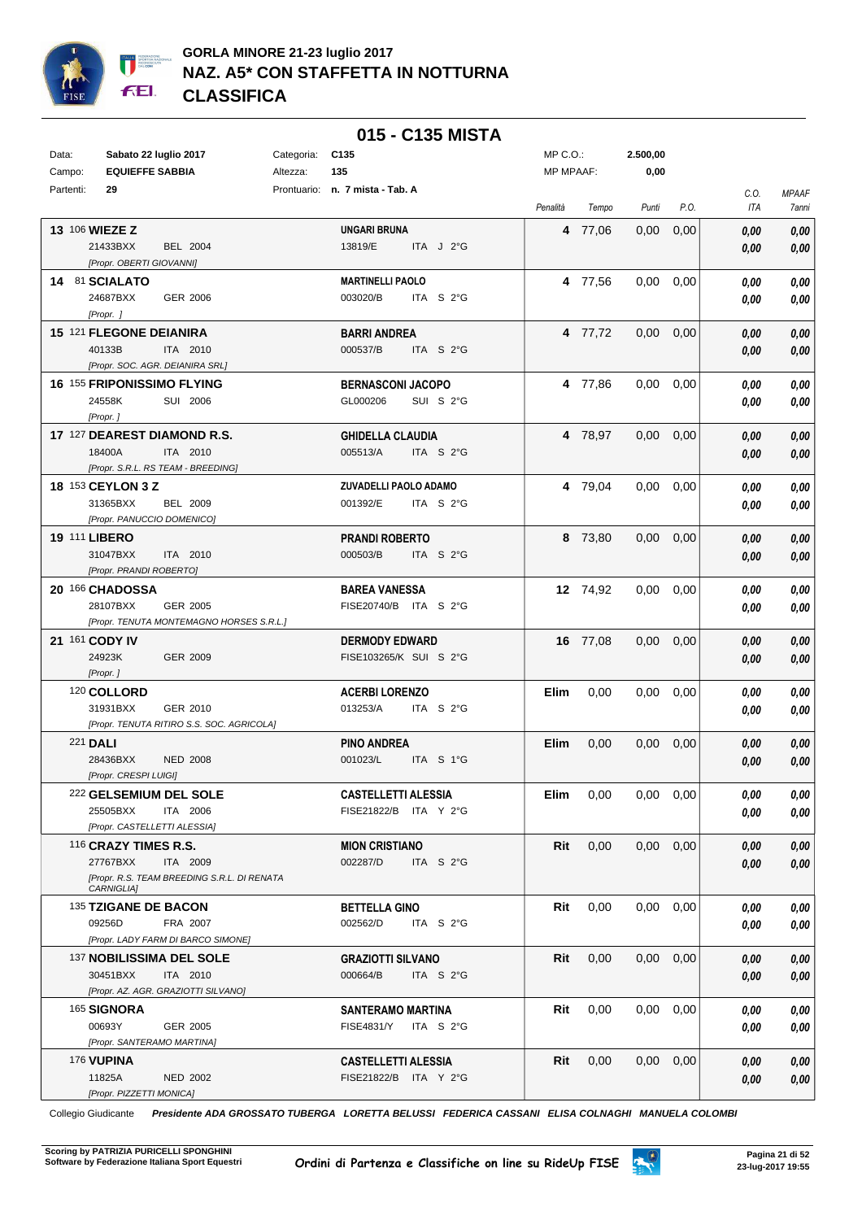# GORLA MINORE 21-23 luglio 2017
## NAZ. A5* CON STAFFETTA IN NOTTURNA
## CLASSIFICA

### 015 - C135 MISTA

| | | | | | |
|---|---|---|---|---|---|
| Data: | Sabato 22 luglio 2017 | Categoria: | C135 | MP C.O.: | 2.500,00 |
| Campo: | EQUIEFFE SABBIA | Altezza: | 135 | MP MPAAF: | 0,00 |
| Partenti: | 29 | Prontuario: | n. 7 mista - Tab. A | | |

| Cl. | N. | Cavallo | Cavaliere | Penalità | Tempo | Punti | P.O. | C.O. ITA | MPAAF 7anni |
|---|---|---|---|---|---|---|---|---|---|
| 13 | 106 | **WIEZE Z** 21433BXX BEL 2004 [Propr. OBERTI GIOVANNI] | **UNGARI BRUNA** 13819/E ITA J 2°G | 4 | 77,06 | 0,00 | 0,00 | 0,00 / 0,00 | 0,00 / 0,00 |
| 14 | 81 | **SCIALATO** 24687BXX GER 2006 [Propr. ] | **MARTINELLI PAOLO** 003020/B ITA S 2°G | 4 | 77,56 | 0,00 | 0,00 | 0,00 / 0,00 | 0,00 / 0,00 |
| 15 | 121 | **FLEGONE DEIANIRA** 40133B ITA 2010 [Propr. SOC. AGR. DEIANIRA SRL] | **BARRI ANDREA** 000537/B ITA S 2°G | 4 | 77,72 | 0,00 | 0,00 | 0,00 / 0,00 | 0,00 / 0,00 |
| 16 | 155 | **FRIPONISSIMO FLYING** 24558K SUI 2006 [Propr. ] | **BERNASCONI JACOPO** GL000206 SUI S 2°G | 4 | 77,86 | 0,00 | 0,00 | 0,00 / 0,00 | 0,00 / 0,00 |
| 17 | 127 | **DEAREST DIAMOND R.S.** 18400A ITA 2010 [Propr. S.R.L. RS TEAM - BREEDING] | **GHIDELLA CLAUDIA** 005513/A ITA S 2°G | 4 | 78,97 | 0,00 | 0,00 | 0,00 / 0,00 | 0,00 / 0,00 |
| 18 | 153 | **CEYLON 3 Z** 31365BXX BEL 2009 [Propr. PANUCCIO DOMENICO] | **ZUVADELLI PAOLO ADAMO** 001392/E ITA S 2°G | 4 | 79,04 | 0,00 | 0,00 | 0,00 / 0,00 | 0,00 / 0,00 |
| 19 | 111 | **LIBERO** 31047BXX ITA 2010 [Propr. PRANDI ROBERTO] | **PRANDI ROBERTO** 000503/B ITA S 2°G | 8 | 73,80 | 0,00 | 0,00 | 0,00 / 0,00 | 0,00 / 0,00 |
| 20 | 166 | **CHADOSSA** 28107BXX GER 2005 [Propr. TENUTA MONTEMAGNO HORSES S.R.L.] | **BAREA VANESSA** FISE20740/B ITA S 2°G | 12 | 74,92 | 0,00 | 0,00 | 0,00 / 0,00 | 0,00 / 0,00 |
| 21 | 161 | **CODY IV** 24923K GER 2009 [Propr. ] | **DERMODY EDWARD** FISE103265/K SUI S 2°G | 16 | 77,08 | 0,00 | 0,00 | 0,00 / 0,00 | 0,00 / 0,00 |
| | 120 | **COLLORD** 31931BXX GER 2010 [Propr. TENUTA RITIRO S.S. SOC. AGRICOLA] | **ACERBI LORENZO** 013253/A ITA S 2°G | Elim | 0,00 | 0,00 | 0,00 | 0,00 / 0,00 | 0,00 / 0,00 |
| | 221 | **DALI** 28436BXX NED 2008 [Propr. CRESPI LUIGI] | **PINO ANDREA** 001023/L ITA S 1°G | Elim | 0,00 | 0,00 | 0,00 | 0,00 / 0,00 | 0,00 / 0,00 |
| | 222 | **GELSEMIUM DEL SOLE** 25505BXX ITA 2006 [Propr. CASTELLETTI ALESSIA] | **CASTELLETTI ALESSIA** FISE21822/B ITA Y 2°G | Elim | 0,00 | 0,00 | 0,00 | 0,00 / 0,00 | 0,00 / 0,00 |
| | 116 | **CRAZY TIMES R.S.** 27767BXX ITA 2009 [Propr. R.S. TEAM BREEDING S.R.L. DI RENATA CARNIGLIA] | **MION CRISTIANO** 002287/D ITA S 2°G | Rit | 0,00 | 0,00 | 0,00 | 0,00 / 0,00 | 0,00 / 0,00 |
| | 135 | **TZIGANE DE BACON** 09256D FRA 2007 [Propr. LADY FARM DI BARCO SIMONE] | **BETTELLA GINO** 002562/D ITA S 2°G | Rit | 0,00 | 0,00 | 0,00 | 0,00 / 0,00 | 0,00 / 0,00 |
| | 137 | **NOBILISSIMA DEL SOLE** 30451BXX ITA 2010 [Propr. AZ. AGR. GRAZIOTTI SILVANO] | **GRAZIOTTI SILVANO** 000664/B ITA S 2°G | Rit | 0,00 | 0,00 | 0,00 | 0,00 / 0,00 | 0,00 / 0,00 |
| | 165 | **SIGNORA** 00693Y GER 2005 [Propr. SANTERAMO MARTINA] | **SANTERAMO MARTINA** FISE4831/Y ITA S 2°G | Rit | 0,00 | 0,00 | 0,00 | 0,00 / 0,00 | 0,00 / 0,00 |
| | 176 | **VUPINA** 11825A NED 2002 [Propr. PIZZETTI MONICA] | **CASTELLETTI ALESSIA** FISE21822/B ITA Y 2°G | Rit | 0,00 | 0,00 | 0,00 | 0,00 / 0,00 | 0,00 / 0,00 |

Collegio Giudicante *Presidente ADA GROSSATO TUBERGA LORETTA BELUSSI FEDERICA CASSANI ELISA COLNAGHI MANUELA COLOMBI*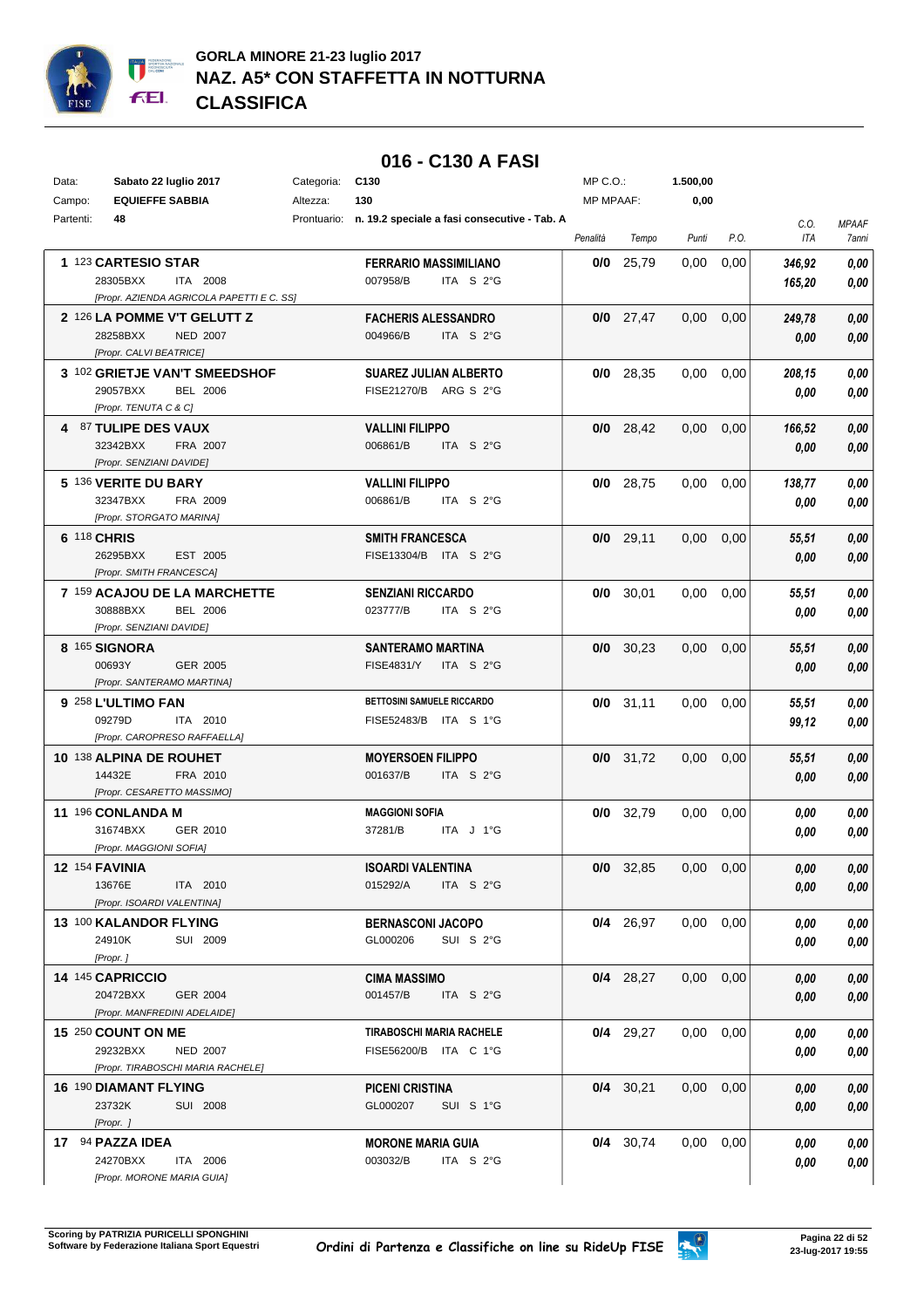# GORLA MINORE 21-23 luglio 2017
## NAZ. A5* CON STAFFETTA IN NOTTURNA
## CLASSIFICA

### 016 - C130 A FASI

Data: **Sabato 22 luglio 2017** Categoria: **C130** MP C.O.: **1.500,00**
Campo: **EQUIEFFE SABBIA** Altezza: **130** MP MPAAF: **0,00**
Partenti: **48** Prontuario: **n. 19.2 speciale a fasi consecutive - Tab. A**

| Pos | Cavallo | Cavaliere | Penalità | Tempo | Punti | P.O. | C.O. ITA | MPAAF 7anni |
|---|---|---|---|---|---|---|---|---|
| 1 | 123 **CARTESIO STAR**<br>28305BXX ITA 2008<br>*[Propr. AZIENDA AGRICOLA PAPETTI E C. SS]* | **FERRARIO MASSIMILIANO**<br>007958/B ITA S 2°G | **0/0** | 25,79 | 0,00 | 0,00 | ***346,92***<br>***165,20*** | ***0,00***<br>***0,00*** |
| 2 | 126 **LA POMME V'T GELUTT Z**<br>28258BXX NED 2007<br>*[Propr. CALVI BEATRICE]* | **FACHERIS ALESSANDRO**<br>004966/B ITA S 2°G | **0/0** | 27,47 | 0,00 | 0,00 | ***249,78***<br>***0,00*** | ***0,00***<br>***0,00*** |
| 3 | 102 **GRIETJE VAN'T SMEEDSHOF**<br>29057BXX BEL 2006<br>*[Propr. TENUTA C & C]* | **SUAREZ JULIAN ALBERTO**<br>FISE21270/B ARG S 2°G | **0/0** | 28,35 | 0,00 | 0,00 | ***208,15***<br>***0,00*** | ***0,00***<br>***0,00*** |
| 4 | 87 **TULIPE DES VAUX**<br>32342BXX FRA 2007<br>*[Propr. SENZIANI DAVIDE]* | **VALLINI FILIPPO**<br>006861/B ITA S 2°G | **0/0** | 28,42 | 0,00 | 0,00 | ***166,52***<br>***0,00*** | ***0,00***<br>***0,00*** |
| 5 | 136 **VERITE DU BARY**<br>32347BXX FRA 2009<br>*[Propr. STORGATO MARINA]* | **VALLINI FILIPPO**<br>006861/B ITA S 2°G | **0/0** | 28,75 | 0,00 | 0,00 | ***138,77***<br>***0,00*** | ***0,00***<br>***0,00*** |
| 6 | 118 **CHRIS**<br>26295BXX EST 2005<br>*[Propr. SMITH FRANCESCA]* | **SMITH FRANCESCA**<br>FISE13304/B ITA S 2°G | **0/0** | 29,11 | 0,00 | 0,00 | ***55,51***<br>***0,00*** | ***0,00***<br>***0,00*** |
| 7 | 159 **ACAJOU DE LA MARCHETTE**<br>30888BXX BEL 2006<br>*[Propr. SENZIANI DAVIDE]* | **SENZIANI RICCARDO**<br>023777/B ITA S 2°G | **0/0** | 30,01 | 0,00 | 0,00 | ***55,51***<br>***0,00*** | ***0,00***<br>***0,00*** |
| 8 | 165 **SIGNORA**<br>00693Y GER 2005<br>*[Propr. SANTERAMO MARTINA]* | **SANTERAMO MARTINA**<br>FISE4831/Y ITA S 2°G | **0/0** | 30,23 | 0,00 | 0,00 | ***55,51***<br>***0,00*** | ***0,00***<br>***0,00*** |
| 9 | 258 **L'ULTIMO FAN**<br>09279D ITA 2010<br>*[Propr. CAROPRESO RAFFAELLA]* | **BETTOSINI SAMUELE RICCARDO**<br>FISE52483/B ITA S 1°G | **0/0** | 31,11 | 0,00 | 0,00 | ***55,51***<br>***99,12*** | ***0,00***<br>***0,00*** |
| 10 | 138 **ALPINA DE ROUHET**<br>14432E FRA 2010<br>*[Propr. CESARETTO MASSIMO]* | **MOYERSOEN FILIPPO**<br>001637/B ITA S 2°G | **0/0** | 31,72 | 0,00 | 0,00 | ***55,51***<br>***0,00*** | ***0,00***<br>***0,00*** |
| 11 | 196 **CONLANDA M**<br>31674BXX GER 2010<br>*[Propr. MAGGIONI SOFIA]* | **MAGGIONI SOFIA**<br>37281/B ITA J 1°G | **0/0** | 32,79 | 0,00 | 0,00 | ***0,00***<br>***0,00*** | ***0,00***<br>***0,00*** |
| 12 | 154 **FAVINIA**<br>13676E ITA 2010<br>*[Propr. ISOARDI VALENTINA]* | **ISOARDI VALENTINA**<br>015292/A ITA S 2°G | **0/0** | 32,85 | 0,00 | 0,00 | ***0,00***<br>***0,00*** | ***0,00***<br>***0,00*** |
| 13 | 100 **KALANDOR FLYING**<br>24910K SUI 2009<br>*[Propr. ]* | **BERNASCONI JACOPO**<br>GL000206 SUI S 2°G | **0/4** | 26,97 | 0,00 | 0,00 | ***0,00***<br>***0,00*** | ***0,00***<br>***0,00*** |
| 14 | 145 **CAPRICCIO**<br>20472BXX GER 2004<br>*[Propr. MANFREDINI ADELAIDE]* | **CIMA MASSIMO**<br>001457/B ITA S 2°G | **0/4** | 28,27 | 0,00 | 0,00 | ***0,00***<br>***0,00*** | ***0,00***<br>***0,00*** |
| 15 | 250 **COUNT ON ME**<br>29232BXX NED 2007<br>*[Propr. TIRABOSCHI MARIA RACHELE]* | **TIRABOSCHI MARIA RACHELE**<br>FISE56200/B ITA C 1°G | **0/4** | 29,27 | 0,00 | 0,00 | ***0,00***<br>***0,00*** | ***0,00***<br>***0,00*** |
| 16 | 190 **DIAMANT FLYING**<br>23732K SUI 2008<br>*[Propr. ]* | **PICENI CRISTINA**<br>GL000207 SUI S 1°G | **0/4** | 30,21 | 0,00 | 0,00 | ***0,00***<br>***0,00*** | ***0,00***<br>***0,00*** |
| 17 | 94 **PAZZA IDEA**<br>24270BXX ITA 2006<br>*[Propr. MORONE MARIA GUIA]* | **MORONE MARIA GUIA**<br>003032/B ITA S 2°G | **0/4** | 30,74 | 0,00 | 0,00 | ***0,00***<br>***0,00*** | ***0,00***<br>***0,00*** |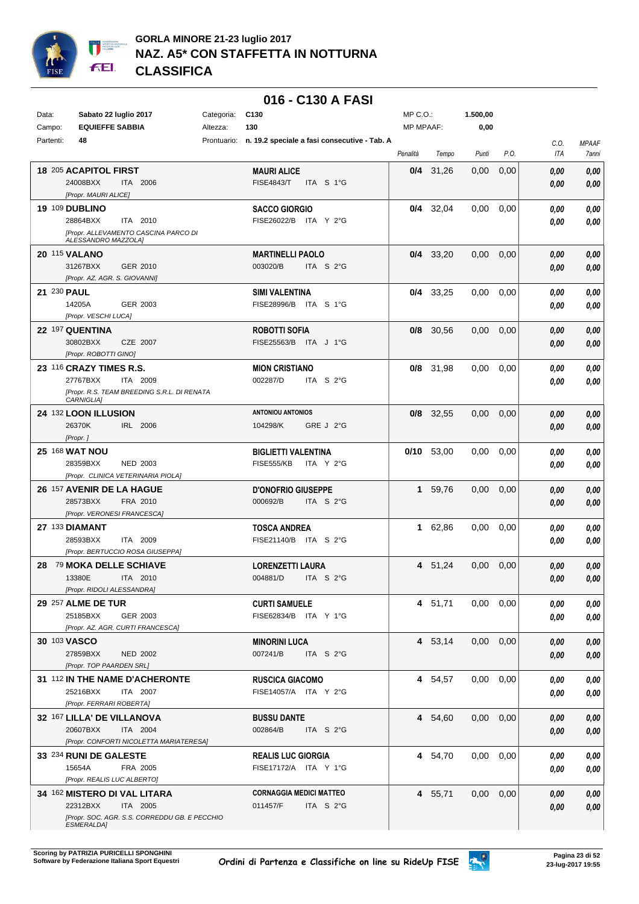# GORLA MINORE 21-23 luglio 2017
## NAZ. A5* CON STAFFETTA IN NOTTURNA
## CLASSIFICA

### 016 - C130 A FASI

| | | | |
|---|---|---|---|
| Data: | Sabato 22 luglio 2017 | Categoria: C130 | MP C.O.: 1.500,00 |
| Campo: | EQUIEFFE SABBIA | Altezza: 130 | MP MPAAF: 0,00 |
| Partenti: | 48 | Prontuario: n. 19.2 speciale a fasi consecutive - Tab. A | |

| Pos. | Cavallo | Cavaliere | Penalità | Tempo | Punti | P.O. | C.O. ITA | MPAAF 7anni |
|---|---|---|---|---|---|---|---|---|
| 18 | 205 **ACAPITOL FIRST** 24008BXX ITA 2006 [Propr. MAURI ALICE] | **MAURI ALICE** FISE4843/T ITA S 1°G | **0/4** | 31,26 | 0,00 | 0,00 | 0,00 0,00 | 0,00 0,00 |
| 19 | 109 **DUBLINO** 28864BXX ITA 2010 [Propr. ALLEVAMENTO CASCINA PARCO DI ALESSANDRO MAZZOLA] | **SACCO GIORGIO** FISE26022/B ITA Y 2°G | **0/4** | 32,04 | 0,00 | 0,00 | 0,00 0,00 | 0,00 0,00 |
| 20 | 115 **VALANO** 31267BXX GER 2010 [Propr. AZ. AGR. S. GIOVANNI] | **MARTINELLI PAOLO** 003020/B ITA S 2°G | **0/4** | 33,20 | 0,00 | 0,00 | 0,00 0,00 | 0,00 0,00 |
| 21 | 230 **PAUL** 14205A GER 2003 [Propr. VESCHI LUCA] | **SIMI VALENTINA** FISE28996/B ITA S 1°G | **0/4** | 33,25 | 0,00 | 0,00 | 0,00 0,00 | 0,00 0,00 |
| 22 | 197 **QUENTINA** 30802BXX CZE 2007 [Propr. ROBOTTI GINO] | **ROBOTTI SOFIA** FISE25563/B ITA J 1°G | **0/8** | 30,56 | 0,00 | 0,00 | 0,00 0,00 | 0,00 0,00 |
| 23 | 116 **CRAZY TIMES R.S.** 27767BXX ITA 2009 [Propr. R.S. TEAM BREEDING S.R.L. DI RENATA CARNIGLIA] | **MION CRISTIANO** 002287/D ITA S 2°G | **0/8** | 31,98 | 0,00 | 0,00 | 0,00 0,00 | 0,00 0,00 |
| 24 | 132 **LOON ILLUSION** 26370K IRL 2006 [Propr. ] | **ANTONIOU ANTONIOS** 104298/K GRE J 2°G | **0/8** | 32,55 | 0,00 | 0,00 | 0,00 0,00 | 0,00 0,00 |
| 25 | 168 **WAT NOU** 28359BXX NED 2003 [Propr. CLINICA VETERINARIA PIOLA] | **BIGLIETTI VALENTINA** FISE555/KB ITA Y 2°G | **0/10** | 53,00 | 0,00 | 0,00 | 0,00 0,00 | 0,00 0,00 |
| 26 | 157 **AVENIR DE LA HAGUE** 28573BXX FRA 2010 [Propr. VERONESI FRANCESCA] | **D'ONOFRIO GIUSEPPE** 000692/B ITA S 2°G | **1** | 59,76 | 0,00 | 0,00 | 0,00 0,00 | 0,00 0,00 |
| 27 | 133 **DIAMANT** 28593BXX ITA 2009 [Propr. BERTUCCIO ROSA GIUSEPPA] | **TOSCA ANDREA** FISE21140/B ITA S 2°G | **1** | 62,86 | 0,00 | 0,00 | 0,00 0,00 | 0,00 0,00 |
| 28 | 79 **MOKA DELLE SCHIAVE** 13380E ITA 2010 [Propr. RIDOLI ALESSANDRA] | **LORENZETTI LAURA** 004881/D ITA S 2°G | **4** | 51,24 | 0,00 | 0,00 | 0,00 0,00 | 0,00 0,00 |
| 29 | 257 **ALME DE TUR** 25185BXX GER 2003 [Propr. AZ. AGR. CURTI FRANCESCA] | **CURTI SAMUELE** FISE62834/B ITA Y 1°G | **4** | 51,71 | 0,00 | 0,00 | 0,00 0,00 | 0,00 0,00 |
| 30 | 103 **VASCO** 27859BXX NED 2002 [Propr. TOP PAARDEN SRL] | **MINORINI LUCA** 007241/B ITA S 2°G | **4** | 53,14 | 0,00 | 0,00 | 0,00 0,00 | 0,00 0,00 |
| 31 | 112 **IN THE NAME D'ACHERONTE** 25216BXX ITA 2007 [Propr. FERRARI ROBERTA] | **RUSCICA GIACOMO** FISE14057/A ITA Y 2°G | **4** | 54,57 | 0,00 | 0,00 | 0,00 0,00 | 0,00 0,00 |
| 32 | 167 **LILLA' DE VILLANOVA** 20607BXX ITA 2004 [Propr. CONFORTI NICOLETTA MARIATERESA] | **BUSSU DANTE** 002864/B ITA S 2°G | **4** | 54,60 | 0,00 | 0,00 | 0,00 0,00 | 0,00 0,00 |
| 33 | 234 **RUNI DE GALESTE** 15654A FRA 2005 [Propr. REALIS LUC ALBERTO] | **REALIS LUC GIORGIA** FISE17172/A ITA Y 1°G | **4** | 54,70 | 0,00 | 0,00 | 0,00 0,00 | 0,00 0,00 |
| 34 | 162 **MISTERO DI VAL LITARA** 22312BXX ITA 2005 [Propr. SOC. AGR. S.S. CORREDDU GB. E PECCHIO ESMERALDA] | **CORNAGGIA MEDICI MATTEO** 011457/F ITA S 2°G | **4** | 55,71 | 0,00 | 0,00 | 0,00 0,00 | 0,00 0,00 |

Scoring by PATRIZIA PURICELLI SPONGHINI
Software by Federazione Italiana Sport Equestri

Ordini di Partenza e Classifiche on line su RideUp FISE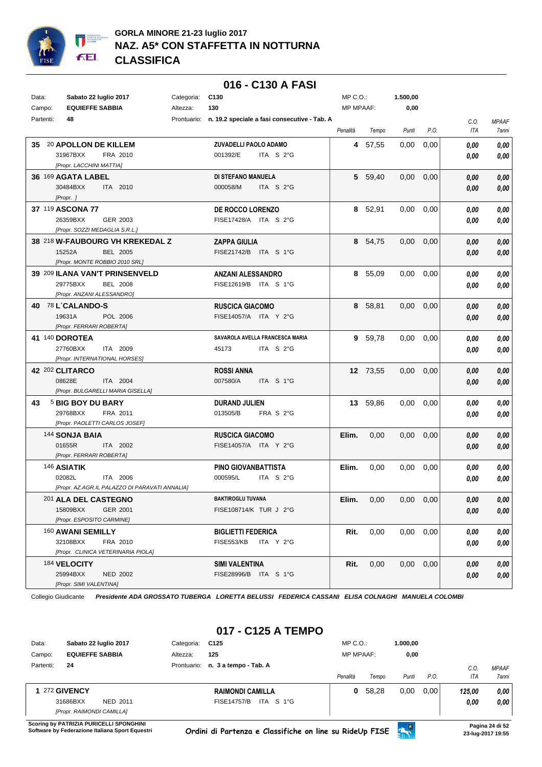# GORLA MINORE 21-23 luglio 2017
## NAZ. A5* CON STAFFETTA IN NOTTURNA
## CLASSIFICA

### 016 - C130 A FASI

| | | | | | |
|---|---|---|---|---|---|
| Data: | Sabato 22 luglio 2017 | Categoria: | C130 | MP C.O.: | 1.500,00 |
| Campo: | EQUIEFFE SABBIA | Altezza: | 130 | MP MPAAF: | 0,00 |
| Partenti: | 48 | Prontuario: | n. 19.2 speciale a fasi consecutive - Tab. A | | |

| Pos. | Cavallo | Cavaliere | Penalità | Tempo | Punti | P.O. | C.O. ITA | MPAAF 7anni |
|---|---|---|---|---|---|---|---|---|
| 35 | 20 **APOLLON DE KILLEM** 31967BXX FRA 2010 [Propr. LACCHINI MATTIA] | **ZUVADELLI PAOLO ADAMO** 001392/E ITA S 2°G | 4 | 57,55 | 0,00 | 0,00 | 0,00 / 0,00 | 0,00 / 0,00 |
| 36 | 169 **AGATA LABEL** 30484BXX ITA 2010 [Propr. ] | **DI STEFANO MANUELA** 000058/M ITA S 2°G | 5 | 59,40 | 0,00 | 0,00 | 0,00 / 0,00 | 0,00 / 0,00 |
| 37 | 119 **ASCONA 77** 26359BXX GER 2003 [Propr. SOZZI MEDAGLIA S.R.L.] | **DE ROCCO LORENZO** FISE17428/A ITA S 2°G | 8 | 52,91 | 0,00 | 0,00 | 0,00 / 0,00 | 0,00 / 0,00 |
| 38 | 218 **W-FAUBOURG VH KREKEDAL Z** 15252A BEL 2005 [Propr. MONTE ROBBIO 2010 SRL] | **ZAPPA GIULIA** FISE21742/B ITA S 1°G | 8 | 54,75 | 0,00 | 0,00 | 0,00 / 0,00 | 0,00 / 0,00 |
| 39 | 209 **ILANA VAN'T PRINSENVELD** 29775BXX BEL 2008 [Propr. ANZANI ALESSANDRO] | **ANZANI ALESSANDRO** FISE12619/B ITA S 1°G | 8 | 55,09 | 0,00 | 0,00 | 0,00 / 0,00 | 0,00 / 0,00 |
| 40 | 78 **L´CALANDO-S** 19631A POL 2006 [Propr. FERRARI ROBERTA] | **RUSCICA GIACOMO** FISE14057/A ITA Y 2°G | 8 | 58,81 | 0,00 | 0,00 | 0,00 / 0,00 | 0,00 / 0,00 |
| 41 | 140 **DOROTEA** 27760BXX ITA 2009 [Propr. INTERNATIONAL HORSES] | **SAVAROLA AVELLA FRANCESCA MARIA** 45173 ITA S 2°G | 9 | 59,78 | 0,00 | 0,00 | 0,00 / 0,00 | 0,00 / 0,00 |
| 42 | 202 **CLITARCO** 08628E ITA 2004 [Propr. BULGARELLI MARIA GISELLA] | **ROSSI ANNA** 007580/A ITA S 1°G | 12 | 73,55 | 0,00 | 0,00 | 0,00 / 0,00 | 0,00 / 0,00 |
| 43 | 5 **BIG BOY DU BARY** 29768BXX FRA 2011 [Propr. PAOLETTI CARLOS JOSEF] | **DURAND JULIEN** 013505/B FRA S 2°G | 13 | 59,86 | 0,00 | 0,00 | 0,00 / 0,00 | 0,00 / 0,00 |
| | 144 **SONJA BAIA** 01655R ITA 2002 [Propr. FERRARI ROBERTA] | **RUSCICA GIACOMO** FISE14057/A ITA Y 2°G | Elim. | 0,00 | 0,00 | 0,00 | 0,00 / 0,00 | 0,00 / 0,00 |
| | 146 **ASIATIK** 02082L ITA 2006 [Propr. AZ.AGR.IL PALAZZO DI PARAVATI ANNALIA] | **PINO GIOVANBATTISTA** 000595/L ITA S 2°G | Elim. | 0,00 | 0,00 | 0,00 | 0,00 / 0,00 | 0,00 / 0,00 |
| | 201 **ALA DEL CASTEGNO** 15809BXX GER 2001 [Propr. ESPOSITO CARMINE] | **BAKTIROGLU TUVANA** FISE108714/K TUR J 2°G | Elim. | 0,00 | 0,00 | 0,00 | 0,00 / 0,00 | 0,00 / 0,00 |
| | 160 **AWANI SEMILLY** 32108BXX FRA 2010 [Propr. CLINICA VETERINARIA PIOLA] | **BIGLIETTI FEDERICA** FISE553/KB ITA Y 2°G | Rit. | 0,00 | 0,00 | 0,00 | 0,00 / 0,00 | 0,00 / 0,00 |
| | 184 **VELOCITY** 25994BXX NED 2002 [Propr. SIMI VALENTINA] | **SIMI VALENTINA** FISE28996/B ITA S 1°G | Rit. | 0,00 | 0,00 | 0,00 | 0,00 / 0,00 | 0,00 / 0,00 |

Collegio Giudicante ***Presidente ADA GROSSATO TUBERGA LORETTA BELUSSI FEDERICA CASSANI ELISA COLNAGHI MANUELA COLOMBI***

### 017 - C125 A TEMPO

| | | | | | |
|---|---|---|---|---|---|
| Data: | Sabato 22 luglio 2017 | Categoria: | C125 | MP C.O.: | 1.000,00 |
| Campo: | EQUIEFFE SABBIA | Altezza: | 125 | MP MPAAF: | 0,00 |
| Partenti: | 24 | Prontuario: | n. 3 a tempo - Tab. A | | |

| Pos. | Cavallo | Cavaliere | Penalità | Tempo | Punti | P.O. | C.O. ITA | MPAAF 7anni |
|---|---|---|---|---|---|---|---|---|
| 1 | 272 **GIVENCY** 31686BXX NED 2011 [Propr. RAIMONDI CAMILLA] | **RAIMONDI CAMILLA** FISE14757/B ITA S 1°G | 0 | 58,28 | 0,00 | 0,00 | 125,00 / 0,00 | 0,00 / 0,00 |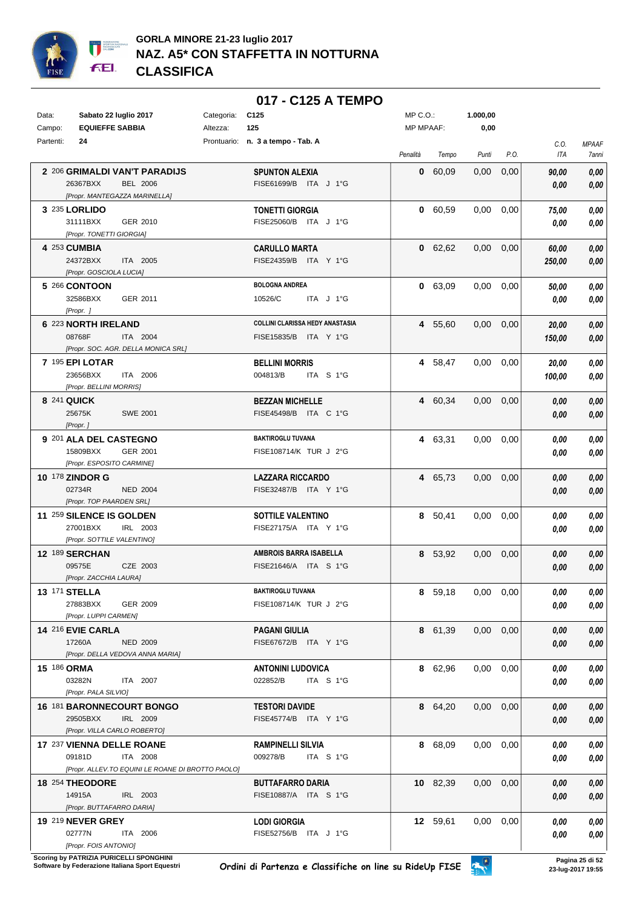# GORLA MINORE 21-23 luglio 2017
## NAZ. A5* CON STAFFETTA IN NOTTURNA
## CLASSIFICA

### 017 - C125 A TEMPO

Data: **Sabato 22 luglio 2017** Categoria: **C125** MP C.O.: **1.000,00**
Campo: **EQUIEFFE SABBIA** Altezza: **125** MP MPAAF: **0,00**
Partenti: **24** Prontuario: **n. 3 a tempo - Tab. A**

| Cl. | N. | Cavallo | Cavaliere | Penalità | Tempo | Punti | P.O. | C.O. ITA | MPAAF 7anni |
|---|---|---|---|---|---|---|---|---|---|
| 2 | 206 | **GRIMALDI VAN'T PARADIJS** 26367BXX BEL 2006 *[Propr. MANTEGAZZA MARINELLA]* | **SPUNTON ALEXIA** FISE61699/B ITA J 1°G | 0 | 60,09 | 0,00 | 0,00 | *90,00* *0,00* | *0,00* *0,00* |
| 3 | 235 | **LORLIDO** 31111BXX GER 2010 *[Propr. TONETTI GIORGIA]* | **TONETTI GIORGIA** FISE25060/B ITA J 1°G | 0 | 60,59 | 0,00 | 0,00 | *75,00* *0,00* | *0,00* *0,00* |
| 4 | 253 | **CUMBIA** 24372BXX ITA 2005 *[Propr. GOSCIOLA LUCIA]* | **CARULLO MARTA** FISE24359/B ITA Y 1°G | 0 | 62,62 | 0,00 | 0,00 | *60,00* *250,00* | *0,00* *0,00* |
| 5 | 266 | **CONTOON** 32586BXX GER 2011 *[Propr. ]* | **BOLOGNA ANDREA** 10526/C ITA J 1°G | 0 | 63,09 | 0,00 | 0,00 | *50,00* *0,00* | *0,00* *0,00* |
| 6 | 223 | **NORTH IRELAND** 08768F ITA 2004 *[Propr. SOC. AGR. DELLA MONICA SRL]* | **COLLINI CLARISSA HEDY ANASTASIA** FISE15835/B ITA Y 1°G | 4 | 55,60 | 0,00 | 0,00 | *20,00* *150,00* | *0,00* *0,00* |
| 7 | 195 | **EPI LOTAR** 23656BXX ITA 2006 *[Propr. BELLINI MORRIS]* | **BELLINI MORRIS** 004813/B ITA S 1°G | 4 | 58,47 | 0,00 | 0,00 | *20,00* *100,00* | *0,00* *0,00* |
| 8 | 241 | **QUICK** 25675K SWE 2001 *[Propr. ]* | **BEZZAN MICHELLE** FISE45498/B ITA C 1°G | 4 | 60,34 | 0,00 | 0,00 | *0,00* *0,00* | *0,00* *0,00* |
| 9 | 201 | **ALA DEL CASTEGNO** 15809BXX GER 2001 *[Propr. ESPOSITO CARMINE]* | **BAKTIROGLU TUVANA** FISE108714/K TUR J 2°G | 4 | 63,31 | 0,00 | 0,00 | *0,00* *0,00* | *0,00* *0,00* |
| 10 | 178 | **ZINDOR G** 02734R NED 2004 *[Propr. TOP PAARDEN SRL]* | **LAZZARA RICCARDO** FISE32487/B ITA Y 1°G | 4 | 65,73 | 0,00 | 0,00 | *0,00* *0,00* | *0,00* *0,00* |
| 11 | 259 | **SILENCE IS GOLDEN** 27001BXX IRL 2003 *[Propr. SOTTILE VALENTINO]* | **SOTTILE VALENTINO** FISE27175/A ITA Y 1°G | 8 | 50,41 | 0,00 | 0,00 | *0,00* *0,00* | *0,00* *0,00* |
| 12 | 189 | **SERCHAN** 09575E CZE 2003 *[Propr. ZACCHIA LAURA]* | **AMBROIS BARRA ISABELLA** FISE21646/A ITA S 1°G | 8 | 53,92 | 0,00 | 0,00 | *0,00* *0,00* | *0,00* *0,00* |
| 13 | 171 | **STELLA** 27883BXX GER 2009 *[Propr. LUPPI CARMEN]* | **BAKTIROGLU TUVANA** FISE108714/K TUR J 2°G | 8 | 59,18 | 0,00 | 0,00 | *0,00* *0,00* | *0,00* *0,00* |
| 14 | 216 | **EVIE CARLA** 17260A NED 2009 *[Propr. DELLA VEDOVA ANNA MARIA]* | **PAGANI GIULIA** FISE67672/B ITA Y 1°G | 8 | 61,39 | 0,00 | 0,00 | *0,00* *0,00* | *0,00* *0,00* |
| 15 | 186 | **ORMA** 03282N ITA 2007 *[Propr. PALA SILVIO]* | **ANTONINI LUDOVICA** 022852/B ITA S 1°G | 8 | 62,96 | 0,00 | 0,00 | *0,00* *0,00* | *0,00* *0,00* |
| 16 | 181 | **BARONNECOURT BONGO** 29505BXX IRL 2009 *[Propr. VILLA CARLO ROBERTO]* | **TESTORI DAVIDE** FISE45774/B ITA Y 1°G | 8 | 64,20 | 0,00 | 0,00 | *0,00* *0,00* | *0,00* *0,00* |
| 17 | 237 | **VIENNA DELLE ROANE** 09181D ITA 2008 *[Propr. ALLEV.TO EQUINI LE ROANE DI BROTTO PAOLO]* | **RAMPINELLI SILVIA** 009278/B ITA S 1°G | 8 | 68,09 | 0,00 | 0,00 | *0,00* *0,00* | *0,00* *0,00* |
| 18 | 254 | **THEODORE** 14915A IRL 2003 *[Propr. BUTTAFARRO DARIA]* | **BUTTAFARRO DARIA** FISE10887/A ITA S 1°G | 10 | 82,39 | 0,00 | 0,00 | *0,00* *0,00* | *0,00* *0,00* |
| 19 | 219 | **NEVER GREY** 02777N ITA 2006 *[Propr. FOIS ANTONIO]* | **LODI GIORGIA** FISE52756/B ITA J 1°G | 12 | 59,61 | 0,00 | 0,00 | *0,00* *0,00* | *0,00* *0,00* |

**Scoring by PATRIZIA PURICELLI SPONGHINI**
**Software by Federazione Italiana Sport Equestri**

*Ordini di Partenza e Classifiche on line su RideUp FISE*

23-lug-2017 19:55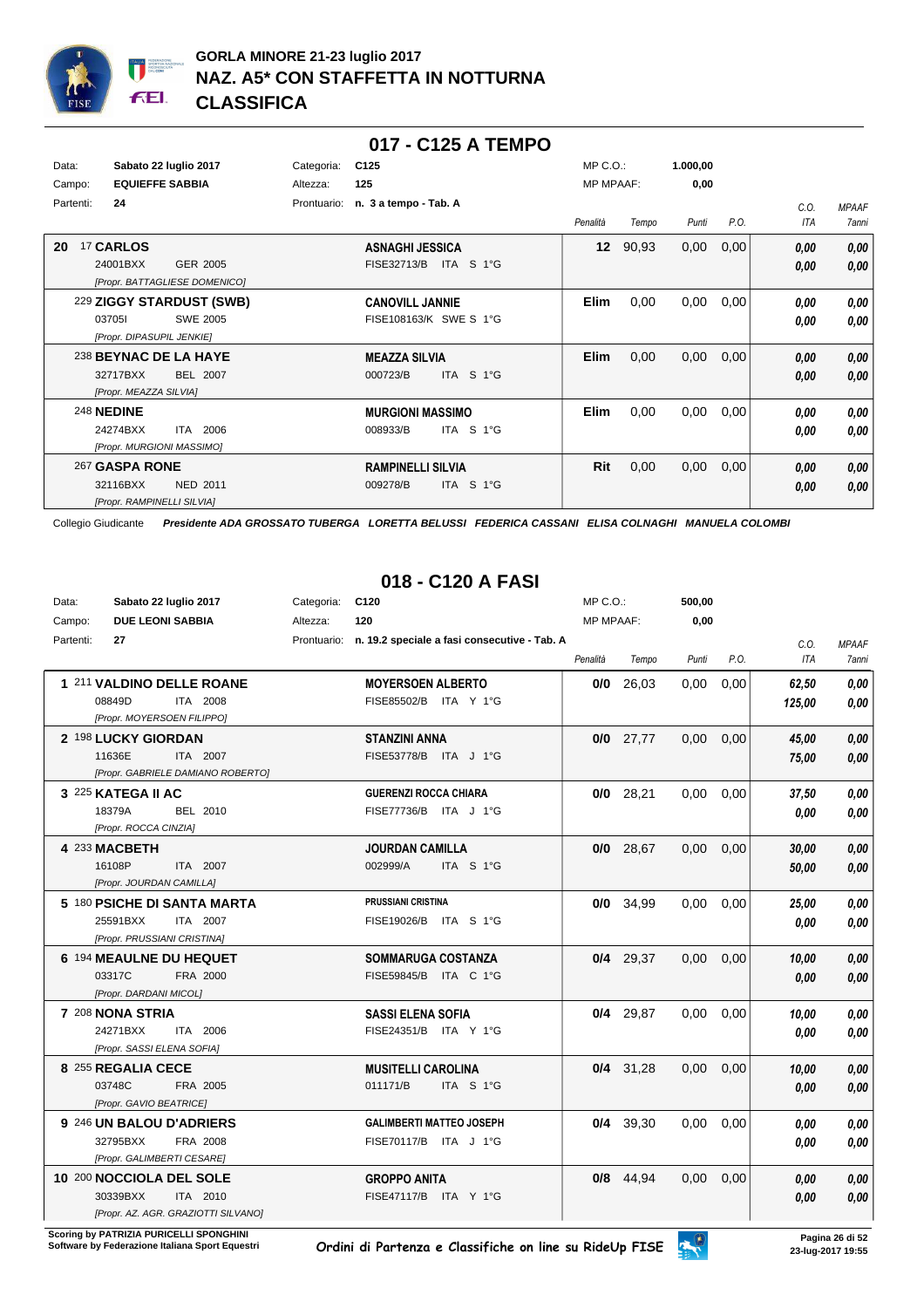# GORLA MINORE 21-23 luglio 2017
## NAZ. A5* CON STAFFETTA IN NOTTURNA
## CLASSIFICA

## 017 - C125 A TEMPO

| | | | |
|---|---|---|---|
| Data: | Sabato 22 luglio 2017 | Categoria: | C125 |
| Campo: | EQUIEFFE SABBIA | Altezza: | 125 |
| Partenti: | 24 | Prontuario: | n. 3 a tempo - Tab. A |

MP C.O.: 1.000,00
MP MPAAF: 0,00

| Pos. | Cavallo | Cavaliere | Penalità | Tempo | Punti | P.O. | C.O. ITA | MPAAF 7anni |
|---|---|---|---|---|---|---|---|---|
| 20 | 17 **CARLOS** 24001BXX GER 2005 [Propr. BATTAGLIESE DOMENICO] | **ASNAGHI JESSICA** FISE32713/B ITA S 1°G | **12** | 90,93 | 0,00 | 0,00 | *0,00* *0,00* | *0,00* *0,00* |
| | 229 **ZIGGY STARDUST (SWB)** 03705I SWE 2005 [Propr. DIPASUPIL JENKIE] | **CANOVILL JANNIE** FISE108163/K SWE S 1°G | **Elim** | 0,00 | 0,00 | 0,00 | *0,00* *0,00* | *0,00* *0,00* |
| | 238 **BEYNAC DE LA HAYE** 32717BXX BEL 2007 [Propr. MEAZZA SILVIA] | **MEAZZA SILVIA** 000723/B ITA S 1°G | **Elim** | 0,00 | 0,00 | 0,00 | *0,00* *0,00* | *0,00* *0,00* |
| | 248 **NEDINE** 24274BXX ITA 2006 [Propr. MURGIONI MASSIMO] | **MURGIONI MASSIMO** 008933/B ITA S 1°G | **Elim** | 0,00 | 0,00 | 0,00 | *0,00* *0,00* | *0,00* *0,00* |
| | 267 **GASPA RONE** 32116BXX NED 2011 [Propr. RAMPINELLI SILVIA] | **RAMPINELLI SILVIA** 009278/B ITA S 1°G | **Rit** | 0,00 | 0,00 | 0,00 | *0,00* *0,00* | *0,00* *0,00* |

Collegio Giudicante ***Presidente ADA GROSSATO TUBERGA LORETTA BELUSSI FEDERICA CASSANI ELISA COLNAGHI MANUELA COLOMBI***

## 018 - C120 A FASI

| | | | |
|---|---|---|---|
| Data: | Sabato 22 luglio 2017 | Categoria: | C120 |
| Campo: | DUE LEONI SABBIA | Altezza: | 120 |
| Partenti: | 27 | Prontuario: | n. 19.2 speciale a fasi consecutive - Tab. A |

MP C.O.: 500,00
MP MPAAF: 0,00

| Pos. | Cavallo | Cavaliere | Penalità | Tempo | Punti | P.O. | C.O. ITA | MPAAF 7anni |
|---|---|---|---|---|---|---|---|---|
| 1 | 211 **VALDINO DELLE ROANE** 08849D ITA 2008 [Propr. MOYERSOEN FILIPPO] | **MOYERSOEN ALBERTO** FISE85502/B ITA Y 1°G | **0/0** | 26,03 | 0,00 | 0,00 | *62,50* *125,00* | *0,00* *0,00* |
| 2 | 198 **LUCKY GIORDAN** 11636E ITA 2007 [Propr. GABRIELE DAMIANO ROBERTO] | **STANZINI ANNA** FISE53778/B ITA J 1°G | **0/0** | 27,77 | 0,00 | 0,00 | *45,00* *75,00* | *0,00* *0,00* |
| 3 | 225 **KATEGA II AC** 18379A BEL 2010 [Propr. ROCCA CINZIA] | **GUERENZI ROCCA CHIARA** FISE77736/B ITA J 1°G | **0/0** | 28,21 | 0,00 | 0,00 | *37,50* *0,00* | *0,00* *0,00* |
| 4 | 233 **MACBETH** 16108P ITA 2007 [Propr. JOURDAN CAMILLA] | **JOURDAN CAMILLA** 002999/A ITA S 1°G | **0/0** | 28,67 | 0,00 | 0,00 | *30,00* *50,00* | *0,00* *0,00* |
| 5 | 180 **PSICHE DI SANTA MARTA** 25591BXX ITA 2007 [Propr. PRUSSIANI CRISTINA] | **PRUSSIANI CRISTINA** FISE19026/B ITA S 1°G | **0/0** | 34,99 | 0,00 | 0,00 | *25,00* *0,00* | *0,00* *0,00* |
| 6 | 194 **MEAULNE DU HEQUET** 03317C FRA 2000 [Propr. DARDANI MICOL] | **SOMMARUGA COSTANZA** FISE59845/B ITA C 1°G | **0/4** | 29,37 | 0,00 | 0,00 | *10,00* *0,00* | *0,00* *0,00* |
| 7 | 208 **NONA STRIA** 24271BXX ITA 2006 [Propr. SASSI ELENA SOFIA] | **SASSI ELENA SOFIA** FISE24351/B ITA Y 1°G | **0/4** | 29,87 | 0,00 | 0,00 | *10,00* *0,00* | *0,00* *0,00* |
| 8 | 255 **REGALIA CECE** 03748C FRA 2005 [Propr. GAVIO BEATRICE] | **MUSITELLI CAROLINA** 011171/B ITA S 1°G | **0/4** | 31,28 | 0,00 | 0,00 | *10,00* *0,00* | *0,00* *0,00* |
| 9 | 246 **UN BALOU D'ADRIERS** 32795BXX FRA 2008 [Propr. GALIMBERTI CESARE] | **GALIMBERTI MATTEO JOSEPH** FISE70117/B ITA J 1°G | **0/4** | 39,30 | 0,00 | 0,00 | *0,00* *0,00* | *0,00* *0,00* |
| 10 | 200 **NOCCIOLA DEL SOLE** 30339BXX ITA 2010 [Propr. AZ. AGR. GRAZIOTTI SILVANO] | **GROPPO ANITA** FISE47117/B ITA Y 1°G | **0/8** | 44,94 | 0,00 | 0,00 | *0,00* *0,00* | *0,00* *0,00* |

Scoring by PATRIZIA PURICELLI SPONGHINI
Software by Federazione Italiana Sport Equestri

Ordini di Partenza e Classifiche on line su RideUp FISE

23-lug-2017 19:55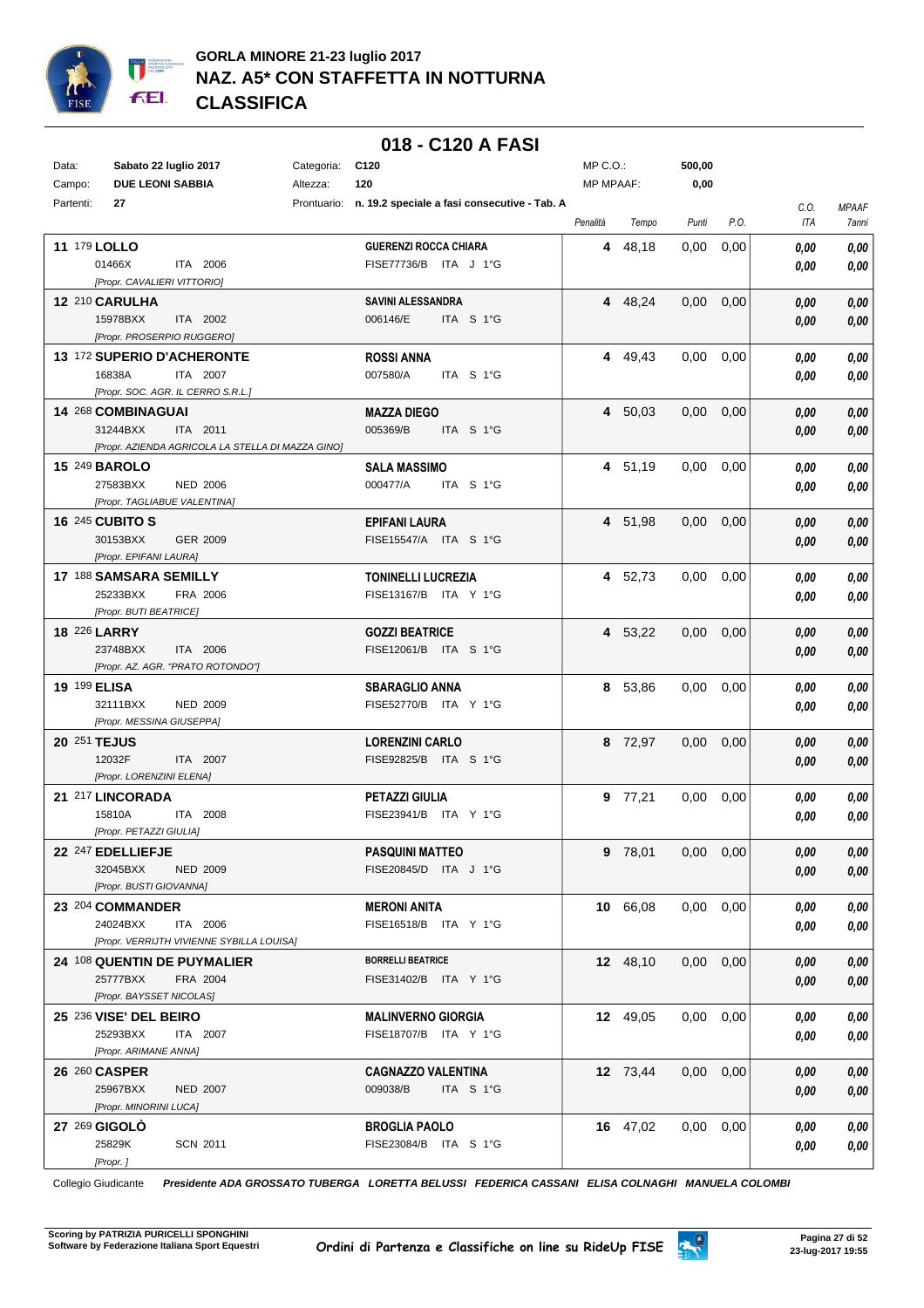# GORLA MINORE 21-23 luglio 2017

## NAZ. A5* CON STAFFETTA IN NOTTURNA

## CLASSIFICA

### 018 - C120 A FASI

| | | | | | |
|---|---|---|---|---|---|
| Data: | Sabato 22 luglio 2017 | Categoria: | C120 | MP C.O.: | 500,00 |
| Campo: | DUE LEONI SABBIA | Altezza: | 120 | MP MPAAF: | 0,00 |
| Partenti: | 27 | Prontuario: | n. 19.2 speciale a fasi consecutive - Tab. A | | |

| Cl. | N. | Cavallo | Cavaliere | Penalità | Tempo | Punti | P.O. | C.O. ITA | MPAAF 7anni |
|---|---|---|---|---|---|---|---|---|---|
| 11 | 179 | **LOLLO**<br>01466X ITA 2006<br>*[Propr. CAVALIERI VITTORIO]* | **GUERENZI ROCCA CHIARA**<br>FISE77736/B ITA J 1°G | **4** | 48,18 | 0,00 | 0,00 | *0,00*<br>*0,00* | *0,00*<br>*0,00* |
| 12 | 210 | **CARULHA**<br>15978BXX ITA 2002<br>*[Propr. PROSERPIO RUGGERO]* | **SAVINI ALESSANDRA**<br>006146/E ITA S 1°G | **4** | 48,24 | 0,00 | 0,00 | *0,00*<br>*0,00* | *0,00*<br>*0,00* |
| 13 | 172 | **SUPERIO D'ACHERONTE**<br>16838A ITA 2007<br>*[Propr. SOC. AGR. IL CERRO S.R.L.]* | **ROSSI ANNA**<br>007580/A ITA S 1°G | **4** | 49,43 | 0,00 | 0,00 | *0,00*<br>*0,00* | *0,00*<br>*0,00* |
| 14 | 268 | **COMBINAGUAI**<br>31244BXX ITA 2011<br>*[Propr. AZIENDA AGRICOLA LA STELLA DI MAZZA GINO]* | **MAZZA DIEGO**<br>005369/B ITA S 1°G | **4** | 50,03 | 0,00 | 0,00 | *0,00*<br>*0,00* | *0,00*<br>*0,00* |
| 15 | 249 | **BAROLO**<br>27583BXX NED 2006<br>*[Propr. TAGLIABUE VALENTINA]* | **SALA MASSIMO**<br>000477/A ITA S 1°G | **4** | 51,19 | 0,00 | 0,00 | *0,00*<br>*0,00* | *0,00*<br>*0,00* |
| 16 | 245 | **CUBITO S**<br>30153BXX GER 2009<br>*[Propr. EPIFANI LAURA]* | **EPIFANI LAURA**<br>FISE15547/A ITA S 1°G | **4** | 51,98 | 0,00 | 0,00 | *0,00*<br>*0,00* | *0,00*<br>*0,00* |
| 17 | 188 | **SAMSARA SEMILLY**<br>25233BXX FRA 2006<br>*[Propr. BUTI BEATRICE]* | **TONINELLI LUCREZIA**<br>FISE13167/B ITA Y 1°G | **4** | 52,73 | 0,00 | 0,00 | *0,00*<br>*0,00* | *0,00*<br>*0,00* |
| 18 | 226 | **LARRY**<br>23748BXX ITA 2006<br>*[Propr. AZ. AGR. "PRATO ROTONDO"]* | **GOZZI BEATRICE**<br>FISE12061/B ITA S 1°G | **4** | 53,22 | 0,00 | 0,00 | *0,00*<br>*0,00* | *0,00*<br>*0,00* |
| 19 | 199 | **ELISA**<br>32111BXX NED 2009<br>*[Propr. MESSINA GIUSEPPA]* | **SBARAGLIO ANNA**<br>FISE52770/B ITA Y 1°G | **8** | 53,86 | 0,00 | 0,00 | *0,00*<br>*0,00* | *0,00*<br>*0,00* |
| 20 | 251 | **TEJUS**<br>12032F ITA 2007<br>*[Propr. LORENZINI ELENA]* | **LORENZINI CARLO**<br>FISE92825/B ITA S 1°G | **8** | 72,97 | 0,00 | 0,00 | *0,00*<br>*0,00* | *0,00*<br>*0,00* |
| 21 | 217 | **LINCORADA**<br>15810A ITA 2008<br>*[Propr. PETAZZI GIULIA]* | **PETAZZI GIULIA**<br>FISE23941/B ITA Y 1°G | **9** | 77,21 | 0,00 | 0,00 | *0,00*<br>*0,00* | *0,00*<br>*0,00* |
| 22 | 247 | **EDELLIEFJE**<br>32045BXX NED 2009<br>*[Propr. BUSTI GIOVANNA]* | **PASQUINI MATTEO**<br>FISE20845/D ITA J 1°G | **9** | 78,01 | 0,00 | 0,00 | *0,00*<br>*0,00* | *0,00*<br>*0,00* |
| 23 | 204 | **COMMANDER**<br>24024BXX ITA 2006<br>*[Propr. VERRIJTH VIVIENNE SYBILLA LOUISA]* | **MERONI ANITA**<br>FISE16518/B ITA Y 1°G | **10** | 66,08 | 0,00 | 0,00 | *0,00*<br>*0,00* | *0,00*<br>*0,00* |
| 24 | 108 | **QUENTIN DE PUYMALIER**<br>25777BXX FRA 2004<br>*[Propr. BAYSSET NICOLAS]* | **BORRELLI BEATRICE**<br>FISE31402/B ITA Y 1°G | **12** | 48,10 | 0,00 | 0,00 | *0,00*<br>*0,00* | *0,00*<br>*0,00* |
| 25 | 236 | **VISE' DEL BEIRO**<br>25293BXX ITA 2007<br>*[Propr. ARIMANE ANNA]* | **MALINVERNO GIORGIA**<br>FISE18707/B ITA Y 1°G | **12** | 49,05 | 0,00 | 0,00 | *0,00*<br>*0,00* | *0,00*<br>*0,00* |
| 26 | 260 | **CASPER**<br>25967BXX NED 2007<br>*[Propr. MINORINI LUCA]* | **CAGNAZZO VALENTINA**<br>009038/B ITA S 1°G | **12** | 73,44 | 0,00 | 0,00 | *0,00*<br>*0,00* | *0,00*<br>*0,00* |
| 27 | 269 | **GIGOLÒ**<br>25829K SCN 2011<br>*[Propr. ]* | **BROGLIA PAOLO**<br>FISE23084/B ITA S 1°G | **16** | 47,02 | 0,00 | 0,00 | *0,00*<br>*0,00* | *0,00*<br>*0,00* |

Collegio Giudicante ***Presidente ADA GROSSATO TUBERGA LORETTA BELUSSI FEDERICA CASSANI ELISA COLNAGHI MANUELA COLOMBI***

**Scoring by PATRIZIA PURICELLI SPONGHINI**
**Software by Federazione Italiana Sport Equestri**

**Ordini di Partenza e Classifiche on line su RideUp FISE**

23-lug-2017 19:55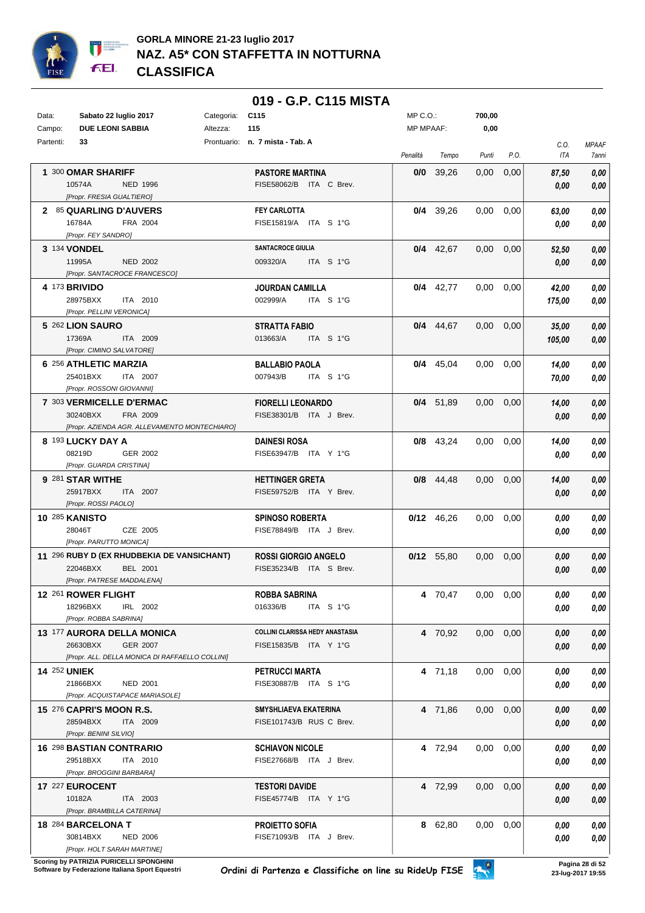# GORLA MINORE 21-23 luglio 2017
## NAZ. A5* CON STAFFETTA IN NOTTURNA
## CLASSIFICA

### 019 - G.P. C115 MISTA

| | | | | | |
|---|---|---|---|---|---|
| Data: | Sabato 22 luglio 2017 | Categoria: | C115 | MP C.O.: | 700,00 |
| Campo: | DUE LEONI SABBIA | Altezza: | 115 | MP MPAAF: | 0,00 |
| Partenti: | 33 | Prontuario: | n. 7 mista - Tab. A | | |

| Pos. | Cavallo | Cavaliere | Penalità | Tempo | Punti | P.O. | C.O. ITA | MPAAF 7anni |
|---|---|---|---|---|---|---|---|---|
| 1 | 300 **OMAR SHARIFF** 10574A NED 1996 [Propr. FRESIA GUALTIERO] | **PASTORE MARTINA** FISE58062/B ITA C Brev. | **0/0** | 39,26 | 0,00 | 0,00 | 87,50 / 0,00 | 0,00 / 0,00 |
| 2 | 85 **QUARLING D'AUVERS** 16784A FRA 2004 [Propr. FEY SANDRO] | **FEY CARLOTTA** FISE15819/A ITA S 1°G | **0/4** | 39,26 | 0,00 | 0,00 | 63,00 / 0,00 | 0,00 / 0,00 |
| 3 | 134 **VONDEL** 11995A NED 2002 [Propr. SANTACROCE FRANCESCO] | **SANTACROCE GIULIA** 009320/A ITA S 1°G | **0/4** | 42,67 | 0,00 | 0,00 | 52,50 / 0,00 | 0,00 / 0,00 |
| 4 | 173 **BRIVIDO** 28975BXX ITA 2010 [Propr. PELLINI VERONICA] | **JOURDAN CAMILLA** 002999/A ITA S 1°G | **0/4** | 42,77 | 0,00 | 0,00 | 42,00 / 175,00 | 0,00 / 0,00 |
| 5 | 262 **LION SAURO** 17369A ITA 2009 [Propr. CIMINO SALVATORE] | **STRATTA FABIO** 013663/A ITA S 1°G | **0/4** | 44,67 | 0,00 | 0,00 | 35,00 / 105,00 | 0,00 / 0,00 |
| 6 | 256 **ATHLETIC MARZIA** 25401BXX ITA 2007 [Propr. ROSSONI GIOVANNI] | **BALLABIO PAOLA** 007943/B ITA S 1°G | **0/4** | 45,04 | 0,00 | 0,00 | 14,00 / 70,00 | 0,00 / 0,00 |
| 7 | 303 **VERMICELLE D'ERMAC** 30240BXX FRA 2009 [Propr. AZIENDA AGR. ALLEVAMENTO MONTECHIARO] | **FIORELLI LEONARDO** FISE38301/B ITA J Brev. | **0/4** | 51,89 | 0,00 | 0,00 | 14,00 / 0,00 | 0,00 / 0,00 |
| 8 | 193 **LUCKY DAY A** 08219D GER 2002 [Propr. GUARDA CRISTINA] | **DAINESI ROSA** FISE63947/B ITA Y 1°G | **0/8** | 43,24 | 0,00 | 0,00 | 14,00 / 0,00 | 0,00 / 0,00 |
| 9 | 281 **STAR WITHE** 25917BXX ITA 2007 [Propr. ROSSI PAOLO] | **HETTINGER GRETA** FISE59752/B ITA Y Brev. | **0/8** | 44,48 | 0,00 | 0,00 | 14,00 / 0,00 | 0,00 / 0,00 |
| 10 | 285 **KANISTO** 28046T CZE 2005 [Propr. PARUTTO MONICA] | **SPINOSO ROBERTA** FISE78849/B ITA J Brev. | **0/12** | 46,26 | 0,00 | 0,00 | 0,00 / 0,00 | 0,00 / 0,00 |
| 11 | 296 **RUBY D (EX RHUDBEKIA DE VANSICHANT)** 22046BXX BEL 2001 [Propr. PATRESE MADDALENA] | **ROSSI GIORGIO ANGELO** FISE35234/B ITA S Brev. | **0/12** | 55,80 | 0,00 | 0,00 | 0,00 / 0,00 | 0,00 / 0,00 |
| 12 | 261 **ROWER FLIGHT** 18296BXX IRL 2002 [Propr. ROBBA SABRINA] | **ROBBA SABRINA** 016336/B ITA S 1°G | **4** | 70,47 | 0,00 | 0,00 | 0,00 / 0,00 | 0,00 / 0,00 |
| 13 | 177 **AURORA DELLA MONICA** 26630BXX GER 2007 [Propr. ALL. DELLA MONICA DI RAFFAELLO COLLINI] | **COLLINI CLARISSA HEDY ANASTASIA** FISE15835/B ITA Y 1°G | **4** | 70,92 | 0,00 | 0,00 | 0,00 / 0,00 | 0,00 / 0,00 |
| 14 | 252 **UNIEK** 21866BXX NED 2001 [Propr. ACQUISTAPACE MARIASOLE] | **PETRUCCI MARTA** FISE30887/B ITA S 1°G | **4** | 71,18 | 0,00 | 0,00 | 0,00 / 0,00 | 0,00 / 0,00 |
| 15 | 276 **CAPRI'S MOON R.S.** 28594BXX ITA 2009 [Propr. BENINI SILVIO] | **SMYSHLIAEVA EKATERINA** FISE101743/B RUS C Brev. | **4** | 71,86 | 0,00 | 0,00 | 0,00 / 0,00 | 0,00 / 0,00 |
| 16 | 298 **BASTIAN CONTRARIO** 29518BXX ITA 2010 [Propr. BROGGINI BARBARA] | **SCHIAVON NICOLE** FISE27668/B ITA J Brev. | **4** | 72,94 | 0,00 | 0,00 | 0,00 / 0,00 | 0,00 / 0,00 |
| 17 | 227 **EUROCENT** 10182A ITA 2003 [Propr. BRAMBILLA CATERINA] | **TESTORI DAVIDE** FISE45774/B ITA Y 1°G | **4** | 72,99 | 0,00 | 0,00 | 0,00 / 0,00 | 0,00 / 0,00 |
| 18 | 284 **BARCELONA T** 30814BXX NED 2006 [Propr. HOLT SARAH MARTINE] | **PROIETTO SOFIA** FISE71093/B ITA J Brev. | **8** | 62,80 | 0,00 | 0,00 | 0,00 / 0,00 | 0,00 / 0,00 |

Scoring by PATRIZIA PURICELLI SPONGHINI
Software by Federazione Italiana Sport Equestri

Ordini di Partenza e Classifiche on line su RideUp FISE

23-lug-2017 19:55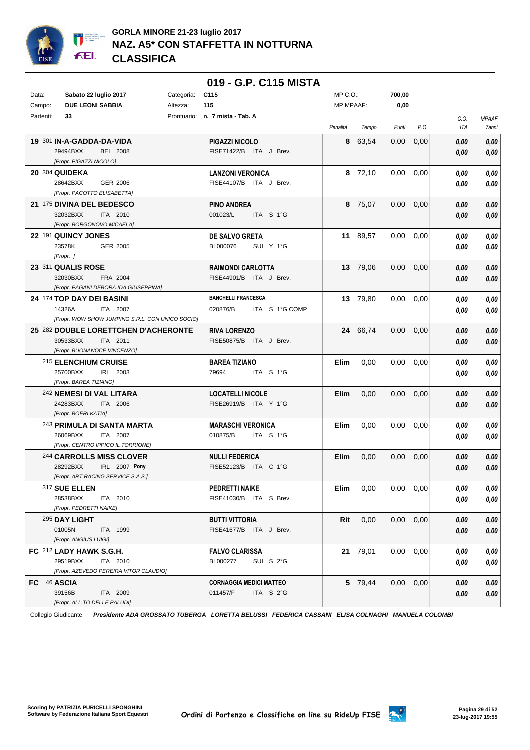# GORLA MINORE 21-23 luglio 2017
# NAZ. A5* CON STAFFETTA IN NOTTURNA
# CLASSIFICA

## 019 - G.P. C115 MISTA

| | | | | | |
|---|---|---|---|---|---|
| Data: | **Sabato 22 luglio 2017** | Categoria: | **C115** | MP C.O.: | **700,00** |
| Campo: | **DUE LEONI SABBIA** | Altezza: | **115** | MP MPAAF: | **0,00** |
| Partenti: | **33** | Prontuario: | **n. 7 mista - Tab. A** | | |

| Pos. | N. | Cavallo | Cavaliere | Penalità | Tempo | Punti | P.O. | C.O. ITA | MPAAF 7anni |
|---|---|---|---|---|---|---|---|---|---|
| **19** | 301 | **IN-A-GADDA-DA-VIDA** 29494BXX BEL 2008 [Propr. PIGAZZI NICOLO] | **PIGAZZI NICOLO** FISE71422/B ITA J Brev. | **8** | 63,54 | 0,00 | 0,00 | 0,00 / 0,00 | 0,00 / 0,00 |
| **20** | 304 | **QUIDEKA** 28642BXX GER 2006 [Propr. PACOTTO ELISABETTA] | **LANZONI VERONICA** FISE44107/B ITA J Brev. | **8** | 72,10 | 0,00 | 0,00 | 0,00 / 0,00 | 0,00 / 0,00 |
| **21** | 175 | **DIVINA DEL BEDESCO** 32032BXX ITA 2010 [Propr. BORGONOVO MICAELA] | **PINO ANDREA** 001023/L ITA S 1°G | **8** | 75,07 | 0,00 | 0,00 | 0,00 / 0,00 | 0,00 / 0,00 |
| **22** | 191 | **QUINCY JONES** 23578K GER 2005 [Propr. ] | **DE SALVO GRETA** BL000076 SUI Y 1°G | **11** | 89,57 | 0,00 | 0,00 | 0,00 / 0,00 | 0,00 / 0,00 |
| **23** | 311 | **QUALIS ROSE** 32030BXX FRA 2004 [Propr. PAGANI DEBORA IDA GIUSEPPINA] | **RAIMONDI CARLOTTA** FISE44901/B ITA J Brev. | **13** | 79,06 | 0,00 | 0,00 | 0,00 / 0,00 | 0,00 / 0,00 |
| **24** | 174 | **TOP DAY DEI BASINI** 14326A ITA 2007 [Propr. WOW SHOW JUMPING S.R.L. CON UNICO SOCIO] | **BANCHELLI FRANCESCA** 020876/B ITA S 1°G COMP | **13** | 79,80 | 0,00 | 0,00 | 0,00 / 0,00 | 0,00 / 0,00 |
| **25** | 282 | **DOUBLE LORETTCHEN D'ACHERONTE** 30533BXX ITA 2011 [Propr. BUONANOCE VINCENZO] | **RIVA LORENZO** FISE50875/B ITA J Brev. | **24** | 66,74 | 0,00 | 0,00 | 0,00 / 0,00 | 0,00 / 0,00 |
| | 215 | **ELENCHIUM CRUISE** 25700BXX IRL 2003 [Propr. BAREA TIZIANO] | **BAREA TIZIANO** 79694 ITA S 1°G | **Elim** | 0,00 | 0,00 | 0,00 | 0,00 / 0,00 | 0,00 / 0,00 |
| | 242 | **NEMESI DI VAL LITARA** 24283BXX ITA 2006 [Propr. BOERI KATIA] | **LOCATELLI NICOLE** FISE26919/B ITA Y 1°G | **Elim** | 0,00 | 0,00 | 0,00 | 0,00 / 0,00 | 0,00 / 0,00 |
| | 243 | **PRIMULA DI SANTA MARTA** 26069BXX ITA 2007 [Propr. CENTRO IPPICO IL TORRIONE] | **MARASCHI VERONICA** 010875/B ITA S 1°G | **Elim** | 0,00 | 0,00 | 0,00 | 0,00 / 0,00 | 0,00 / 0,00 |
| | 244 | **CARROLLS MISS CLOVER** 28292BXX IRL 2007 **Pony** [Propr. ART RACING SERVICE S.A.S.] | **NULLI FEDERICA** FISE52123/B ITA C 1°G | **Elim** | 0,00 | 0,00 | 0,00 | 0,00 / 0,00 | 0,00 / 0,00 |
| | 317 | **SUE ELLEN** 28538BXX ITA 2010 [Propr. PEDRETTI NAIKE] | **PEDRETTI NAIKE** FISE41030/B ITA S Brev. | **Elim** | 0,00 | 0,00 | 0,00 | 0,00 / 0,00 | 0,00 / 0,00 |
| | 295 | **DAY LIGHT** 01005N ITA 1999 [Propr. ANGIUS LUIGI] | **BUTTI VITTORIA** FISE41677/B ITA J Brev. | **Rit** | 0,00 | 0,00 | 0,00 | 0,00 / 0,00 | 0,00 / 0,00 |
| **FC** | 212 | **LADY HAWK S.G.H.** 29519BXX ITA 2010 [Propr. AZEVEDO PEREIRA VITOR CLAUDIO] | **FALVO CLARISSA** BL000277 SUI S 2°G | **21** | 79,01 | 0,00 | 0,00 | 0,00 / 0,00 | 0,00 / 0,00 |
| **FC** | 46 | **ASCIA** 39156B ITA 2009 [Propr. ALL.TO DELLE PALUDI] | **CORNAGGIA MEDICI MATTEO** 011457/F ITA S 2°G | **5** | 79,44 | 0,00 | 0,00 | 0,00 / 0,00 | 0,00 / 0,00 |

Collegio Giudicante *Presidente ADA GROSSATO TUBERGA LORETTA BELUSSI FEDERICA CASSANI ELISA COLNAGHI MANUELA COLOMBI*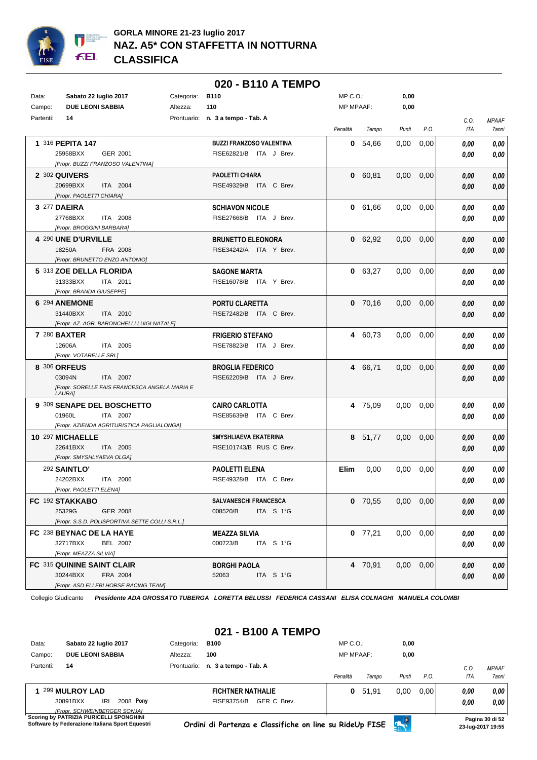# GORLA MINORE 21-23 luglio 2017
## NAZ. A5* CON STAFFETTA IN NOTTURNA
## CLASSIFICA

### 020 - B110 A TEMPO

Data: Sabato 22 luglio 2017 — Categoria: B110 — MP C.O.: 0,00
Campo: DUE LEONI SABBIA — Altezza: 110 — MP MPAAF: 0,00
Partenti: 14 — Prontuario: n. 3 a tempo - Tab. A

| Pos. | Cavallo | Cavaliere | Penalità | Tempo | Punti | P.O. | C.O. ITA | MPAAF 7anni |
|---|---|---|---|---|---|---|---|---|
| 1 | 316 **PEPITA 147** 25958BXX GER 2001 [Propr. BUZZI FRANZOSO VALENTINA] | **BUZZI FRANZOSO VALENTINA** FISE62821/B ITA J Brev. | 0 | 54,66 | 0,00 | 0,00 | 0,00 / 0,00 | 0,00 / 0,00 |
| 2 | 302 **QUIVERS** 20699BXX ITA 2004 [Propr. PAOLETTI CHIARA] | **PAOLETTI CHIARA** FISE49329/B ITA C Brev. | 0 | 60,81 | 0,00 | 0,00 | 0,00 / 0,00 | 0,00 / 0,00 |
| 3 | 277 **DAEIRA** 27768BXX ITA 2008 [Propr. BROGGINI BARBARA] | **SCHIAVON NICOLE** FISE27668/B ITA J Brev. | 0 | 61,66 | 0,00 | 0,00 | 0,00 / 0,00 | 0,00 / 0,00 |
| 4 | 290 **UNE D'URVILLE** 18250A FRA 2008 [Propr. BRUNETTO ENZO ANTONIO] | **BRUNETTO ELEONORA** FISE34242/A ITA Y Brev. | 0 | 62,92 | 0,00 | 0,00 | 0,00 / 0,00 | 0,00 / 0,00 |
| 5 | 313 **ZOE DELLA FLORIDA** 31333BXX ITA 2011 [Propr. BRANDA GIUSEPPE] | **SAGONE MARTA** FISE16078/B ITA Y Brev. | 0 | 63,27 | 0,00 | 0,00 | 0,00 / 0,00 | 0,00 / 0,00 |
| 6 | 294 **ANEMONE** 31440BXX ITA 2010 [Propr. AZ. AGR. BARONCHELLI LUIGI NATALE] | **PORTU CLARETTA** FISE72482/B ITA C Brev. | 0 | 70,16 | 0,00 | 0,00 | 0,00 / 0,00 | 0,00 / 0,00 |
| 7 | 280 **BAXTER** 12606A ITA 2005 [Propr. VOTARELLE SRL] | **FRIGERIO STEFANO** FISE78823/B ITA J Brev. | 4 | 60,73 | 0,00 | 0,00 | 0,00 / 0,00 | 0,00 / 0,00 |
| 8 | 306 **ORFEUS** 03094N ITA 2007 [Propr. SORELLE FAIS FRANCESCA ANGELA MARIA E LAURA] | **BROGLIA FEDERICO** FISE62209/B ITA J Brev. | 4 | 66,71 | 0,00 | 0,00 | 0,00 / 0,00 | 0,00 / 0,00 |
| 9 | 309 **SENAPE DEL BOSCHETTO** 01960L ITA 2007 [Propr. AZIENDA AGRITURISTICA PAGLIALONGA] | **CAIRO CARLOTTA** FISE85639/B ITA C Brev. | 4 | 75,09 | 0,00 | 0,00 | 0,00 / 0,00 | 0,00 / 0,00 |
| 10 | 297 **MICHAELLE** 22641BXX ITA 2005 [Propr. SMYSHLYAEVA OLGA] | **SMYSHLIAEVA EKATERINA** FISE101743/B RUS C Brev. | 8 | 51,77 | 0,00 | 0,00 | 0,00 / 0,00 | 0,00 / 0,00 |
| | 292 **SAINTLO'** 24202BXX ITA 2006 [Propr. PAOLETTI ELENA] | **PAOLETTI ELENA** FISE49328/B ITA C Brev. | Elim | 0,00 | 0,00 | 0,00 | 0,00 / 0,00 | 0,00 / 0,00 |
| FC | 192 **STAKKABO** 25329G GER 2008 [Propr. S.S.D. POLISPORTIVA SETTE COLLI S.R.L.] | **SALVANESCHI FRANCESCA** 008520/B ITA S 1°G | 0 | 70,55 | 0,00 | 0,00 | 0,00 / 0,00 | 0,00 / 0,00 |
| FC | 238 **BEYNAC DE LA HAYE** 32717BXX BEL 2007 [Propr. MEAZZA SILVIA] | **MEAZZA SILVIA** 000723/B ITA S 1°G | 0 | 77,21 | 0,00 | 0,00 | 0,00 / 0,00 | 0,00 / 0,00 |
| FC | 315 **QUININE SAINT CLAIR** 30244BXX FRA 2004 [Propr. ASD ELLEBI HORSE RACING TEAM] | **BORGHI PAOLA** 52063 ITA S 1°G | 4 | 70,91 | 0,00 | 0,00 | 0,00 / 0,00 | 0,00 / 0,00 |

Collegio Giudicante *Presidente ADA GROSSATO TUBERGA LORETTA BELUSSI FEDERICA CASSANI ELISA COLNAGHI MANUELA COLOMBI*

### 021 - B100 A TEMPO

Data: Sabato 22 luglio 2017 — Categoria: B100 — MP C.O.: 0,00
Campo: DUE LEONI SABBIA — Altezza: 100 — MP MPAAF: 0,00
Partenti: 14 — Prontuario: n. 3 a tempo - Tab. A

| Pos. | Cavallo | Cavaliere | Penalità | Tempo | Punti | P.O. | C.O. ITA | MPAAF 7anni |
|---|---|---|---|---|---|---|---|---|
| 1 | 299 **MULROY LAD** 30891BXX IRL 2008 **Pony** [Propr. SCHWEINBERGER SONJA] | **FICHTNER NATHALIE** FISE93754/B GER C Brev. | 0 | 51,91 | 0,00 | 0,00 | 0,00 / 0,00 | 0,00 / 0,00 |

Scoring by PATRIZIA PURICELLI SPONGHINI
Software by Federazione Italiana Sport Equestri
Ordini di Partenza e Classifiche on line su RideUp FISE
23-lug-2017 19:55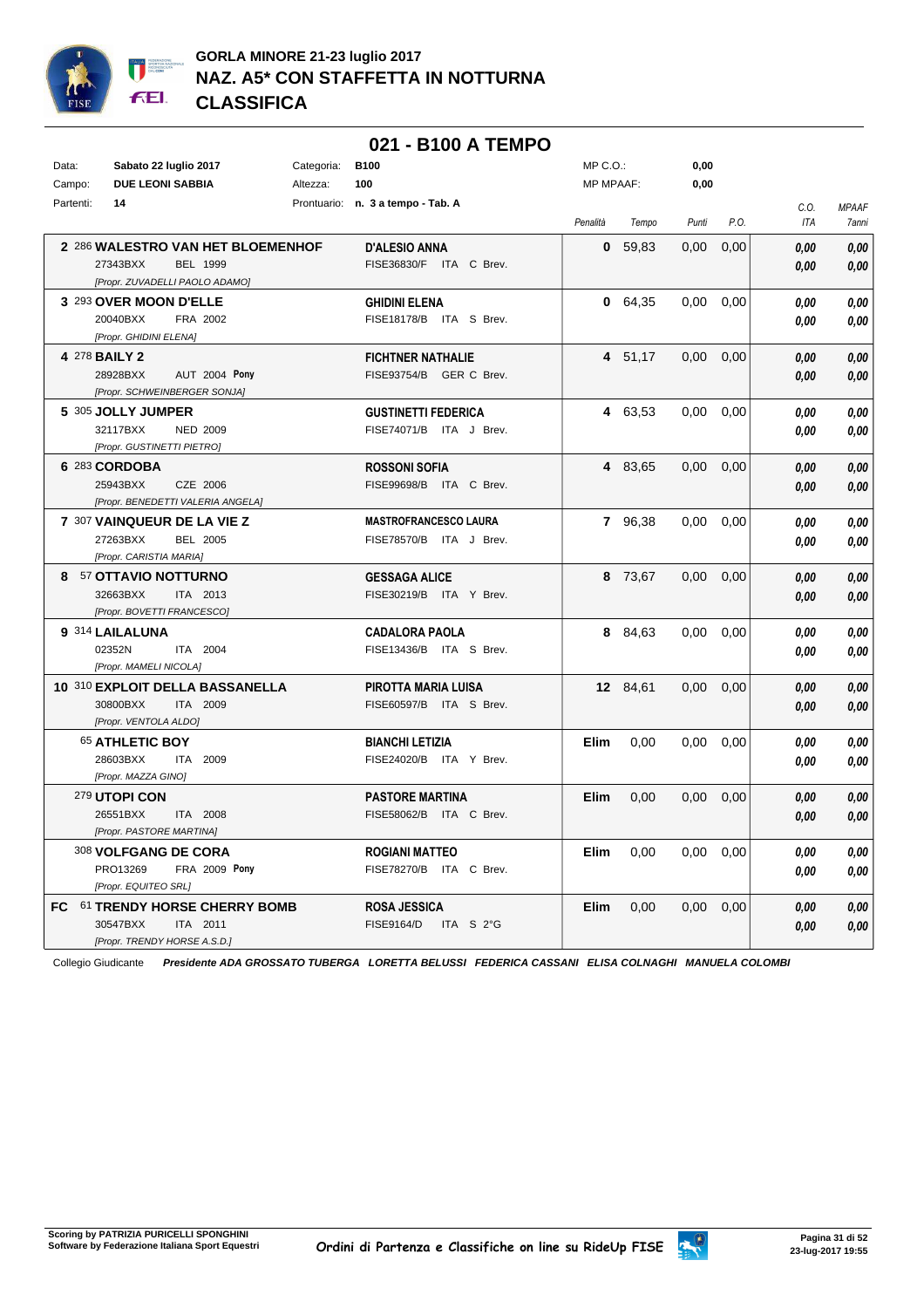# GORLA MINORE 21-23 luglio 2017
# NAZ. A5* CON STAFFETTA IN NOTTURNA
# CLASSIFICA

## 021 - B100 A TEMPO

| | | | | | |
|---|---|---|---|---|---|
| Data: | **Sabato 22 luglio 2017** | Categoria: | **B100** | MP C.O.: | **0,00** |
| Campo: | **DUE LEONI SABBIA** | Altezza: | **100** | MP MPAAF: | **0,00** |
| Partenti: | **14** | Prontuario: | **n. 3 a tempo - Tab. A** | | |

| Class. | N. | Cavallo | Cavaliere | Penalità | Tempo | Punti | P.O. | C.O. ITA | MPAAF 7anni |
|---|---|---|---|---|---|---|---|---|---|
| 2 | 286 | **WALESTRO VAN HET BLOEMENHOF** 27343BXX BEL 1999 *[Propr. ZUVADELLI PAOLO ADAMO]* | **D'ALESIO ANNA** FISE36830/F ITA C Brev. | **0** | 59,83 | 0,00 | 0,00 | ***0,00*** ***0,00*** | ***0,00*** ***0,00*** |
| 3 | 293 | **OVER MOON D'ELLE** 20040BXX FRA 2002 *[Propr. GHIDINI ELENA]* | **GHIDINI ELENA** FISE18178/B ITA S Brev. | **0** | 64,35 | 0,00 | 0,00 | ***0,00*** ***0,00*** | ***0,00*** ***0,00*** |
| 4 | 278 | **BAILY 2** 28928BXX AUT 2004 **Pony** *[Propr. SCHWEINBERGER SONJA]* | **FICHTNER NATHALIE** FISE93754/B GER C Brev. | **4** | 51,17 | 0,00 | 0,00 | ***0,00*** ***0,00*** | ***0,00*** ***0,00*** |
| 5 | 305 | **JOLLY JUMPER** 32117BXX NED 2009 *[Propr. GUSTINETTI PIETRO]* | **GUSTINETTI FEDERICA** FISE74071/B ITA J Brev. | **4** | 63,53 | 0,00 | 0,00 | ***0,00*** ***0,00*** | ***0,00*** ***0,00*** |
| 6 | 283 | **CORDOBA** 25943BXX CZE 2006 *[Propr. BENEDETTI VALERIA ANGELA]* | **ROSSONI SOFIA** FISE99698/B ITA C Brev. | **4** | 83,65 | 0,00 | 0,00 | ***0,00*** ***0,00*** | ***0,00*** ***0,00*** |
| 7 | 307 | **VAINQUEUR DE LA VIE Z** 27263BXX BEL 2005 *[Propr. CARISTIA MARIA]* | **MASTROFRANCESCO LAURA** FISE78570/B ITA J Brev. | **7** | 96,38 | 0,00 | 0,00 | ***0,00*** ***0,00*** | ***0,00*** ***0,00*** |
| 8 | 57 | **OTTAVIO NOTTURNO** 32663BXX ITA 2013 *[Propr. BOVETTI FRANCESCO]* | **GESSAGA ALICE** FISE30219/B ITA Y Brev. | **8** | 73,67 | 0,00 | 0,00 | ***0,00*** ***0,00*** | ***0,00*** ***0,00*** |
| 9 | 314 | **LAILALUNA** 02352N ITA 2004 *[Propr. MAMELI NICOLA]* | **CADALORA PAOLA** FISE13436/B ITA S Brev. | **8** | 84,63 | 0,00 | 0,00 | ***0,00*** ***0,00*** | ***0,00*** ***0,00*** |
| 10 | 310 | **EXPLOIT DELLA BASSANELLA** 30800BXX ITA 2009 *[Propr. VENTOLA ALDO]* | **PIROTTA MARIA LUISA** FISE60597/B ITA S Brev. | **12** | 84,61 | 0,00 | 0,00 | ***0,00*** ***0,00*** | ***0,00*** ***0,00*** |
| | 65 | **ATHLETIC BOY** 28603BXX ITA 2009 *[Propr. MAZZA GINO]* | **BIANCHI LETIZIA** FISE24020/B ITA Y Brev. | **Elim** | 0,00 | 0,00 | 0,00 | ***0,00*** ***0,00*** | ***0,00*** ***0,00*** |
| | 279 | **UTOPI CON** 26551BXX ITA 2008 *[Propr. PASTORE MARTINA]* | **PASTORE MARTINA** FISE58062/B ITA C Brev. | **Elim** | 0,00 | 0,00 | 0,00 | ***0,00*** ***0,00*** | ***0,00*** ***0,00*** |
| | 308 | **VOLFGANG DE CORA** PRO13269 FRA 2009 **Pony** *[Propr. EQUITEO SRL]* | **ROGIANI MATTEO** FISE78270/B ITA C Brev. | **Elim** | 0,00 | 0,00 | 0,00 | ***0,00*** ***0,00*** | ***0,00*** ***0,00*** |
| FC | 61 | **TRENDY HORSE CHERRY BOMB** 30547BXX ITA 2011 *[Propr. TRENDY HORSE A.S.D.]* | **ROSA JESSICA** FISE9164/D ITA S 2°G | **Elim** | 0,00 | 0,00 | 0,00 | ***0,00*** ***0,00*** | ***0,00*** ***0,00*** |

Collegio Giudicante ***Presidente ADA GROSSATO TUBERGA LORETTA BELUSSI FEDERICA CASSANI ELISA COLNAGHI MANUELA COLOMBI***

**Scoring by PATRIZIA PURICELLI SPONGHINI**
**Software by Federazione Italiana Sport Equestri**

*Ordini di Partenza e Classifiche on line su RideUp FISE*

**23-lug-2017 19:55**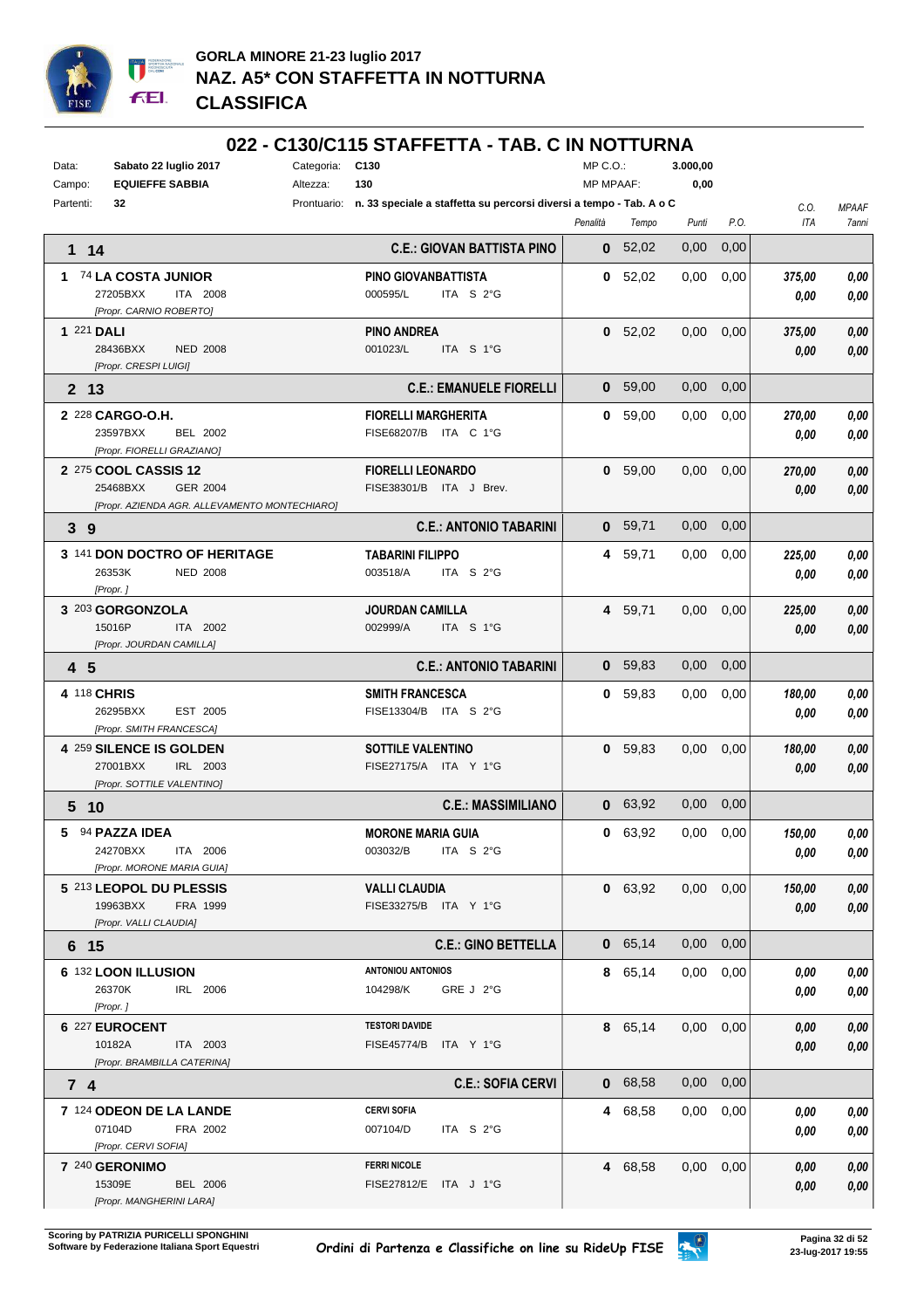# GORLA MINORE 21-23 luglio 2017
# NAZ. A5* CON STAFFETTA IN NOTTURNA
# CLASSIFICA

## 022 - C130/C115 STAFFETTA - TAB. C IN NOTTURNA

| | | | | | |
|---|---|---|---|---|---|
| Data: | **Sabato 22 luglio 2017** | Categoria: | **C130** | MP C.O.: | **3.000,00** |
| Campo: | **EQUIEFFE SABBIA** | Altezza: | **130** | MP MPAAF: | **0,00** |
| Partenti: | **32** | Prontuario: | **n. 33 speciale a staffetta su percorsi diversi a tempo - Tab. A o C** | | |

| Cl. | Cavallo | Cavaliere | Penalità | Tempo | Punti | P.O. | C.O. ITA | MPAAF 7anni |
|---|---|---|---|---|---|---|---|---|
| **1 14** | | **C.E.: GIOVAN BATTISTA PINO** | **0** | 52,02 | 0,00 | 0,00 | | |
| 1 | 74 **LA COSTA JUNIOR** 27205BXX ITA 2008 *[Propr. CARNIO ROBERTO]* | **PINO GIOVANBATTISTA** 000595/L ITA S 2°G | **0** | 52,02 | 0,00 | 0,00 | *375,00* *0,00* | *0,00* *0,00* |
| 1 | 221 **DALI** 28436BXX NED 2008 *[Propr. CRESPI LUIGI]* | **PINO ANDREA** 001023/L ITA S 1°G | **0** | 52,02 | 0,00 | 0,00 | *375,00* *0,00* | *0,00* *0,00* |
| **2 13** | | **C.E.: EMANUELE FIORELLI** | **0** | 59,00 | 0,00 | 0,00 | | |
| 2 | 228 **CARGO-O.H.** 23597BXX BEL 2002 *[Propr. FIORELLI GRAZIANO]* | **FIORELLI MARGHERITA** FISE68207/B ITA C 1°G | **0** | 59,00 | 0,00 | 0,00 | *270,00* *0,00* | *0,00* *0,00* |
| 2 | 275 **COOL CASSIS 12** 25468BXX GER 2004 *[Propr. AZIENDA AGR. ALLEVAMENTO MONTECHIARO]* | **FIORELLI LEONARDO** FISE38301/B ITA J Brev. | **0** | 59,00 | 0,00 | 0,00 | *270,00* *0,00* | *0,00* *0,00* |
| **3 9** | | **C.E.: ANTONIO TABARINI** | **0** | 59,71 | 0,00 | 0,00 | | |
| 3 | 141 **DON DOCTRO OF HERITAGE** 26353K NED 2008 *[Propr. ]* | **TABARINI FILIPPO** 003518/A ITA S 2°G | **4** | 59,71 | 0,00 | 0,00 | *225,00* *0,00* | *0,00* *0,00* |
| 3 | 203 **GORGONZOLA** 15016P ITA 2002 *[Propr. JOURDAN CAMILLA]* | **JOURDAN CAMILLA** 002999/A ITA S 1°G | **4** | 59,71 | 0,00 | 0,00 | *225,00* *0,00* | *0,00* *0,00* |
| **4 5** | | **C.E.: ANTONIO TABARINI** | **0** | 59,83 | 0,00 | 0,00 | | |
| 4 | 118 **CHRIS** 26295BXX EST 2005 *[Propr. SMITH FRANCESCA]* | **SMITH FRANCESCA** FISE13304/B ITA S 2°G | **0** | 59,83 | 0,00 | 0,00 | *180,00* *0,00* | *0,00* *0,00* |
| 4 | 259 **SILENCE IS GOLDEN** 27001BXX IRL 2003 *[Propr. SOTTILE VALENTINO]* | **SOTTILE VALENTINO** FISE27175/A ITA Y 1°G | **0** | 59,83 | 0,00 | 0,00 | *180,00* *0,00* | *0,00* *0,00* |
| **5 10** | | **C.E.: MASSIMILIANO** | **0** | 63,92 | 0,00 | 0,00 | | |
| 5 | 94 **PAZZA IDEA** 24270BXX ITA 2006 *[Propr. MORONE MARIA GUIA]* | **MORONE MARIA GUIA** 003032/B ITA S 2°G | **0** | 63,92 | 0,00 | 0,00 | *150,00* *0,00* | *0,00* *0,00* |
| 5 | 213 **LEOPOL DU PLESSIS** 19963BXX FRA 1999 *[Propr. VALLI CLAUDIA]* | **VALLI CLAUDIA** FISE33275/B ITA Y 1°G | **0** | 63,92 | 0,00 | 0,00 | *150,00* *0,00* | *0,00* *0,00* |
| **6 15** | | **C.E.: GINO BETTELLA** | **0** | 65,14 | 0,00 | 0,00 | | |
| 6 | 132 **LOON ILLUSION** 26370K IRL 2006 *[Propr. ]* | **ANTONIOU ANTONIOS** 104298/K GRE J 2°G | **8** | 65,14 | 0,00 | 0,00 | *0,00* *0,00* | *0,00* *0,00* |
| 6 | 227 **EUROCENT** 10182A ITA 2003 *[Propr. BRAMBILLA CATERINA]* | **TESTORI DAVIDE** FISE45774/B ITA Y 1°G | **8** | 65,14 | 0,00 | 0,00 | *0,00* *0,00* | *0,00* *0,00* |
| **7 4** | | **C.E.: SOFIA CERVI** | **0** | 68,58 | 0,00 | 0,00 | | |
| 7 | 124 **ODEON DE LA LANDE** 07104D FRA 2002 *[Propr. CERVI SOFIA]* | **CERVI SOFIA** 007104/D ITA S 2°G | **4** | 68,58 | 0,00 | 0,00 | *0,00* *0,00* | *0,00* *0,00* |
| 7 | 240 **GERONIMO** 15309E BEL 2006 *[Propr. MANGHERINI LARA]* | **FERRI NICOLE** FISE27812/E ITA J 1°G | **4** | 68,58 | 0,00 | 0,00 | *0,00* *0,00* | *0,00* *0,00* |

Scoring by PATRIZIA PURICELLI SPONGHINI
Software by Federazione Italiana Sport Equestri

Ordini di Partenza e Classifiche on line su RideUp FISE

23-lug-2017 19:55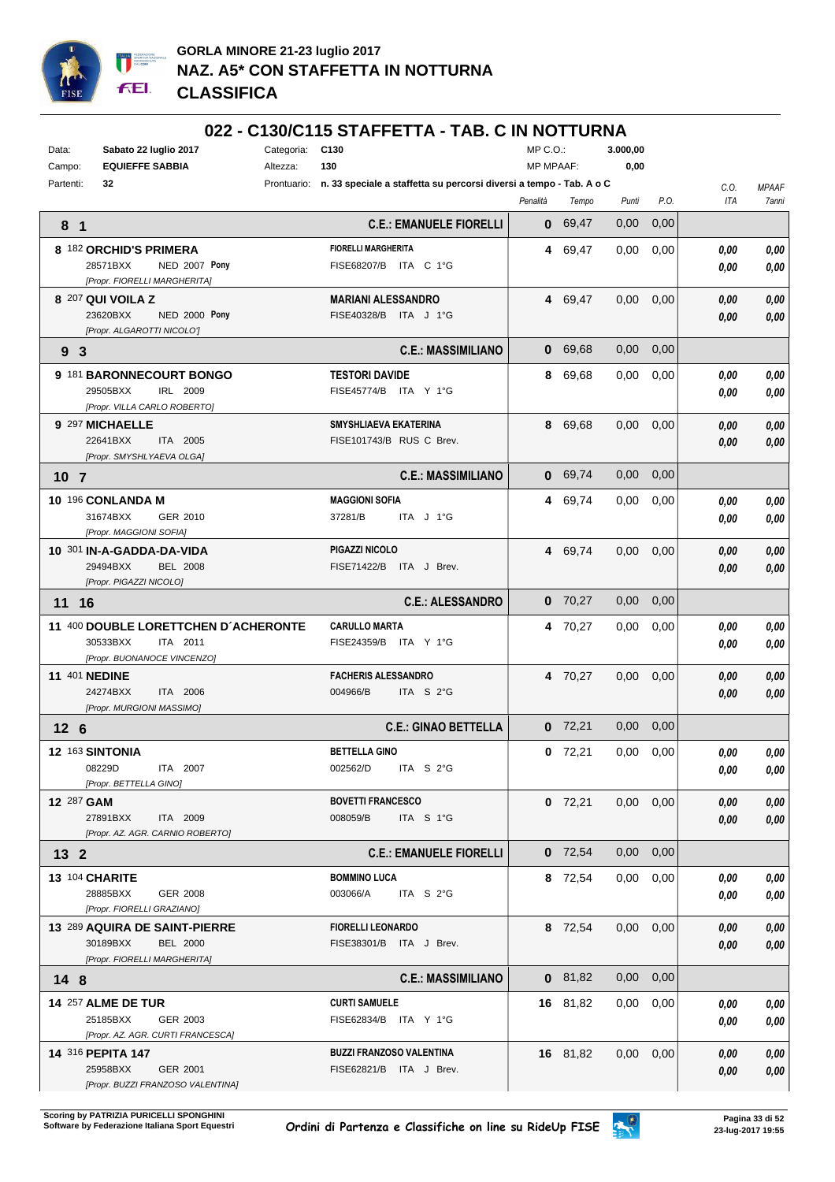# GORLA MINORE 21-23 luglio 2017
## NAZ. A5* CON STAFFETTA IN NOTTURNA
## CLASSIFICA

## 022 - C130/C115 STAFFETTA - TAB. C IN NOTTURNA

| | | | | | |
|---|---|---|---|---|---|
| Data: | **Sabato 22 luglio 2017** | Categoria: | **C130** | MP C.O.: | **3.000,00** |
| Campo: | **EQUIEFFE SABBIA** | Altezza: | **130** | MP MPAAF: | **0,00** |
| Partenti: | **32** | Prontuario: | **n. 33 speciale a staffetta su percorsi diversi a tempo - Tab. A o C** | | |

| Cavallo | Cavaliere | Penalità | Tempo | Punti | P.O. | C.O. ITA | MPAAF 7anni |
|---|---|---|---|---|---|---|---|
| **8 1** | **C.E.: EMANUELE FIORELLI** | **0** | 69,47 | 0,00 | 0,00 | | |
| **8** 182 **ORCHID'S PRIMERA** 28571BXX NED 2007 **Pony** *[Propr. FIORELLI MARGHERITA]* | **FIORELLI MARGHERITA** FISE68207/B ITA C 1°G | **4** | 69,47 | 0,00 | 0,00 | ***0,00*** ***0,00*** | ***0,00*** ***0,00*** |
| **8** 207 **QUI VOILA Z** 23620BXX NED 2000 **Pony** *[Propr. ALGAROTTI NICOLO']* | **MARIANI ALESSANDRO** FISE40328/B ITA J 1°G | **4** | 69,47 | 0,00 | 0,00 | ***0,00*** ***0,00*** | ***0,00*** ***0,00*** |
| **9 3** | **C.E.: MASSIMILIANO** | **0** | 69,68 | 0,00 | 0,00 | | |
| **9** 181 **BARONNECOURT BONGO** 29505BXX IRL 2009 *[Propr. VILLA CARLO ROBERTO]* | **TESTORI DAVIDE** FISE45774/B ITA Y 1°G | **8** | 69,68 | 0,00 | 0,00 | ***0,00*** ***0,00*** | ***0,00*** ***0,00*** |
| **9** 297 **MICHAELLE** 22641BXX ITA 2005 *[Propr. SMYSHLYAEVA OLGA]* | **SMYSHLIAEVA EKATERINA** FISE101743/B RUS C Brev. | **8** | 69,68 | 0,00 | 0,00 | ***0,00*** ***0,00*** | ***0,00*** ***0,00*** |
| **10 7** | **C.E.: MASSIMILIANO** | **0** | 69,74 | 0,00 | 0,00 | | |
| **10** 196 **CONLANDA M** 31674BXX GER 2010 *[Propr. MAGGIONI SOFIA]* | **MAGGIONI SOFIA** 37281/B ITA J 1°G | **4** | 69,74 | 0,00 | 0,00 | ***0,00*** ***0,00*** | ***0,00*** ***0,00*** |
| **10** 301 **IN-A-GADDA-DA-VIDA** 29494BXX BEL 2008 *[Propr. PIGAZZI NICOLO]* | **PIGAZZI NICOLO** FISE71422/B ITA J Brev. | **4** | 69,74 | 0,00 | 0,00 | ***0,00*** ***0,00*** | ***0,00*** ***0,00*** |
| **11 16** | **C.E.: ALESSANDRO** | **0** | 70,27 | 0,00 | 0,00 | | |
| **11** 400 **DOUBLE LORETTCHEN D´ACHERONTE** 30533BXX ITA 2011 *[Propr. BUONANOCE VINCENZO]* | **CARULLO MARTA** FISE24359/B ITA Y 1°G | **4** | 70,27 | 0,00 | 0,00 | ***0,00*** ***0,00*** | ***0,00*** ***0,00*** |
| **11** 401 **NEDINE** 24274BXX ITA 2006 *[Propr. MURGIONI MASSIMO]* | **FACHERIS ALESSANDRO** 004966/B ITA S 2°G | **4** | 70,27 | 0,00 | 0,00 | ***0,00*** ***0,00*** | ***0,00*** ***0,00*** |
| **12 6** | **C.E.: GINAO BETTELLA** | **0** | 72,21 | 0,00 | 0,00 | | |
| **12** 163 **SINTONIA** 08229D ITA 2007 *[Propr. BETTELLA GINO]* | **BETTELLA GINO** 002562/D ITA S 2°G | **0** | 72,21 | 0,00 | 0,00 | ***0,00*** ***0,00*** | ***0,00*** ***0,00*** |
| **12** 287 **GAM** 27891BXX ITA 2009 *[Propr. AZ. AGR. CARNIO ROBERTO]* | **BOVETTI FRANCESCO** 008059/B ITA S 1°G | **0** | 72,21 | 0,00 | 0,00 | ***0,00*** ***0,00*** | ***0,00*** ***0,00*** |
| **13 2** | **C.E.: EMANUELE FIORELLI** | **0** | 72,54 | 0,00 | 0,00 | | |
| **13** 104 **CHARITE** 28885BXX GER 2008 *[Propr. FIORELLI GRAZIANO]* | **BOMMINO LUCA** 003066/A ITA S 2°G | **8** | 72,54 | 0,00 | 0,00 | ***0,00*** ***0,00*** | ***0,00*** ***0,00*** |
| **13** 289 **AQUIRA DE SAINT-PIERRE** 30189BXX BEL 2000 *[Propr. FIORELLI MARGHERITA]* | **FIORELLI LEONARDO** FISE38301/B ITA J Brev. | **8** | 72,54 | 0,00 | 0,00 | ***0,00*** ***0,00*** | ***0,00*** ***0,00*** |
| **14 8** | **C.E.: MASSIMILIANO** | **0** | 81,82 | 0,00 | 0,00 | | |
| **14** 257 **ALME DE TUR** 25185BXX GER 2003 *[Propr. AZ. AGR. CURTI FRANCESCA]* | **CURTI SAMUELE** FISE62834/B ITA Y 1°G | **16** | 81,82 | 0,00 | 0,00 | ***0,00*** ***0,00*** | ***0,00*** ***0,00*** |
| **14** 316 **PEPITA 147** 25958BXX GER 2001 *[Propr. BUZZI FRANZOSO VALENTINA]* | **BUZZI FRANZOSO VALENTINA** FISE62821/B ITA J Brev. | **16** | 81,82 | 0,00 | 0,00 | ***0,00*** ***0,00*** | ***0,00*** ***0,00*** |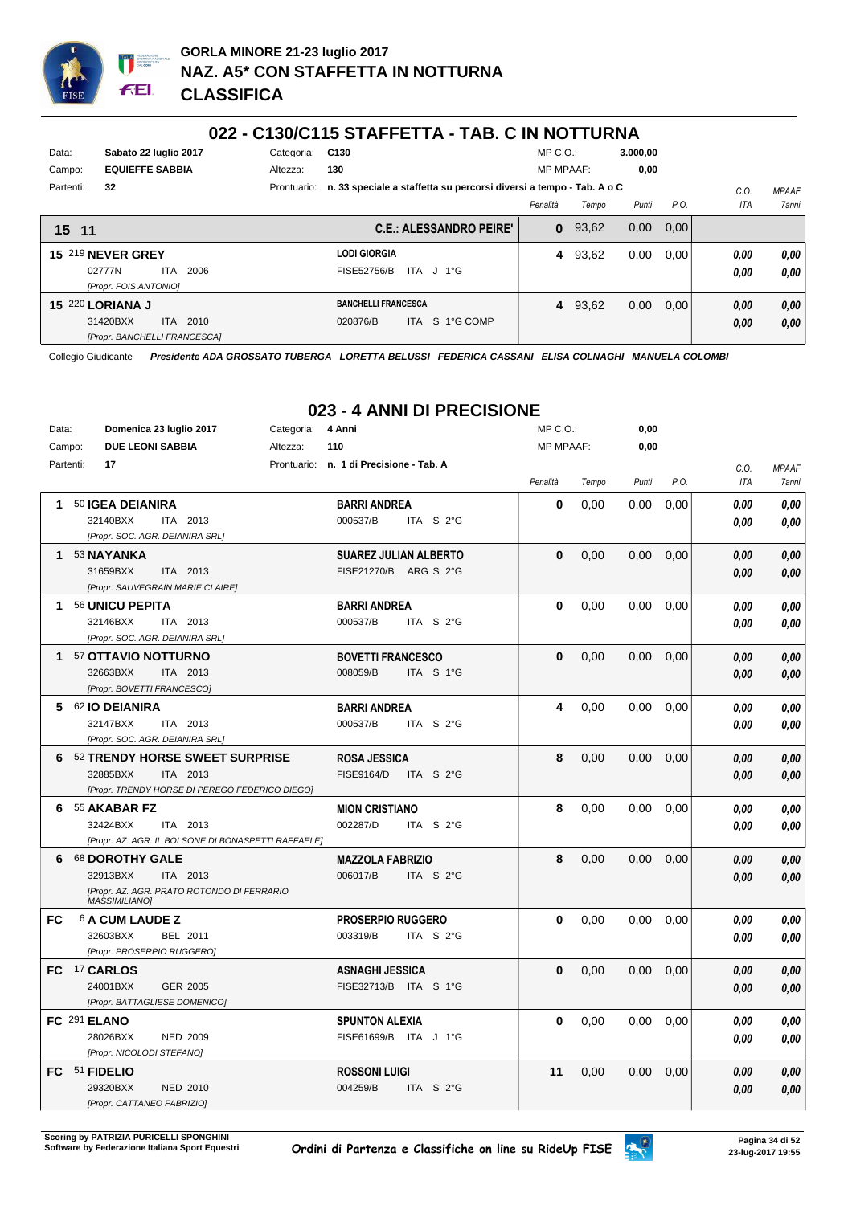**GORLA MINORE 21-23 luglio 2017**
**NAZ. A5* CON STAFFETTA IN NOTTURNA**
**CLASSIFICA**

## 022 - C130/C115 STAFFETTA - TAB. C IN NOTTURNA

| | | | | | |
|---|---|---|---|---|---|
| Data: | **Sabato 22 luglio 2017** | Categoria: | **C130** | MP C.O.: | **3.000,00** |
| Campo: | **EQUIEFFE SABBIA** | Altezza: | **130** | MP MPAAF: | **0,00** |
| Partenti: | **32** | Prontuario: | **n. 33 speciale a staffetta su percorsi diversi a tempo - Tab. A o C** | | |

| Class. | Cavallo | Cavaliere | Penalità | Tempo | Punti | P.O. | C.O. ITA | MPAAF 7anni |
|---|---|---|---|---|---|---|---|---|
| **15 11** | | **C.E.: ALESSANDRO PEIRE'** | **0** | 93,62 | 0,00 | 0,00 | | |
| **15** | 219 **NEVER GREY** 02777N ITA 2006 *[Propr. FOIS ANTONIO]* | **LODI GIORGIA** FISE52756/B ITA J 1°G | **4** | 93,62 | 0,00 | 0,00 | *0,00* *0,00* | *0,00* *0,00* |
| **15** | 220 **LORIANA J** 31420BXX ITA 2010 *[Propr. BANCHELLI FRANCESCA]* | **BANCHELLI FRANCESCA** 020876/B ITA S 1°G COMP | **4** | 93,62 | 0,00 | 0,00 | *0,00* *0,00* | *0,00* *0,00* |

Collegio Giudicante ***Presidente ADA GROSSATO TUBERGA LORETTA BELUSSI FEDERICA CASSANI ELISA COLNAGHI MANUELA COLOMBI***

## 023 - 4 ANNI DI PRECISIONE

| | | | | | |
|---|---|---|---|---|---|
| Data: | **Domenica 23 luglio 2017** | Categoria: | **4 Anni** | MP C.O.: | **0,00** |
| Campo: | **DUE LEONI SABBIA** | Altezza: | **110** | MP MPAAF: | **0,00** |
| Partenti: | **17** | Prontuario: | **n. 1 di Precisione - Tab. A** | | |

| Class. | Cavallo | Cavaliere | Penalità | Tempo | Punti | P.O. | C.O. ITA | MPAAF 7anni |
|---|---|---|---|---|---|---|---|---|
| **1** | 50 **IGEA DEIANIRA** 32140BXX ITA 2013 *[Propr. SOC. AGR. DEIANIRA SRL]* | **BARRI ANDREA** 000537/B ITA S 2°G | **0** | 0,00 | 0,00 | 0,00 | *0,00* *0,00* | *0,00* *0,00* |
| **1** | 53 **NAYANKA** 31659BXX ITA 2013 *[Propr. SAUVEGRAIN MARIE CLAIRE]* | **SUAREZ JULIAN ALBERTO** FISE21270/B ARG S 2°G | **0** | 0,00 | 0,00 | 0,00 | *0,00* *0,00* | *0,00* *0,00* |
| **1** | 56 **UNICU PEPITA** 32146BXX ITA 2013 *[Propr. SOC. AGR. DEIANIRA SRL]* | **BARRI ANDREA** 000537/B ITA S 2°G | **0** | 0,00 | 0,00 | 0,00 | *0,00* *0,00* | *0,00* *0,00* |
| **1** | 57 **OTTAVIO NOTTURNO** 32663BXX ITA 2013 *[Propr. BOVETTI FRANCESCO]* | **BOVETTI FRANCESCO** 008059/B ITA S 1°G | **0** | 0,00 | 0,00 | 0,00 | *0,00* *0,00* | *0,00* *0,00* |
| **5** | 62 **IO DEIANIRA** 32147BXX ITA 2013 *[Propr. SOC. AGR. DEIANIRA SRL]* | **BARRI ANDREA** 000537/B ITA S 2°G | **4** | 0,00 | 0,00 | 0,00 | *0,00* *0,00* | *0,00* *0,00* |
| **6** | 52 **TRENDY HORSE SWEET SURPRISE** 32885BXX ITA 2013 *[Propr. TRENDY HORSE DI PEREGO FEDERICO DIEGO]* | **ROSA JESSICA** FISE9164/D ITA S 2°G | **8** | 0,00 | 0,00 | 0,00 | *0,00* *0,00* | *0,00* *0,00* |
| **6** | 55 **AKABAR FZ** 32424BXX ITA 2013 *[Propr. AZ. AGR. IL BOLSONE DI BONASPETTI RAFFAELE]* | **MION CRISTIANO** 002287/D ITA S 2°G | **8** | 0,00 | 0,00 | 0,00 | *0,00* *0,00* | *0,00* *0,00* |
| **6** | 68 **DOROTHY GALE** 32913BXX ITA 2013 *[Propr. AZ. AGR. PRATO ROTONDO DI FERRARIO MASSIMILIANO]* | **MAZZOLA FABRIZIO** 006017/B ITA S 2°G | **8** | 0,00 | 0,00 | 0,00 | *0,00* *0,00* | *0,00* *0,00* |
| **FC** | 6 **A CUM LAUDE Z** 32603BXX BEL 2011 *[Propr. PROSERPIO RUGGERO]* | **PROSERPIO RUGGERO** 003319/B ITA S 2°G | **0** | 0,00 | 0,00 | 0,00 | *0,00* *0,00* | *0,00* *0,00* |
| **FC** | 17 **CARLOS** 24001BXX GER 2005 *[Propr. BATTAGLIESE DOMENICO]* | **ASNAGHI JESSICA** FISE32713/B ITA S 1°G | **0** | 0,00 | 0,00 | 0,00 | *0,00* *0,00* | *0,00* *0,00* |
| **FC** | 291 **ELANO** 28026BXX NED 2009 *[Propr. NICOLODI STEFANO]* | **SPUNTON ALEXIA** FISE61699/B ITA J 1°G | **0** | 0,00 | 0,00 | 0,00 | *0,00* *0,00* | *0,00* *0,00* |
| **FC** | 51 **FIDELIO** 29320BXX NED 2010 *[Propr. CATTANEO FABRIZIO]* | **ROSSONI LUIGI** 004259/B ITA S 2°G | **11** | 0,00 | 0,00 | 0,00 | *0,00* *0,00* | *0,00* *0,00* |

**Scoring by PATRIZIA PURICELLI SPONGHINI**
**Software by Federazione Italiana Sport Equestri**

Ordini di Partenza e Classifiche on line su RideUp FISE

**23-lug-2017 19:55**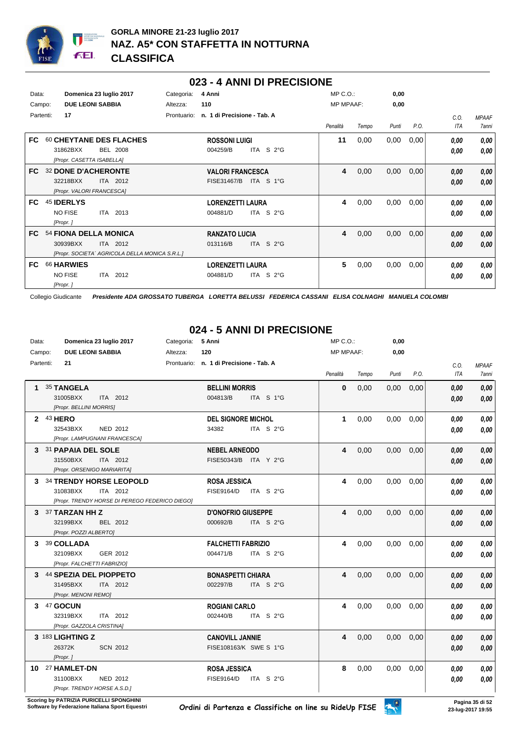# GORLA MINORE 21-23 luglio 2017
## NAZ. A5* CON STAFFETTA IN NOTTURNA
## CLASSIFICA

### 023 - 4 ANNI DI PRECISIONE

Data: **Domenica 23 luglio 2017** — Categoria: **4 Anni** — MP C.O.: **0,00**
Campo: **DUE LEONI SABBIA** — Altezza: **110** — MP MPAAF: **0,00**
Partenti: **17** — Prontuario: **n. 1 di Precisione - Tab. A**

| | Cavallo | Cavaliere | Penalità | Tempo | Punti | P.O. | C.O. ITA | MPAAF 7anni |
|---|---|---|---|---|---|---|---|---|
| FC | 60 **CHEYTANE DES FLACHES**<br>31862BXX BEL 2008<br>*[Propr. CASETTA ISABELLA]* | **ROSSONI LUIGI**<br>004259/B ITA S 2°G | 11 | 0,00 | 0,00 | 0,00 | 0,00<br>0,00 | 0,00<br>0,00 |
| FC | 32 **DONE D'ACHERONTE**<br>32218BXX ITA 2012<br>*[Propr. VALORI FRANCESCA]* | **VALORI FRANCESCA**<br>FISE31467/B ITA S 1°G | 4 | 0,00 | 0,00 | 0,00 | 0,00<br>0,00 | 0,00<br>0,00 |
| FC | 45 **IDERLYS**<br>NO FISE ITA 2013<br>*[Propr. ]* | **LORENZETTI LAURA**<br>004881/D ITA S 2°G | 4 | 0,00 | 0,00 | 0,00 | 0,00<br>0,00 | 0,00<br>0,00 |
| FC | 54 **FIONA DELLA MONICA**<br>30939BXX ITA 2012<br>*[Propr. SOCIETA´ AGRICOLA DELLA MONICA S.R.L.]* | **RANZATO LUCIA**<br>013116/B ITA S 2°G | 4 | 0,00 | 0,00 | 0,00 | 0,00<br>0,00 | 0,00<br>0,00 |
| FC | 66 **HARWIES**<br>NO FISE ITA 2012<br>*[Propr. ]* | **LORENZETTI LAURA**<br>004881/D ITA S 2°G | 5 | 0,00 | 0,00 | 0,00 | 0,00<br>0,00 | 0,00<br>0,00 |

Collegio Giudicante ***Presidente ADA GROSSATO TUBERGA LORETTA BELUSSI FEDERICA CASSANI ELISA COLNAGHI MANUELA COLOMBI***

### 024 - 5 ANNI DI PRECISIONE

Data: **Domenica 23 luglio 2017** — Categoria: **5 Anni** — MP C.O.: **0,00**
Campo: **DUE LEONI SABBIA** — Altezza: **120** — MP MPAAF: **0,00**
Partenti: **21** — Prontuario: **n. 1 di Precisione - Tab. A**

| | Cavallo | Cavaliere | Penalità | Tempo | Punti | P.O. | C.O. ITA | MPAAF 7anni |
|---|---|---|---|---|---|---|---|---|
| 1 | 35 **TANGELA**<br>31005BXX ITA 2012<br>*[Propr. BELLINI MORRIS]* | **BELLINI MORRIS**<br>004813/B ITA S 1°G | 0 | 0,00 | 0,00 | 0,00 | 0,00<br>0,00 | 0,00<br>0,00 |
| 2 | 43 **HERO**<br>32543BXX NED 2012<br>*[Propr. LAMPUGNANI FRANCESCA]* | **DEL SIGNORE MICHOL**<br>34382 ITA S 2°G | 1 | 0,00 | 0,00 | 0,00 | 0,00<br>0,00 | 0,00<br>0,00 |
| 3 | 31 **PAPAIA DEL SOLE**<br>31550BXX ITA 2012<br>*[Propr. ORSENIGO MARIARITA]* | **NEBEL ARNEODO**<br>FISE50343/B ITA Y 2°G | 4 | 0,00 | 0,00 | 0,00 | 0,00<br>0,00 | 0,00<br>0,00 |
| 3 | 34 **TRENDY HORSE LEOPOLD**<br>31083BXX ITA 2012<br>*[Propr. TRENDY HORSE DI PEREGO FEDERICO DIEGO]* | **ROSA JESSICA**<br>FISE9164/D ITA S 2°G | 4 | 0,00 | 0,00 | 0,00 | 0,00<br>0,00 | 0,00<br>0,00 |
| 3 | 37 **TARZAN HH Z**<br>32199BXX BEL 2012<br>*[Propr. POZZI ALBERTO]* | **D'ONOFRIO GIUSEPPE**<br>000692/B ITA S 2°G | 4 | 0,00 | 0,00 | 0,00 | 0,00<br>0,00 | 0,00<br>0,00 |
| 3 | 39 **COLLADA**<br>32109BXX GER 2012<br>*[Propr. FALCHETTI FABRIZIO]* | **FALCHETTI FABRIZIO**<br>004471/B ITA S 2°G | 4 | 0,00 | 0,00 | 0,00 | 0,00<br>0,00 | 0,00<br>0,00 |
| 3 | 44 **SPEZIA DEL PIOPPETO**<br>31495BXX ITA 2012<br>*[Propr. MENONI REMO]* | **BONASPETTI CHIARA**<br>002297/B ITA S 2°G | 4 | 0,00 | 0,00 | 0,00 | 0,00<br>0,00 | 0,00<br>0,00 |
| 3 | 47 **GOCUN**<br>32319BXX ITA 2012<br>*[Propr. GAZZOLA CRISTINA]* | **ROGIANI CARLO**<br>002440/B ITA S 2°G | 4 | 0,00 | 0,00 | 0,00 | 0,00<br>0,00 | 0,00<br>0,00 |
| 3 | 183 **LIGHTING Z**<br>26372K SCN 2012<br>*[Propr. ]* | **CANOVILL JANNIE**<br>FISE108163/K SWE S 1°G | 4 | 0,00 | 0,00 | 0,00 | 0,00<br>0,00 | 0,00<br>0,00 |
| 10 | 27 **HAMLET-DN**<br>31100BXX NED 2012<br>*[Propr. TRENDY HORSE A.S.D.]* | **ROSA JESSICA**<br>FISE9164/D ITA S 2°G | 8 | 0,00 | 0,00 | 0,00 | 0,00<br>0,00 | 0,00<br>0,00 |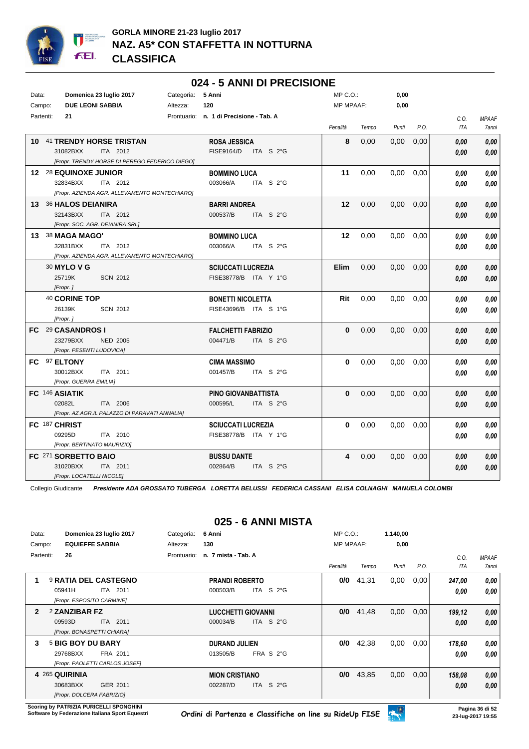# GORLA MINORE 21-23 luglio 2017
## NAZ. A5* CON STAFFETTA IN NOTTURNA
## CLASSIFICA

## 024 - 5 ANNI DI PRECISIONE

| | | | | | |
|---|---|---|---|---|---|
| Data: | Domenica 23 luglio 2017 | Categoria: | 5 Anni | MP C.O.: | 0,00 |
| Campo: | DUE LEONI SABBIA | Altezza: | 120 | MP MPAAF: | 0,00 |
| Partenti: | 21 | Prontuario: | n. 1 di Precisione - Tab. A | | |

| Pos. | Cavallo | Cavaliere | Penalità | Tempo | Punti | P.O. | C.O. ITA | MPAAF 7anni |
|---|---|---|---|---|---|---|---|---|
| 10 | 41 **TRENDY HORSE TRISTAN** 31082BXX ITA 2012 [Propr. TRENDY HORSE DI PEREGO FEDERICO DIEGO] | **ROSA JESSICA** FISE9164/D ITA S 2°G | 8 | 0,00 | 0,00 | 0,00 | 0,00 / 0,00 | 0,00 / 0,00 |
| 12 | 28 **EQUINOXE JUNIOR** 32834BXX ITA 2012 [Propr. AZIENDA AGR. ALLEVAMENTO MONTECHIARO] | **BOMMINO LUCA** 003066/A ITA S 2°G | 11 | 0,00 | 0,00 | 0,00 | 0,00 / 0,00 | 0,00 / 0,00 |
| 13 | 36 **HALOS DEIANIRA** 32143BXX ITA 2012 [Propr. SOC. AGR. DEIANIRA SRL] | **BARRI ANDREA** 000537/B ITA S 2°G | 12 | 0,00 | 0,00 | 0,00 | 0,00 / 0,00 | 0,00 / 0,00 |
| 13 | 38 **MAGA MAGO'** 32831BXX ITA 2012 [Propr. AZIENDA AGR. ALLEVAMENTO MONTECHIARO] | **BOMMINO LUCA** 003066/A ITA S 2°G | 12 | 0,00 | 0,00 | 0,00 | 0,00 / 0,00 | 0,00 / 0,00 |
| | 30 **MYLO V G** 25719K SCN 2012 [Propr. ] | **SCIUCCATI LUCREZIA** FISE38778/B ITA Y 1°G | Elim | 0,00 | 0,00 | 0,00 | 0,00 / 0,00 | 0,00 / 0,00 |
| | 40 **CORINE TOP** 26139K SCN 2012 [Propr. ] | **BONETTI NICOLETTA** FISE43696/B ITA S 1°G | Rit | 0,00 | 0,00 | 0,00 | 0,00 / 0,00 | 0,00 / 0,00 |
| FC | 29 **CASANDROS I** 23279BXX NED 2005 [Propr. PESENTI LUDOVICA] | **FALCHETTI FABRIZIO** 004471/B ITA S 2°G | 0 | 0,00 | 0,00 | 0,00 | 0,00 / 0,00 | 0,00 / 0,00 |
| FC | 97 **ELTONY** 30012BXX ITA 2011 [Propr. GUERRA EMILIA] | **CIMA MASSIMO** 001457/B ITA S 2°G | 0 | 0,00 | 0,00 | 0,00 | 0,00 / 0,00 | 0,00 / 0,00 |
| FC | 146 **ASIATIK** 02082L ITA 2006 [Propr. AZ.AGR.IL PALAZZO DI PARAVATI ANNALIA] | **PINO GIOVANBATTISTA** 000595/L ITA S 2°G | 0 | 0,00 | 0,00 | 0,00 | 0,00 / 0,00 | 0,00 / 0,00 |
| FC | 187 **CHRIST** 09295D ITA 2010 [Propr. BERTINATO MAURIZIO] | **SCIUCCATI LUCREZIA** FISE38778/B ITA Y 1°G | 0 | 0,00 | 0,00 | 0,00 | 0,00 / 0,00 | 0,00 / 0,00 |
| FC | 271 **SORBETTO BAIO** 31020BXX ITA 2011 [Propr. LOCATELLI NICOLE] | **BUSSU DANTE** 002864/B ITA S 2°G | 4 | 0,00 | 0,00 | 0,00 | 0,00 / 0,00 | 0,00 / 0,00 |

Collegio Giudicante *Presidente ADA GROSSATO TUBERGA LORETTA BELUSSI FEDERICA CASSANI ELISA COLNAGHI MANUELA COLOMBI*

## 025 - 6 ANNI MISTA

| | | | | | |
|---|---|---|---|---|---|
| Data: | Domenica 23 luglio 2017 | Categoria: | 6 Anni | MP C.O.: | 1.140,00 |
| Campo: | EQUIEFFE SABBIA | Altezza: | 130 | MP MPAAF: | 0,00 |
| Partenti: | 26 | Prontuario: | n. 7 mista - Tab. A | | |

| Pos. | Cavallo | Cavaliere | Penalità | Tempo | Punti | P.O. | C.O. ITA | MPAAF 7anni |
|---|---|---|---|---|---|---|---|---|
| 1 | 9 **RATIA DEL CASTEGNO** 05941H ITA 2011 [Propr. ESPOSITO CARMINE] | **PRANDI ROBERTO** 000503/B ITA S 2°G | 0/0 | 41,31 | 0,00 | 0,00 | 247,00 / 0,00 | 0,00 / 0,00 |
| 2 | 2 **ZANZIBAR FZ** 09593D ITA 2011 [Propr. BONASPETTI CHIARA] | **LUCCHETTI GIOVANNI** 000034/B ITA S 2°G | 0/0 | 41,48 | 0,00 | 0,00 | 199,12 / 0,00 | 0,00 / 0,00 |
| 3 | 5 **BIG BOY DU BARY** 29768BXX FRA 2011 [Propr. PAOLETTI CARLOS JOSEF] | **DURAND JULIEN** 013505/B FRA S 2°G | 0/0 | 42,38 | 0,00 | 0,00 | 178,60 / 0,00 | 0,00 / 0,00 |
| 4 | 265 **QUIRINIA** 30683BXX GER 2011 [Propr. DOLCERA FABRIZIO] | **MION CRISTIANO** 002287/D ITA S 2°G | 0/0 | 43,85 | 0,00 | 0,00 | 158,08 / 0,00 | 0,00 / 0,00 |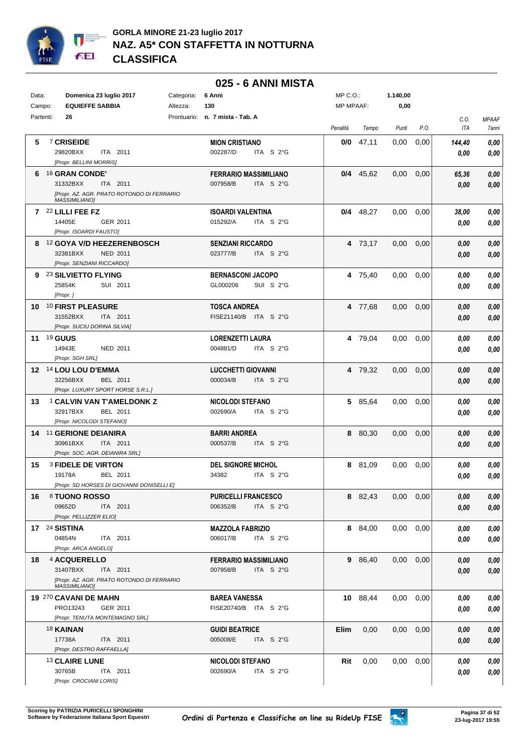# GORLA MINORE 21-23 luglio 2017
## NAZ. A5* CON STAFFETTA IN NOTTURNA
## CLASSIFICA

### 025 - 6 ANNI MISTA

| | | | | | |
|---|---|---|---|---|---|
| Data: | Domenica 23 luglio 2017 | Categoria: | 6 Anni | MP C.O.: | 1.140,00 |
| Campo: | EQUIEFFE SABBIA | Altezza: | 130 | MP MPAAF: | 0,00 |
| Partenti: | 26 | Prontuario: | n. 7 mista - Tab. A | | |

| Cl. | N. | Cavallo | Cavaliere | Penalità | Tempo | Punti | P.O. | C.O. ITA | MPAAF 7anni |
|---|---|---|---|---|---|---|---|---|---|
| 5 | 7 | **CRISEIDE** 29820BXX ITA 2011 [Propr. BELLINI MORRIS] | **MION CRISTIANO** 002287/D ITA S 2°G | 0/0 | 47,11 | 0,00 | 0,00 | 144,40 / 0,00 | 0,00 / 0,00 |
| 6 | 16 | **GRAN CONDE'** 31332BXX ITA 2011 [Propr. AZ. AGR. PRATO ROTONDO DI FERRARIO MASSIMILIANO] | **FERRARIO MASSIMILIANO** 007958/B ITA S 2°G | 0/4 | 45,62 | 0,00 | 0,00 | 65,36 / 0,00 | 0,00 / 0,00 |
| 7 | 22 | **LILLI FEE FZ** 14405E GER 2011 [Propr. ISOARDI FAUSTO] | **ISOARDI VALENTINA** 015292/A ITA S 2°G | 0/4 | 48,27 | 0,00 | 0,00 | 38,00 / 0,00 | 0,00 / 0,00 |
| 8 | 12 | **GOYA V/D HEEZERENBOSCH** 32381BXX NED 2011 [Propr. SENZIANI RICCARDO] | **SENZIANI RICCARDO** 023777/B ITA S 2°G | 4 | 73,17 | 0,00 | 0,00 | 0,00 / 0,00 | 0,00 / 0,00 |
| 9 | 23 | **SILVIETTO FLYING** 25854K SUI 2011 [Propr. ] | **BERNASCONI JACOPO** GL000206 SUI S 2°G | 4 | 75,40 | 0,00 | 0,00 | 0,00 / 0,00 | 0,00 / 0,00 |
| 10 | 10 | **FIRST PLEASURE** 31552BXX ITA 2011 [Propr. SUCIU DORINA SILVIA] | **TOSCA ANDREA** FISE21140/B ITA S 2°G | 4 | 77,68 | 0,00 | 0,00 | 0,00 / 0,00 | 0,00 / 0,00 |
| 11 | 19 | **GUUS** 14943E NED 2011 [Propr. SGH SRL] | **LORENZETTI LAURA** 004881/D ITA S 2°G | 4 | 79,04 | 0,00 | 0,00 | 0,00 / 0,00 | 0,00 / 0,00 |
| 12 | 14 | **LOU LOU D'EMMA** 32256BXX BEL 2011 [Propr. LUXURY SPORT HORSE S.R.L.] | **LUCCHETTI GIOVANNI** 000034/B ITA S 2°G | 4 | 79,32 | 0,00 | 0,00 | 0,00 / 0,00 | 0,00 / 0,00 |
| 13 | 1 | **CALVIN VAN T'AMELDONK Z** 32917BXX BEL 2011 [Propr. NICOLODI STEFANO] | **NICOLODI STEFANO** 002690/A ITA S 2°G | 5 | 85,64 | 0,00 | 0,00 | 0,00 / 0,00 | 0,00 / 0,00 |
| 14 | 11 | **GERIONE DEIANIRA** 30961BXX ITA 2011 [Propr. SOC. AGR. DEIANIRA SRL] | **BARRI ANDREA** 000537/B ITA S 2°G | 8 | 80,30 | 0,00 | 0,00 | 0,00 / 0,00 | 0,00 / 0,00 |
| 15 | 3 | **FIDELE DE VIRTON** 19178A BEL 2011 [Propr. SD HORSES DI GIOVANNI DONISELLI E] | **DEL SIGNORE MICHOL** 34382 ITA S 2°G | 8 | 81,09 | 0,00 | 0,00 | 0,00 / 0,00 | 0,00 / 0,00 |
| 16 | 8 | **TUONO ROSSO** 09652D ITA 2011 [Propr. PELLIZZER ELIO] | **PURICELLI FRANCESCO** 006352/B ITA S 2°G | 8 | 82,43 | 0,00 | 0,00 | 0,00 / 0,00 | 0,00 / 0,00 |
| 17 | 24 | **SISTINA** 04854N ITA 2011 [Propr. ARCA ANGELO] | **MAZZOLA FABRIZIO** 006017/B ITA S 2°G | 8 | 84,00 | 0,00 | 0,00 | 0,00 / 0,00 | 0,00 / 0,00 |
| 18 | 4 | **ACQUERELLO** 31407BXX ITA 2011 [Propr. AZ. AGR. PRATO ROTONDO DI FERRARIO MASSIMILIANO] | **FERRARIO MASSIMILIANO** 007958/B ITA S 2°G | 9 | 86,40 | 0,00 | 0,00 | 0,00 / 0,00 | 0,00 / 0,00 |
| 19 | 270 | **CAVANI DE MAHN** PRO13243 GER 2011 [Propr. TENUTA MONTEMAGNO SRL] | **BAREA VANESSA** FISE20740/B ITA S 2°G | 10 | 88,44 | 0,00 | 0,00 | 0,00 / 0,00 | 0,00 / 0,00 |
| | 18 | **KAINAN** 17738A ITA 2011 [Propr. DESTRO RAFFAELLA] | **GUIDI BEATRICE** 005008/E ITA S 2°G | Elim | 0,00 | 0,00 | 0,00 | 0,00 / 0,00 | 0,00 / 0,00 |
| | 13 | **CLAIRE LUNE** 30765B ITA 2011 [Propr. CROCIANI LORIS] | **NICOLODI STEFANO** 002690/A ITA S 2°G | Rit | 0,00 | 0,00 | 0,00 | 0,00 / 0,00 | 0,00 / 0,00 |

Scoring by PATRIZIA PURICELLI SPONGHINI
Software by Federazione Italiana Sport Equestri

Ordini di Partenza e Classifiche on line su RideUp FISE

23-lug-2017 19:55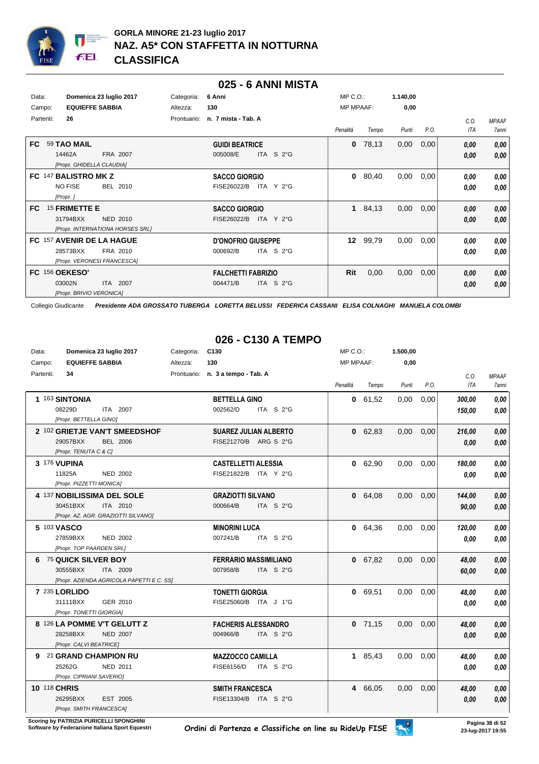# GORLA MINORE 21-23 luglio 2017
# NAZ. A5* CON STAFFETTA IN NOTTURNA
# CLASSIFICA

## 025 - 6 ANNI MISTA

| | | | | | |
|---|---|---|---|---|---|
| Data: | **Domenica 23 luglio 2017** | Categoria: | **6 Anni** | MP C.O.: | **1.140,00** |
| Campo: | **EQUIEFFE SABBIA** | Altezza: | **130** | MP MPAAF: | **0,00** |
| Partenti: | **26** | Prontuario: | **n. 7 mista - Tab. A** | | |

| Cl. | Cavallo | Cavaliere | Penalità | Tempo | Punti | P.O. | C.O. ITA | MPAAF 7anni |
|---|---|---|---|---|---|---|---|---|
| FC | 59 **TAO MAIL** 14462A FRA 2007 [Propr. GHIDELLA CLAUDIA] | **GUIDI BEATRICE** 005008/E ITA S 2°G | **0** | 78,13 | 0,00 | 0,00 | 0,00 / 0,00 | 0,00 / 0,00 |
| FC | 147 **BALISTRO MK Z** NO FISE BEL 2010 [Propr. ] | **SACCO GIORGIO** FISE26022/B ITA Y 2°G | **0** | 80,40 | 0,00 | 0,00 | 0,00 / 0,00 | 0,00 / 0,00 |
| FC | 15 **FRIMETTE E** 31794BXX NED 2010 [Propr. INTERNATIONA HORSES SRL] | **SACCO GIORGIO** FISE26022/B ITA Y 2°G | **1** | 84,13 | 0,00 | 0,00 | 0,00 / 0,00 | 0,00 / 0,00 |
| FC | 157 **AVENIR DE LA HAGUE** 28573BXX FRA 2010 [Propr. VERONESI FRANCESCA] | **D'ONOFRIO GIUSEPPE** 000692/B ITA S 2°G | **12** | 99,79 | 0,00 | 0,00 | 0,00 / 0,00 | 0,00 / 0,00 |
| FC | 156 **OEKESO'** 03002N ITA 2007 [Propr. BRIVIO VERONICA] | **FALCHETTI FABRIZIO** 004471/B ITA S 2°G | **Rit** | 0,00 | 0,00 | 0,00 | 0,00 / 0,00 | 0,00 / 0,00 |

Collegio Giudicante *Presidente ADA GROSSATO TUBERGA LORETTA BELUSSI FEDERICA CASSANI ELISA COLNAGHI MANUELA COLOMBI*

## 026 - C130 A TEMPO

| | | | | | |
|---|---|---|---|---|---|
| Data: | **Domenica 23 luglio 2017** | Categoria: | **C130** | MP C.O.: | **1.500,00** |
| Campo: | **EQUIEFFE SABBIA** | Altezza: | **130** | MP MPAAF: | **0,00** |
| Partenti: | **34** | Prontuario: | **n. 3 a tempo - Tab. A** | | |

| Cl. | Cavallo | Cavaliere | Penalità | Tempo | Punti | P.O. | C.O. ITA | MPAAF 7anni |
|---|---|---|---|---|---|---|---|---|
| 1 | 163 **SINTONIA** 08229D ITA 2007 [Propr. BETTELLA GINO] | **BETTELLA GINO** 002562/D ITA S 2°G | **0** | 61,52 | 0,00 | 0,00 | 300,00 / 150,00 | 0,00 / 0,00 |
| 2 | 102 **GRIETJE VAN'T SMEEDSHOF** 29057BXX BEL 2006 [Propr. TENUTA C & C] | **SUAREZ JULIAN ALBERTO** FISE21270/B ARG S 2°G | **0** | 62,83 | 0,00 | 0,00 | 216,00 / 0,00 | 0,00 / 0,00 |
| 3 | 176 **VUPINA** 11825A NED 2002 [Propr. PIZZETTI MONICA] | **CASTELLETTI ALESSIA** FISE21822/B ITA Y 2°G | **0** | 62,90 | 0,00 | 0,00 | 180,00 / 0,00 | 0,00 / 0,00 |
| 4 | 137 **NOBILISSIMA DEL SOLE** 30451BXX ITA 2010 [Propr. AZ. AGR. GRAZIOTTI SILVANO] | **GRAZIOTTI SILVANO** 000664/B ITA S 2°G | **0** | 64,08 | 0,00 | 0,00 | 144,00 / 90,00 | 0,00 / 0,00 |
| 5 | 103 **VASCO** 27859BXX NED 2002 [Propr. TOP PAARDEN SRL] | **MINORINI LUCA** 007241/B ITA S 2°G | **0** | 64,36 | 0,00 | 0,00 | 120,00 / 0,00 | 0,00 / 0,00 |
| 6 | 75 **QUICK SILVER BOY** 30555BXX ITA 2009 [Propr. AZIENDA AGRICOLA PAPETTI E C. SS] | **FERRARIO MASSIMILIANO** 007958/B ITA S 2°G | **0** | 67,82 | 0,00 | 0,00 | 48,00 / 60,00 | 0,00 / 0,00 |
| 7 | 235 **LORLIDO** 31111BXX GER 2010 [Propr. TONETTI GIORGIA] | **TONETTI GIORGIA** FISE25060/B ITA J 1°G | **0** | 69,51 | 0,00 | 0,00 | 48,00 / 0,00 | 0,00 / 0,00 |
| 8 | 126 **LA POMME V'T GELUTT Z** 28258BXX NED 2007 [Propr. CALVI BEATRICE] | **FACHERIS ALESSANDRO** 004966/B ITA S 2°G | **0** | 71,15 | 0,00 | 0,00 | 48,00 / 0,00 | 0,00 / 0,00 |
| 9 | 21 **GRAND CHAMPION RU** 25262G NED 2011 [Propr. CIPRIANI SAVERIO] | **MAZZOCCO CAMILLA** FISE6156/D ITA S 2°G | **1** | 85,43 | 0,00 | 0,00 | 48,00 / 0,00 | 0,00 / 0,00 |
| 10 | 118 **CHRIS** 26295BXX EST 2005 [Propr. SMITH FRANCESCA] | **SMITH FRANCESCA** FISE13304/B ITA S 2°G | **4** | 66,05 | 0,00 | 0,00 | 48,00 / 0,00 | 0,00 / 0,00 |

Scoring by PATRIZIA PURICELLI SPONGHINI
Software by Federazione Italiana Sport Equestri

Ordini di Partenza e Classifiche on line su RideUp FISE

23-lug-2017 19:55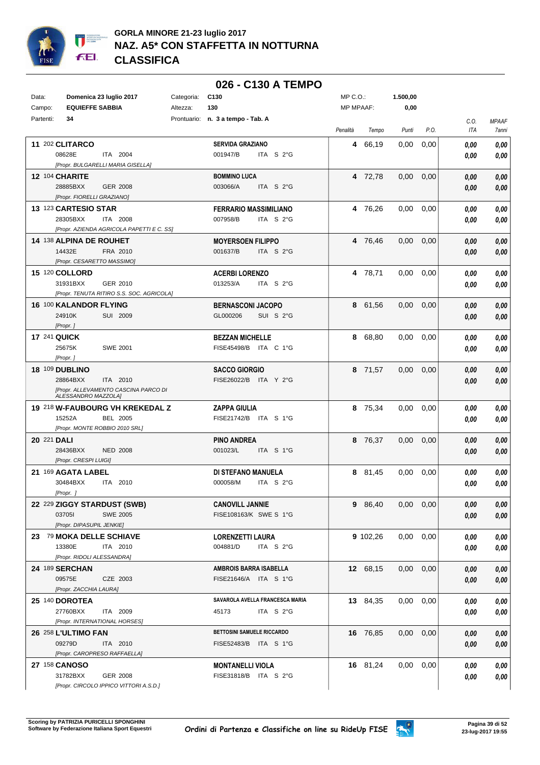**GORLA MINORE 21-23 luglio 2017**
**NAZ. A5* CON STAFFETTA IN NOTTURNA**
**CLASSIFICA**

## 026 - C130 A TEMPO

| | | | | | |
|---|---|---|---|---|---|
| Data: | **Domenica 23 luglio 2017** | Categoria: | **C130** | MP C.O.: | **1.500,00** |
| Campo: | **EQUIEFFE SABBIA** | Altezza: | **130** | MP MPAAF: | **0,00** |
| Partenti: | **34** | Prontuario: | **n. 3 a tempo - Tab. A** | | |

| Pos. | N. | Cavallo | Cavaliere | Penalità | Tempo | Punti | P.O. | C.O. ITA | MPAAF 7anni |
|---|---|---|---|---|---|---|---|---|---|
| **11** | 202 | **CLITARCO**<br>08628E ITA 2004<br>*[Propr. BULGARELLI MARIA GISELLA]* | **SERVIDA GRAZIANO**<br>001947/B ITA S 2°G | **4** | 66,19 | 0,00 | 0,00 | *0,00*<br>*0,00* | *0,00*<br>*0,00* |
| **12** | 104 | **CHARITE**<br>28885BXX GER 2008<br>*[Propr. FIORELLI GRAZIANO]* | **BOMMINO LUCA**<br>003066/A ITA S 2°G | **4** | 72,78 | 0,00 | 0,00 | *0,00*<br>*0,00* | *0,00*<br>*0,00* |
| **13** | 123 | **CARTESIO STAR**<br>28305BXX ITA 2008<br>*[Propr. AZIENDA AGRICOLA PAPETTI E C. SS]* | **FERRARIO MASSIMILIANO**<br>007958/B ITA S 2°G | **4** | 76,26 | 0,00 | 0,00 | *0,00*<br>*0,00* | *0,00*<br>*0,00* |
| **14** | 138 | **ALPINA DE ROUHET**<br>14432E FRA 2010<br>*[Propr. CESARETTO MASSIMO]* | **MOYERSOEN FILIPPO**<br>001637/B ITA S 2°G | **4** | 76,46 | 0,00 | 0,00 | *0,00*<br>*0,00* | *0,00*<br>*0,00* |
| **15** | 120 | **COLLORD**<br>31931BXX GER 2010<br>*[Propr. TENUTA RITIRO S.S. SOC. AGRICOLA]* | **ACERBI LORENZO**<br>013253/A ITA S 2°G | **4** | 78,71 | 0,00 | 0,00 | *0,00*<br>*0,00* | *0,00*<br>*0,00* |
| **16** | 100 | **KALANDOR FLYING**<br>24910K SUI 2009<br>*[Propr. ]* | **BERNASCONI JACOPO**<br>GL000206 SUI S 2°G | **8** | 61,56 | 0,00 | 0,00 | *0,00*<br>*0,00* | *0,00*<br>*0,00* |
| **17** | 241 | **QUICK**<br>25675K SWE 2001<br>*[Propr. ]* | **BEZZAN MICHELLE**<br>FISE45498/B ITA C 1°G | **8** | 68,80 | 0,00 | 0,00 | *0,00*<br>*0,00* | *0,00*<br>*0,00* |
| **18** | 109 | **DUBLINO**<br>28864BXX ITA 2010<br>*[Propr. ALLEVAMENTO CASCINA PARCO DI ALESSANDRO MAZZOLA]* | **SACCO GIORGIO**<br>FISE26022/B ITA Y 2°G | **8** | 71,57 | 0,00 | 0,00 | *0,00*<br>*0,00* | *0,00*<br>*0,00* |
| **19** | 218 | **W-FAUBOURG VH KREKEDAL Z**<br>15252A BEL 2005<br>*[Propr. MONTE ROBBIO 2010 SRL]* | **ZAPPA GIULIA**<br>FISE21742/B ITA S 1°G | **8** | 75,34 | 0,00 | 0,00 | *0,00*<br>*0,00* | *0,00*<br>*0,00* |
| **20** | 221 | **DALI**<br>28436BXX NED 2008<br>*[Propr. CRESPI LUIGI]* | **PINO ANDREA**<br>001023/L ITA S 1°G | **8** | 76,37 | 0,00 | 0,00 | *0,00*<br>*0,00* | *0,00*<br>*0,00* |
| **21** | 169 | **AGATA LABEL**<br>30484BXX ITA 2010<br>*[Propr. ]* | **DI STEFANO MANUELA**<br>000058/M ITA S 2°G | **8** | 81,45 | 0,00 | 0,00 | *0,00*<br>*0,00* | *0,00*<br>*0,00* |
| **22** | 229 | **ZIGGY STARDUST (SWB)**<br>03705I SWE 2005<br>*[Propr. DIPASUPIL JENKIE]* | **CANOVILL JANNIE**<br>FISE108163/K SWE S 1°G | **9** | 86,40 | 0,00 | 0,00 | *0,00*<br>*0,00* | *0,00*<br>*0,00* |
| **23** | 79 | **MOKA DELLE SCHIAVE**<br>13380E ITA 2010<br>*[Propr. RIDOLI ALESSANDRA]* | **LORENZETTI LAURA**<br>004881/D ITA S 2°G | **9** | 102,26 | 0,00 | 0,00 | *0,00*<br>*0,00* | *0,00*<br>*0,00* |
| **24** | 189 | **SERCHAN**<br>09575E CZE 2003<br>*[Propr. ZACCHIA LAURA]* | **AMBROIS BARRA ISABELLA**<br>FISE21646/A ITA S 1°G | **12** | 68,15 | 0,00 | 0,00 | *0,00*<br>*0,00* | *0,00*<br>*0,00* |
| **25** | 140 | **DOROTEA**<br>27760BXX ITA 2009<br>*[Propr. INTERNATIONAL HORSES]* | **SAVAROLA AVELLA FRANCESCA MARIA**<br>45173 ITA S 2°G | **13** | 84,35 | 0,00 | 0,00 | *0,00*<br>*0,00* | *0,00*<br>*0,00* |
| **26** | 258 | **L'ULTIMO FAN**<br>09279D ITA 2010<br>*[Propr. CAROPRESO RAFFAELLA]* | **BETTOSINI SAMUELE RICCARDO**<br>FISE52483/B ITA S 1°G | **16** | 76,85 | 0,00 | 0,00 | *0,00*<br>*0,00* | *0,00*<br>*0,00* |
| **27** | 158 | **CANOSO**<br>31782BXX GER 2008<br>*[Propr. CIRCOLO IPPICO VITTORI A.S.D.]* | **MONTANELLI VIOLA**<br>FISE31818/B ITA S 2°G | **16** | 81,24 | 0,00 | 0,00 | *0,00*<br>*0,00* | *0,00*<br>*0,00* |

**Scoring by PATRIZIA PURICELLI SPONGHINI**
**Software by Federazione Italiana Sport Equestri**

Ordini di Partenza e Classifiche on line su RideUp FISE

23-lug-2017 19:55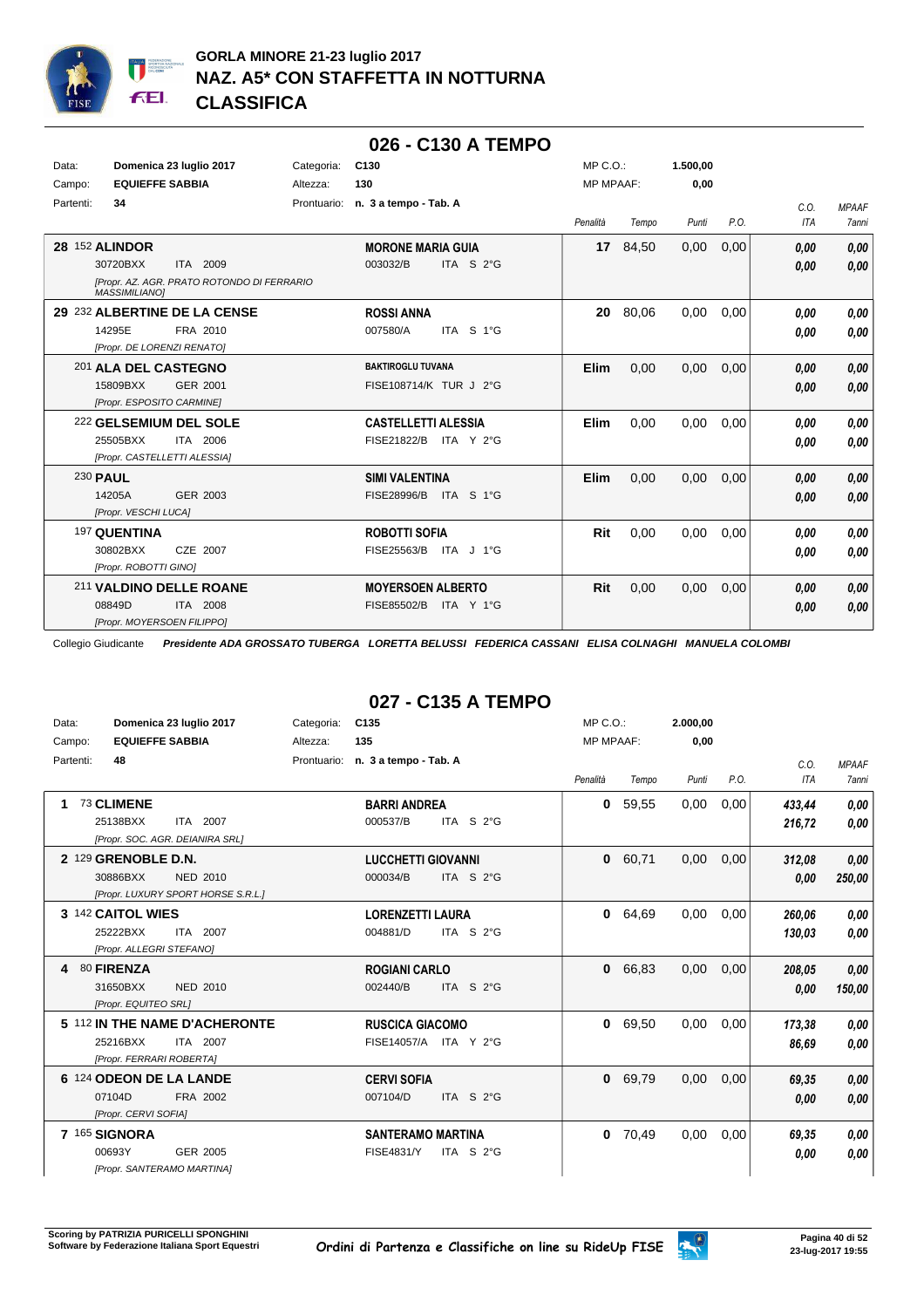# GORLA MINORE 21-23 luglio 2017
## NAZ. A5* CON STAFFETTA IN NOTTURNA
## CLASSIFICA

### 026 - C130 A TEMPO

Data: **Domenica 23 luglio 2017** Categoria: **C130** MP C.O.: **1.500,00**
Campo: **EQUIEFFE SABBIA** Altezza: **130** MP MPAAF: **0,00**
Partenti: **34** Prontuario: **n. 3 a tempo - Tab. A**

| Cavallo | Cavaliere | Penalità | Tempo | Punti | P.O. | C.O. ITA | MPAAF 7anni |
|---|---|---|---|---|---|---|---|
| **28** 152 **ALINDOR** 30720BXX ITA 2009 *[Propr. AZ. AGR. PRATO ROTONDO DI FERRARIO MASSIMILIANO]* | **MORONE MARIA GUIA** 003032/B ITA S 2°G | **17** | 84,50 | 0,00 | 0,00 | ***0,00*** ***0,00*** | ***0,00*** ***0,00*** |
| **29** 232 **ALBERTINE DE LA CENSE** 14295E FRA 2010 *[Propr. DE LORENZI RENATO]* | **ROSSI ANNA** 007580/A ITA S 1°G | **20** | 80,06 | 0,00 | 0,00 | ***0,00*** ***0,00*** | ***0,00*** ***0,00*** |
| 201 **ALA DEL CASTEGNO** 15809BXX GER 2001 *[Propr. ESPOSITO CARMINE]* | **BAKTIROGLU TUVANA** FISE108714/K TUR J 2°G | **Elim** | 0,00 | 0,00 | 0,00 | ***0,00*** ***0,00*** | ***0,00*** ***0,00*** |
| 222 **GELSEMIUM DEL SOLE** 25505BXX ITA 2006 *[Propr. CASTELLETTI ALESSIA]* | **CASTELLETTI ALESSIA** FISE21822/B ITA Y 2°G | **Elim** | 0,00 | 0,00 | 0,00 | ***0,00*** ***0,00*** | ***0,00*** ***0,00*** |
| 230 **PAUL** 14205A GER 2003 *[Propr. VESCHI LUCA]* | **SIMI VALENTINA** FISE28996/B ITA S 1°G | **Elim** | 0,00 | 0,00 | 0,00 | ***0,00*** ***0,00*** | ***0,00*** ***0,00*** |
| 197 **QUENTINA** 30802BXX CZE 2007 *[Propr. ROBOTTI GINO]* | **ROBOTTI SOFIA** FISE25563/B ITA J 1°G | **Rit** | 0,00 | 0,00 | 0,00 | ***0,00*** ***0,00*** | ***0,00*** ***0,00*** |
| 211 **VALDINO DELLE ROANE** 08849D ITA 2008 *[Propr. MOYERSOEN FILIPPO]* | **MOYERSOEN ALBERTO** FISE85502/B ITA Y 1°G | **Rit** | 0,00 | 0,00 | 0,00 | ***0,00*** ***0,00*** | ***0,00*** ***0,00*** |

Collegio Giudicante ***Presidente ADA GROSSATO TUBERGA LORETTA BELUSSI FEDERICA CASSANI ELISA COLNAGHI MANUELA COLOMBI***

### 027 - C135 A TEMPO

Data: **Domenica 23 luglio 2017** Categoria: **C135** MP C.O.: **2.000,00**
Campo: **EQUIEFFE SABBIA** Altezza: **135** MP MPAAF: **0,00**
Partenti: **48** Prontuario: **n. 3 a tempo - Tab. A**

| Cavallo | Cavaliere | Penalità | Tempo | Punti | P.O. | C.O. ITA | MPAAF 7anni |
|---|---|---|---|---|---|---|---|
| **1** 73 **CLIMENE** 25138BXX ITA 2007 *[Propr. SOC. AGR. DEIANIRA SRL]* | **BARRI ANDREA** 000537/B ITA S 2°G | **0** | 59,55 | 0,00 | 0,00 | ***433,44*** ***216,72*** | ***0,00*** ***0,00*** |
| **2** 129 **GRENOBLE D.N.** 30886BXX NED 2010 *[Propr. LUXURY SPORT HORSE S.R.L.]* | **LUCCHETTI GIOVANNI** 000034/B ITA S 2°G | **0** | 60,71 | 0,00 | 0,00 | ***312,08*** ***0,00*** | ***0,00*** ***250,00*** |
| **3** 142 **CAITOL WIES** 25222BXX ITA 2007 *[Propr. ALLEGRI STEFANO]* | **LORENZETTI LAURA** 004881/D ITA S 2°G | **0** | 64,69 | 0,00 | 0,00 | ***260,06*** ***130,03*** | ***0,00*** ***0,00*** |
| **4** 80 **FIRENZA** 31650BXX NED 2010 *[Propr. EQUITEO SRL]* | **ROGIANI CARLO** 002440/B ITA S 2°G | **0** | 66,83 | 0,00 | 0,00 | ***208,05*** ***0,00*** | ***0,00*** ***150,00*** |
| **5** 112 **IN THE NAME D'ACHERONTE** 25216BXX ITA 2007 *[Propr. FERRARI ROBERTA]* | **RUSCICA GIACOMO** FISE14057/A ITA Y 2°G | **0** | 69,50 | 0,00 | 0,00 | ***173,38*** ***86,69*** | ***0,00*** ***0,00*** |
| **6** 124 **ODEON DE LA LANDE** 07104D FRA 2002 *[Propr. CERVI SOFIA]* | **CERVI SOFIA** 007104/D ITA S 2°G | **0** | 69,79 | 0,00 | 0,00 | ***69,35*** ***0,00*** | ***0,00*** ***0,00*** |
| **7** 165 **SIGNORA** 00693Y GER 2005 *[Propr. SANTERAMO MARTINA]* | **SANTERAMO MARTINA** FISE4831/Y ITA S 2°G | **0** | 70,49 | 0,00 | 0,00 | ***69,35*** ***0,00*** | ***0,00*** ***0,00*** |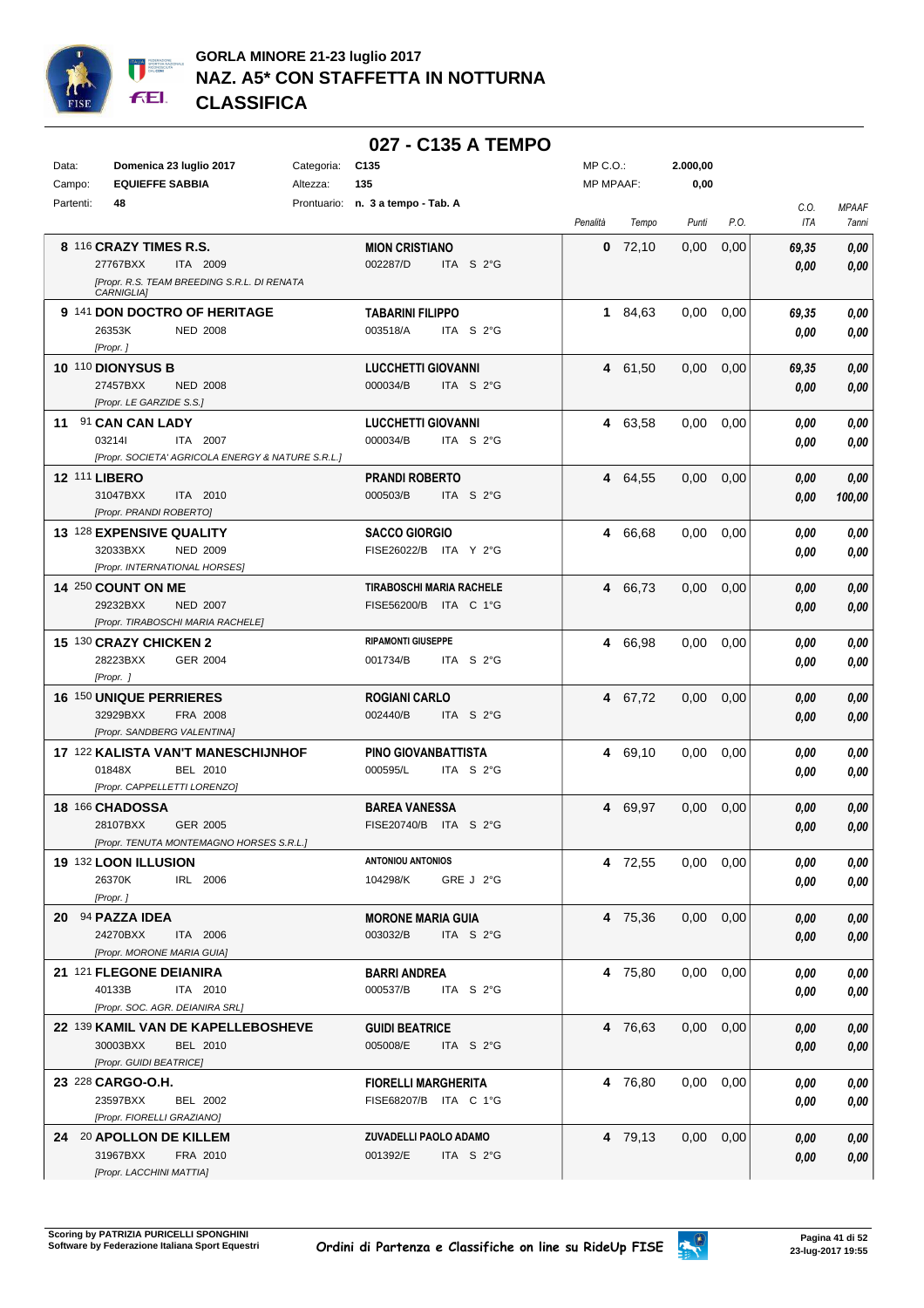# GORLA MINORE 21-23 luglio 2017
## NAZ. A5* CON STAFFETTA IN NOTTURNA
## CLASSIFICA

## 027 - C135 A TEMPO

Data: **Domenica 23 luglio 2017** Categoria: **C135** MP C.O.: **2.000,00**
Campo: **EQUIEFFE SABBIA** Altezza: **135** MP MPAAF: **0,00**
Partenti: **48** Prontuario: **n. 3 a tempo - Tab. A**

| Cl. | N. | Cavallo | Cavaliere | Penalità | Tempo | Punti | P.O. | C.O. ITA | MPAAF 7anni |
|---|---|---|---|---|---|---|---|---|---|
| 8 | 116 | **CRAZY TIMES R.S.** 27767BXX ITA 2009 [Propr. R.S. TEAM BREEDING S.R.L. DI RENATA CARNIGLIA] | **MION CRISTIANO** 002287/D ITA S 2°G | 0 | 72,10 | 0,00 | 0,00 | 69,35 / 0,00 | 0,00 / 0,00 |
| 9 | 141 | **DON DOCTRO OF HERITAGE** 26353K NED 2008 [Propr. ] | **TABARINI FILIPPO** 003518/A ITA S 2°G | 1 | 84,63 | 0,00 | 0,00 | 69,35 / 0,00 | 0,00 / 0,00 |
| 10 | 110 | **DIONYSUS B** 27457BXX NED 2008 [Propr. LE GARZIDE S.S.] | **LUCCHETTI GIOVANNI** 000034/B ITA S 2°G | 4 | 61,50 | 0,00 | 0,00 | 69,35 / 0,00 | 0,00 / 0,00 |
| 11 | 91 | **CAN CAN LADY** 03214I ITA 2007 [Propr. SOCIETA' AGRICOLA ENERGY & NATURE S.R.L.] | **LUCCHETTI GIOVANNI** 000034/B ITA S 2°G | 4 | 63,58 | 0,00 | 0,00 | 0,00 / 0,00 | 0,00 / 0,00 |
| 12 | 111 | **LIBERO** 31047BXX ITA 2010 [Propr. PRANDI ROBERTO] | **PRANDI ROBERTO** 000503/B ITA S 2°G | 4 | 64,55 | 0,00 | 0,00 | 0,00 / 0,00 | 0,00 / 100,00 |
| 13 | 128 | **EXPENSIVE QUALITY** 32033BXX NED 2009 [Propr. INTERNATIONAL HORSES] | **SACCO GIORGIO** FISE26022/B ITA Y 2°G | 4 | 66,68 | 0,00 | 0,00 | 0,00 / 0,00 | 0,00 / 0,00 |
| 14 | 250 | **COUNT ON ME** 29232BXX NED 2007 [Propr. TIRABOSCHI MARIA RACHELE] | **TIRABOSCHI MARIA RACHELE** FISE56200/B ITA C 1°G | 4 | 66,73 | 0,00 | 0,00 | 0,00 / 0,00 | 0,00 / 0,00 |
| 15 | 130 | **CRAZY CHICKEN 2** 28223BXX GER 2004 [Propr. ] | **RIPAMONTI GIUSEPPE** 001734/B ITA S 2°G | 4 | 66,98 | 0,00 | 0,00 | 0,00 / 0,00 | 0,00 / 0,00 |
| 16 | 150 | **UNIQUE PERRIERES** 32929BXX FRA 2008 [Propr. SANDBERG VALENTINA] | **ROGIANI CARLO** 002440/B ITA S 2°G | 4 | 67,72 | 0,00 | 0,00 | 0,00 / 0,00 | 0,00 / 0,00 |
| 17 | 122 | **KALISTA VAN'T MANESCHIJNHOF** 01848X BEL 2010 [Propr. CAPPELLETTI LORENZO] | **PINO GIOVANBATTISTA** 000595/L ITA S 2°G | 4 | 69,10 | 0,00 | 0,00 | 0,00 / 0,00 | 0,00 / 0,00 |
| 18 | 166 | **CHADOSSA** 28107BXX GER 2005 [Propr. TENUTA MONTEMAGNO HORSES S.R.L.] | **BAREA VANESSA** FISE20740/B ITA S 2°G | 4 | 69,97 | 0,00 | 0,00 | 0,00 / 0,00 | 0,00 / 0,00 |
| 19 | 132 | **LOON ILLUSION** 26370K IRL 2006 [Propr. ] | **ANTONIOU ANTONIOS** 104298/K GRE J 2°G | 4 | 72,55 | 0,00 | 0,00 | 0,00 / 0,00 | 0,00 / 0,00 |
| 20 | 94 | **PAZZA IDEA** 24270BXX ITA 2006 [Propr. MORONE MARIA GUIA] | **MORONE MARIA GUIA** 003032/B ITA S 2°G | 4 | 75,36 | 0,00 | 0,00 | 0,00 / 0,00 | 0,00 / 0,00 |
| 21 | 121 | **FLEGONE DEIANIRA** 40133B ITA 2010 [Propr. SOC. AGR. DEIANIRA SRL] | **BARRI ANDREA** 000537/B ITA S 2°G | 4 | 75,80 | 0,00 | 0,00 | 0,00 / 0,00 | 0,00 / 0,00 |
| 22 | 139 | **KAMIL VAN DE KAPELLEBOSHEVE** 30003BXX BEL 2010 [Propr. GUIDI BEATRICE] | **GUIDI BEATRICE** 005008/E ITA S 2°G | 4 | 76,63 | 0,00 | 0,00 | 0,00 / 0,00 | 0,00 / 0,00 |
| 23 | 228 | **CARGO-O.H.** 23597BXX BEL 2002 [Propr. FIORELLI GRAZIANO] | **FIORELLI MARGHERITA** FISE68207/B ITA C 1°G | 4 | 76,80 | 0,00 | 0,00 | 0,00 / 0,00 | 0,00 / 0,00 |
| 24 | 20 | **APOLLON DE KILLEM** 31967BXX FRA 2010 [Propr. LACCHINI MATTIA] | **ZUVADELLI PAOLO ADAMO** 001392/E ITA S 2°G | 4 | 79,13 | 0,00 | 0,00 | 0,00 / 0,00 | 0,00 / 0,00 |

Scoring by PATRIZIA PURICELLI SPONGHINI
Software by Federazione Italiana Sport Equestri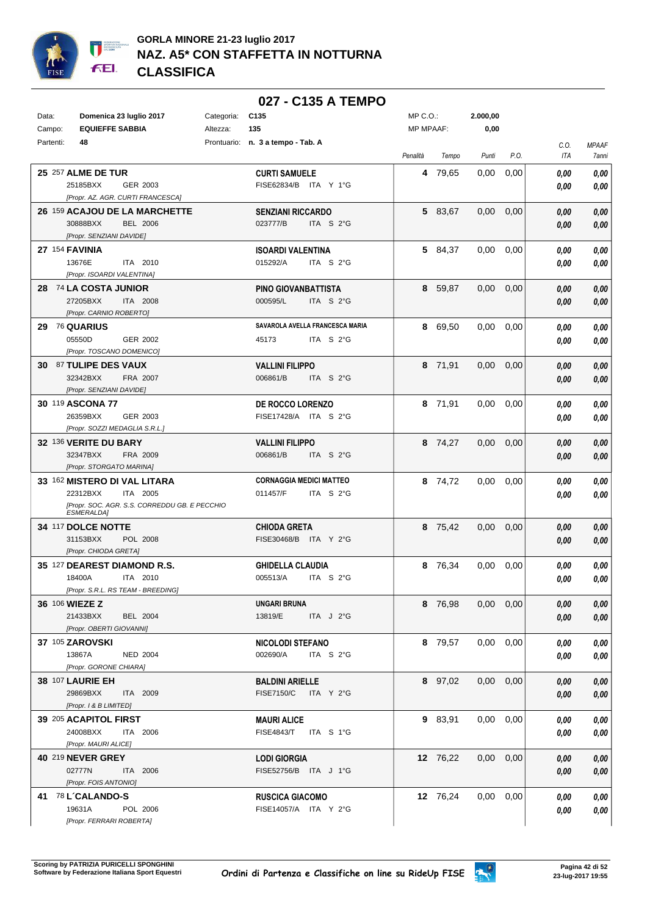# GORLA MINORE 21-23 luglio 2017
## NAZ. A5* CON STAFFETTA IN NOTTURNA
## CLASSIFICA

### 027 - C135 A TEMPO

| | | | | | |
|---|---|---|---|---|---|
| Data: | Domenica 23 luglio 2017 | Categoria: | C135 | MP C.O.: | 2.000,00 |
| Campo: | EQUIEFFE SABBIA | Altezza: | 135 | MP MPAAF: | 0,00 |
| Partenti: | 48 | Prontuario: | n. 3 a tempo - Tab. A | | |

| Pos. | Cavallo | Cavaliere | Penalità | Tempo | Punti | P.O. | C.O. ITA | MPAAF 7anni |
|---|---|---|---|---|---|---|---|---|
| 25 | 257 **ALME DE TUR**<br>25185BXX GER 2003<br>[Propr. AZ. AGR. CURTI FRANCESCA] | **CURTI SAMUELE**<br>FISE62834/B ITA Y 1°G | 4 | 79,65 | 0,00 | 0,00 | 0,00<br>0,00 | 0,00<br>0,00 |
| 26 | 159 **ACAJOU DE LA MARCHETTE**<br>30888BXX BEL 2006<br>[Propr. SENZIANI DAVIDE] | **SENZIANI RICCARDO**<br>023777/B ITA S 2°G | 5 | 83,67 | 0,00 | 0,00 | 0,00<br>0,00 | 0,00<br>0,00 |
| 27 | 154 **FAVINIA**<br>13676E ITA 2010<br>[Propr. ISOARDI VALENTINA] | **ISOARDI VALENTINA**<br>015292/A ITA S 2°G | 5 | 84,37 | 0,00 | 0,00 | 0,00<br>0,00 | 0,00<br>0,00 |
| 28 | 74 **LA COSTA JUNIOR**<br>27205BXX ITA 2008<br>[Propr. CARNIO ROBERTO] | **PINO GIOVANBATTISTA**<br>000595/L ITA S 2°G | 8 | 59,87 | 0,00 | 0,00 | 0,00<br>0,00 | 0,00<br>0,00 |
| 29 | 76 **QUARIUS**<br>05550D GER 2002<br>[Propr. TOSCANO DOMENICO] | **SAVAROLA AVELLA FRANCESCA MARIA**<br>45173 ITA S 2°G | 8 | 69,50 | 0,00 | 0,00 | 0,00<br>0,00 | 0,00<br>0,00 |
| 30 | 87 **TULIPE DES VAUX**<br>32342BXX FRA 2007<br>[Propr. SENZIANI DAVIDE] | **VALLINI FILIPPO**<br>006861/B ITA S 2°G | 8 | 71,91 | 0,00 | 0,00 | 0,00<br>0,00 | 0,00<br>0,00 |
| 30 | 119 **ASCONA 77**<br>26359BXX GER 2003<br>[Propr. SOZZI MEDAGLIA S.R.L.] | **DE ROCCO LORENZO**<br>FISE17428/A ITA S 2°G | 8 | 71,91 | 0,00 | 0,00 | 0,00<br>0,00 | 0,00<br>0,00 |
| 32 | 136 **VERITE DU BARY**<br>32347BXX FRA 2009<br>[Propr. STORGATO MARINA] | **VALLINI FILIPPO**<br>006861/B ITA S 2°G | 8 | 74,27 | 0,00 | 0,00 | 0,00<br>0,00 | 0,00<br>0,00 |
| 33 | 162 **MISTERO DI VAL LITARA**<br>22312BXX ITA 2005<br>[Propr. SOC. AGR. S.S. CORREDDU GB. E PECCHIO ESMERALDA] | **CORNAGGIA MEDICI MATTEO**<br>011457/F ITA S 2°G | 8 | 74,72 | 0,00 | 0,00 | 0,00<br>0,00 | 0,00<br>0,00 |
| 34 | 117 **DOLCE NOTTE**<br>31153BXX POL 2008<br>[Propr. CHIODA GRETA] | **CHIODA GRETA**<br>FISE30468/B ITA Y 2°G | 8 | 75,42 | 0,00 | 0,00 | 0,00<br>0,00 | 0,00<br>0,00 |
| 35 | 127 **DEAREST DIAMOND R.S.**<br>18400A ITA 2010<br>[Propr. S.R.L. RS TEAM - BREEDING] | **GHIDELLA CLAUDIA**<br>005513/A ITA S 2°G | 8 | 76,34 | 0,00 | 0,00 | 0,00<br>0,00 | 0,00<br>0,00 |
| 36 | 106 **WIEZE Z**<br>21433BXX BEL 2004<br>[Propr. OBERTI GIOVANNI] | **UNGARI BRUNA**<br>13819/E ITA J 2°G | 8 | 76,98 | 0,00 | 0,00 | 0,00<br>0,00 | 0,00<br>0,00 |
| 37 | 105 **ZAROVSKI**<br>13867A NED 2004<br>[Propr. GORONE CHIARA] | **NICOLODI STEFANO**<br>002690/A ITA S 2°G | 8 | 79,57 | 0,00 | 0,00 | 0,00<br>0,00 | 0,00<br>0,00 |
| 38 | 107 **LAURIE EH**<br>29869BXX ITA 2009<br>[Propr. I & B LIMITED] | **BALDINI ARIELLE**<br>FISE7150/C ITA Y 2°G | 8 | 97,02 | 0,00 | 0,00 | 0,00<br>0,00 | 0,00<br>0,00 |
| 39 | 205 **ACAPITOL FIRST**<br>24008BXX ITA 2006<br>[Propr. MAURI ALICE] | **MAURI ALICE**<br>FISE4843/T ITA S 1°G | 9 | 83,91 | 0,00 | 0,00 | 0,00<br>0,00 | 0,00<br>0,00 |
| 40 | 219 **NEVER GREY**<br>02777N ITA 2006<br>[Propr. FOIS ANTONIO] | **LODI GIORGIA**<br>FISE52756/B ITA J 1°G | 12 | 76,22 | 0,00 | 0,00 | 0,00<br>0,00 | 0,00<br>0,00 |
| 41 | 78 **L´CALANDO-S**<br>19631A POL 2006<br>[Propr. FERRARI ROBERTA] | **RUSCICA GIACOMO**<br>FISE14057/A ITA Y 2°G | 12 | 76,24 | 0,00 | 0,00 | 0,00<br>0,00 | 0,00<br>0,00 |

Scoring by PATRIZIA PURICELLI SPONGHINI
Software by Federazione Italiana Sport Equestri

Ordini di Partenza e Classifiche on line su RideUp FISE

23-lug-2017 19:55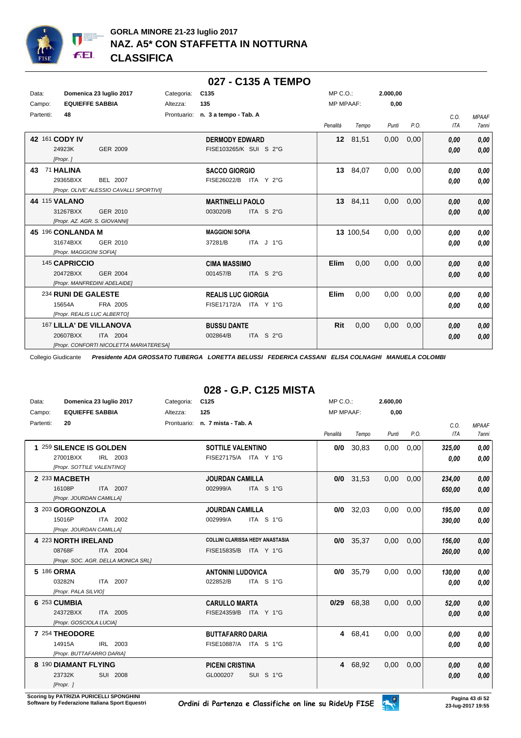# GORLA MINORE 21-23 luglio 2017
## NAZ. A5* CON STAFFETTA IN NOTTURNA
## CLASSIFICA

## 027 - C135 A TEMPO

| Data: | Domenica 23 luglio 2017 | Categoria: | C135 | MP C.O.: | 2.000,00 |
|---|---|---|---|---|---|
| Campo: | EQUIEFFE SABBIA | Altezza: | 135 | MP MPAAF: | 0,00 |
| Partenti: | 48 | Prontuario: | n. 3 a tempo - Tab. A | | |

| Cl. | N. | Cavallo | Cavaliere | Penalità | Tempo | Punti | P.O. | C.O. ITA | MPAAF 7anni |
|---|---|---|---|---|---|---|---|---|---|
| 42 | 161 | **CODY IV** 24923K GER 2009 [Propr. ] | **DERMODY EDWARD** FISE103265/K SUI S 2°G | 12 | 81,51 | 0,00 | 0,00 | 0,00 / 0,00 | 0,00 / 0,00 |
| 43 | 71 | **HALINA** 29365BXX BEL 2007 [Propr. OLIVE' ALESSIO CAVALLI SPORTIVI] | **SACCO GIORGIO** FISE26022/B ITA Y 2°G | 13 | 84,07 | 0,00 | 0,00 | 0,00 / 0,00 | 0,00 / 0,00 |
| 44 | 115 | **VALANO** 31267BXX GER 2010 [Propr. AZ. AGR. S. GIOVANNI] | **MARTINELLI PAOLO** 003020/B ITA S 2°G | 13 | 84,11 | 0,00 | 0,00 | 0,00 / 0,00 | 0,00 / 0,00 |
| 45 | 196 | **CONLANDA M** 31674BXX GER 2010 [Propr. MAGGIONI SOFIA] | **MAGGIONI SOFIA** 37281/B ITA J 1°G | 13 | 100,54 | 0,00 | 0,00 | 0,00 / 0,00 | 0,00 / 0,00 |
| | 145 | **CAPRICCIO** 20472BXX GER 2004 [Propr. MANFREDINI ADELAIDE] | **CIMA MASSIMO** 001457/B ITA S 2°G | Elim | 0,00 | 0,00 | 0,00 | 0,00 / 0,00 | 0,00 / 0,00 |
| | 234 | **RUNI DE GALESTE** 15654A FRA 2005 [Propr. REALIS LUC ALBERTO] | **REALIS LUC GIORGIA** FISE17172/A ITA Y 1°G | Elim | 0,00 | 0,00 | 0,00 | 0,00 / 0,00 | 0,00 / 0,00 |
| | 167 | **LILLA' DE VILLANOVA** 20607BXX ITA 2004 [Propr. CONFORTI NICOLETTA MARIATERESA] | **BUSSU DANTE** 002864/B ITA S 2°G | Rit | 0,00 | 0,00 | 0,00 | 0,00 / 0,00 | 0,00 / 0,00 |

Collegio Giudicante *Presidente ADA GROSSATO TUBERGA LORETTA BELUSSI FEDERICA CASSANI ELISA COLNAGHI MANUELA COLOMBI*

## 028 - G.P. C125 MISTA

| Data: | Domenica 23 luglio 2017 | Categoria: | C125 | MP C.O.: | 2.600,00 |
|---|---|---|---|---|---|
| Campo: | EQUIEFFE SABBIA | Altezza: | 125 | MP MPAAF: | 0,00 |
| Partenti: | 20 | Prontuario: | n. 7 mista - Tab. A | | |

| Cl. | N. | Cavallo | Cavaliere | Penalità | Tempo | Punti | P.O. | C.O. ITA | MPAAF 7anni |
|---|---|---|---|---|---|---|---|---|---|
| 1 | 259 | **SILENCE IS GOLDEN** 27001BXX IRL 2003 [Propr. SOTTILE VALENTINO] | **SOTTILE VALENTINO** FISE27175/A ITA Y 1°G | 0/0 | 30,83 | 0,00 | 0,00 | 325,00 / 0,00 | 0,00 / 0,00 |
| 2 | 233 | **MACBETH** 16108P ITA 2007 [Propr. JOURDAN CAMILLA] | **JOURDAN CAMILLA** 002999/A ITA S 1°G | 0/0 | 31,53 | 0,00 | 0,00 | 234,00 / 650,00 | 0,00 / 0,00 |
| 3 | 203 | **GORGONZOLA** 15016P ITA 2002 [Propr. JOURDAN CAMILLA] | **JOURDAN CAMILLA** 002999/A ITA S 1°G | 0/0 | 32,03 | 0,00 | 0,00 | 195,00 / 390,00 | 0,00 / 0,00 |
| 4 | 223 | **NORTH IRELAND** 08768F ITA 2004 [Propr. SOC. AGR. DELLA MONICA SRL] | **COLLINI CLARISSA HEDY ANASTASIA** FISE15835/B ITA Y 1°G | 0/0 | 35,37 | 0,00 | 0,00 | 156,00 / 260,00 | 0,00 / 0,00 |
| 5 | 186 | **ORMA** 03282N ITA 2007 [Propr. PALA SILVIO] | **ANTONINI LUDOVICA** 022852/B ITA S 1°G | 0/0 | 35,79 | 0,00 | 0,00 | 130,00 / 0,00 | 0,00 / 0,00 |
| 6 | 253 | **CUMBIA** 24372BXX ITA 2005 [Propr. GOSCIOLA LUCIA] | **CARULLO MARTA** FISE24359/B ITA Y 1°G | 0/29 | 68,38 | 0,00 | 0,00 | 52,00 / 0,00 | 0,00 / 0,00 |
| 7 | 254 | **THEODORE** 14915A IRL 2003 [Propr. BUTTAFARRO DARIA] | **BUTTAFARRO DARIA** FISE10887/A ITA S 1°G | 4 | 68,41 | 0,00 | 0,00 | 0,00 / 0,00 | 0,00 / 0,00 |
| 8 | 190 | **DIAMANT FLYING** 23732K SUI 2008 [Propr. ] | **PICENI CRISTINA** GL000207 SUI S 1°G | 4 | 68,92 | 0,00 | 0,00 | 0,00 / 0,00 | 0,00 / 0,00 |

Scoring by PATRIZIA PURICELLI SPONGHINI
Software by Federazione Italiana Sport Equestri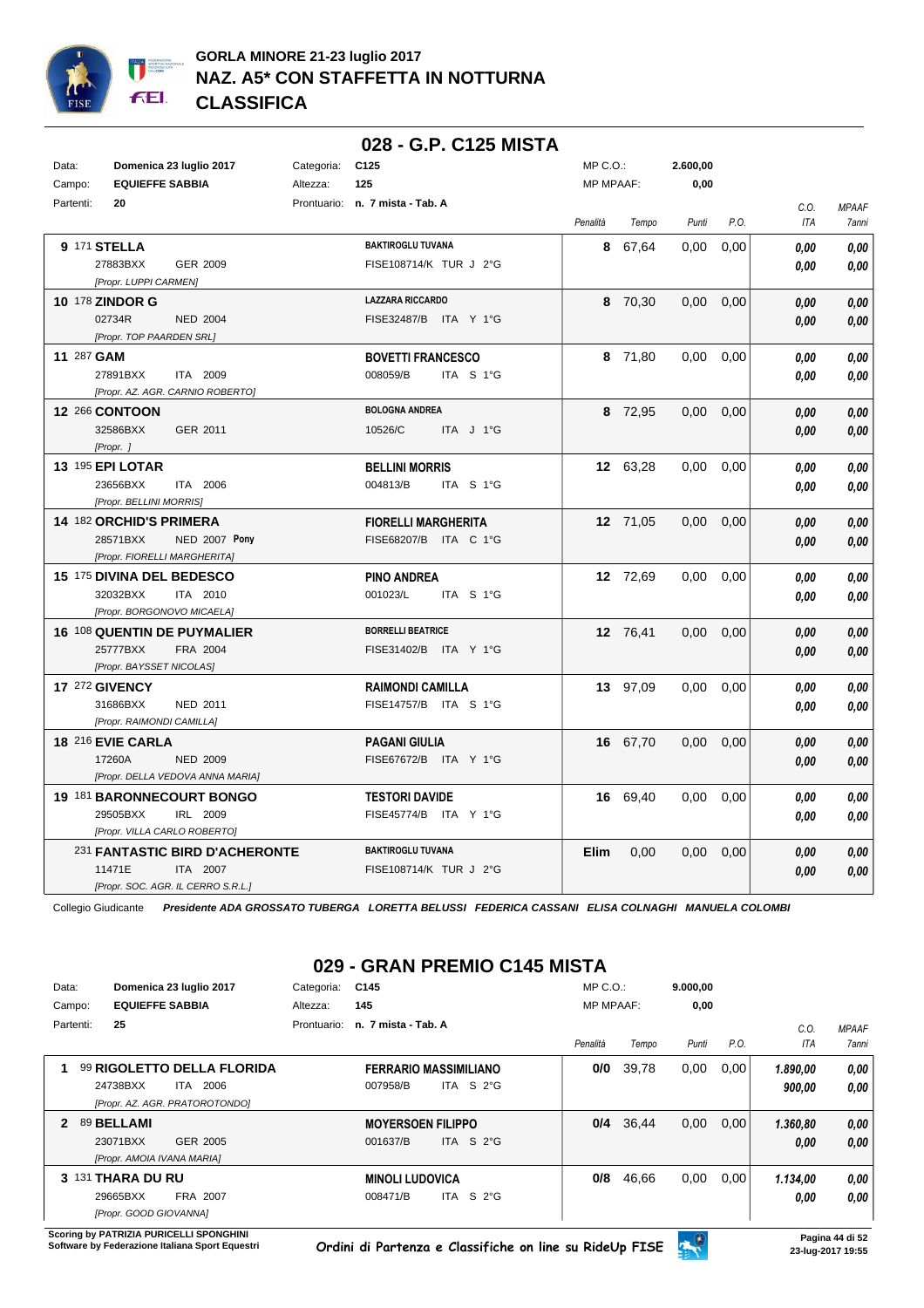# GORLA MINORE 21-23 luglio 2017
## NAZ. A5* CON STAFFETTA IN NOTTURNA
## CLASSIFICA

### 028 - G.P. C125 MISTA

| | | | | | |
|---|---|---|---|---|---|
| Data: | **Domenica 23 luglio 2017** | Categoria: | **C125** | MP C.O.: | **2.600,00** |
| Campo: | **EQUIEFFE SABBIA** | Altezza: | **125** | MP MPAAF: | **0,00** |
| Partenti: | **20** | Prontuario: | **n. 7 mista - Tab. A** | | |

| Pos. | Cavallo | Cavaliere | Penalità | Tempo | Punti | P.O. | C.O. ITA | MPAAF 7anni |
|---|---|---|---|---|---|---|---|---|
| 9 | 171 **STELLA** 27883BXX GER 2009 [Propr. LUPPI CARMEN] | **BAKTIROGLU TUVANA** FISE108714/K TUR J 2°G | 8 | 67,64 | 0,00 | 0,00 | 0,00 / 0,00 | 0,00 / 0,00 |
| 10 | 178 **ZINDOR G** 02734R NED 2004 [Propr. TOP PAARDEN SRL] | **LAZZARA RICCARDO** FISE32487/B ITA Y 1°G | 8 | 70,30 | 0,00 | 0,00 | 0,00 / 0,00 | 0,00 / 0,00 |
| 11 | 287 **GAM** 27891BXX ITA 2009 [Propr. AZ. AGR. CARNIO ROBERTO] | **BOVETTI FRANCESCO** 008059/B ITA S 1°G | 8 | 71,80 | 0,00 | 0,00 | 0,00 / 0,00 | 0,00 / 0,00 |
| 12 | 266 **CONTOON** 32586BXX GER 2011 [Propr. ] | **BOLOGNA ANDREA** 10526/C ITA J 1°G | 8 | 72,95 | 0,00 | 0,00 | 0,00 / 0,00 | 0,00 / 0,00 |
| 13 | 195 **EPI LOTAR** 23656BXX ITA 2006 [Propr. BELLINI MORRIS] | **BELLINI MORRIS** 004813/B ITA S 1°G | 12 | 63,28 | 0,00 | 0,00 | 0,00 / 0,00 | 0,00 / 0,00 |
| 14 | 182 **ORCHID'S PRIMERA** 28571BXX NED 2007 **Pony** [Propr. FIORELLI MARGHERITA] | **FIORELLI MARGHERITA** FISE68207/B ITA C 1°G | 12 | 71,05 | 0,00 | 0,00 | 0,00 / 0,00 | 0,00 / 0,00 |
| 15 | 175 **DIVINA DEL BEDESCO** 32032BXX ITA 2010 [Propr. BORGONOVO MICAELA] | **PINO ANDREA** 001023/L ITA S 1°G | 12 | 72,69 | 0,00 | 0,00 | 0,00 / 0,00 | 0,00 / 0,00 |
| 16 | 108 **QUENTIN DE PUYMALIER** 25777BXX FRA 2004 [Propr. BAYSSET NICOLAS] | **BORRELLI BEATRICE** FISE31402/B ITA Y 1°G | 12 | 76,41 | 0,00 | 0,00 | 0,00 / 0,00 | 0,00 / 0,00 |
| 17 | 272 **GIVENCY** 31686BXX NED 2011 [Propr. RAIMONDI CAMILLA] | **RAIMONDI CAMILLA** FISE14757/B ITA S 1°G | 13 | 97,09 | 0,00 | 0,00 | 0,00 / 0,00 | 0,00 / 0,00 |
| 18 | 216 **EVIE CARLA** 17260A NED 2009 [Propr. DELLA VEDOVA ANNA MARIA] | **PAGANI GIULIA** FISE67672/B ITA Y 1°G | 16 | 67,70 | 0,00 | 0,00 | 0,00 / 0,00 | 0,00 / 0,00 |
| 19 | 181 **BARONNECOURT BONGO** 29505BXX IRL 2009 [Propr. VILLA CARLO ROBERTO] | **TESTORI DAVIDE** FISE45774/B ITA Y 1°G | 16 | 69,40 | 0,00 | 0,00 | 0,00 / 0,00 | 0,00 / 0,00 |
| | 231 **FANTASTIC BIRD D'ACHERONTE** 11471E ITA 2007 [Propr. SOC. AGR. IL CERRO S.R.L.] | **BAKTIROGLU TUVANA** FISE108714/K TUR J 2°G | **Elim** | 0,00 | 0,00 | 0,00 | 0,00 / 0,00 | 0,00 / 0,00 |

Collegio Giudicante ***Presidente ADA GROSSATO TUBERGA LORETTA BELUSSI FEDERICA CASSANI ELISA COLNAGHI MANUELA COLOMBI***

### 029 - GRAN PREMIO C145 MISTA

| | | | | | |
|---|---|---|---|---|---|
| Data: | **Domenica 23 luglio 2017** | Categoria: | **C145** | MP C.O.: | **9.000,00** |
| Campo: | **EQUIEFFE SABBIA** | Altezza: | **145** | MP MPAAF: | **0,00** |
| Partenti: | **25** | Prontuario: | **n. 7 mista - Tab. A** | | |

| Pos. | Cavallo | Cavaliere | Penalità | Tempo | Punti | P.O. | C.O. ITA | MPAAF 7anni |
|---|---|---|---|---|---|---|---|---|
| 1 | 99 **RIGOLETTO DELLA FLORIDA** 24738BXX ITA 2006 [Propr. AZ. AGR. PRATOROTONDO] | **FERRARIO MASSIMILIANO** 007958/B ITA S 2°G | 0/0 | 39,78 | 0,00 | 0,00 | 1.890,00 / 900,00 | 0,00 / 0,00 |
| 2 | 89 **BELLAMI** 23071BXX GER 2005 [Propr. AMOIA IVANA MARIA] | **MOYERSOEN FILIPPO** 001637/B ITA S 2°G | 0/4 | 36,44 | 0,00 | 0,00 | 1.360,80 / 0,00 | 0,00 / 0,00 |
| 3 | 131 **THARA DU RU** 29665BXX FRA 2007 [Propr. GOOD GIOVANNA] | **MINOLI LUDOVICA** 008471/B ITA S 2°G | 0/8 | 46,66 | 0,00 | 0,00 | 1.134,00 / 0,00 | 0,00 / 0,00 |

Scoring by PATRIZIA PURICELLI SPONGHINI
Software by Federazione Italiana Sport Equestri

Ordini di Partenza e Classifiche on line su RideUp FISE

23-lug-2017 19:55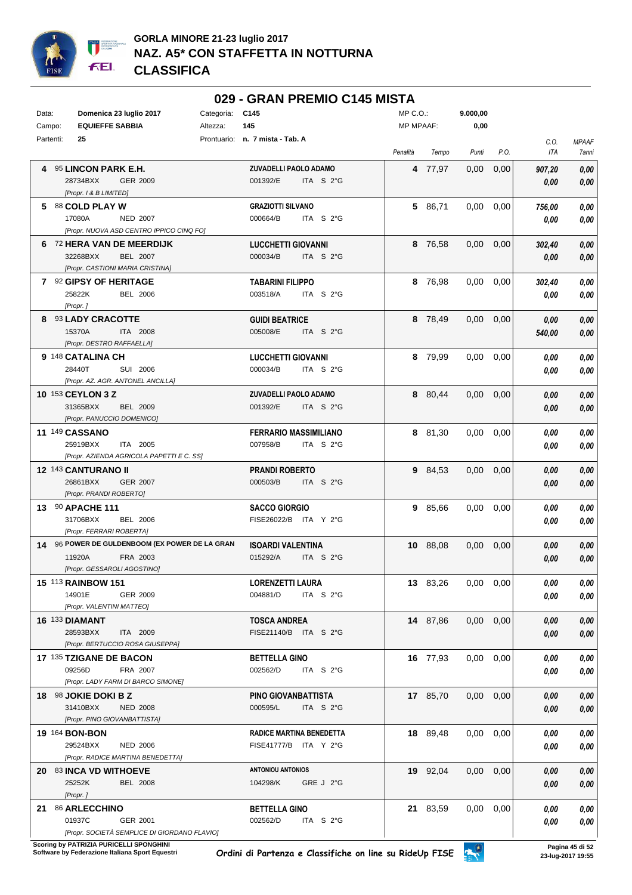# GORLA MINORE 21-23 luglio 2017

## NAZ. A5* CON STAFFETTA IN NOTTURNA

## CLASSIFICA

## 029 - GRAN PREMIO C145 MISTA

Data: **Domenica 23 luglio 2017** Categoria: **C145** MP C.O.: **9.000,00**
Campo: **EQUIEFFE SABBIA** Altezza: **145** MP MPAAF: **0,00**
Partenti: **25** Prontuario: **n. 7 mista - Tab. A**

| Pos. | Cavallo | Cavaliere | Penalità | Tempo | Punti | P.O. | C.O. ITA | MPAAF 7anni |
|---|---|---|---|---|---|---|---|---|
| 4 | 95 **LINCON PARK E.H.** 28734BXX GER 2009 [Propr. I & B LIMITED] | **ZUVADELLI PAOLO ADAMO** 001392/E ITA S 2°G | 4 | 77,97 | 0,00 | 0,00 | 907,20 / 0,00 | 0,00 / 0,00 |
| 5 | 88 **COLD PLAY W** 17080A NED 2007 [Propr. NUOVA ASD CENTRO IPPICO CINQ FO] | **GRAZIOTTI SILVANO** 000664/B ITA S 2°G | 5 | 86,71 | 0,00 | 0,00 | 756,00 / 0,00 | 0,00 / 0,00 |
| 6 | 72 **HERA VAN DE MEERDIJK** 32268BXX BEL 2007 [Propr. CASTIONI MARIA CRISTINA] | **LUCCHETTI GIOVANNI** 000034/B ITA S 2°G | 8 | 76,58 | 0,00 | 0,00 | 302,40 / 0,00 | 0,00 / 0,00 |
| 7 | 92 **GIPSY OF HERITAGE** 25822K BEL 2006 [Propr. ] | **TABARINI FILIPPO** 003518/A ITA S 2°G | 8 | 76,98 | 0,00 | 0,00 | 302,40 / 0,00 | 0,00 / 0,00 |
| 8 | 93 **LADY CRACOTTE** 15370A ITA 2008 [Propr. DESTRO RAFFAELLA] | **GUIDI BEATRICE** 005008/E ITA S 2°G | 8 | 78,49 | 0,00 | 0,00 | 0,00 / 540,00 | 0,00 / 0,00 |
| 9 | 148 **CATALINA CH** 28440T SUI 2006 [Propr. AZ. AGR. ANTONEL ANCILLA] | **LUCCHETTI GIOVANNI** 000034/B ITA S 2°G | 8 | 79,99 | 0,00 | 0,00 | 0,00 / 0,00 | 0,00 / 0,00 |
| 10 | 153 **CEYLON 3 Z** 31365BXX BEL 2009 [Propr. PANUCCIO DOMENICO] | **ZUVADELLI PAOLO ADAMO** 001392/E ITA S 2°G | 8 | 80,44 | 0,00 | 0,00 | 0,00 / 0,00 | 0,00 / 0,00 |
| 11 | 149 **CASSANO** 25919BXX ITA 2005 [Propr. AZIENDA AGRICOLA PAPETTI E C. SS] | **FERRARIO MASSIMILIANO** 007958/B ITA S 2°G | 8 | 81,30 | 0,00 | 0,00 | 0,00 / 0,00 | 0,00 / 0,00 |
| 12 | 143 **CANTURANO II** 26861BXX GER 2007 [Propr. PRANDI ROBERTO] | **PRANDI ROBERTO** 000503/B ITA S 2°G | 9 | 84,53 | 0,00 | 0,00 | 0,00 / 0,00 | 0,00 / 0,00 |
| 13 | 90 **APACHE 111** 31706BXX BEL 2006 [Propr. FERRARI ROBERTA] | **SACCO GIORGIO** FISE26022/B ITA Y 2°G | 9 | 85,66 | 0,00 | 0,00 | 0,00 / 0,00 | 0,00 / 0,00 |
| 14 | 96 **POWER DE GULDENBOOM (EX POWER DE LA GRAN** 11920A FRA 2003 [Propr. GESSAROLI AGOSTINO] | **ISOARDI VALENTINA** 015292/A ITA S 2°G | 10 | 88,08 | 0,00 | 0,00 | 0,00 / 0,00 | 0,00 / 0,00 |
| 15 | 113 **RAINBOW 151** 14901E GER 2009 [Propr. VALENTINI MATTEO] | **LORENZETTI LAURA** 004881/D ITA S 2°G | 13 | 83,26 | 0,00 | 0,00 | 0,00 / 0,00 | 0,00 / 0,00 |
| 16 | 133 **DIAMANT** 28593BXX ITA 2009 [Propr. BERTUCCIO ROSA GIUSEPPA] | **TOSCA ANDREA** FISE21140/B ITA S 2°G | 14 | 87,86 | 0,00 | 0,00 | 0,00 / 0,00 | 0,00 / 0,00 |
| 17 | 135 **TZIGANE DE BACON** 09256D FRA 2007 [Propr. LADY FARM DI BARCO SIMONE] | **BETTELLA GINO** 002562/D ITA S 2°G | 16 | 77,93 | 0,00 | 0,00 | 0,00 / 0,00 | 0,00 / 0,00 |
| 18 | 98 **JOKIE DOKI B Z** 31410BXX NED 2008 [Propr. PINO GIOVANBATTISTA] | **PINO GIOVANBATTISTA** 000595/L ITA S 2°G | 17 | 85,70 | 0,00 | 0,00 | 0,00 / 0,00 | 0,00 / 0,00 |
| 19 | 164 **BON-BON** 29524BXX NED 2006 [Propr. RADICE MARTINA BENEDETTA] | **RADICE MARTINA BENEDETTA** FISE41777/B ITA Y 2°G | 18 | 89,48 | 0,00 | 0,00 | 0,00 / 0,00 | 0,00 / 0,00 |
| 20 | 83 **INCA VD WITHOEVE** 25252K BEL 2008 [Propr. ] | **ANTONIOU ANTONIOS** 104298/K GRE J 2°G | 19 | 92,04 | 0,00 | 0,00 | 0,00 / 0,00 | 0,00 / 0,00 |
| 21 | 86 **ARLECCHINO** 01937C GER 2001 [Propr. SOCIETÀ SEMPLICE DI GIORDANO FLAVIO] | **BETTELLA GINO** 002562/D ITA S 2°G | 21 | 83,59 | 0,00 | 0,00 | 0,00 / 0,00 | 0,00 / 0,00 |

Scoring by PATRIZIA PURICELLI SPONGHINI
Software by Federazione Italiana Sport Equestri

Ordini di Partenza e Classifiche on line su RideUp FISE

23-lug-2017 19:55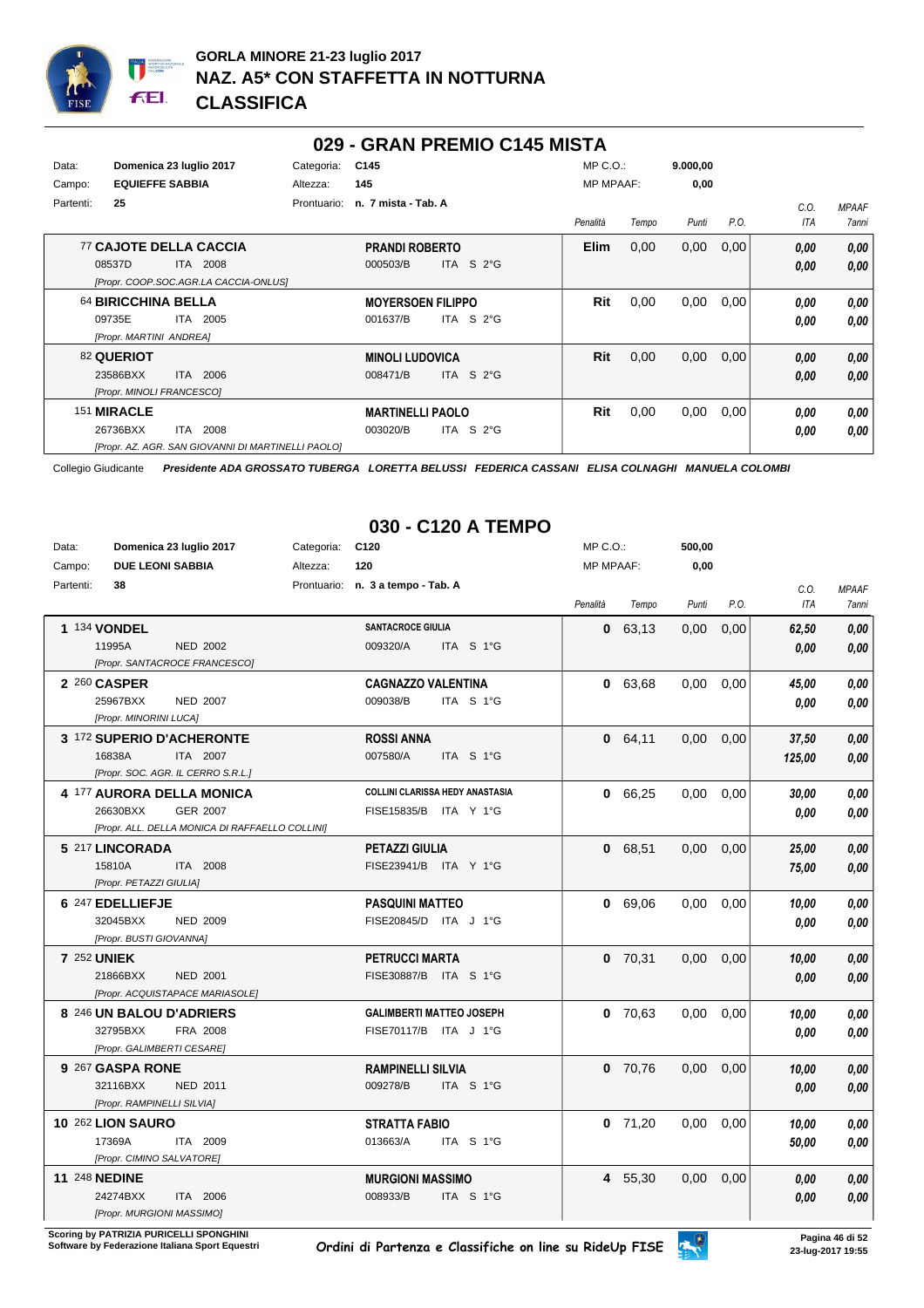**GORLA MINORE 21-23 luglio 2017**
**NAZ. A5\* CON STAFFETTA IN NOTTURNA**
**CLASSIFICA**

## 029 - GRAN PREMIO C145 MISTA

Data: **Domenica 23 luglio 2017** Categoria: **C145** MP C.O.: **9.000,00**
Campo: **EQUIEFFE SABBIA** Altezza: **145** MP MPAAF: **0,00**
Partenti: **25** Prontuario: **n. 7 mista - Tab. A**

| Cavallo | Cavaliere | Penalità | Tempo | Punti | P.O. | C.O. ITA | MPAAF 7anni |
|---|---|---|---|---|---|---|---|
| 77 **CAJOTE DELLA CACCIA** 08537D ITA 2008 [Propr. COOP.SOC.AGR.LA CACCIA-ONLUS] | **PRANDI ROBERTO** 000503/B ITA S 2°G | **Elim** | 0,00 | 0,00 | 0,00 | 0,00 / 0,00 | 0,00 / 0,00 |
| 64 **BIRICCHINA BELLA** 09735E ITA 2005 [Propr. MARTINI ANDREA] | **MOYERSOEN FILIPPO** 001637/B ITA S 2°G | **Rit** | 0,00 | 0,00 | 0,00 | 0,00 / 0,00 | 0,00 / 0,00 |
| 82 **QUERIOT** 23586BXX ITA 2006 [Propr. MINOLI FRANCESCO] | **MINOLI LUDOVICA** 008471/B ITA S 2°G | **Rit** | 0,00 | 0,00 | 0,00 | 0,00 / 0,00 | 0,00 / 0,00 |
| 151 **MIRACLE** 26736BXX ITA 2008 [Propr. AZ. AGR. SAN GIOVANNI DI MARTINELLI PAOLO] | **MARTINELLI PAOLO** 003020/B ITA S 2°G | **Rit** | 0,00 | 0,00 | 0,00 | 0,00 / 0,00 | 0,00 / 0,00 |

Collegio Giudicante *Presidente ADA GROSSATO TUBERGA LORETTA BELUSSI FEDERICA CASSANI ELISA COLNAGHI MANUELA COLOMBI*

## 030 - C120 A TEMPO

Data: **Domenica 23 luglio 2017** Categoria: **C120** MP C.O.: **500,00**
Campo: **DUE LEONI SABBIA** Altezza: **120** MP MPAAF: **0,00**
Partenti: **38** Prontuario: **n. 3 a tempo - Tab. A**

| Cl. | Cavallo | Cavaliere | Penalità | Tempo | Punti | P.O. | C.O. ITA | MPAAF 7anni |
|---|---|---|---|---|---|---|---|---|
| 1 | 134 **VONDEL** 11995A NED 2002 [Propr. SANTACROCE FRANCESCO] | **SANTACROCE GIULIA** 009320/A ITA S 1°G | 0 | 63,13 | 0,00 | 0,00 | 62,50 / 0,00 | 0,00 / 0,00 |
| 2 | 260 **CASPER** 25967BXX NED 2007 [Propr. MINORINI LUCA] | **CAGNAZZO VALENTINA** 009038/B ITA S 1°G | 0 | 63,68 | 0,00 | 0,00 | 45,00 / 0,00 | 0,00 / 0,00 |
| 3 | 172 **SUPERIO D'ACHERONTE** 16838A ITA 2007 [Propr. SOC. AGR. IL CERRO S.R.L.] | **ROSSI ANNA** 007580/A ITA S 1°G | 0 | 64,11 | 0,00 | 0,00 | 37,50 / 125,00 | 0,00 / 0,00 |
| 4 | 177 **AURORA DELLA MONICA** 26630BXX GER 2007 [Propr. ALL. DELLA MONICA DI RAFFAELLO COLLINI] | **COLLINI CLARISSA HEDY ANASTASIA** FISE15835/B ITA Y 1°G | 0 | 66,25 | 0,00 | 0,00 | 30,00 / 0,00 | 0,00 / 0,00 |
| 5 | 217 **LINCORADA** 15810A ITA 2008 [Propr. PETAZZI GIULIA] | **PETAZZI GIULIA** FISE23941/B ITA Y 1°G | 0 | 68,51 | 0,00 | 0,00 | 25,00 / 75,00 | 0,00 / 0,00 |
| 6 | 247 **EDELLIEFJE** 32045BXX NED 2009 [Propr. BUSTI GIOVANNA] | **PASQUINI MATTEO** FISE20845/D ITA J 1°G | 0 | 69,06 | 0,00 | 0,00 | 10,00 / 0,00 | 0,00 / 0,00 |
| 7 | 252 **UNIEK** 21866BXX NED 2001 [Propr. ACQUISTAPACE MARIASOLE] | **PETRUCCI MARTA** FISE30887/B ITA S 1°G | 0 | 70,31 | 0,00 | 0,00 | 10,00 / 0,00 | 0,00 / 0,00 |
| 8 | 246 **UN BALOU D'ADRIERS** 32795BXX FRA 2008 [Propr. GALIMBERTI CESARE] | **GALIMBERTI MATTEO JOSEPH** FISE70117/B ITA J 1°G | 0 | 70,63 | 0,00 | 0,00 | 10,00 / 0,00 | 0,00 / 0,00 |
| 9 | 267 **GASPA RONE** 32116BXX NED 2011 [Propr. RAMPINELLI SILVIA] | **RAMPINELLI SILVIA** 009278/B ITA S 1°G | 0 | 70,76 | 0,00 | 0,00 | 10,00 / 0,00 | 0,00 / 0,00 |
| 10 | 262 **LION SAURO** 17369A ITA 2009 [Propr. CIMINO SALVATORE] | **STRATTA FABIO** 013663/A ITA S 1°G | 0 | 71,20 | 0,00 | 0,00 | 10,00 / 50,00 | 0,00 / 0,00 |
| 11 | 248 **NEDINE** 24274BXX ITA 2006 [Propr. MURGIONI MASSIMO] | **MURGIONI MASSIMO** 008933/B ITA S 1°G | 4 | 55,30 | 0,00 | 0,00 | 0,00 / 0,00 | 0,00 / 0,00 |

Scoring by PATRIZIA PURICELLI SPONGHINI
Software by Federazione Italiana Sport Equestri
Ordini di Partenza e Classifiche on line su RideUp FISE
23-lug-2017 19:55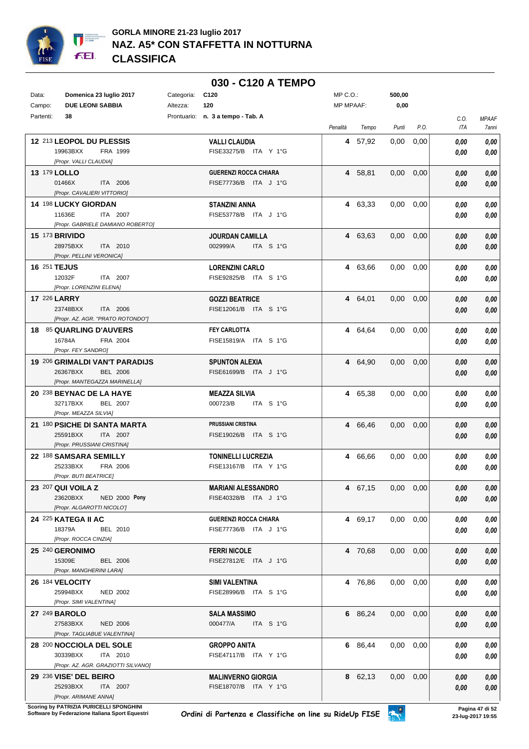# GORLA MINORE 21-23 luglio 2017

## NAZ. A5* CON STAFFETTA IN NOTTURNA

## CLASSIFICA

### 030 - C120 A TEMPO

| | | | | | |
|---|---|---|---|---|---|
| Data: | **Domenica 23 luglio 2017** | Categoria: | **C120** | MP C.O.: | **500,00** |
| Campo: | **DUE LEONI SABBIA** | Altezza: | **120** | MP MPAAF: | **0,00** |
| Partenti: | **38** | Prontuario: | **n. 3 a tempo - Tab. A** | | |

| Pos. | Cavallo | Cavaliere | Penalità | Tempo | Punti | P.O. | C.O. ITA | MPAAF 7anni |
|---|---|---|---|---|---|---|---|---|
| 12 | 213 **LEOPOL DU PLESSIS**<br>19963BXX FRA 1999<br>*[Propr. VALLI CLAUDIA]* | **VALLI CLAUDIA**<br>FISE33275/B ITA Y 1°G | 4 | 57,92 | 0,00 | 0,00 | *0,00*<br>*0,00* | *0,00*<br>*0,00* |
| 13 | 179 **LOLLO**<br>01466X ITA 2006<br>*[Propr. CAVALIERI VITTORIO]* | **GUERENZI ROCCA CHIARA**<br>FISE77736/B ITA J 1°G | 4 | 58,81 | 0,00 | 0,00 | *0,00*<br>*0,00* | *0,00*<br>*0,00* |
| 14 | 198 **LUCKY GIORDAN**<br>11636E ITA 2007<br>*[Propr. GABRIELE DAMIANO ROBERTO]* | **STANZINI ANNA**<br>FISE53778/B ITA J 1°G | 4 | 63,33 | 0,00 | 0,00 | *0,00*<br>*0,00* | *0,00*<br>*0,00* |
| 15 | 173 **BRIVIDO**<br>28975BXX ITA 2010<br>*[Propr. PELLINI VERONICA]* | **JOURDAN CAMILLA**<br>002999/A ITA S 1°G | 4 | 63,63 | 0,00 | 0,00 | *0,00*<br>*0,00* | *0,00*<br>*0,00* |
| 16 | 251 **TEJUS**<br>12032F ITA 2007<br>*[Propr. LORENZINI ELENA]* | **LORENZINI CARLO**<br>FISE92825/B ITA S 1°G | 4 | 63,66 | 0,00 | 0,00 | *0,00*<br>*0,00* | *0,00*<br>*0,00* |
| 17 | 226 **LARRY**<br>23748BXX ITA 2006<br>*[Propr. AZ. AGR. "PRATO ROTONDO"]* | **GOZZI BEATRICE**<br>FISE12061/B ITA S 1°G | 4 | 64,01 | 0,00 | 0,00 | *0,00*<br>*0,00* | *0,00*<br>*0,00* |
| 18 | 85 **QUARLING D'AUVERS**<br>16784A FRA 2004<br>*[Propr. FEY SANDRO]* | **FEY CARLOTTA**<br>FISE15819/A ITA S 1°G | 4 | 64,64 | 0,00 | 0,00 | *0,00*<br>*0,00* | *0,00*<br>*0,00* |
| 19 | 206 **GRIMALDI VAN'T PARADIJS**<br>26367BXX BEL 2006<br>*[Propr. MANTEGAZZA MARINELLA]* | **SPUNTON ALEXIA**<br>FISE61699/B ITA J 1°G | 4 | 64,90 | 0,00 | 0,00 | *0,00*<br>*0,00* | *0,00*<br>*0,00* |
| 20 | 238 **BEYNAC DE LA HAYE**<br>32717BXX BEL 2007<br>*[Propr. MEAZZA SILVIA]* | **MEAZZA SILVIA**<br>000723/B ITA S 1°G | 4 | 65,38 | 0,00 | 0,00 | *0,00*<br>*0,00* | *0,00*<br>*0,00* |
| 21 | 180 **PSICHE DI SANTA MARTA**<br>25591BXX ITA 2007<br>*[Propr. PRUSSIANI CRISTINA]* | **PRUSSIANI CRISTINA**<br>FISE19026/B ITA S 1°G | 4 | 66,46 | 0,00 | 0,00 | *0,00*<br>*0,00* | *0,00*<br>*0,00* |
| 22 | 188 **SAMSARA SEMILLY**<br>25233BXX FRA 2006<br>*[Propr. BUTI BEATRICE]* | **TONINELLI LUCREZIA**<br>FISE13167/B ITA Y 1°G | 4 | 66,66 | 0,00 | 0,00 | *0,00*<br>*0,00* | *0,00*<br>*0,00* |
| 23 | 207 **QUI VOILA Z**<br>23620BXX NED 2000 **Pony**<br>*[Propr. ALGAROTTI NICOLO']* | **MARIANI ALESSANDRO**<br>FISE40328/B ITA J 1°G | 4 | 67,15 | 0,00 | 0,00 | *0,00*<br>*0,00* | *0,00*<br>*0,00* |
| 24 | 225 **KATEGA II AC**<br>18379A BEL 2010<br>*[Propr. ROCCA CINZIA]* | **GUERENZI ROCCA CHIARA**<br>FISE77736/B ITA J 1°G | 4 | 69,17 | 0,00 | 0,00 | *0,00*<br>*0,00* | *0,00*<br>*0,00* |
| 25 | 240 **GERONIMO**<br>15309E BEL 2006<br>*[Propr. MANGHERINI LARA]* | **FERRI NICOLE**<br>FISE27812/E ITA J 1°G | 4 | 70,68 | 0,00 | 0,00 | *0,00*<br>*0,00* | *0,00*<br>*0,00* |
| 26 | 184 **VELOCITY**<br>25994BXX NED 2002<br>*[Propr. SIMI VALENTINA]* | **SIMI VALENTINA**<br>FISE28996/B ITA S 1°G | 4 | 76,86 | 0,00 | 0,00 | *0,00*<br>*0,00* | *0,00*<br>*0,00* |
| 27 | 249 **BAROLO**<br>27583BXX NED 2006<br>*[Propr. TAGLIABUE VALENTINA]* | **SALA MASSIMO**<br>000477/A ITA S 1°G | 6 | 86,24 | 0,00 | 0,00 | *0,00*<br>*0,00* | *0,00*<br>*0,00* |
| 28 | 200 **NOCCIOLA DEL SOLE**<br>30339BXX ITA 2010<br>*[Propr. AZ. AGR. GRAZIOTTI SILVANO]* | **GROPPO ANITA**<br>FISE47117/B ITA Y 1°G | 6 | 86,44 | 0,00 | 0,00 | *0,00*<br>*0,00* | *0,00*<br>*0,00* |
| 29 | 236 **VISE' DEL BEIRO**<br>25293BXX ITA 2007<br>*[Propr. ARIMANE ANNA]* | **MALINVERNO GIORGIA**<br>FISE18707/B ITA Y 1°G | 8 | 62,13 | 0,00 | 0,00 | *0,00*<br>*0,00* | *0,00*<br>*0,00* |

Scoring by PATRIZIA PURICELLI SPONGHINI
Software by Federazione Italiana Sport Equestri

*Ordini di Partenza e Classifiche on line su RideUp FISE*

23-lug-2017 19:55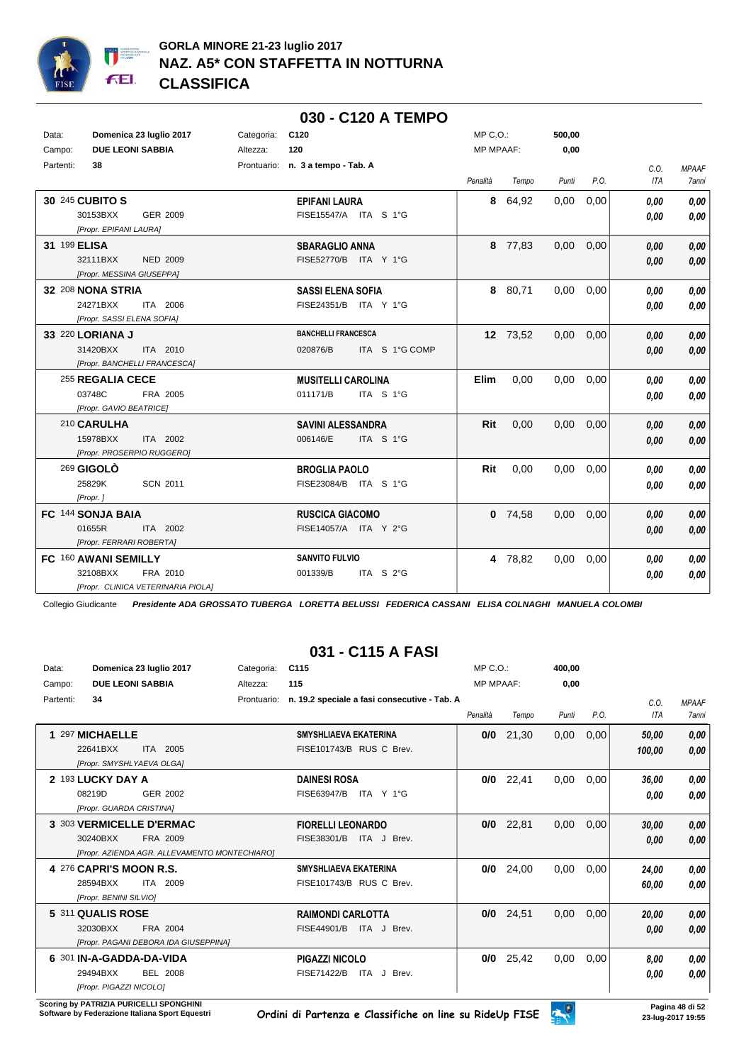# GORLA MINORE 21-23 luglio 2017
## NAZ. A5* CON STAFFETTA IN NOTTURNA
## CLASSIFICA

## 030 - C120 A TEMPO

Data: **Domenica 23 luglio 2017** Categoria: **C120** MP C.O.: **500,00**
Campo: **DUE LEONI SABBIA** Altezza: **120** MP MPAAF: **0,00**
Partenti: **38** Prontuario: **n. 3 a tempo - Tab. A**

| Pos. | Cavallo | Cavaliere | Penalità | Tempo | Punti | P.O. | C.O. ITA | MPAAF 7anni |
|---|---|---|---|---|---|---|---|---|
| 30 | 245 **CUBITO S** 30153BXX GER 2009 [Propr. EPIFANI LAURA] | **EPIFANI LAURA** FISE15547/A ITA S 1°G | 8 | 64,92 | 0,00 | 0,00 | 0,00 / 0,00 | 0,00 / 0,00 |
| 31 | 199 **ELISA** 32111BXX NED 2009 [Propr. MESSINA GIUSEPPA] | **SBARAGLIO ANNA** FISE52770/B ITA Y 1°G | 8 | 77,83 | 0,00 | 0,00 | 0,00 / 0,00 | 0,00 / 0,00 |
| 32 | 208 **NONA STRIA** 24271BXX ITA 2006 [Propr. SASSI ELENA SOFIA] | **SASSI ELENA SOFIA** FISE24351/B ITA Y 1°G | 8 | 80,71 | 0,00 | 0,00 | 0,00 / 0,00 | 0,00 / 0,00 |
| 33 | 220 **LORIANA J** 31420BXX ITA 2010 [Propr. BANCHELLI FRANCESCA] | **BANCHELLI FRANCESCA** 020876/B ITA S 1°G COMP | 12 | 73,52 | 0,00 | 0,00 | 0,00 / 0,00 | 0,00 / 0,00 |
| | 255 **REGALIA CECE** 03748C FRA 2005 [Propr. GAVIO BEATRICE] | **MUSITELLI CAROLINA** 011171/B ITA S 1°G | Elim | 0,00 | 0,00 | 0,00 | 0,00 / 0,00 | 0,00 / 0,00 |
| | 210 **CARULHA** 15978BXX ITA 2002 [Propr. PROSERPIO RUGGERO] | **SAVINI ALESSANDRA** 006146/E ITA S 1°G | Rit | 0,00 | 0,00 | 0,00 | 0,00 / 0,00 | 0,00 / 0,00 |
| | 269 **GIGOLÒ** 25829K SCN 2011 [Propr. ] | **BROGLIA PAOLO** FISE23084/B ITA S 1°G | Rit | 0,00 | 0,00 | 0,00 | 0,00 / 0,00 | 0,00 / 0,00 |
| FC | 144 **SONJA BAIA** 01655R ITA 2002 [Propr. FERRARI ROBERTA] | **RUSCICA GIACOMO** FISE14057/A ITA Y 2°G | 0 | 74,58 | 0,00 | 0,00 | 0,00 / 0,00 | 0,00 / 0,00 |
| FC | 160 **AWANI SEMILLY** 32108BXX FRA 2010 [Propr. CLINICA VETERINARIA PIOLA] | **SANVITO FULVIO** 001339/B ITA S 2°G | 4 | 78,82 | 0,00 | 0,00 | 0,00 / 0,00 | 0,00 / 0,00 |

Collegio Giudicante *Presidente ADA GROSSATO TUBERGA LORETTA BELUSSI FEDERICA CASSANI ELISA COLNAGHI MANUELA COLOMBI*

## 031 - C115 A FASI

Data: **Domenica 23 luglio 2017** Categoria: **C115** MP C.O.: **400,00**
Campo: **DUE LEONI SABBIA** Altezza: **115** MP MPAAF: **0,00**
Partenti: **34** Prontuario: **n. 19.2 speciale a fasi consecutive - Tab. A**

| Pos. | Cavallo | Cavaliere | Penalità | Tempo | Punti | P.O. | C.O. ITA | MPAAF 7anni |
|---|---|---|---|---|---|---|---|---|
| 1 | 297 **MICHAELLE** 22641BXX ITA 2005 [Propr. SMYSHLYAEVA OLGA] | **SMYSHLIAEVA EKATERINA** FISE101743/B RUS C Brev. | 0/0 | 21,30 | 0,00 | 0,00 | 50,00 / 100,00 | 0,00 / 0,00 |
| 2 | 193 **LUCKY DAY A** 08219D GER 2002 [Propr. GUARDA CRISTINA] | **DAINESI ROSA** FISE63947/B ITA Y 1°G | 0/0 | 22,41 | 0,00 | 0,00 | 36,00 / 0,00 | 0,00 / 0,00 |
| 3 | 303 **VERMICELLE D'ERMAC** 30240BXX FRA 2009 [Propr. AZIENDA AGR. ALLEVAMENTO MONTECHIARO] | **FIORELLI LEONARDO** FISE38301/B ITA J Brev. | 0/0 | 22,81 | 0,00 | 0,00 | 30,00 / 0,00 | 0,00 / 0,00 |
| 4 | 276 **CAPRI'S MOON R.S.** 28594BXX ITA 2009 [Propr. BENINI SILVIO] | **SMYSHLIAEVA EKATERINA** FISE101743/B RUS C Brev. | 0/0 | 24,00 | 0,00 | 0,00 | 24,00 / 60,00 | 0,00 / 0,00 |
| 5 | 311 **QUALIS ROSE** 32030BXX FRA 2004 [Propr. PAGANI DEBORA IDA GIUSEPPINA] | **RAIMONDI CARLOTTA** FISE44901/B ITA J Brev. | 0/0 | 24,51 | 0,00 | 0,00 | 20,00 / 0,00 | 0,00 / 0,00 |
| 6 | 301 **IN-A-GADDA-DA-VIDA** 29494BXX BEL 2008 [Propr. PIGAZZI NICOLO] | **PIGAZZI NICOLO** FISE71422/B ITA J Brev. | 0/0 | 25,42 | 0,00 | 0,00 | 8,00 / 0,00 | 0,00 / 0,00 |

Scoring by PATRIZIA PURICELLI SPONGHINI
Software by Federazione Italiana Sport Equestri

Ordini di Partenza e Classifiche on line su RideUp FISE

23-lug-2017 19:55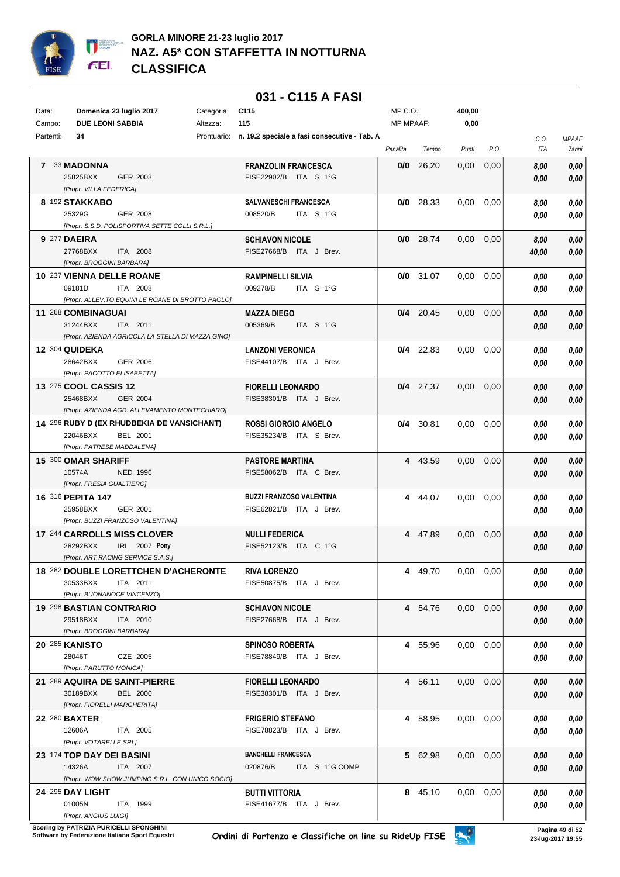# GORLA MINORE 21-23 luglio 2017
## NAZ. A5* CON STAFFETTA IN NOTTURNA
## CLASSIFICA

### 031 - C115 A FASI

| | | | | | |
|---|---|---|---|---|---|
| Data: | Domenica 23 luglio 2017 | Categoria: | C115 | MP C.O.: | 400,00 |
| Campo: | DUE LEONI SABBIA | Altezza: | 115 | MP MPAAF: | 0,00 |
| Partenti: | 34 | Prontuario: | n. 19.2 speciale a fasi consecutive - Tab. A | | |

| Cl. | N. | Cavallo | Passaporto / Nazione / Anno | Proprietario | Cavaliere | Tessera / Naz. / Categoria | Penalità | Tempo | Punti | P.O. | C.O. ITA | MPAAF 7anni |
|---|---|---|---|---|---|---|---|---|---|---|---|---|
| 7 | 33 | MADONNA | 25825BXX GER 2003 | [Propr. VILLA FEDERICA] | FRANZOLIN FRANCESCA | FISE22902/B ITA S 1°G | 0/0 | 26,20 | 0,00 | 0,00 | 8,00 / 0,00 | 0,00 / 0,00 |
| 8 | 192 | STAKKABO | 25329G GER 2008 | [Propr. S.S.D. POLISPORTIVA SETTE COLLI S.R.L.] | SALVANESCHI FRANCESCA | 008520/B ITA S 1°G | 0/0 | 28,33 | 0,00 | 0,00 | 8,00 / 0,00 | 0,00 / 0,00 |
| 9 | 277 | DAEIRA | 27768BXX ITA 2008 | [Propr. BROGGINI BARBARA] | SCHIAVON NICOLE | FISE27668/B ITA J Brev. | 0/0 | 28,74 | 0,00 | 0,00 | 8,00 / 40,00 | 0,00 / 0,00 |
| 10 | 237 | VIENNA DELLE ROANE | 09181D ITA 2008 | [Propr. ALLEV.TO EQUINI LE ROANE DI BROTTO PAOLO] | RAMPINELLI SILVIA | 009278/B ITA S 1°G | 0/0 | 31,07 | 0,00 | 0,00 | 0,00 / 0,00 | 0,00 / 0,00 |
| 11 | 268 | COMBINAGUAI | 31244BXX ITA 2011 | [Propr. AZIENDA AGRICOLA LA STELLA DI MAZZA GINO] | MAZZA DIEGO | 005369/B ITA S 1°G | 0/4 | 20,45 | 0,00 | 0,00 | 0,00 / 0,00 | 0,00 / 0,00 |
| 12 | 304 | QUIDEKA | 28642BXX GER 2006 | [Propr. PACOTTO ELISABETTA] | LANZONI VERONICA | FISE44107/B ITA J Brev. | 0/4 | 22,83 | 0,00 | 0,00 | 0,00 / 0,00 | 0,00 / 0,00 |
| 13 | 275 | COOL CASSIS 12 | 25468BXX GER 2004 | [Propr. AZIENDA AGR. ALLEVAMENTO MONTECHIARO] | FIORELLI LEONARDO | FISE38301/B ITA J Brev. | 0/4 | 27,37 | 0,00 | 0,00 | 0,00 / 0,00 | 0,00 / 0,00 |
| 14 | 296 | RUBY D (EX RHUDBEKIA DE VANSICHANT) | 22046BXX BEL 2001 | [Propr. PATRESE MADDALENA] | ROSSI GIORGIO ANGELO | FISE35234/B ITA S Brev. | 0/4 | 30,81 | 0,00 | 0,00 | 0,00 / 0,00 | 0,00 / 0,00 |
| 15 | 300 | OMAR SHARIFF | 10574A NED 1996 | [Propr. FRESIA GUALTIERO] | PASTORE MARTINA | FISE58062/B ITA C Brev. | 4 | 43,59 | 0,00 | 0,00 | 0,00 / 0,00 | 0,00 / 0,00 |
| 16 | 316 | PEPITA 147 | 25958BXX GER 2001 | [Propr. BUZZI FRANZOSO VALENTINA] | BUZZI FRANZOSO VALENTINA | FISE62821/B ITA J Brev. | 4 | 44,07 | 0,00 | 0,00 | 0,00 / 0,00 | 0,00 / 0,00 |
| 17 | 244 | CARROLLS MISS CLOVER | 28292BXX IRL 2007 Pony | [Propr. ART RACING SERVICE S.A.S.] | NULLI FEDERICA | FISE52123/B ITA C 1°G | 4 | 47,89 | 0,00 | 0,00 | 0,00 / 0,00 | 0,00 / 0,00 |
| 18 | 282 | DOUBLE LORETTCHEN D'ACHERONTE | 30533BXX ITA 2011 | [Propr. BUONANOCE VINCENZO] | RIVA LORENZO | FISE50875/B ITA J Brev. | 4 | 49,70 | 0,00 | 0,00 | 0,00 / 0,00 | 0,00 / 0,00 |
| 19 | 298 | BASTIAN CONTRARIO | 29518BXX ITA 2010 | [Propr. BROGGINI BARBARA] | SCHIAVON NICOLE | FISE27668/B ITA J Brev. | 4 | 54,76 | 0,00 | 0,00 | 0,00 / 0,00 | 0,00 / 0,00 |
| 20 | 285 | KANISTO | 28046T CZE 2005 | [Propr. PARUTTO MONICA] | SPINOSO ROBERTA | FISE78849/B ITA J Brev. | 4 | 55,96 | 0,00 | 0,00 | 0,00 / 0,00 | 0,00 / 0,00 |
| 21 | 289 | AQUIRA DE SAINT-PIERRE | 30189BXX BEL 2000 | [Propr. FIORELLI MARGHERITA] | FIORELLI LEONARDO | FISE38301/B ITA J Brev. | 4 | 56,11 | 0,00 | 0,00 | 0,00 / 0,00 | 0,00 / 0,00 |
| 22 | 280 | BAXTER | 12606A ITA 2005 | [Propr. VOTARELLE SRL] | FRIGERIO STEFANO | FISE78823/B ITA J Brev. | 4 | 58,95 | 0,00 | 0,00 | 0,00 / 0,00 | 0,00 / 0,00 |
| 23 | 174 | TOP DAY DEI BASINI | 14326A ITA 2007 | [Propr. WOW SHOW JUMPING S.R.L. CON UNICO SOCIO] | BANCHELLI FRANCESCA | 020876/B ITA S 1°G COMP | 5 | 62,98 | 0,00 | 0,00 | 0,00 / 0,00 | 0,00 / 0,00 |
| 24 | 295 | DAY LIGHT | 01005N ITA 1999 | [Propr. ANGIUS LUIGI] | BUTTI VITTORIA | FISE41677/B ITA J Brev. | 8 | 45,10 | 0,00 | 0,00 | 0,00 / 0,00 | 0,00 / 0,00 |

Scoring by PATRIZIA PURICELLI SPONGHINI
Software by Federazione Italiana Sport Equestri

Ordini di Partenza e Classifiche on line su RideUp FISE

23-lug-2017 19:55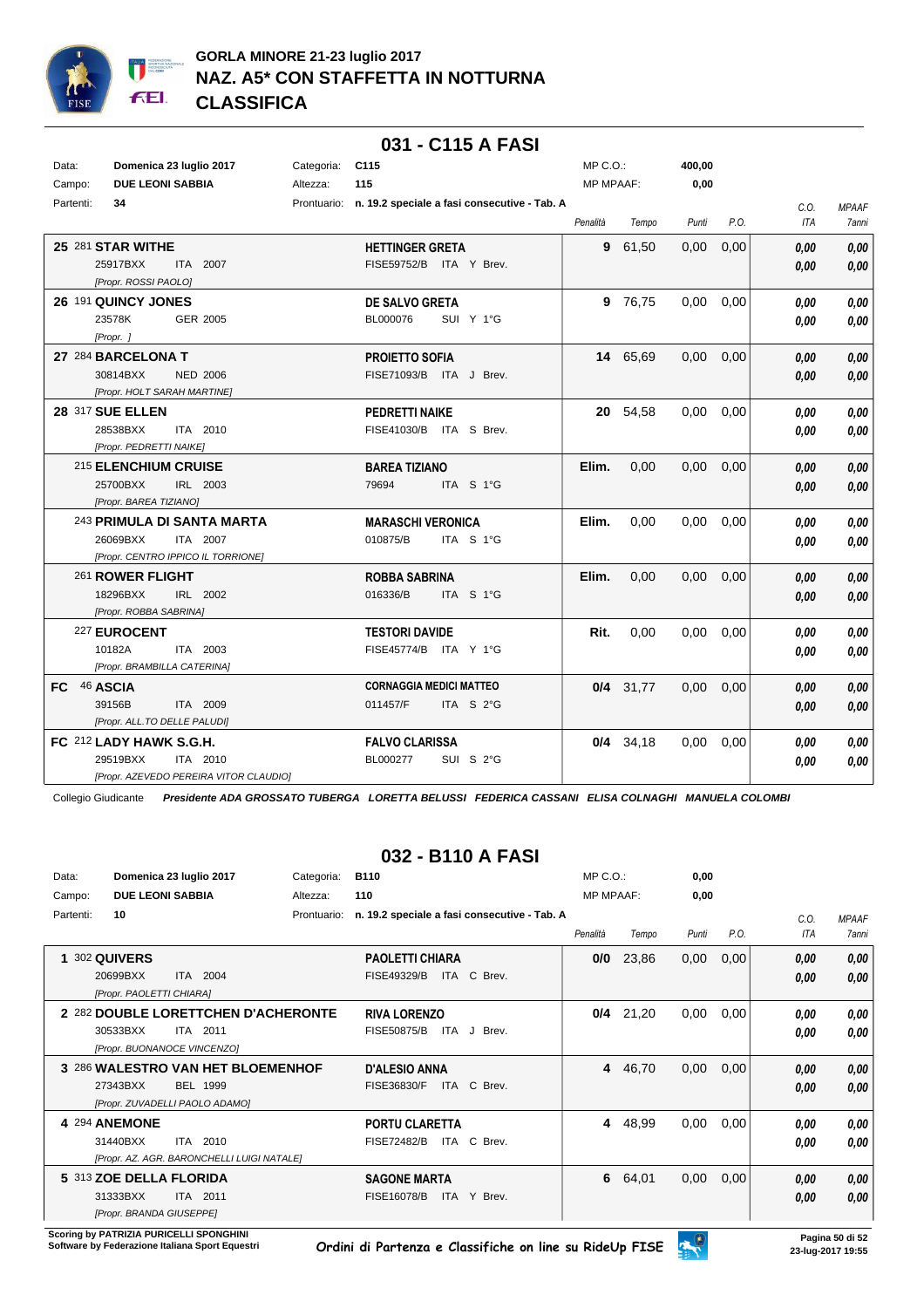# GORLA MINORE 21-23 luglio 2017
## NAZ. A5* CON STAFFETTA IN NOTTURNA
## CLASSIFICA

### 031 - C115 A FASI

| | | | |
|---|---|---|---|
| Data: | Domenica 23 luglio 2017 | Categoria: | C115 |
| Campo: | DUE LEONI SABBIA | Altezza: | 115 |
| Partenti: | 34 | Prontuario: | n. 19.2 speciale a fasi consecutive - Tab. A |

MP C.O.: 400,00 — MP MPAAF: 0,00

| Pos. | Cavallo | Cavaliere | Penalità | Tempo | Punti | P.O. | C.O. ITA | MPAAF 7anni |
|---|---|---|---|---|---|---|---|---|
| 25 | 281 **STAR WITHE** 25917BXX ITA 2007 [Propr. ROSSI PAOLO] | **HETTINGER GRETA** FISE59752/B ITA Y Brev. | 9 | 61,50 | 0,00 | 0,00 | 0,00 / 0,00 | 0,00 / 0,00 |
| 26 | 191 **QUINCY JONES** 23578K GER 2005 [Propr. ] | **DE SALVO GRETA** BL000076 SUI Y 1°G | 9 | 76,75 | 0,00 | 0,00 | 0,00 / 0,00 | 0,00 / 0,00 |
| 27 | 284 **BARCELONA T** 30814BXX NED 2006 [Propr. HOLT SARAH MARTINE] | **PROIETTO SOFIA** FISE71093/B ITA J Brev. | 14 | 65,69 | 0,00 | 0,00 | 0,00 / 0,00 | 0,00 / 0,00 |
| 28 | 317 **SUE ELLEN** 28538BXX ITA 2010 [Propr. PEDRETTI NAIKE] | **PEDRETTI NAIKE** FISE41030/B ITA S Brev. | 20 | 54,58 | 0,00 | 0,00 | 0,00 / 0,00 | 0,00 / 0,00 |
| | 215 **ELENCHIUM CRUISE** 25700BXX IRL 2003 [Propr. BAREA TIZIANO] | **BAREA TIZIANO** 79694 ITA S 1°G | Elim. | 0,00 | 0,00 | 0,00 | 0,00 / 0,00 | 0,00 / 0,00 |
| | 243 **PRIMULA DI SANTA MARTA** 26069BXX ITA 2007 [Propr. CENTRO IPPICO IL TORRIONE] | **MARASCHI VERONICA** 010875/B ITA S 1°G | Elim. | 0,00 | 0,00 | 0,00 | 0,00 / 0,00 | 0,00 / 0,00 |
| | 261 **ROWER FLIGHT** 18296BXX IRL 2002 [Propr. ROBBA SABRINA] | **ROBBA SABRINA** 016336/B ITA S 1°G | Elim. | 0,00 | 0,00 | 0,00 | 0,00 / 0,00 | 0,00 / 0,00 |
| | 227 **EUROCENT** 10182A ITA 2003 [Propr. BRAMBILLA CATERINA] | **TESTORI DAVIDE** FISE45774/B ITA Y 1°G | Rit. | 0,00 | 0,00 | 0,00 | 0,00 / 0,00 | 0,00 / 0,00 |
| FC | 46 **ASCIA** 39156B ITA 2009 [Propr. ALL.TO DELLE PALUDI] | **CORNAGGIA MEDICI MATTEO** 011457/F ITA S 2°G | 0/4 | 31,77 | 0,00 | 0,00 | 0,00 / 0,00 | 0,00 / 0,00 |
| FC | 212 **LADY HAWK S.G.H.** 29519BXX ITA 2010 [Propr. AZEVEDO PEREIRA VITOR CLAUDIO] | **FALVO CLARISSA** BL000277 SUI S 2°G | 0/4 | 34,18 | 0,00 | 0,00 | 0,00 / 0,00 | 0,00 / 0,00 |

Collegio Giudicante *Presidente ADA GROSSATO TUBERGA LORETTA BELUSSI FEDERICA CASSANI ELISA COLNAGHI MANUELA COLOMBI*

### 032 - B110 A FASI

| | | | |
|---|---|---|---|
| Data: | Domenica 23 luglio 2017 | Categoria: | B110 |
| Campo: | DUE LEONI SABBIA | Altezza: | 110 |
| Partenti: | 10 | Prontuario: | n. 19.2 speciale a fasi consecutive - Tab. A |

MP C.O.: 0,00 — MP MPAAF: 0,00

| Pos. | Cavallo | Cavaliere | Penalità | Tempo | Punti | P.O. | C.O. ITA | MPAAF 7anni |
|---|---|---|---|---|---|---|---|---|
| 1 | 302 **QUIVERS** 20699BXX ITA 2004 [Propr. PAOLETTI CHIARA] | **PAOLETTI CHIARA** FISE49329/B ITA C Brev. | 0/0 | 23,86 | 0,00 | 0,00 | 0,00 / 0,00 | 0,00 / 0,00 |
| 2 | 282 **DOUBLE LORETTCHEN D'ACHERONTE** 30533BXX ITA 2011 [Propr. BUONANOCE VINCENZO] | **RIVA LORENZO** FISE50875/B ITA J Brev. | 0/4 | 21,20 | 0,00 | 0,00 | 0,00 / 0,00 | 0,00 / 0,00 |
| 3 | 286 **WALESTRO VAN HET BLOEMENHOF** 27343BXX BEL 1999 [Propr. ZUVADELLI PAOLO ADAMO] | **D'ALESIO ANNA** FISE36830/F ITA C Brev. | 4 | 46,70 | 0,00 | 0,00 | 0,00 / 0,00 | 0,00 / 0,00 |
| 4 | 294 **ANEMONE** 31440BXX ITA 2010 [Propr. AZ. AGR. BARONCELLI LUIGI NATALE] | **PORTU CLARETTA** FISE72482/B ITA C Brev. | 4 | 48,99 | 0,00 | 0,00 | 0,00 / 0,00 | 0,00 / 0,00 |
| 5 | 313 **ZOE DELLA FLORIDA** 31333BXX ITA 2011 [Propr. BRANDA GIUSEPPE] | **SAGONE MARTA** FISE16078/B ITA Y Brev. | 6 | 64,01 | 0,00 | 0,00 | 0,00 / 0,00 | 0,00 / 0,00 |

Scoring by PATRIZIA PURICELLI SPONGHINI
Software by Federazione Italiana Sport Equestri

Ordini di Partenza e Classifiche on line su RideUp FISE

23-lug-2017 19:55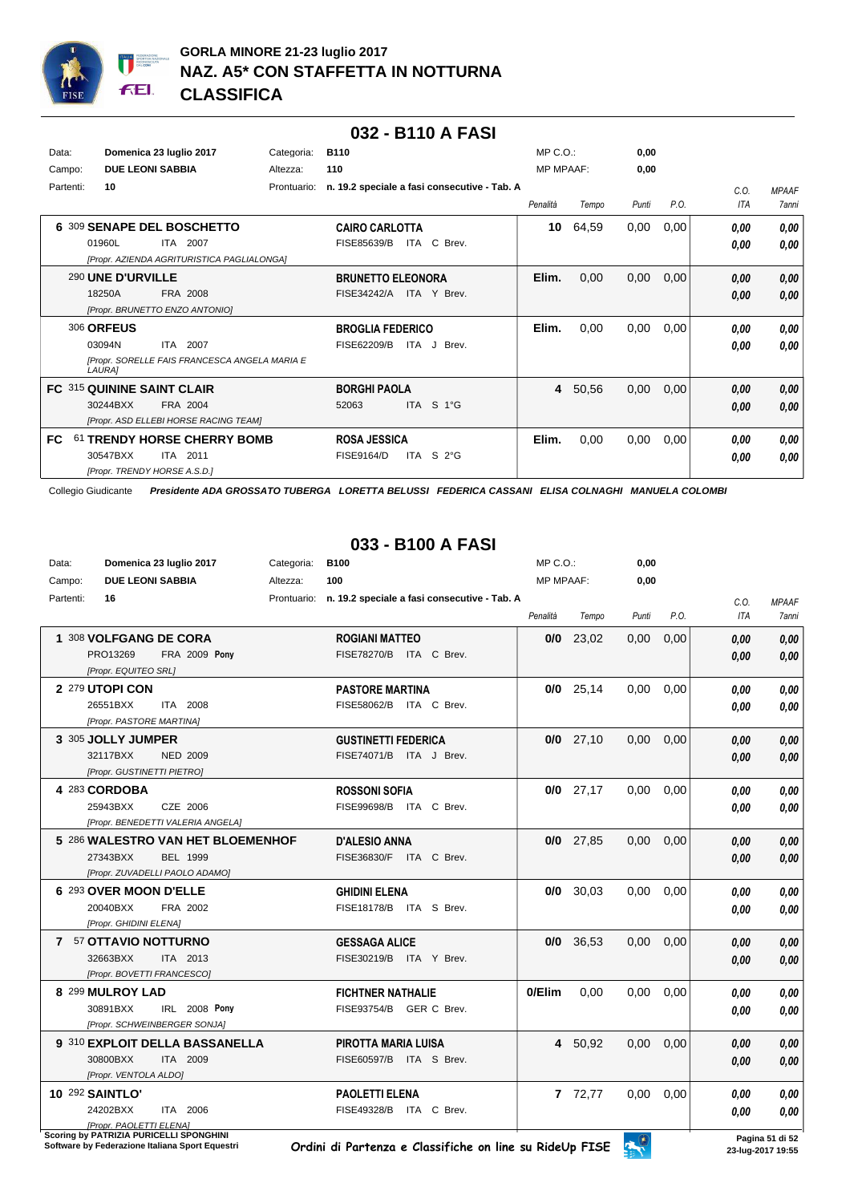# GORLA MINORE 21-23 luglio 2017
## NAZ. A5* CON STAFFETTA IN NOTTURNA
## CLASSIFICA

## 032 - B110 A FASI

| | | | | | |
|---|---|---|---|---|---|
| Data: | Domenica 23 luglio 2017 | Categoria: | B110 | MP C.O.: | 0,00 |
| Campo: | DUE LEONI SABBIA | Altezza: | 110 | MP MPAAF: | 0,00 |
| Partenti: | 10 | Prontuario: | n. 19.2 speciale a fasi consecutive - Tab. A | | |

| Pos. | Cavallo | Cavaliere | Penalità | Tempo | Punti | P.O. | C.O. ITA | MPAAF 7anni |
|---|---|---|---|---|---|---|---|---|
| 6 | 309 SENAPE DEL BOSCHETTO<br>01960L ITA 2007<br>[Propr. AZIENDA AGRITURISTICA PAGLIALONGA] | CAIRO CARLOTTA<br>FISE85639/B ITA C Brev. | 10 | 64,59 | 0,00 | 0,00 | 0,00<br>0,00 | 0,00<br>0,00 |
| | 290 UNE D'URVILLE<br>18250A FRA 2008<br>[Propr. BRUNETTO ENZO ANTONIO] | BRUNETTO ELEONORA<br>FISE34242/A ITA Y Brev. | Elim. | 0,00 | 0,00 | 0,00 | 0,00<br>0,00 | 0,00<br>0,00 |
| | 306 ORFEUS<br>03094N ITA 2007<br>[Propr. SORELLE FAIS FRANCESCA ANGELA MARIA E LAURA] | BROGLIA FEDERICO<br>FISE62209/B ITA J Brev. | Elim. | 0,00 | 0,00 | 0,00 | 0,00<br>0,00 | 0,00<br>0,00 |
| FC | 315 QUININE SAINT CLAIR<br>30244BXX FRA 2004<br>[Propr. ASD ELLEBI HORSE RACING TEAM] | BORGHI PAOLA<br>52063 ITA S 1°G | 4 | 50,56 | 0,00 | 0,00 | 0,00<br>0,00 | 0,00<br>0,00 |
| FC | 61 TRENDY HORSE CHERRY BOMB<br>30547BXX ITA 2011<br>[Propr. TRENDY HORSE A.S.D.] | ROSA JESSICA<br>FISE9164/D ITA S 2°G | Elim. | 0,00 | 0,00 | 0,00 | 0,00<br>0,00 | 0,00<br>0,00 |

Collegio Giudicante *Presidente ADA GROSSATO TUBERGA LORETTA BELUSSI FEDERICA CASSANI ELISA COLNAGHI MANUELA COLOMBI*

## 033 - B100 A FASI

| | | | | | |
|---|---|---|---|---|---|
| Data: | Domenica 23 luglio 2017 | Categoria: | B100 | MP C.O.: | 0,00 |
| Campo: | DUE LEONI SABBIA | Altezza: | 100 | MP MPAAF: | 0,00 |
| Partenti: | 16 | Prontuario: | n. 19.2 speciale a fasi consecutive - Tab. A | | |

| Pos. | Cavallo | Cavaliere | Penalità | Tempo | Punti | P.O. | C.O. ITA | MPAAF 7anni |
|---|---|---|---|---|---|---|---|---|
| 1 | 308 VOLFGANG DE CORA<br>PRO13269 FRA 2009 Pony<br>[Propr. EQUITEO SRL] | ROGIANI MATTEO<br>FISE78270/B ITA C Brev. | 0/0 | 23,02 | 0,00 | 0,00 | 0,00<br>0,00 | 0,00<br>0,00 |
| 2 | 279 UTOPI CON<br>26551BXX ITA 2008<br>[Propr. PASTORE MARTINA] | PASTORE MARTINA<br>FISE58062/B ITA C Brev. | 0/0 | 25,14 | 0,00 | 0,00 | 0,00<br>0,00 | 0,00<br>0,00 |
| 3 | 305 JOLLY JUMPER<br>32117BXX NED 2009<br>[Propr. GUSTINETTI PIETRO] | GUSTINETTI FEDERICA<br>FISE74071/B ITA J Brev. | 0/0 | 27,10 | 0,00 | 0,00 | 0,00<br>0,00 | 0,00<br>0,00 |
| 4 | 283 CORDOBA<br>25943BXX CZE 2006<br>[Propr. BENEDETTI VALERIA ANGELA] | ROSSONI SOFIA<br>FISE99698/B ITA C Brev. | 0/0 | 27,17 | 0,00 | 0,00 | 0,00<br>0,00 | 0,00<br>0,00 |
| 5 | 286 WALESTRO VAN HET BLOEMENHOF<br>27343BXX BEL 1999<br>[Propr. ZUVADELLI PAOLO ADAMO] | D'ALESIO ANNA<br>FISE36830/F ITA C Brev. | 0/0 | 27,85 | 0,00 | 0,00 | 0,00<br>0,00 | 0,00<br>0,00 |
| 6 | 293 OVER MOON D'ELLE<br>20040BXX FRA 2002<br>[Propr. GHIDINI ELENA] | GHIDINI ELENA<br>FISE18178/B ITA S Brev. | 0/0 | 30,03 | 0,00 | 0,00 | 0,00<br>0,00 | 0,00<br>0,00 |
| 7 | 57 OTTAVIO NOTTURNO<br>32663BXX ITA 2013<br>[Propr. BOVETTI FRANCESCO] | GESSAGA ALICE<br>FISE30219/B ITA Y Brev. | 0/0 | 36,53 | 0,00 | 0,00 | 0,00<br>0,00 | 0,00<br>0,00 |
| 8 | 299 MULROY LAD<br>30891BXX IRL 2008 Pony<br>[Propr. SCHWEINBERGER SONJA] | FICHTNER NATHALIE<br>FISE93754/B GER C Brev. | 0/Elim | 0,00 | 0,00 | 0,00 | 0,00<br>0,00 | 0,00<br>0,00 |
| 9 | 310 EXPLOIT DELLA BASSANELLA<br>30800BXX ITA 2009<br>[Propr. VENTOLA ALDO] | PIROTTA MARIA LUISA<br>FISE60597/B ITA S Brev. | 4 | 50,92 | 0,00 | 0,00 | 0,00<br>0,00 | 0,00<br>0,00 |
| 10 | 292 SAINTLO'<br>24202BXX ITA 2006<br>[Propr. PAOLETTI ELENA] | PAOLETTI ELENA<br>FISE49328/B ITA C Brev. | 7 | 72,77 | 0,00 | 0,00 | 0,00<br>0,00 | 0,00<br>0,00 |

Scoring by PATRIZIA PURICELLI SPONGHINI
Software by Federazione Italiana Sport Equestri

Ordini di Partenza e Classifiche on line su RideUp FISE

23-lug-2017 19:55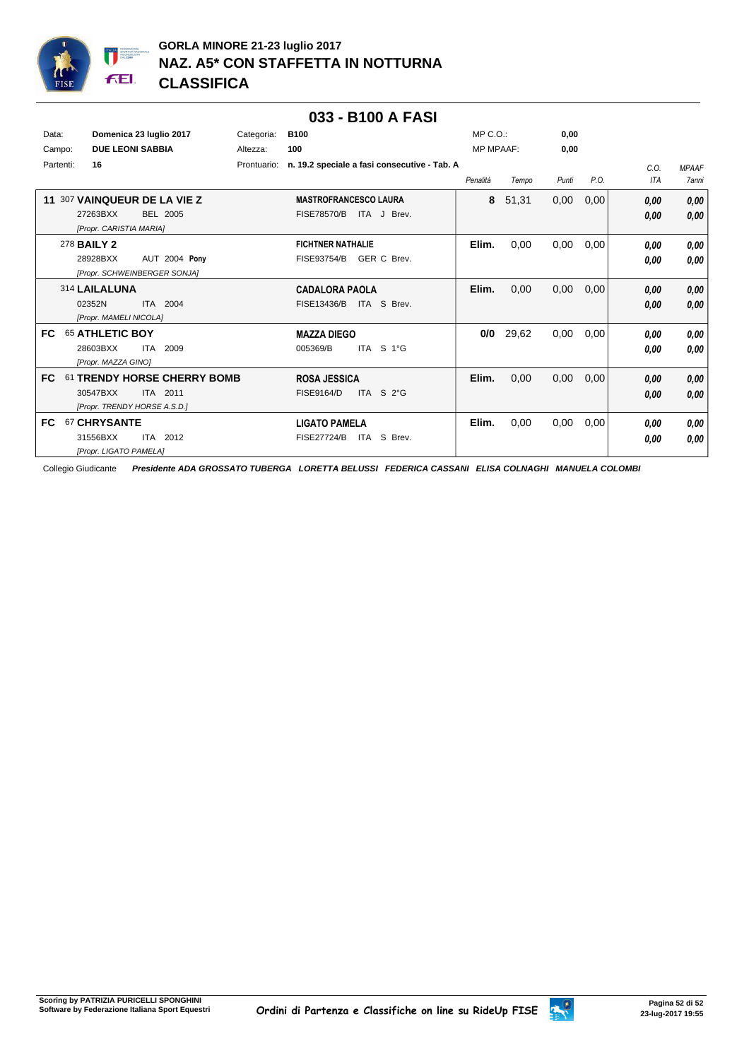# GORLA MINORE 21-23 luglio 2017
## NAZ. A5* CON STAFFETTA IN NOTTURNA
## CLASSIFICA

### 033 - B100 A FASI

| | | | | | |
|---|---|---|---|---|---|
| Data: | **Domenica 23 luglio 2017** | Categoria: | **B100** | MP C.O.: | **0,00** |
| Campo: | **DUE LEONI SABBIA** | Altezza: | **100** | MP MPAAF: | **0,00** |
| Partenti: | **16** | Prontuario: | **n. 19.2 speciale a fasi consecutive - Tab. A** | | |

| Pos. | Cavallo | Cavaliere | Penalità | Tempo | Punti | P.O. | C.O. ITA | MPAAF 7anni |
|---|---|---|---|---|---|---|---|---|
| 11 | 307 **VAINQUEUR DE LA VIE Z** 27263BXX BEL 2005 *[Propr. CARISTIA MARIA]* | **MASTROFRANCESCO LAURA** FISE78570/B ITA J Brev. | **8** | 51,31 | 0,00 | 0,00 | ***0,00*** ***0,00*** | ***0,00*** ***0,00*** |
| | 278 **BAILY 2** 28928BXX AUT 2004 **Pony** *[Propr. SCHWEINBERGER SONJA]* | **FICHTNER NATHALIE** FISE93754/B GER C Brev. | **Elim.** | 0,00 | 0,00 | 0,00 | ***0,00*** ***0,00*** | ***0,00*** ***0,00*** |
| | 314 **LAILALUNA** 02352N ITA 2004 *[Propr. MAMELI NICOLA]* | **CADALORA PAOLA** FISE13436/B ITA S Brev. | **Elim.** | 0,00 | 0,00 | 0,00 | ***0,00*** ***0,00*** | ***0,00*** ***0,00*** |
| **FC** | 65 **ATHLETIC BOY** 28603BXX ITA 2009 *[Propr. MAZZA GINO]* | **MAZZA DIEGO** 005369/B ITA S 1°G | **0/0** | 29,62 | 0,00 | 0,00 | ***0,00*** ***0,00*** | ***0,00*** ***0,00*** |
| **FC** | 61 **TRENDY HORSE CHERRY BOMB** 30547BXX ITA 2011 *[Propr. TRENDY HORSE A.S.D.]* | **ROSA JESSICA** FISE9164/D ITA S 2°G | **Elim.** | 0,00 | 0,00 | 0,00 | ***0,00*** ***0,00*** | ***0,00*** ***0,00*** |
| **FC** | 67 **CHRYSANTE** 31556BXX ITA 2012 *[Propr. LIGATO PAMELA]* | **LIGATO PAMELA** FISE27724/B ITA S Brev. | **Elim.** | 0,00 | 0,00 | 0,00 | ***0,00*** ***0,00*** | ***0,00*** ***0,00*** |

Collegio Giudicante ***Presidente ADA GROSSATO TUBERGA LORETTA BELUSSI FEDERICA CASSANI ELISA COLNAGHI MANUELA COLOMBI***

**Scoring by PATRIZIA PURICELLI SPONGHINI**
**Software by Federazione Italiana Sport Equestri**

Ordini di Partenza e Classifiche on line su RideUp FISE

23-lug-2017 19:55